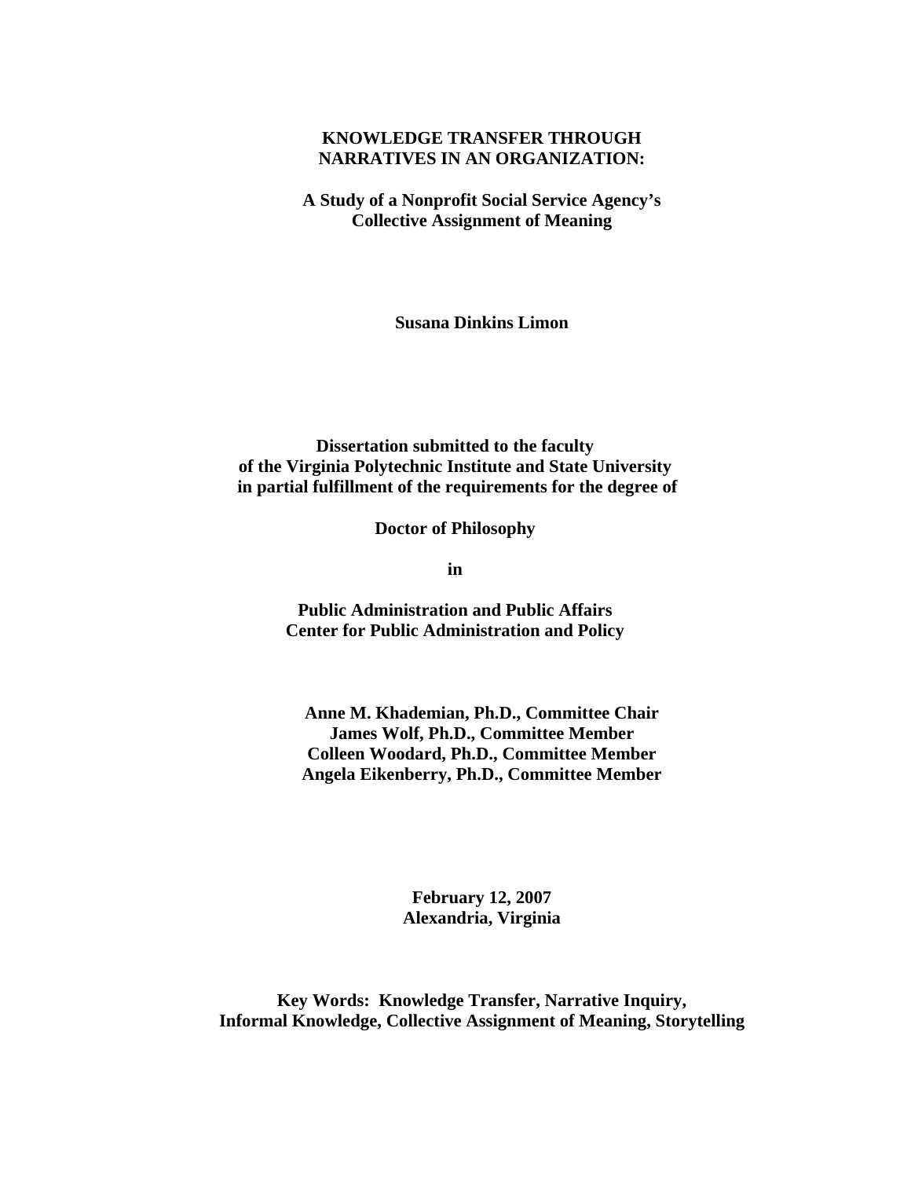# KNOWLEDGE TRANSFER THROUGH NARRATIVES IN AN ORGANIZATION:

## A Study of a Nonprofit Social Service Agency's Collective Assignment of Meaning

**Susana Dinkins Limon**

**Dissertation submitted to the faculty of the Virginia Polytechnic Institute and State University in partial fulfillment of the requirements for the degree of**

**Doctor of Philosophy**

**in**

**Public Administration and Public Affairs**
**Center for Public Administration and Policy**

**Anne M. Khademian, Ph.D., Committee Chair**
**James Wolf, Ph.D., Committee Member**
**Colleen Woodard, Ph.D., Committee Member**
**Angela Eikenberry, Ph.D., Committee Member**

**February 12, 2007**
**Alexandria, Virginia**

**Key Words: Knowledge Transfer, Narrative Inquiry, Informal Knowledge, Collective Assignment of Meaning, Storytelling**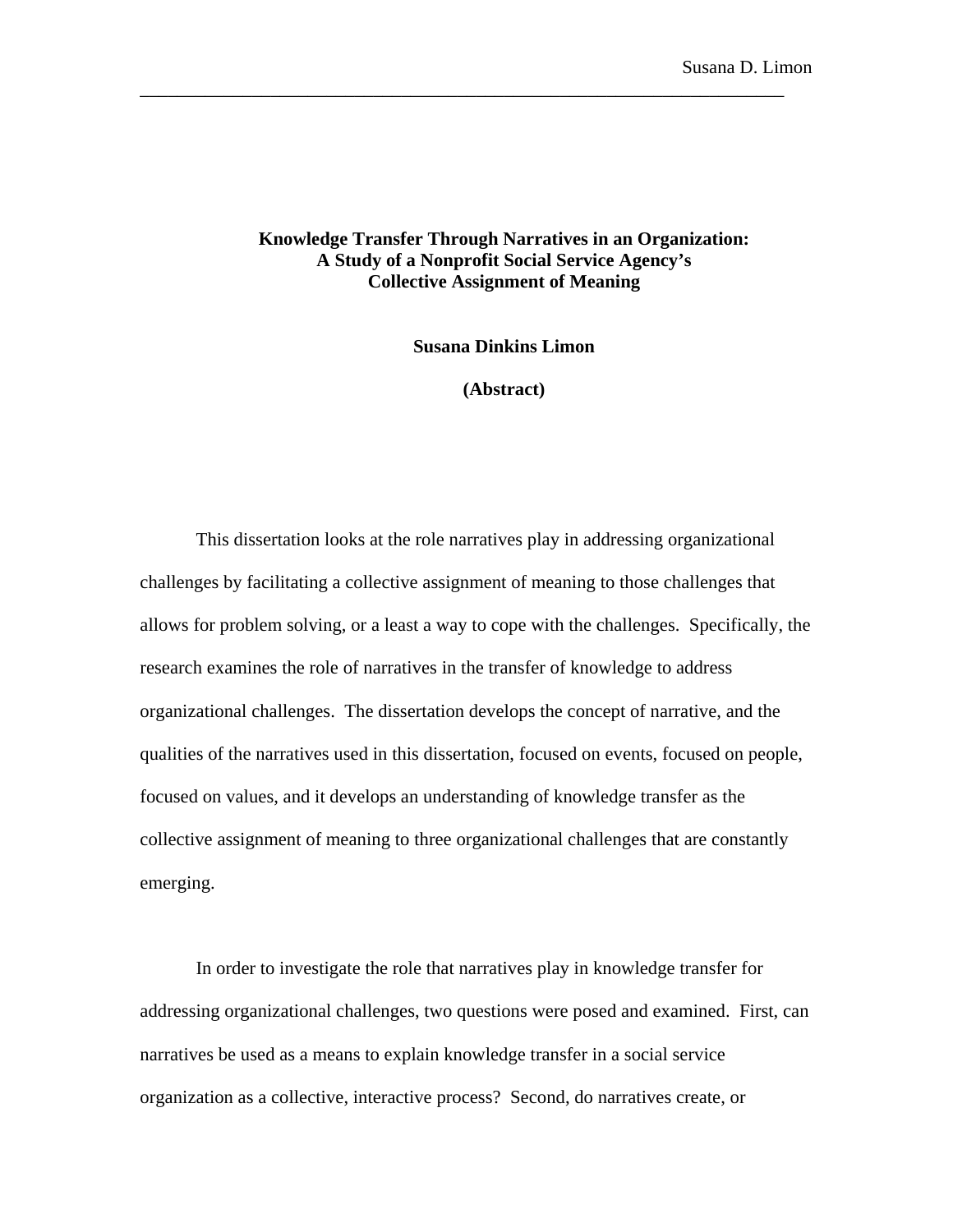**Knowledge Transfer Through Narratives in an Organization: A Study of a Nonprofit Social Service Agency's Collective Assignment of Meaning**

**Susana Dinkins Limon**

**(Abstract)**

This dissertation looks at the role narratives play in addressing organizational challenges by facilitating a collective assignment of meaning to those challenges that allows for problem solving, or a least a way to cope with the challenges. Specifically, the research examines the role of narratives in the transfer of knowledge to address organizational challenges. The dissertation develops the concept of narrative, and the qualities of the narratives used in this dissertation, focused on events, focused on people, focused on values, and it develops an understanding of knowledge transfer as the collective assignment of meaning to three organizational challenges that are constantly emerging.

In order to investigate the role that narratives play in knowledge transfer for addressing organizational challenges, two questions were posed and examined. First, can narratives be used as a means to explain knowledge transfer in a social service organization as a collective, interactive process? Second, do narratives create, or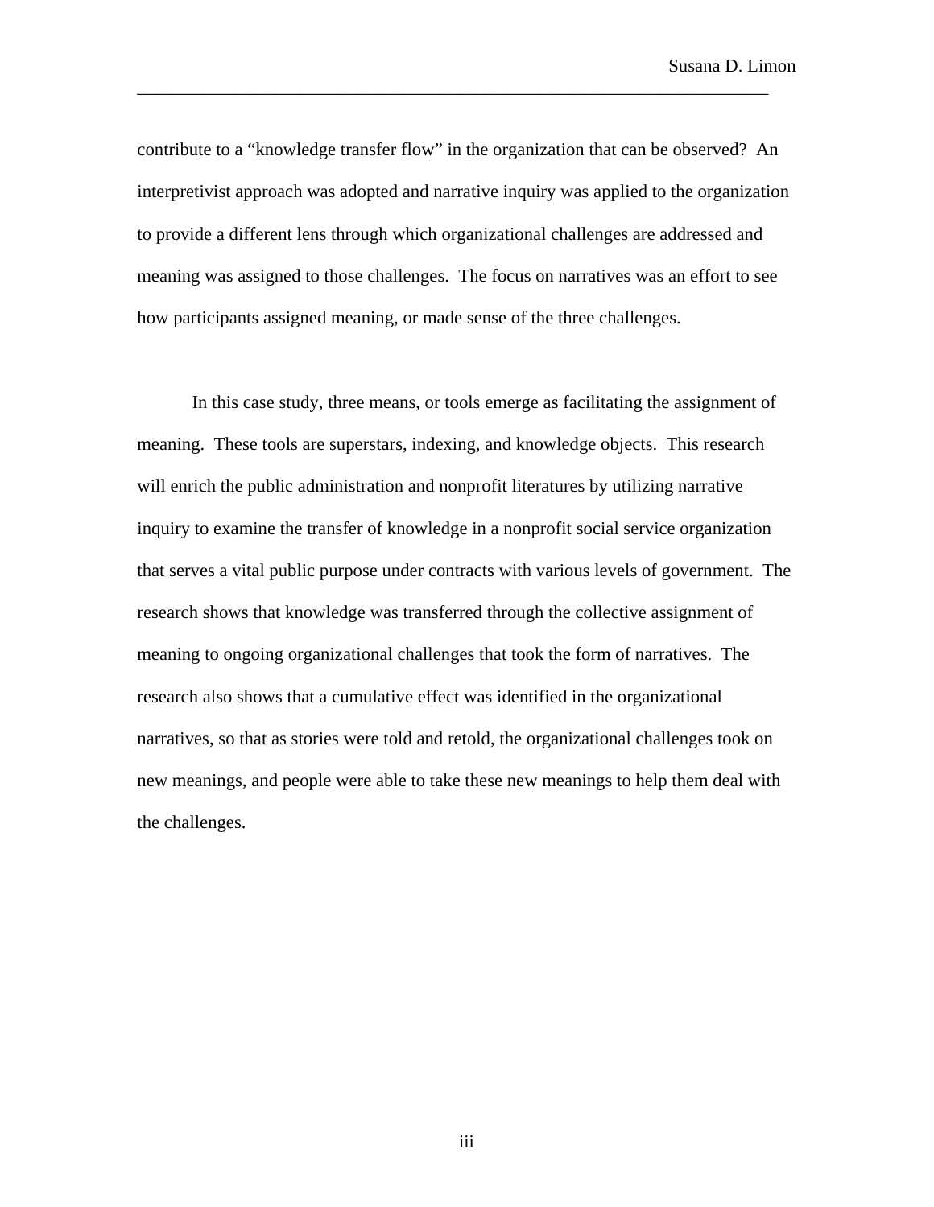contribute to a "knowledge transfer flow" in the organization that can be observed? An interpretivist approach was adopted and narrative inquiry was applied to the organization to provide a different lens through which organizational challenges are addressed and meaning was assigned to those challenges. The focus on narratives was an effort to see how participants assigned meaning, or made sense of the three challenges.

In this case study, three means, or tools emerge as facilitating the assignment of meaning. These tools are superstars, indexing, and knowledge objects. This research will enrich the public administration and nonprofit literatures by utilizing narrative inquiry to examine the transfer of knowledge in a nonprofit social service organization that serves a vital public purpose under contracts with various levels of government. The research shows that knowledge was transferred through the collective assignment of meaning to ongoing organizational challenges that took the form of narratives. The research also shows that a cumulative effect was identified in the organizational narratives, so that as stories were told and retold, the organizational challenges took on new meanings, and people were able to take these new meanings to help them deal with the challenges.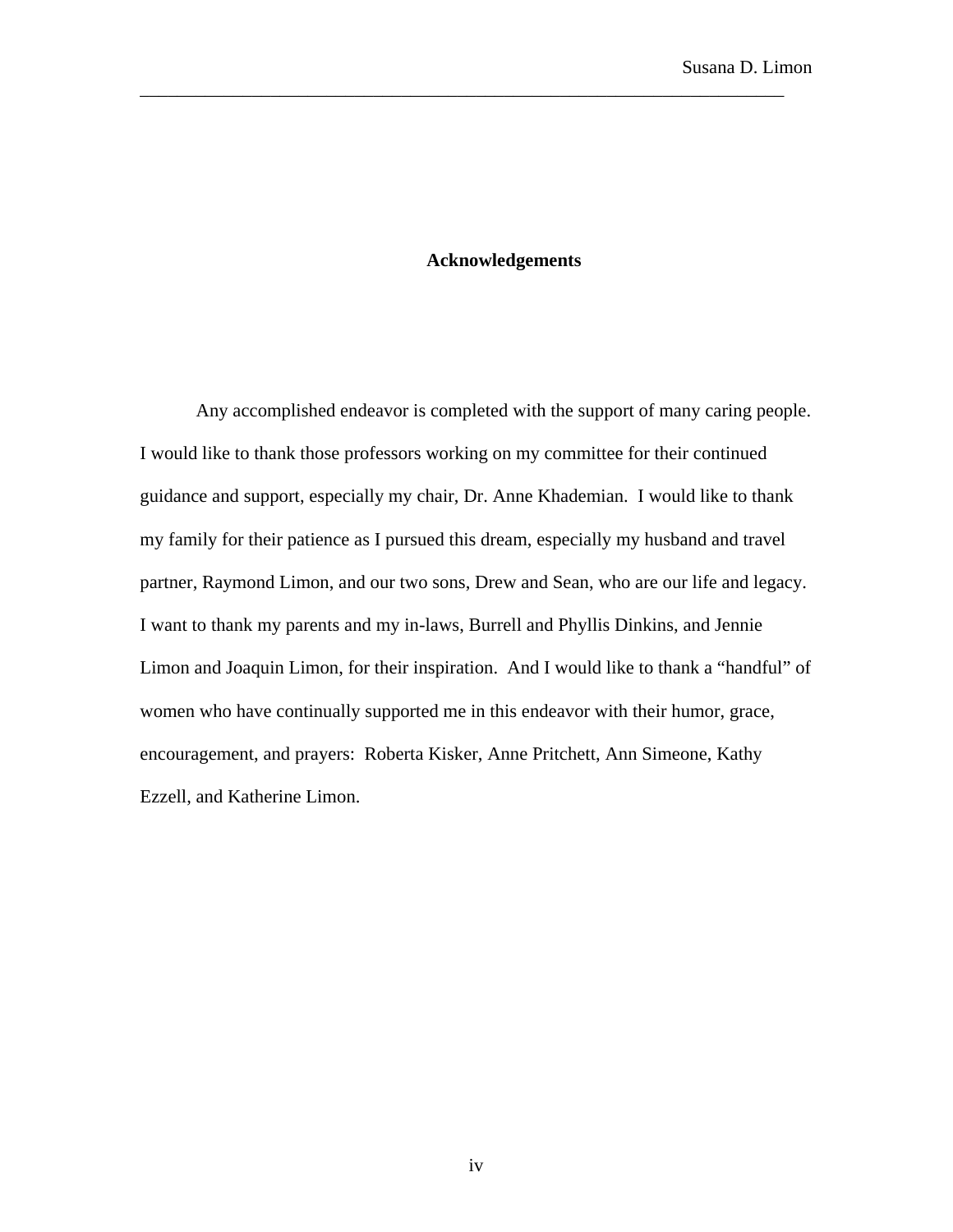# Acknowledgements

Any accomplished endeavor is completed with the support of many caring people. I would like to thank those professors working on my committee for their continued guidance and support, especially my chair, Dr. Anne Khademian. I would like to thank my family for their patience as I pursued this dream, especially my husband and travel partner, Raymond Limon, and our two sons, Drew and Sean, who are our life and legacy. I want to thank my parents and my in-laws, Burrell and Phyllis Dinkins, and Jennie Limon and Joaquin Limon, for their inspiration. And I would like to thank a "handful" of women who have continually supported me in this endeavor with their humor, grace, encouragement, and prayers: Roberta Kisker, Anne Pritchett, Ann Simeone, Kathy Ezzell, and Katherine Limon.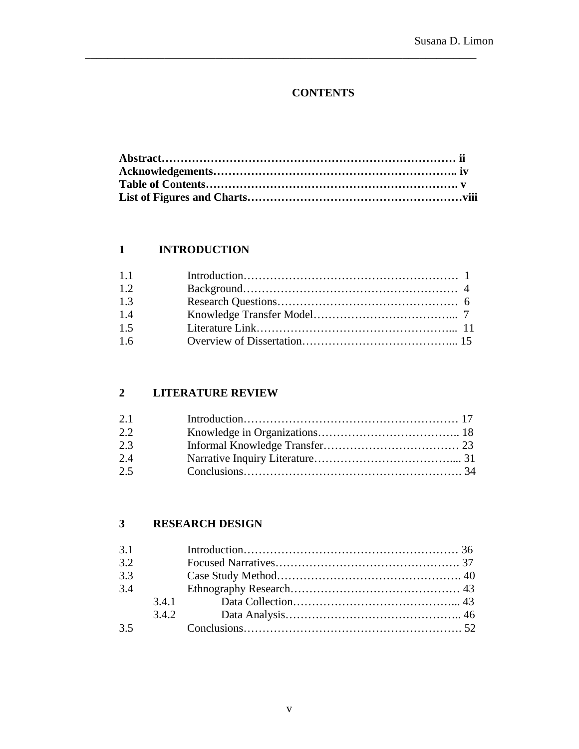# CONTENTS

**Abstract………………………………………………………………… ii**
**Acknowledgements……………………………………………………….. iv**
**Table of Contents………………………………………………………. v**
**List of Figures and Charts………………………………………………viii**

## 1 INTRODUCTION

1.1 Introduction………………………………………………… 1
1.2 Background………………………………………………… 4
1.3 Research Questions………………………………………… 6
1.4 Knowledge Transfer Model……………………………….. 7
1.5 Literature Link…………………………………………….. 11
1.6 Overview of Dissertation………………………………….. 15

## 2 LITERATURE REVIEW

2.1 Introduction………………………………………………… 17
2.2 Knowledge in Organizations……………………………….. 18
2.3 Informal Knowledge Transfer……………………………… 23
2.4 Narrative Inquiry Literature……………………………….... 31
2.5 Conclusions…………………………………………………. 34

## 3 RESEARCH DESIGN

3.1 Introduction………………………………………………… 36
3.2 Focused Narratives…………………………………………. 37
3.3 Case Study Method…………………………………………. 40
3.4 Ethnography Research……………………………………… 43
  3.4.1 Data Collection…………………………………... 43
  3.4.2 Data Analysis……………………………………... 46
3.5 Conclusions…………………………………………………. 52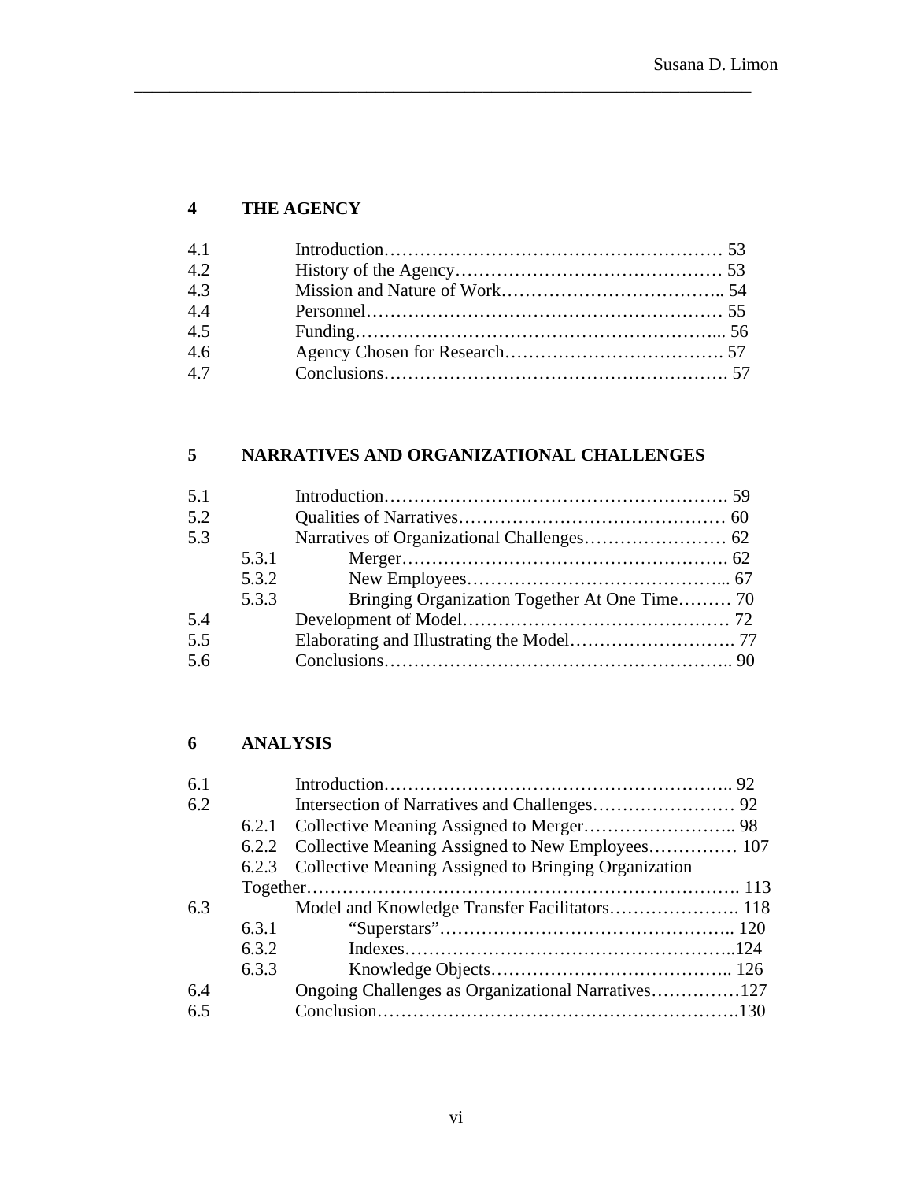**4 THE AGENCY**

| | | |
|---|---|---|
| 4.1 | Introduction | 53 |
| 4.2 | History of the Agency | 53 |
| 4.3 | Mission and Nature of Work | 54 |
| 4.4 | Personnel | 55 |
| 4.5 | Funding | 56 |
| 4.6 | Agency Chosen for Research | 57 |
| 4.7 | Conclusions | 57 |

**5 NARRATIVES AND ORGANIZATIONAL CHALLENGES**

| | | |
|---|---|---|
| 5.1 | Introduction | 59 |
| 5.2 | Qualities of Narratives | 60 |
| 5.3 | Narratives of Organizational Challenges | 62 |
| 5.3.1 | Merger | 62 |
| 5.3.2 | New Employees | 67 |
| 5.3.3 | Bringing Organization Together At One Time | 70 |
| 5.4 | Development of Model | 72 |
| 5.5 | Elaborating and Illustrating the Model | 77 |
| 5.6 | Conclusions | 90 |

**6 ANALYSIS**

| | | |
|---|---|---|
| 6.1 | Introduction | 92 |
| 6.2 | Intersection of Narratives and Challenges | 92 |
| 6.2.1 | Collective Meaning Assigned to Merger | 98 |
| 6.2.2 | Collective Meaning Assigned to New Employees | 107 |
| 6.2.3 | Collective Meaning Assigned to Bringing Organization Together | 113 |
| 6.3 | Model and Knowledge Transfer Facilitators | 118 |
| 6.3.1 | "Superstars" | 120 |
| 6.3.2 | Indexes | 124 |
| 6.3.3 | Knowledge Objects | 126 |
| 6.4 | Ongoing Challenges as Organizational Narratives | 127 |
| 6.5 | Conclusion | 130 |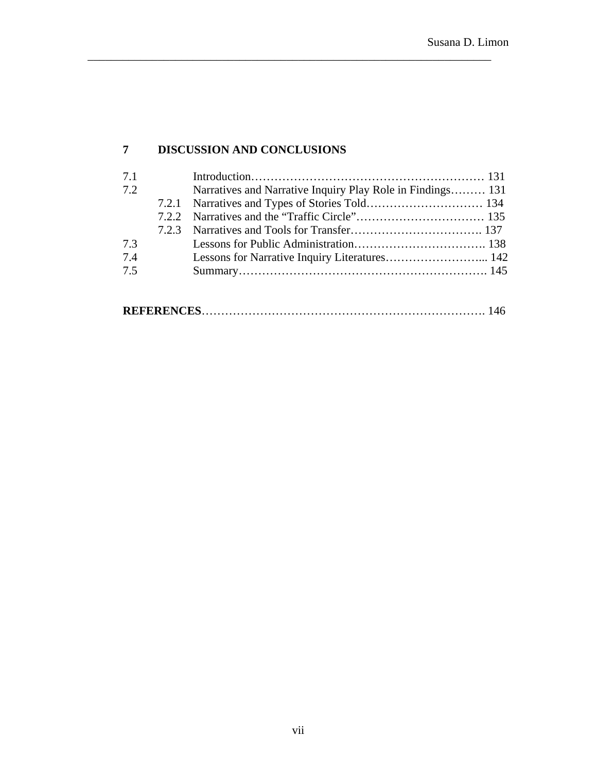**7 DISCUSSION AND CONCLUSIONS**

7.1 Introduction………………………………………………………. 131

7.2 Narratives and Narrative Inquiry Play Role in Findings……… 131

- 7.2.1 Narratives and Types of Stories Told………………………… 134
- 7.2.2 Narratives and the "Traffic Circle"…………………………… 135
- 7.2.3 Narratives and Tools for Transfer……………………………. 137

7.3 Lessons for Public Administration……………………………. 138

7.4 Lessons for Narrative Inquiry Literatures……………………... 142

7.5 Summary…………………………………………………………. 145

**REFERENCES**………………………………………………………………. 146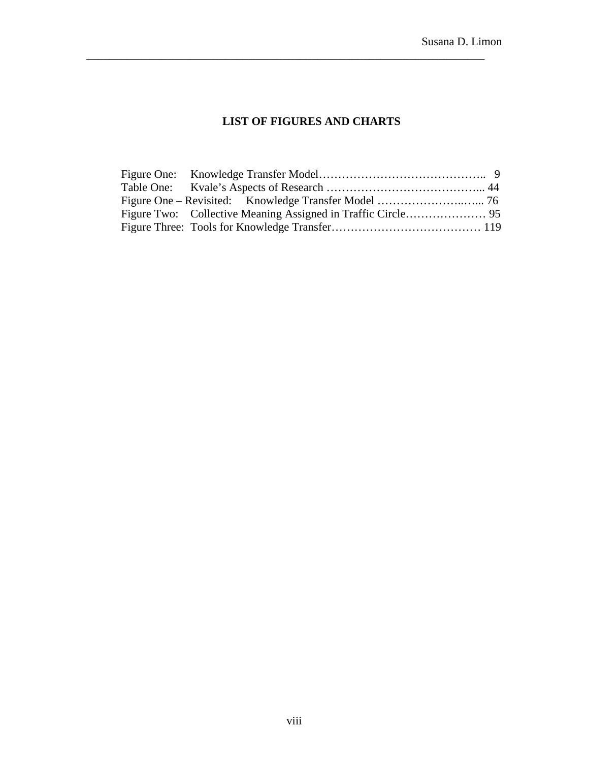## LIST OF FIGURES AND CHARTS

Figure One: Knowledge Transfer Model…………………………………….. 9
Table One: Kvale's Aspects of Research …………………………………... 44
Figure One – Revisited: Knowledge Transfer Model ……………………..…... 76
Figure Two: Collective Meaning Assigned in Traffic Circle………………… 95
Figure Three: Tools for Knowledge Transfer………………………………… 119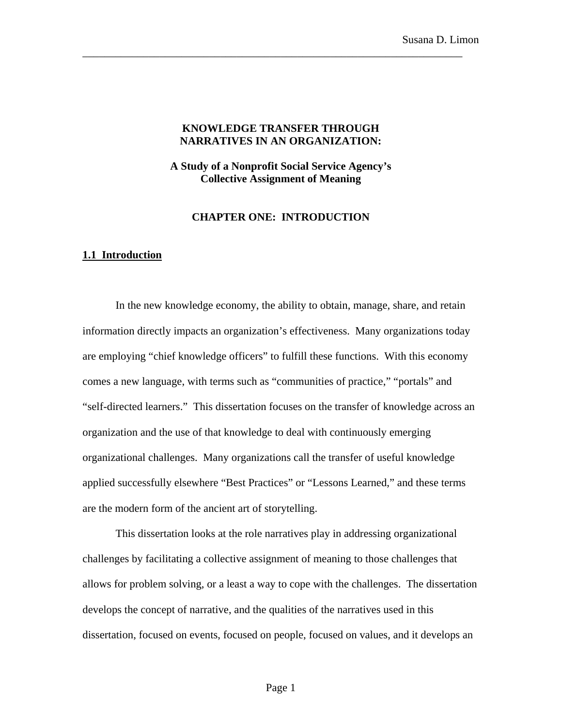**KNOWLEDGE TRANSFER THROUGH NARRATIVES IN AN ORGANIZATION:**

**A Study of a Nonprofit Social Service Agency's Collective Assignment of Meaning**

# CHAPTER ONE: INTRODUCTION

## 1.1 Introduction

In the new knowledge economy, the ability to obtain, manage, share, and retain information directly impacts an organization's effectiveness. Many organizations today are employing "chief knowledge officers" to fulfill these functions. With this economy comes a new language, with terms such as "communities of practice," "portals" and "self-directed learners." This dissertation focuses on the transfer of knowledge across an organization and the use of that knowledge to deal with continuously emerging organizational challenges. Many organizations call the transfer of useful knowledge applied successfully elsewhere "Best Practices" or "Lessons Learned," and these terms are the modern form of the ancient art of storytelling.

This dissertation looks at the role narratives play in addressing organizational challenges by facilitating a collective assignment of meaning to those challenges that allows for problem solving, or a least a way to cope with the challenges. The dissertation develops the concept of narrative, and the qualities of the narratives used in this dissertation, focused on events, focused on people, focused on values, and it develops an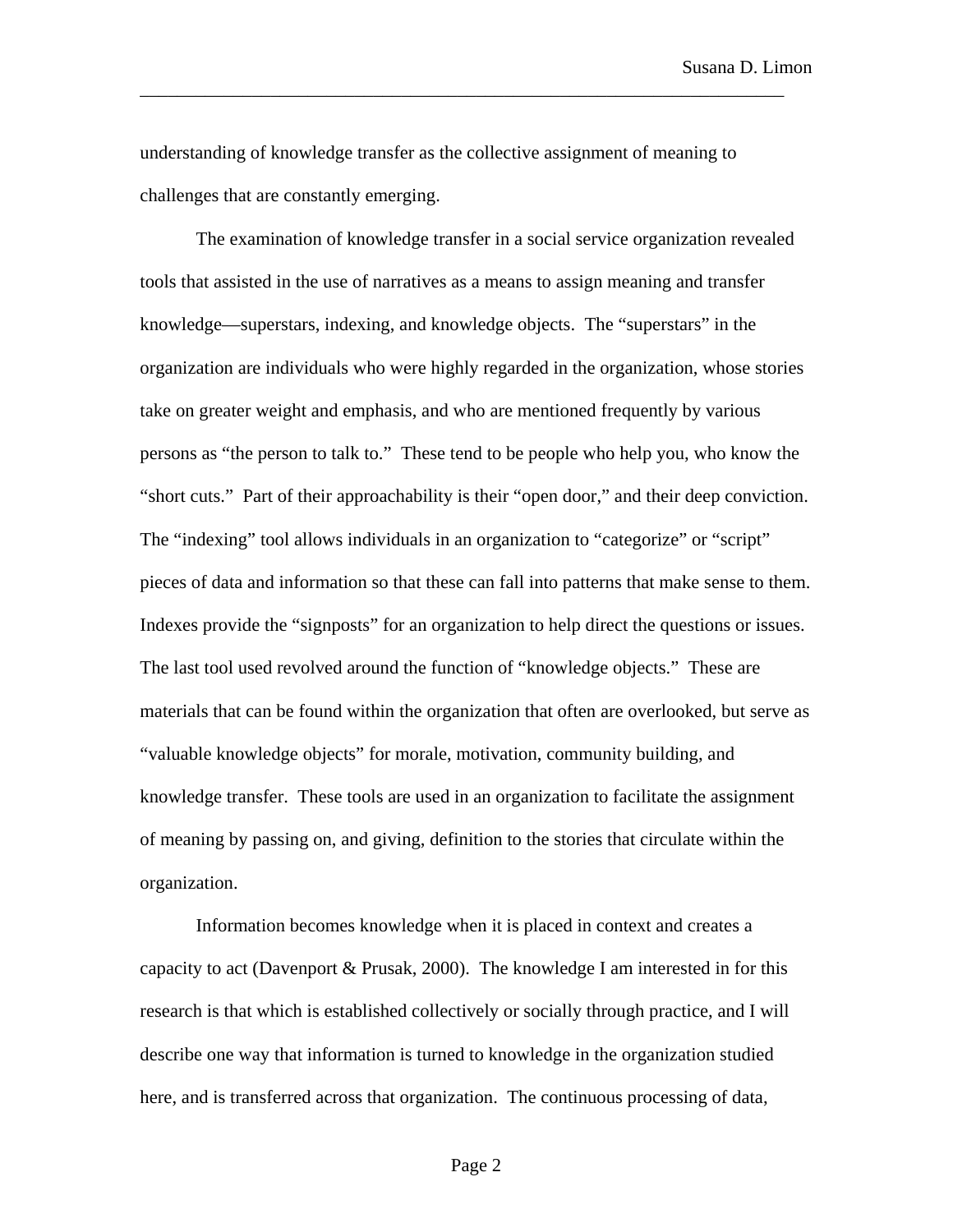understanding of knowledge transfer as the collective assignment of meaning to challenges that are constantly emerging.

The examination of knowledge transfer in a social service organization revealed tools that assisted in the use of narratives as a means to assign meaning and transfer knowledge—superstars, indexing, and knowledge objects. The "superstars" in the organization are individuals who were highly regarded in the organization, whose stories take on greater weight and emphasis, and who are mentioned frequently by various persons as "the person to talk to." These tend to be people who help you, who know the "short cuts." Part of their approachability is their "open door," and their deep conviction. The "indexing" tool allows individuals in an organization to "categorize" or "script" pieces of data and information so that these can fall into patterns that make sense to them. Indexes provide the "signposts" for an organization to help direct the questions or issues. The last tool used revolved around the function of "knowledge objects." These are materials that can be found within the organization that often are overlooked, but serve as "valuable knowledge objects" for morale, motivation, community building, and knowledge transfer. These tools are used in an organization to facilitate the assignment of meaning by passing on, and giving, definition to the stories that circulate within the organization.

Information becomes knowledge when it is placed in context and creates a capacity to act (Davenport & Prusak, 2000). The knowledge I am interested in for this research is that which is established collectively or socially through practice, and I will describe one way that information is turned to knowledge in the organization studied here, and is transferred across that organization. The continuous processing of data,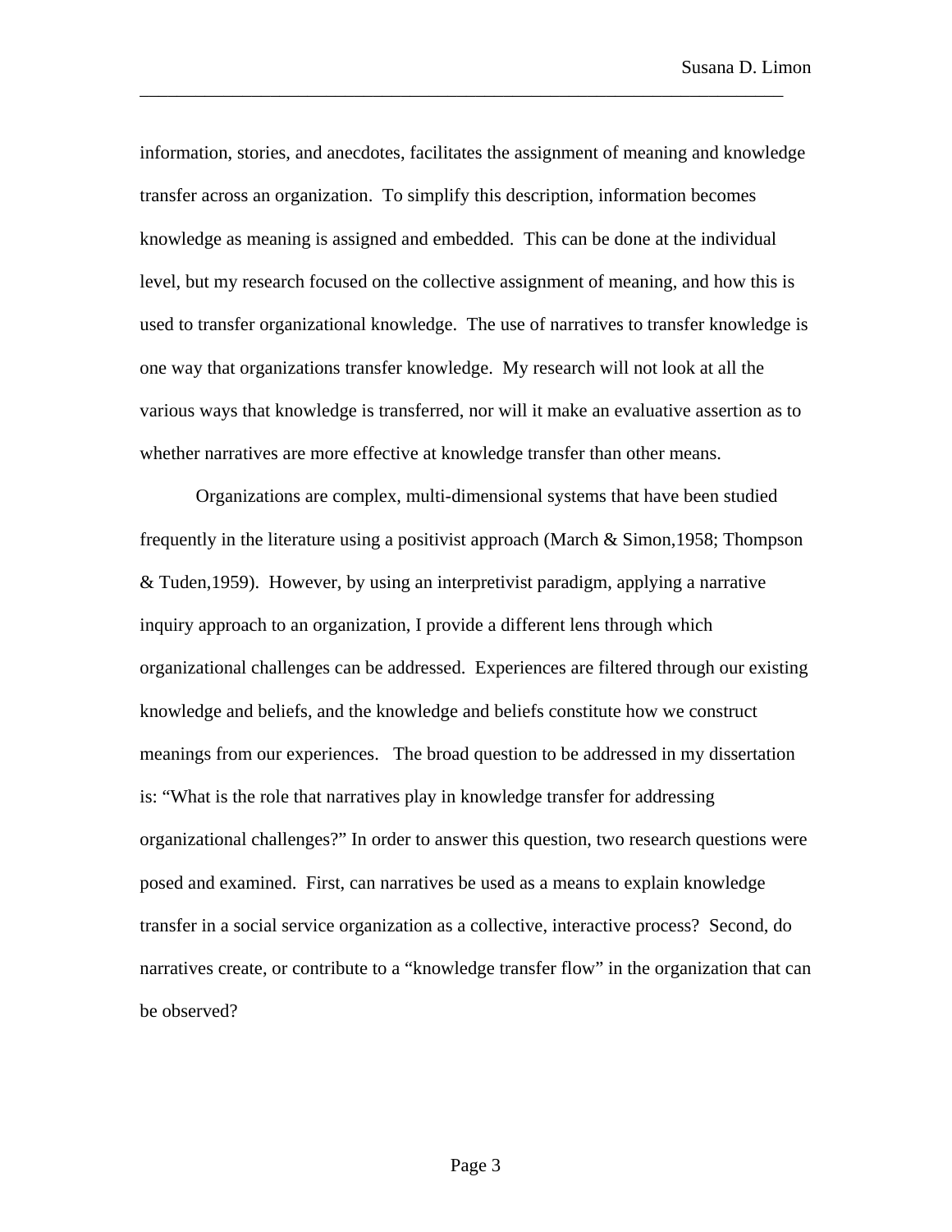information, stories, and anecdotes, facilitates the assignment of meaning and knowledge transfer across an organization. To simplify this description, information becomes knowledge as meaning is assigned and embedded. This can be done at the individual level, but my research focused on the collective assignment of meaning, and how this is used to transfer organizational knowledge. The use of narratives to transfer knowledge is one way that organizations transfer knowledge. My research will not look at all the various ways that knowledge is transferred, nor will it make an evaluative assertion as to whether narratives are more effective at knowledge transfer than other means.

Organizations are complex, multi-dimensional systems that have been studied frequently in the literature using a positivist approach (March & Simon,1958; Thompson & Tuden,1959). However, by using an interpretivist paradigm, applying a narrative inquiry approach to an organization, I provide a different lens through which organizational challenges can be addressed. Experiences are filtered through our existing knowledge and beliefs, and the knowledge and beliefs constitute how we construct meanings from our experiences. The broad question to be addressed in my dissertation is: "What is the role that narratives play in knowledge transfer for addressing organizational challenges?" In order to answer this question, two research questions were posed and examined. First, can narratives be used as a means to explain knowledge transfer in a social service organization as a collective, interactive process? Second, do narratives create, or contribute to a "knowledge transfer flow" in the organization that can be observed?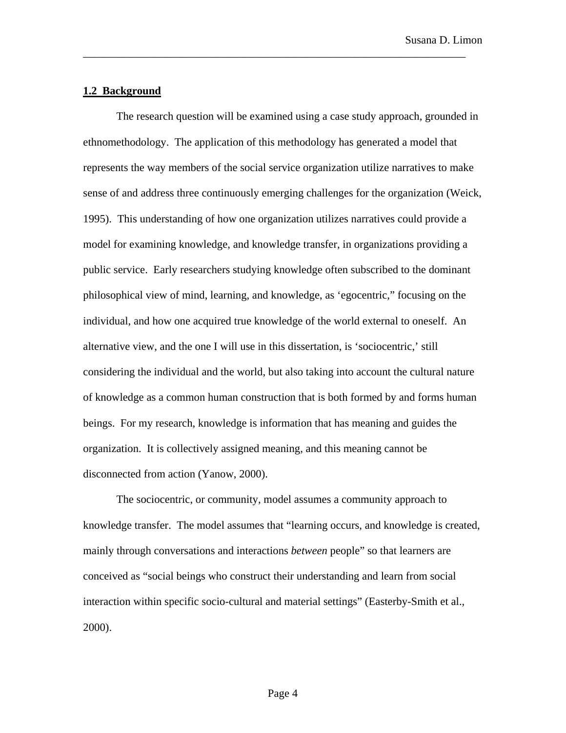## 1.2 Background

The research question will be examined using a case study approach, grounded in ethnomethodology. The application of this methodology has generated a model that represents the way members of the social service organization utilize narratives to make sense of and address three continuously emerging challenges for the organization (Weick, 1995). This understanding of how one organization utilizes narratives could provide a model for examining knowledge, and knowledge transfer, in organizations providing a public service. Early researchers studying knowledge often subscribed to the dominant philosophical view of mind, learning, and knowledge, as 'egocentric," focusing on the individual, and how one acquired true knowledge of the world external to oneself. An alternative view, and the one I will use in this dissertation, is 'sociocentric,' still considering the individual and the world, but also taking into account the cultural nature of knowledge as a common human construction that is both formed by and forms human beings. For my research, knowledge is information that has meaning and guides the organization. It is collectively assigned meaning, and this meaning cannot be disconnected from action (Yanow, 2000).

The sociocentric, or community, model assumes a community approach to knowledge transfer. The model assumes that "learning occurs, and knowledge is created, mainly through conversations and interactions *between* people" so that learners are conceived as "social beings who construct their understanding and learn from social interaction within specific socio-cultural and material settings" (Easterby-Smith et al., 2000).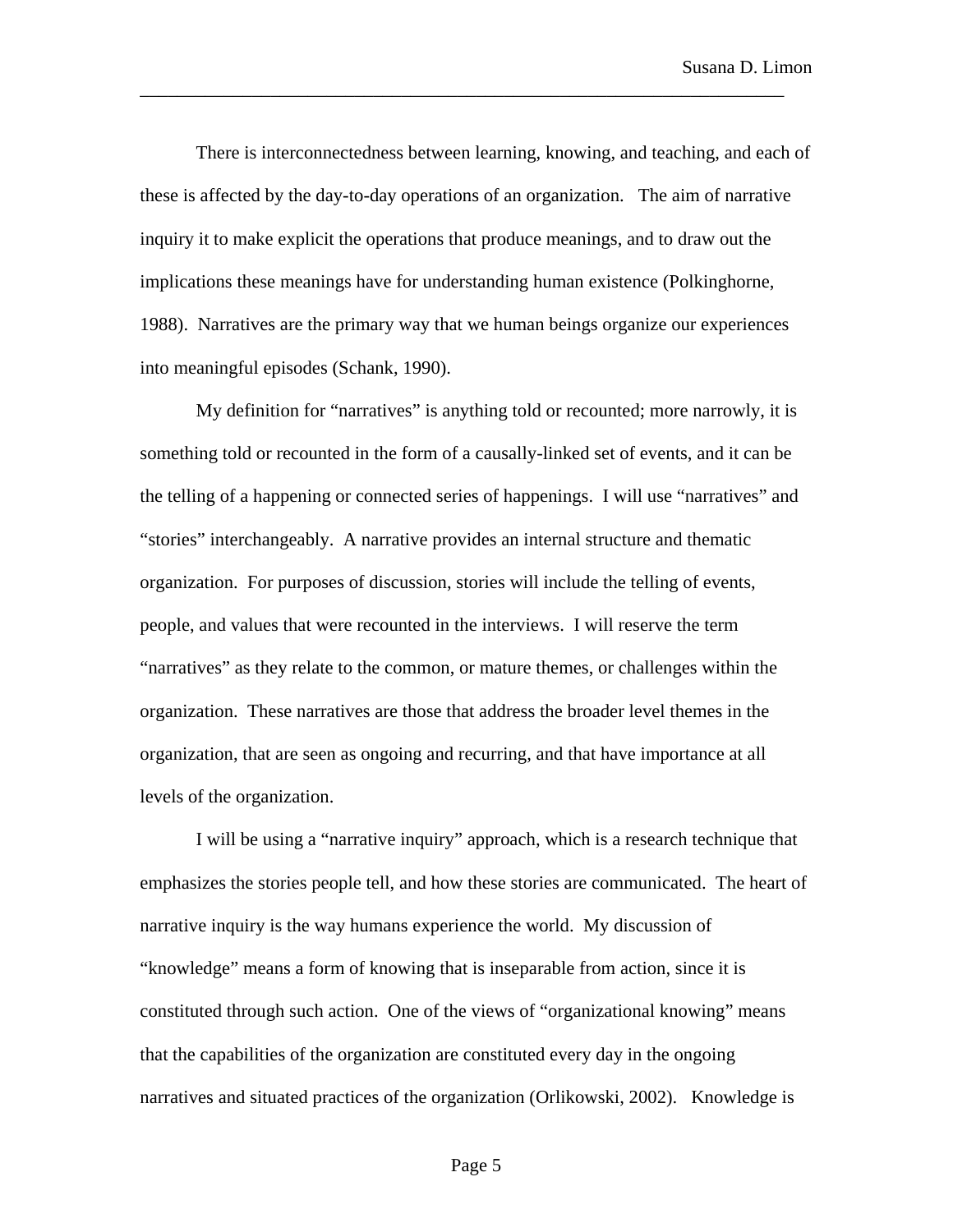There is interconnectedness between learning, knowing, and teaching, and each of these is affected by the day-to-day operations of an organization. The aim of narrative inquiry it to make explicit the operations that produce meanings, and to draw out the implications these meanings have for understanding human existence (Polkinghorne, 1988). Narratives are the primary way that we human beings organize our experiences into meaningful episodes (Schank, 1990).

My definition for "narratives" is anything told or recounted; more narrowly, it is something told or recounted in the form of a causally-linked set of events, and it can be the telling of a happening or connected series of happenings. I will use "narratives" and "stories" interchangeably. A narrative provides an internal structure and thematic organization. For purposes of discussion, stories will include the telling of events, people, and values that were recounted in the interviews. I will reserve the term "narratives" as they relate to the common, or mature themes, or challenges within the organization. These narratives are those that address the broader level themes in the organization, that are seen as ongoing and recurring, and that have importance at all levels of the organization.

I will be using a "narrative inquiry" approach, which is a research technique that emphasizes the stories people tell, and how these stories are communicated. The heart of narrative inquiry is the way humans experience the world. My discussion of "knowledge" means a form of knowing that is inseparable from action, since it is constituted through such action. One of the views of "organizational knowing" means that the capabilities of the organization are constituted every day in the ongoing narratives and situated practices of the organization (Orlikowski, 2002). Knowledge is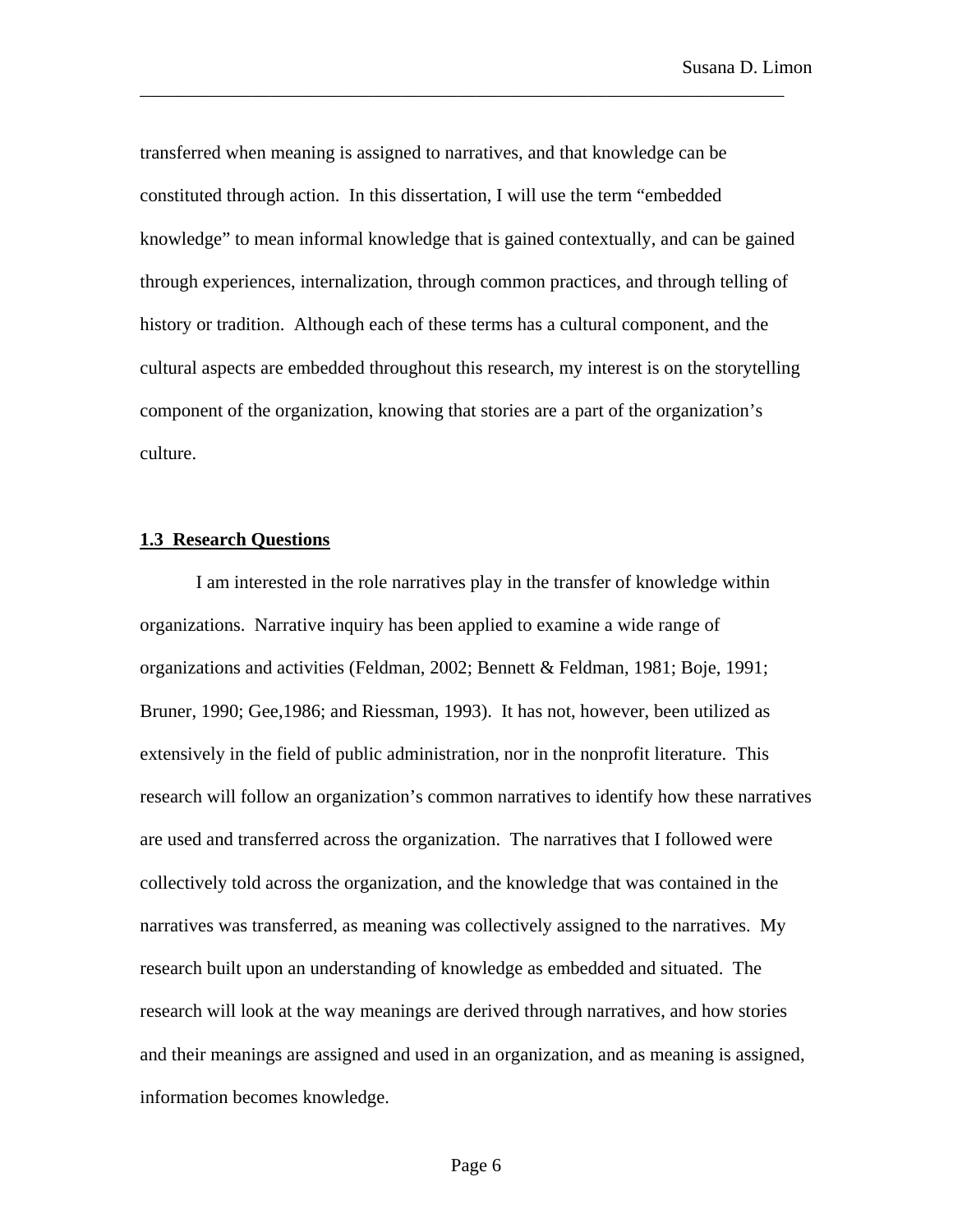transferred when meaning is assigned to narratives, and that knowledge can be constituted through action. In this dissertation, I will use the term "embedded knowledge" to mean informal knowledge that is gained contextually, and can be gained through experiences, internalization, through common practices, and through telling of history or tradition. Although each of these terms has a cultural component, and the cultural aspects are embedded throughout this research, my interest is on the storytelling component of the organization, knowing that stories are a part of the organization's culture.

## 1.3 Research Questions

I am interested in the role narratives play in the transfer of knowledge within organizations. Narrative inquiry has been applied to examine a wide range of organizations and activities (Feldman, 2002; Bennett & Feldman, 1981; Boje, 1991; Bruner, 1990; Gee,1986; and Riessman, 1993). It has not, however, been utilized as extensively in the field of public administration, nor in the nonprofit literature. This research will follow an organization's common narratives to identify how these narratives are used and transferred across the organization. The narratives that I followed were collectively told across the organization, and the knowledge that was contained in the narratives was transferred, as meaning was collectively assigned to the narratives. My research built upon an understanding of knowledge as embedded and situated. The research will look at the way meanings are derived through narratives, and how stories and their meanings are assigned and used in an organization, and as meaning is assigned, information becomes knowledge.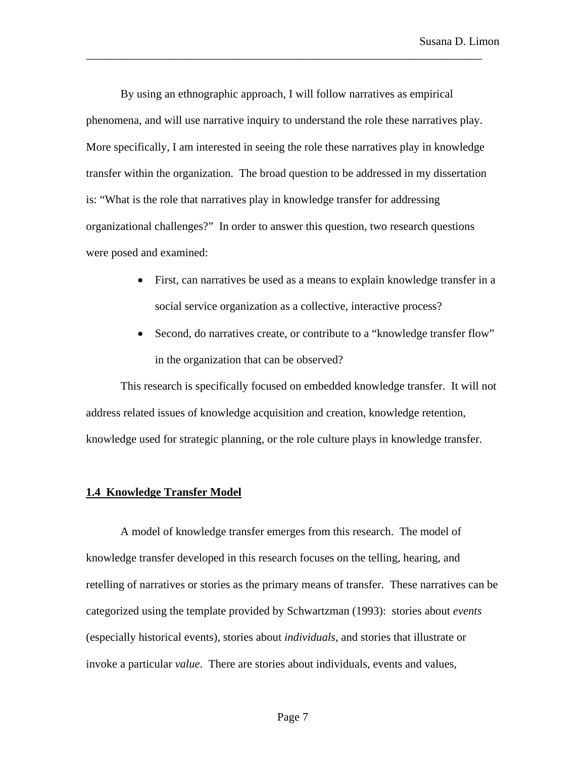By using an ethnographic approach, I will follow narratives as empirical phenomena, and will use narrative inquiry to understand the role these narratives play. More specifically, I am interested in seeing the role these narratives play in knowledge transfer within the organization. The broad question to be addressed in my dissertation is: "What is the role that narratives play in knowledge transfer for addressing organizational challenges?" In order to answer this question, two research questions were posed and examined:

- First, can narratives be used as a means to explain knowledge transfer in a social service organization as a collective, interactive process?
- Second, do narratives create, or contribute to a "knowledge transfer flow" in the organization that can be observed?

This research is specifically focused on embedded knowledge transfer. It will not address related issues of knowledge acquisition and creation, knowledge retention, knowledge used for strategic planning, or the role culture plays in knowledge transfer.

## 1.4 Knowledge Transfer Model

A model of knowledge transfer emerges from this research. The model of knowledge transfer developed in this research focuses on the telling, hearing, and retelling of narratives or stories as the primary means of transfer. These narratives can be categorized using the template provided by Schwartzman (1993): stories about *events* (especially historical events), stories about *individuals*, and stories that illustrate or invoke a particular *value*. There are stories about individuals, events and values,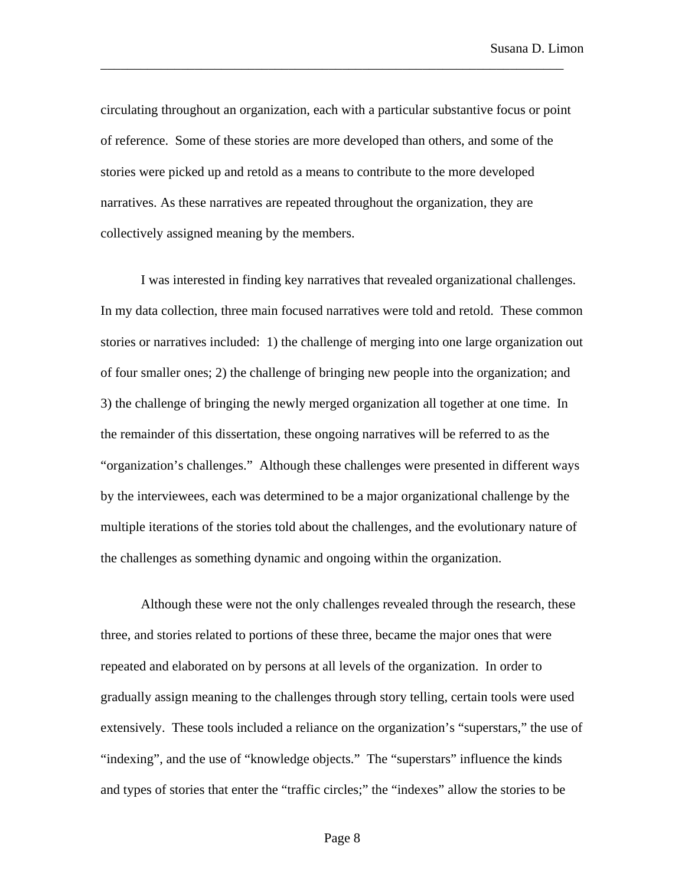circulating throughout an organization, each with a particular substantive focus or point of reference. Some of these stories are more developed than others, and some of the stories were picked up and retold as a means to contribute to the more developed narratives. As these narratives are repeated throughout the organization, they are collectively assigned meaning by the members.

I was interested in finding key narratives that revealed organizational challenges. In my data collection, three main focused narratives were told and retold. These common stories or narratives included: 1) the challenge of merging into one large organization out of four smaller ones; 2) the challenge of bringing new people into the organization; and 3) the challenge of bringing the newly merged organization all together at one time. In the remainder of this dissertation, these ongoing narratives will be referred to as the "organization's challenges." Although these challenges were presented in different ways by the interviewees, each was determined to be a major organizational challenge by the multiple iterations of the stories told about the challenges, and the evolutionary nature of the challenges as something dynamic and ongoing within the organization.

Although these were not the only challenges revealed through the research, these three, and stories related to portions of these three, became the major ones that were repeated and elaborated on by persons at all levels of the organization. In order to gradually assign meaning to the challenges through story telling, certain tools were used extensively. These tools included a reliance on the organization's "superstars," the use of "indexing", and the use of "knowledge objects." The "superstars" influence the kinds and types of stories that enter the "traffic circles;" the "indexes" allow the stories to be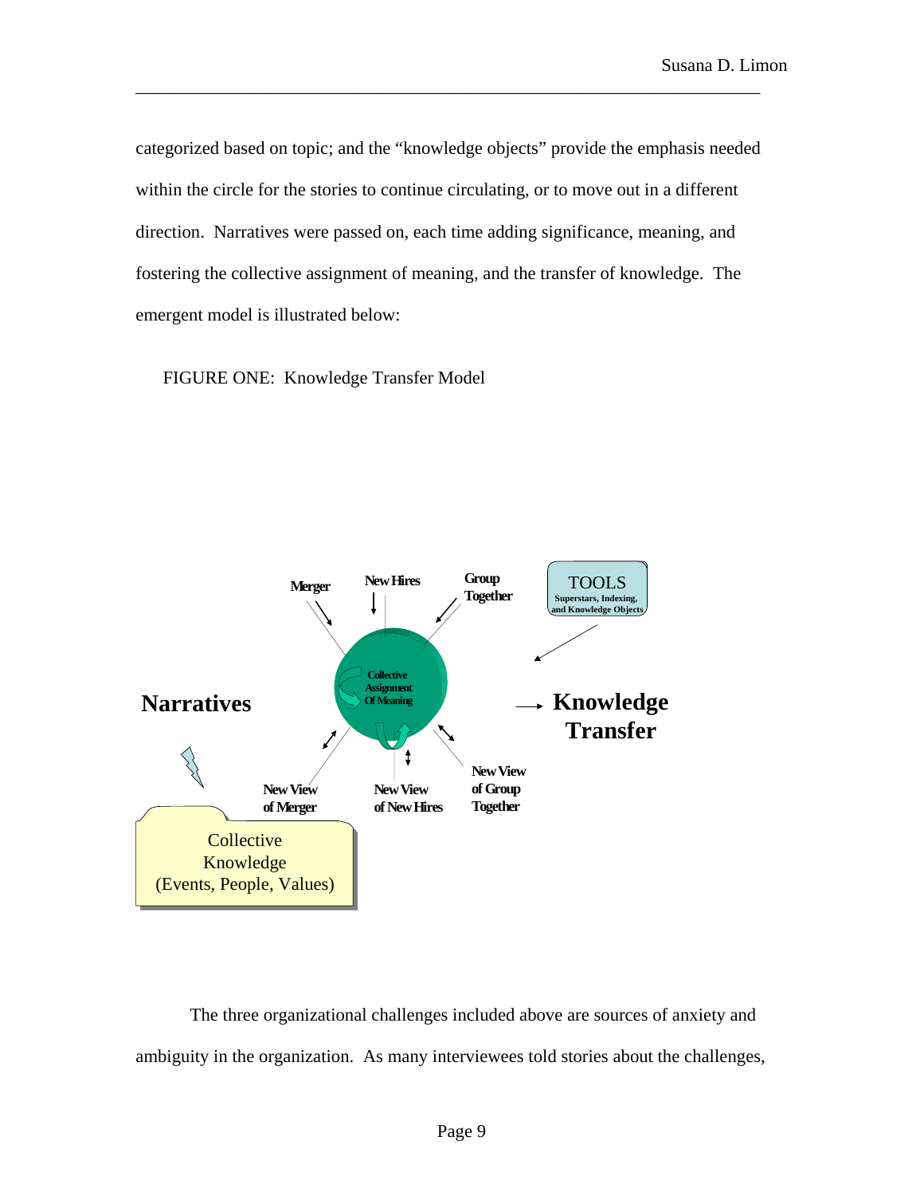categorized based on topic; and the “knowledge objects” provide the emphasis needed within the circle for the stories to continue circulating, or to move out in a different direction. Narratives were passed on, each time adding significance, meaning, and fostering the collective assignment of meaning, and the transfer of knowledge. The emergent model is illustrated below:

FIGURE ONE: Knowledge Transfer Model

Merger

New Hires

Group Together

TOOLS
Superstars, Indexing, and Knowledge Objects

Collective Assignment Of Meaning

**Narratives**

**Knowledge Transfer**

New View of Merger

New View of New Hires

New View of Group Together

Collective Knowledge (Events, People, Values)

The three organizational challenges included above are sources of anxiety and ambiguity in the organization. As many interviewees told stories about the challenges,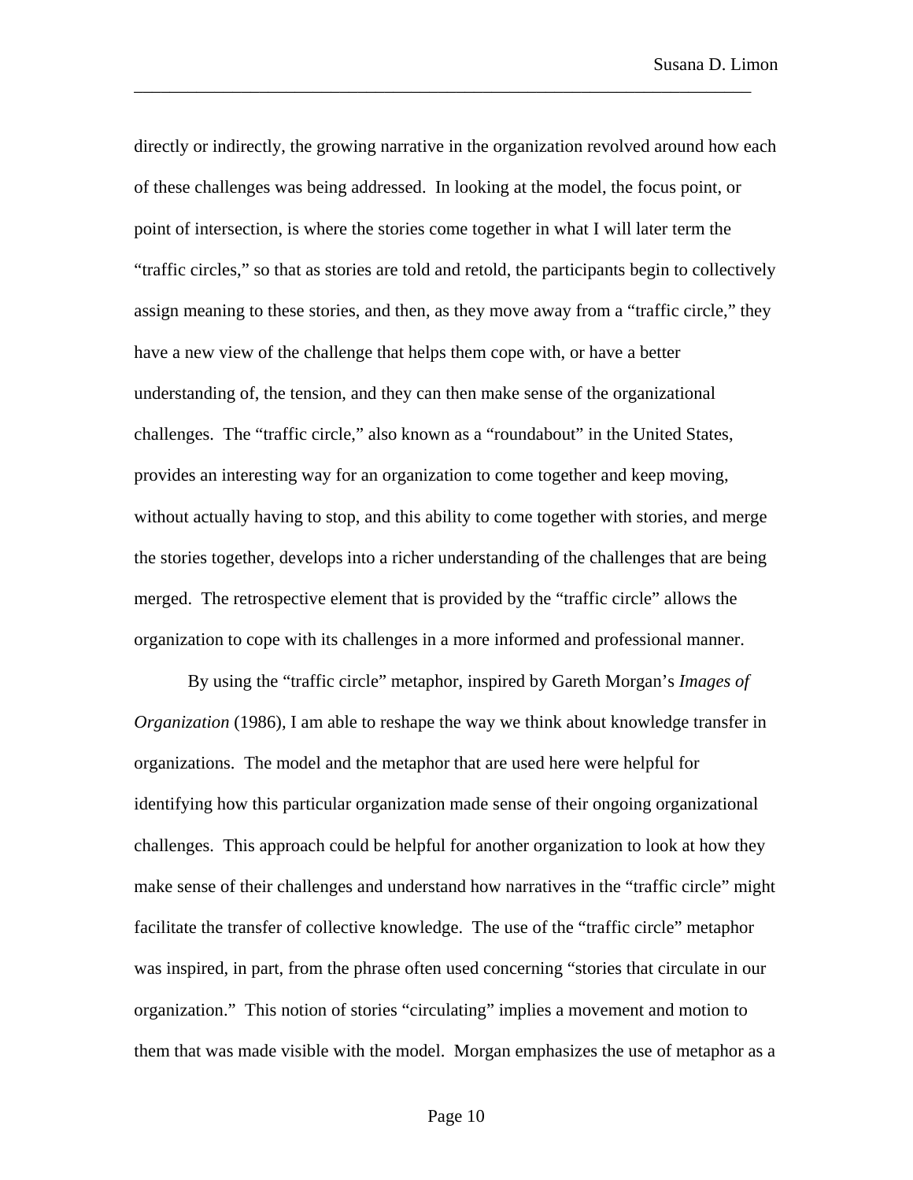directly or indirectly, the growing narrative in the organization revolved around how each of these challenges was being addressed. In looking at the model, the focus point, or point of intersection, is where the stories come together in what I will later term the "traffic circles," so that as stories are told and retold, the participants begin to collectively assign meaning to these stories, and then, as they move away from a "traffic circle," they have a new view of the challenge that helps them cope with, or have a better understanding of, the tension, and they can then make sense of the organizational challenges. The "traffic circle," also known as a "roundabout" in the United States, provides an interesting way for an organization to come together and keep moving, without actually having to stop, and this ability to come together with stories, and merge the stories together, develops into a richer understanding of the challenges that are being merged. The retrospective element that is provided by the "traffic circle" allows the organization to cope with its challenges in a more informed and professional manner.

By using the "traffic circle" metaphor, inspired by Gareth Morgan's *Images of Organization* (1986), I am able to reshape the way we think about knowledge transfer in organizations. The model and the metaphor that are used here were helpful for identifying how this particular organization made sense of their ongoing organizational challenges. This approach could be helpful for another organization to look at how they make sense of their challenges and understand how narratives in the "traffic circle" might facilitate the transfer of collective knowledge. The use of the "traffic circle" metaphor was inspired, in part, from the phrase often used concerning "stories that circulate in our organization." This notion of stories "circulating" implies a movement and motion to them that was made visible with the model. Morgan emphasizes the use of metaphor as a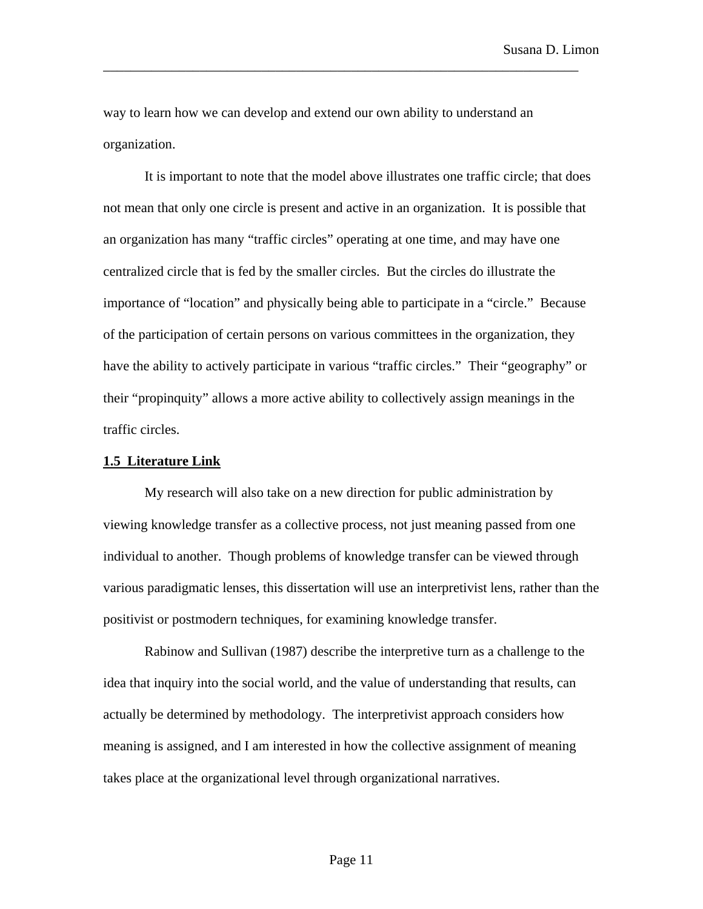way to learn how we can develop and extend our own ability to understand an organization.

It is important to note that the model above illustrates one traffic circle; that does not mean that only one circle is present and active in an organization. It is possible that an organization has many "traffic circles" operating at one time, and may have one centralized circle that is fed by the smaller circles. But the circles do illustrate the importance of "location" and physically being able to participate in a "circle." Because of the participation of certain persons on various committees in the organization, they have the ability to actively participate in various "traffic circles." Their "geography" or their "propinquity" allows a more active ability to collectively assign meanings in the traffic circles.

## 1.5 Literature Link

My research will also take on a new direction for public administration by viewing knowledge transfer as a collective process, not just meaning passed from one individual to another. Though problems of knowledge transfer can be viewed through various paradigmatic lenses, this dissertation will use an interpretivist lens, rather than the positivist or postmodern techniques, for examining knowledge transfer.

Rabinow and Sullivan (1987) describe the interpretive turn as a challenge to the idea that inquiry into the social world, and the value of understanding that results, can actually be determined by methodology. The interpretivist approach considers how meaning is assigned, and I am interested in how the collective assignment of meaning takes place at the organizational level through organizational narratives.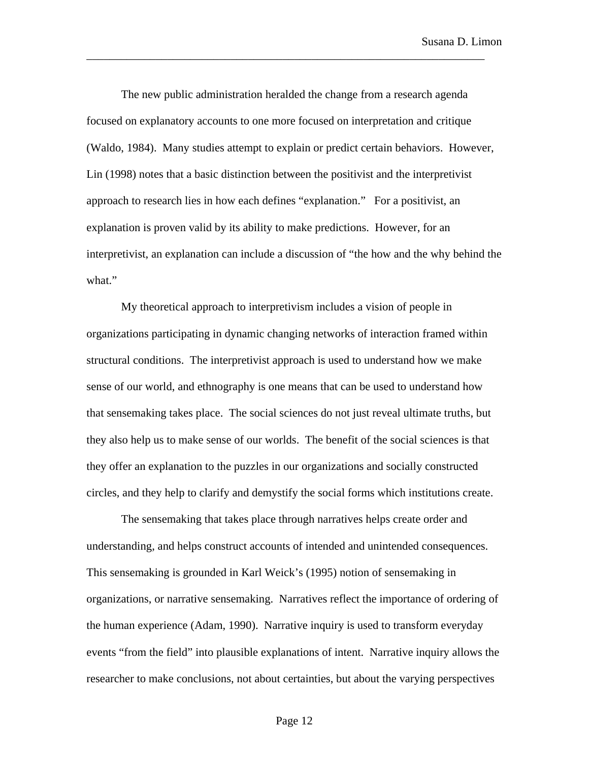The new public administration heralded the change from a research agenda focused on explanatory accounts to one more focused on interpretation and critique (Waldo, 1984). Many studies attempt to explain or predict certain behaviors. However, Lin (1998) notes that a basic distinction between the positivist and the interpretivist approach to research lies in how each defines "explanation." For a positivist, an explanation is proven valid by its ability to make predictions. However, for an interpretivist, an explanation can include a discussion of "the how and the why behind the what."

My theoretical approach to interpretivism includes a vision of people in organizations participating in dynamic changing networks of interaction framed within structural conditions. The interpretivist approach is used to understand how we make sense of our world, and ethnography is one means that can be used to understand how that sensemaking takes place. The social sciences do not just reveal ultimate truths, but they also help us to make sense of our worlds. The benefit of the social sciences is that they offer an explanation to the puzzles in our organizations and socially constructed circles, and they help to clarify and demystify the social forms which institutions create.

The sensemaking that takes place through narratives helps create order and understanding, and helps construct accounts of intended and unintended consequences. This sensemaking is grounded in Karl Weick's (1995) notion of sensemaking in organizations, or narrative sensemaking. Narratives reflect the importance of ordering of the human experience (Adam, 1990). Narrative inquiry is used to transform everyday events "from the field" into plausible explanations of intent. Narrative inquiry allows the researcher to make conclusions, not about certainties, but about the varying perspectives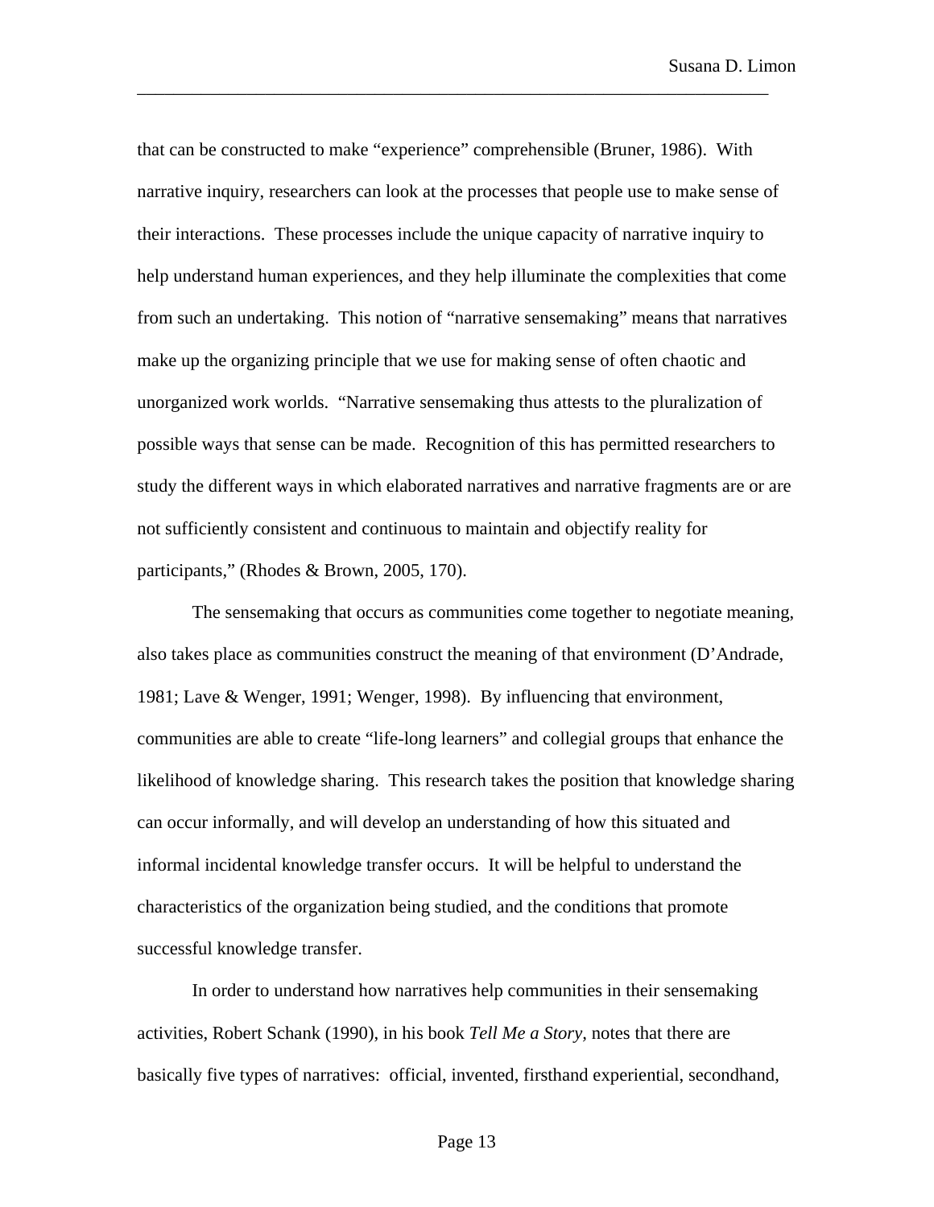that can be constructed to make "experience" comprehensible (Bruner, 1986). With narrative inquiry, researchers can look at the processes that people use to make sense of their interactions. These processes include the unique capacity of narrative inquiry to help understand human experiences, and they help illuminate the complexities that come from such an undertaking. This notion of "narrative sensemaking" means that narratives make up the organizing principle that we use for making sense of often chaotic and unorganized work worlds. "Narrative sensemaking thus attests to the pluralization of possible ways that sense can be made. Recognition of this has permitted researchers to study the different ways in which elaborated narratives and narrative fragments are or are not sufficiently consistent and continuous to maintain and objectify reality for participants," (Rhodes & Brown, 2005, 170).

The sensemaking that occurs as communities come together to negotiate meaning, also takes place as communities construct the meaning of that environment (D'Andrade, 1981; Lave & Wenger, 1991; Wenger, 1998). By influencing that environment, communities are able to create "life-long learners" and collegial groups that enhance the likelihood of knowledge sharing. This research takes the position that knowledge sharing can occur informally, and will develop an understanding of how this situated and informal incidental knowledge transfer occurs. It will be helpful to understand the characteristics of the organization being studied, and the conditions that promote successful knowledge transfer.

In order to understand how narratives help communities in their sensemaking activities, Robert Schank (1990), in his book *Tell Me a Story,* notes that there are basically five types of narratives: official, invented, firsthand experiential, secondhand,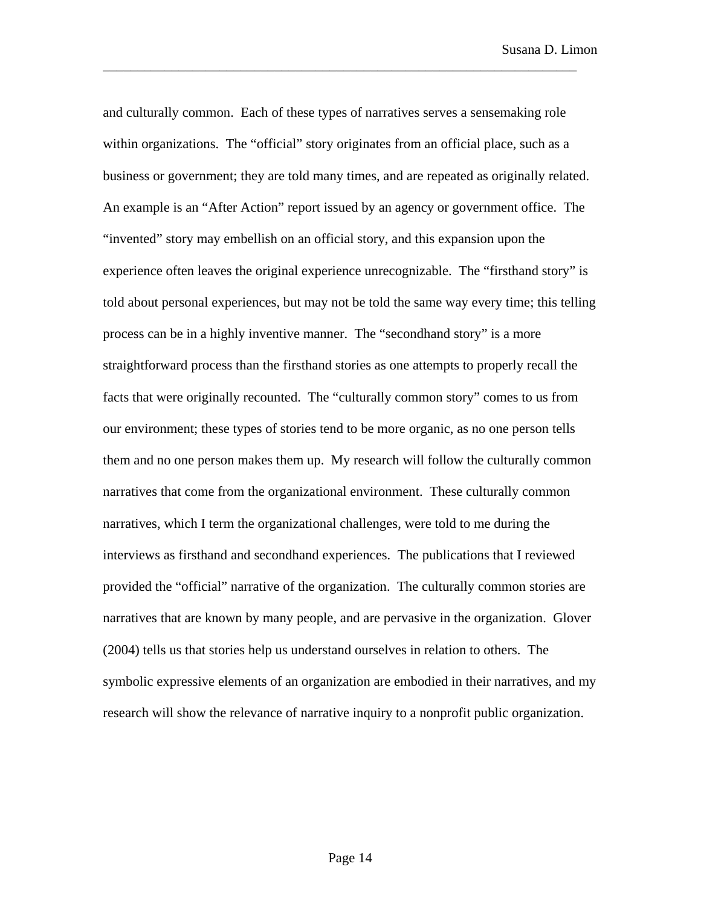and culturally common. Each of these types of narratives serves a sensemaking role within organizations. The "official" story originates from an official place, such as a business or government; they are told many times, and are repeated as originally related. An example is an "After Action" report issued by an agency or government office. The "invented" story may embellish on an official story, and this expansion upon the experience often leaves the original experience unrecognizable. The "firsthand story" is told about personal experiences, but may not be told the same way every time; this telling process can be in a highly inventive manner. The "secondhand story" is a more straightforward process than the firsthand stories as one attempts to properly recall the facts that were originally recounted. The "culturally common story" comes to us from our environment; these types of stories tend to be more organic, as no one person tells them and no one person makes them up. My research will follow the culturally common narratives that come from the organizational environment. These culturally common narratives, which I term the organizational challenges, were told to me during the interviews as firsthand and secondhand experiences. The publications that I reviewed provided the "official" narrative of the organization. The culturally common stories are narratives that are known by many people, and are pervasive in the organization. Glover (2004) tells us that stories help us understand ourselves in relation to others. The symbolic expressive elements of an organization are embodied in their narratives, and my research will show the relevance of narrative inquiry to a nonprofit public organization.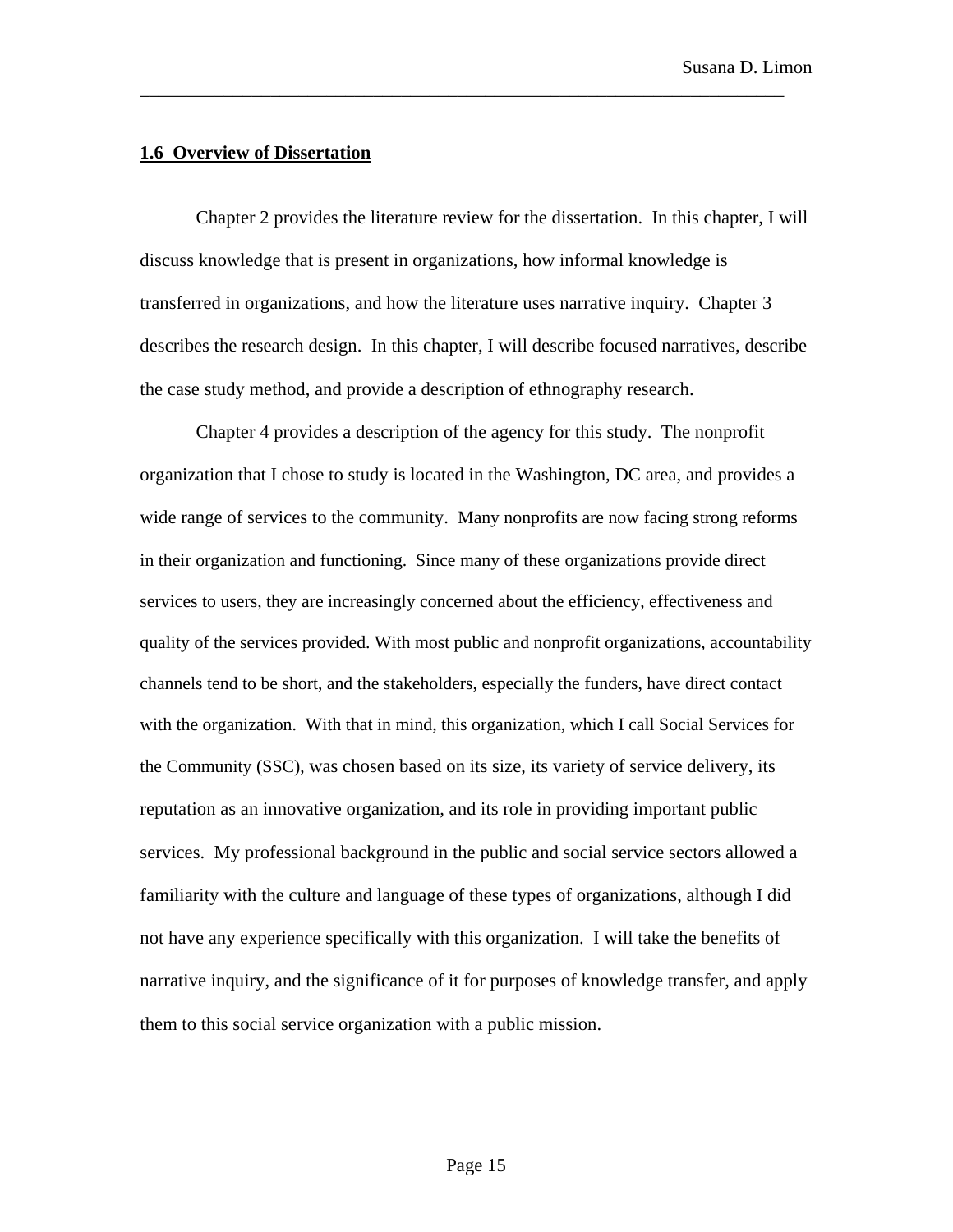## 1.6 Overview of Dissertation

Chapter 2 provides the literature review for the dissertation. In this chapter, I will discuss knowledge that is present in organizations, how informal knowledge is transferred in organizations, and how the literature uses narrative inquiry. Chapter 3 describes the research design. In this chapter, I will describe focused narratives, describe the case study method, and provide a description of ethnography research.

Chapter 4 provides a description of the agency for this study. The nonprofit organization that I chose to study is located in the Washington, DC area, and provides a wide range of services to the community. Many nonprofits are now facing strong reforms in their organization and functioning. Since many of these organizations provide direct services to users, they are increasingly concerned about the efficiency, effectiveness and quality of the services provided. With most public and nonprofit organizations, accountability channels tend to be short, and the stakeholders, especially the funders, have direct contact with the organization. With that in mind, this organization, which I call Social Services for the Community (SSC), was chosen based on its size, its variety of service delivery, its reputation as an innovative organization, and its role in providing important public services. My professional background in the public and social service sectors allowed a familiarity with the culture and language of these types of organizations, although I did not have any experience specifically with this organization. I will take the benefits of narrative inquiry, and the significance of it for purposes of knowledge transfer, and apply them to this social service organization with a public mission.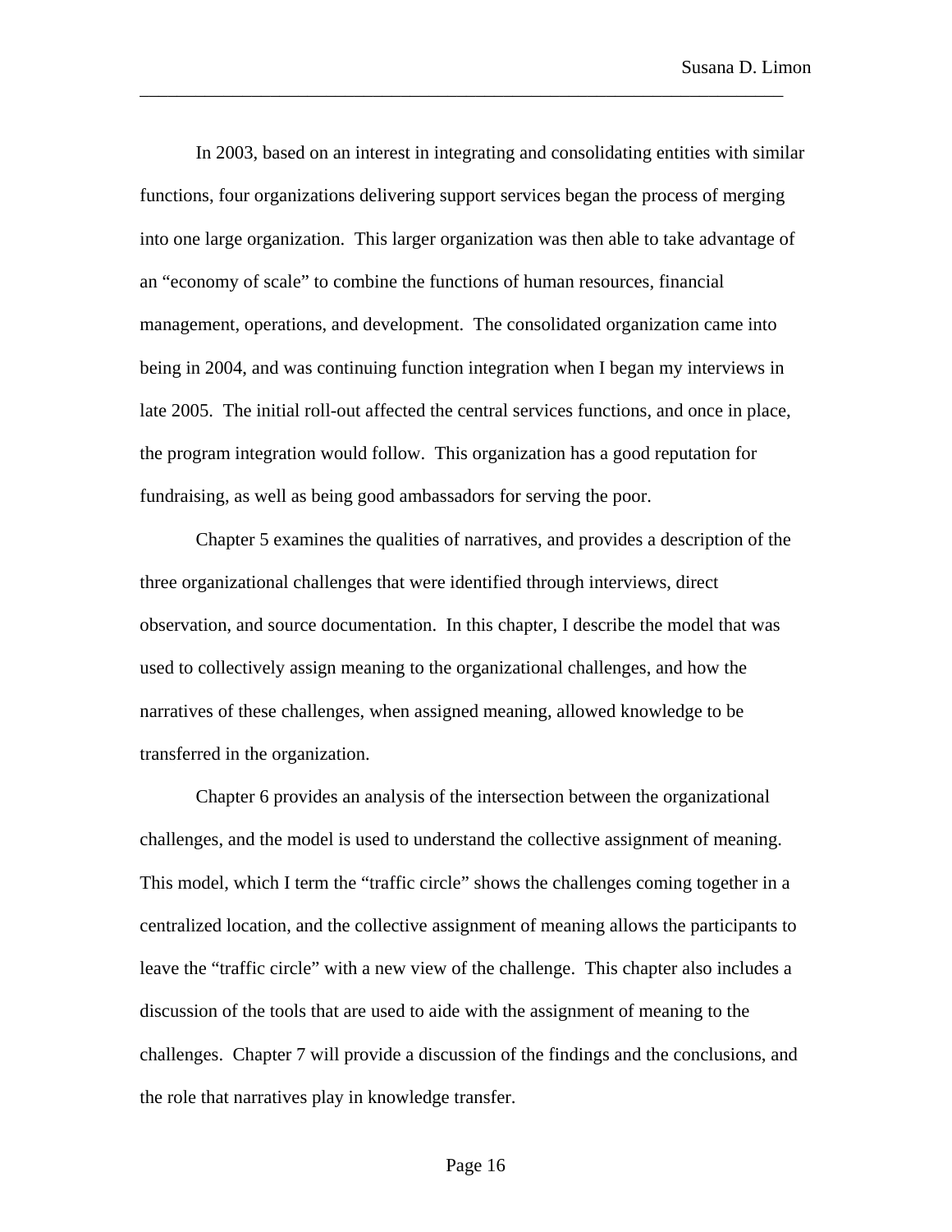In 2003, based on an interest in integrating and consolidating entities with similar functions, four organizations delivering support services began the process of merging into one large organization. This larger organization was then able to take advantage of an "economy of scale" to combine the functions of human resources, financial management, operations, and development. The consolidated organization came into being in 2004, and was continuing function integration when I began my interviews in late 2005. The initial roll-out affected the central services functions, and once in place, the program integration would follow. This organization has a good reputation for fundraising, as well as being good ambassadors for serving the poor.

Chapter 5 examines the qualities of narratives, and provides a description of the three organizational challenges that were identified through interviews, direct observation, and source documentation. In this chapter, I describe the model that was used to collectively assign meaning to the organizational challenges, and how the narratives of these challenges, when assigned meaning, allowed knowledge to be transferred in the organization.

Chapter 6 provides an analysis of the intersection between the organizational challenges, and the model is used to understand the collective assignment of meaning. This model, which I term the "traffic circle" shows the challenges coming together in a centralized location, and the collective assignment of meaning allows the participants to leave the "traffic circle" with a new view of the challenge. This chapter also includes a discussion of the tools that are used to aide with the assignment of meaning to the challenges. Chapter 7 will provide a discussion of the findings and the conclusions, and the role that narratives play in knowledge transfer.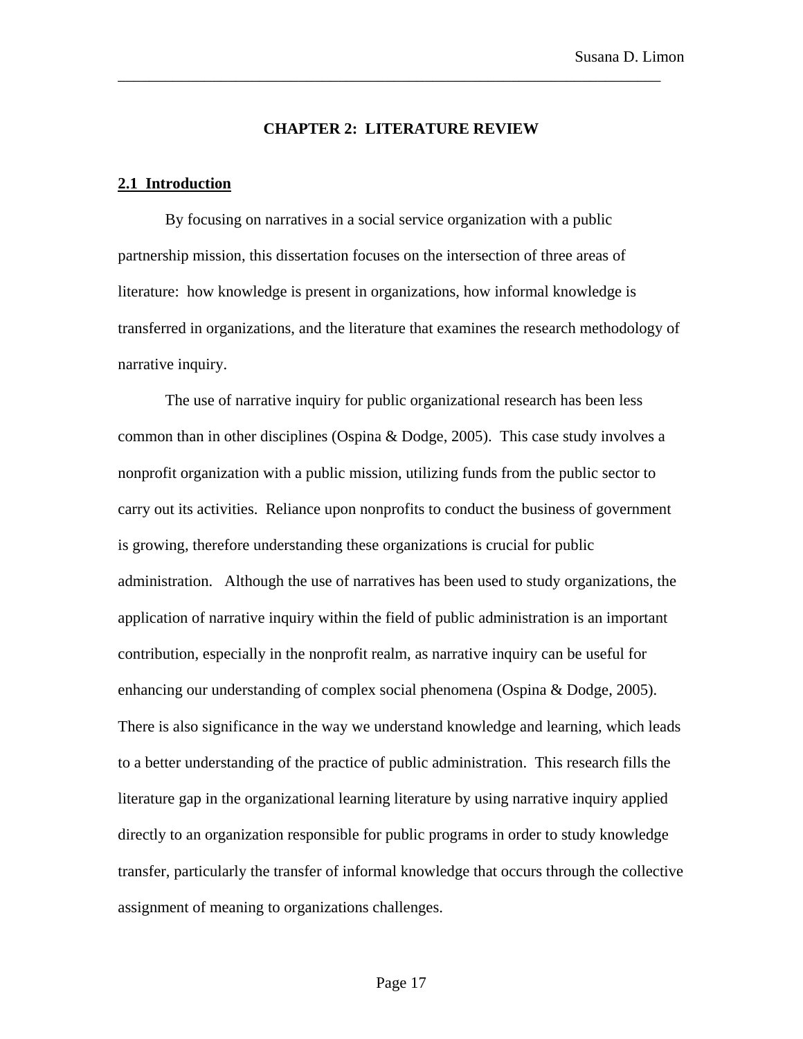# CHAPTER 2: LITERATURE REVIEW

## 2.1 Introduction

By focusing on narratives in a social service organization with a public partnership mission, this dissertation focuses on the intersection of three areas of literature: how knowledge is present in organizations, how informal knowledge is transferred in organizations, and the literature that examines the research methodology of narrative inquiry.

The use of narrative inquiry for public organizational research has been less common than in other disciplines (Ospina & Dodge, 2005). This case study involves a nonprofit organization with a public mission, utilizing funds from the public sector to carry out its activities. Reliance upon nonprofits to conduct the business of government is growing, therefore understanding these organizations is crucial for public administration. Although the use of narratives has been used to study organizations, the application of narrative inquiry within the field of public administration is an important contribution, especially in the nonprofit realm, as narrative inquiry can be useful for enhancing our understanding of complex social phenomena (Ospina & Dodge, 2005). There is also significance in the way we understand knowledge and learning, which leads to a better understanding of the practice of public administration. This research fills the literature gap in the organizational learning literature by using narrative inquiry applied directly to an organization responsible for public programs in order to study knowledge transfer, particularly the transfer of informal knowledge that occurs through the collective assignment of meaning to organizations challenges.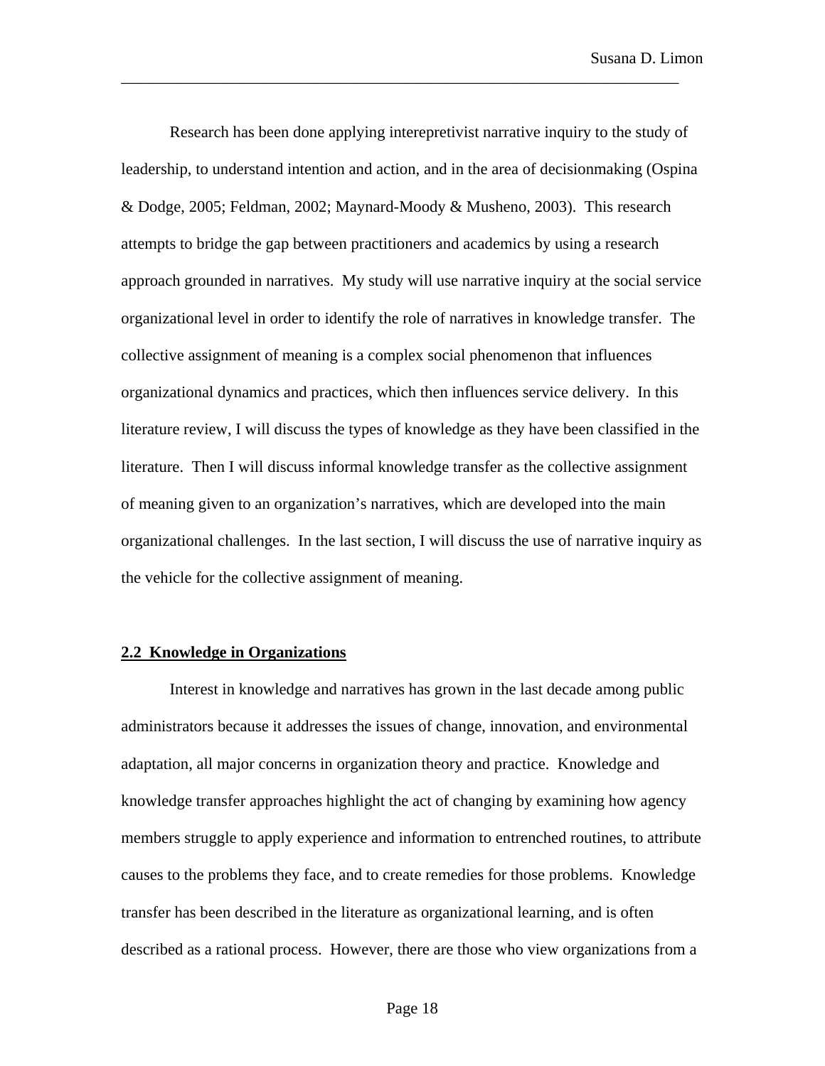Research has been done applying interepretivist narrative inquiry to the study of leadership, to understand intention and action, and in the area of decisionmaking (Ospina & Dodge, 2005; Feldman, 2002; Maynard-Moody & Musheno, 2003). This research attempts to bridge the gap between practitioners and academics by using a research approach grounded in narratives. My study will use narrative inquiry at the social service organizational level in order to identify the role of narratives in knowledge transfer. The collective assignment of meaning is a complex social phenomenon that influences organizational dynamics and practices, which then influences service delivery. In this literature review, I will discuss the types of knowledge as they have been classified in the literature. Then I will discuss informal knowledge transfer as the collective assignment of meaning given to an organization's narratives, which are developed into the main organizational challenges. In the last section, I will discuss the use of narrative inquiry as the vehicle for the collective assignment of meaning.

## 2.2 Knowledge in Organizations

Interest in knowledge and narratives has grown in the last decade among public administrators because it addresses the issues of change, innovation, and environmental adaptation, all major concerns in organization theory and practice. Knowledge and knowledge transfer approaches highlight the act of changing by examining how agency members struggle to apply experience and information to entrenched routines, to attribute causes to the problems they face, and to create remedies for those problems. Knowledge transfer has been described in the literature as organizational learning, and is often described as a rational process. However, there are those who view organizations from a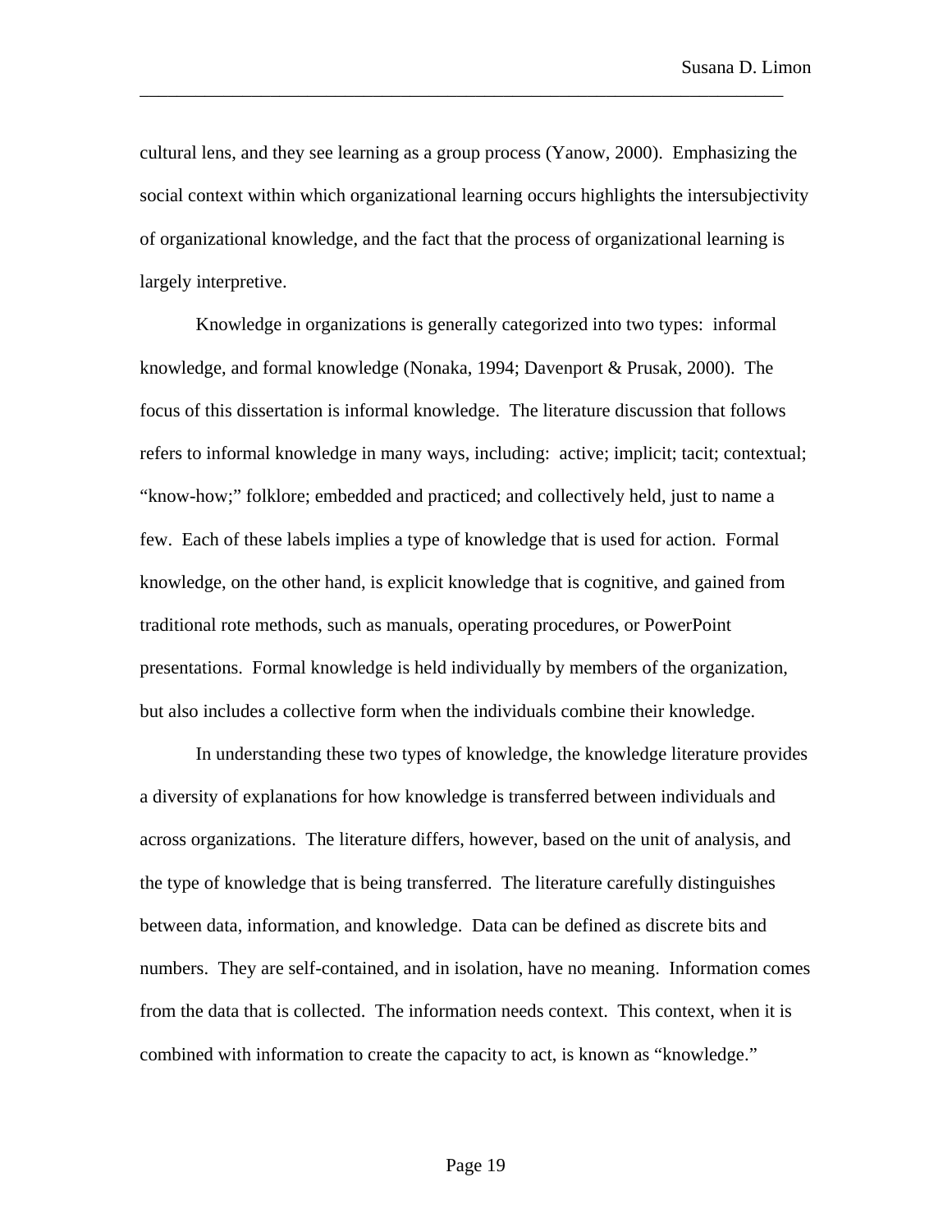cultural lens, and they see learning as a group process (Yanow, 2000). Emphasizing the social context within which organizational learning occurs highlights the intersubjectivity of organizational knowledge, and the fact that the process of organizational learning is largely interpretive.

Knowledge in organizations is generally categorized into two types: informal knowledge, and formal knowledge (Nonaka, 1994; Davenport & Prusak, 2000). The focus of this dissertation is informal knowledge. The literature discussion that follows refers to informal knowledge in many ways, including: active; implicit; tacit; contextual; "know-how;" folklore; embedded and practiced; and collectively held, just to name a few. Each of these labels implies a type of knowledge that is used for action. Formal knowledge, on the other hand, is explicit knowledge that is cognitive, and gained from traditional rote methods, such as manuals, operating procedures, or PowerPoint presentations. Formal knowledge is held individually by members of the organization, but also includes a collective form when the individuals combine their knowledge.

In understanding these two types of knowledge, the knowledge literature provides a diversity of explanations for how knowledge is transferred between individuals and across organizations. The literature differs, however, based on the unit of analysis, and the type of knowledge that is being transferred. The literature carefully distinguishes between data, information, and knowledge. Data can be defined as discrete bits and numbers. They are self-contained, and in isolation, have no meaning. Information comes from the data that is collected. The information needs context. This context, when it is combined with information to create the capacity to act, is known as "knowledge."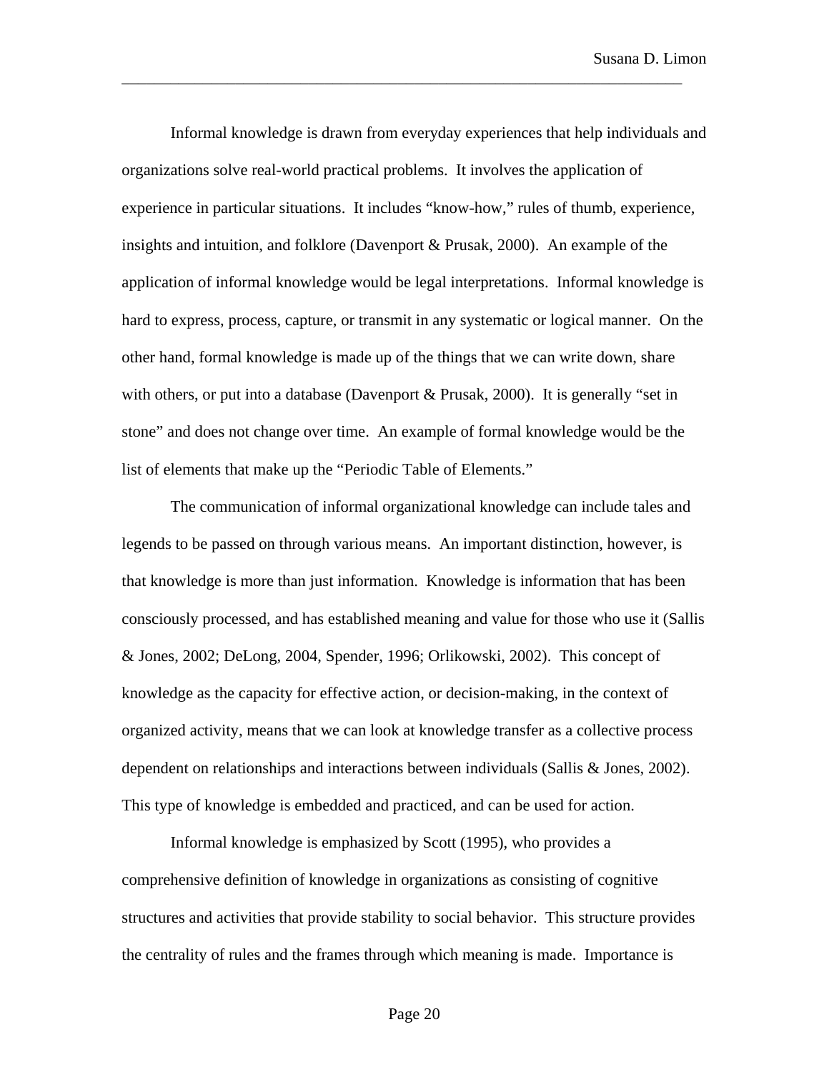Informal knowledge is drawn from everyday experiences that help individuals and organizations solve real-world practical problems. It involves the application of experience in particular situations. It includes "know-how," rules of thumb, experience, insights and intuition, and folklore (Davenport & Prusak, 2000). An example of the application of informal knowledge would be legal interpretations. Informal knowledge is hard to express, process, capture, or transmit in any systematic or logical manner. On the other hand, formal knowledge is made up of the things that we can write down, share with others, or put into a database (Davenport & Prusak, 2000). It is generally "set in stone" and does not change over time. An example of formal knowledge would be the list of elements that make up the "Periodic Table of Elements."

The communication of informal organizational knowledge can include tales and legends to be passed on through various means. An important distinction, however, is that knowledge is more than just information. Knowledge is information that has been consciously processed, and has established meaning and value for those who use it (Sallis & Jones, 2002; DeLong, 2004, Spender, 1996; Orlikowski, 2002). This concept of knowledge as the capacity for effective action, or decision-making, in the context of organized activity, means that we can look at knowledge transfer as a collective process dependent on relationships and interactions between individuals (Sallis & Jones, 2002). This type of knowledge is embedded and practiced, and can be used for action.

Informal knowledge is emphasized by Scott (1995), who provides a comprehensive definition of knowledge in organizations as consisting of cognitive structures and activities that provide stability to social behavior. This structure provides the centrality of rules and the frames through which meaning is made. Importance is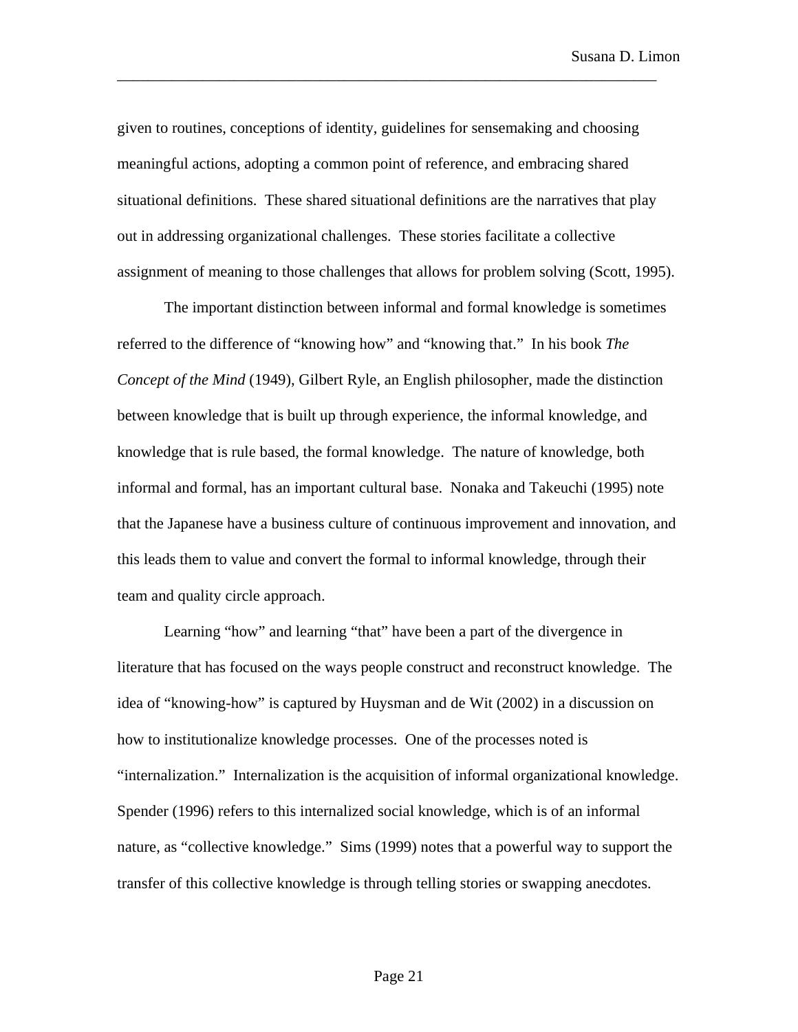given to routines, conceptions of identity, guidelines for sensemaking and choosing meaningful actions, adopting a common point of reference, and embracing shared situational definitions. These shared situational definitions are the narratives that play out in addressing organizational challenges. These stories facilitate a collective assignment of meaning to those challenges that allows for problem solving (Scott, 1995).

The important distinction between informal and formal knowledge is sometimes referred to the difference of "knowing how" and "knowing that." In his book *The Concept of the Mind* (1949), Gilbert Ryle, an English philosopher, made the distinction between knowledge that is built up through experience, the informal knowledge, and knowledge that is rule based, the formal knowledge. The nature of knowledge, both informal and formal, has an important cultural base. Nonaka and Takeuchi (1995) note that the Japanese have a business culture of continuous improvement and innovation, and this leads them to value and convert the formal to informal knowledge, through their team and quality circle approach.

Learning "how" and learning "that" have been a part of the divergence in literature that has focused on the ways people construct and reconstruct knowledge. The idea of "knowing-how" is captured by Huysman and de Wit (2002) in a discussion on how to institutionalize knowledge processes. One of the processes noted is "internalization." Internalization is the acquisition of informal organizational knowledge. Spender (1996) refers to this internalized social knowledge, which is of an informal nature, as "collective knowledge." Sims (1999) notes that a powerful way to support the transfer of this collective knowledge is through telling stories or swapping anecdotes.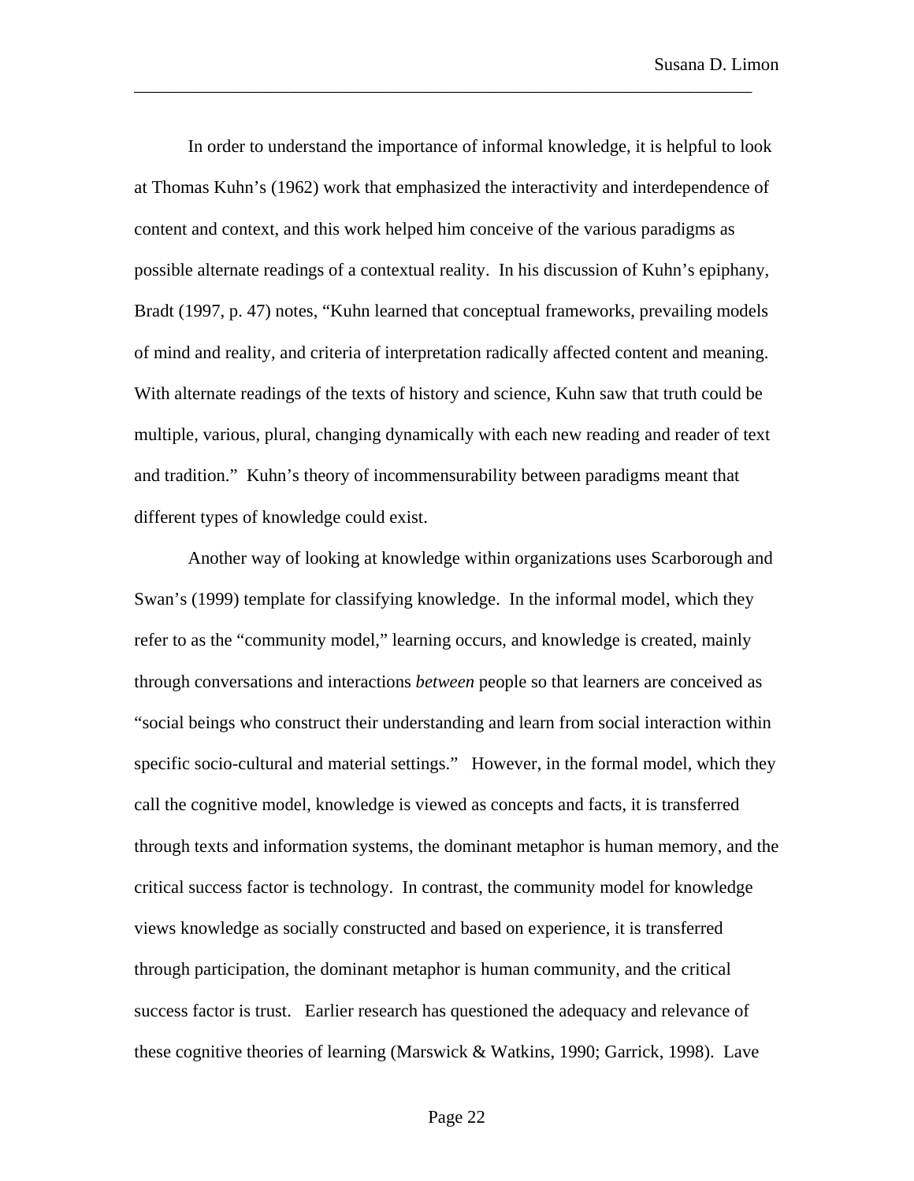In order to understand the importance of informal knowledge, it is helpful to look at Thomas Kuhn's (1962) work that emphasized the interactivity and interdependence of content and context, and this work helped him conceive of the various paradigms as possible alternate readings of a contextual reality. In his discussion of Kuhn's epiphany, Bradt (1997, p. 47) notes, "Kuhn learned that conceptual frameworks, prevailing models of mind and reality, and criteria of interpretation radically affected content and meaning. With alternate readings of the texts of history and science, Kuhn saw that truth could be multiple, various, plural, changing dynamically with each new reading and reader of text and tradition." Kuhn's theory of incommensurability between paradigms meant that different types of knowledge could exist.

Another way of looking at knowledge within organizations uses Scarborough and Swan's (1999) template for classifying knowledge. In the informal model, which they refer to as the "community model," learning occurs, and knowledge is created, mainly through conversations and interactions *between* people so that learners are conceived as "social beings who construct their understanding and learn from social interaction within specific socio-cultural and material settings." However, in the formal model, which they call the cognitive model, knowledge is viewed as concepts and facts, it is transferred through texts and information systems, the dominant metaphor is human memory, and the critical success factor is technology. In contrast, the community model for knowledge views knowledge as socially constructed and based on experience, it is transferred through participation, the dominant metaphor is human community, and the critical success factor is trust. Earlier research has questioned the adequacy and relevance of these cognitive theories of learning (Marswick & Watkins, 1990; Garrick, 1998). Lave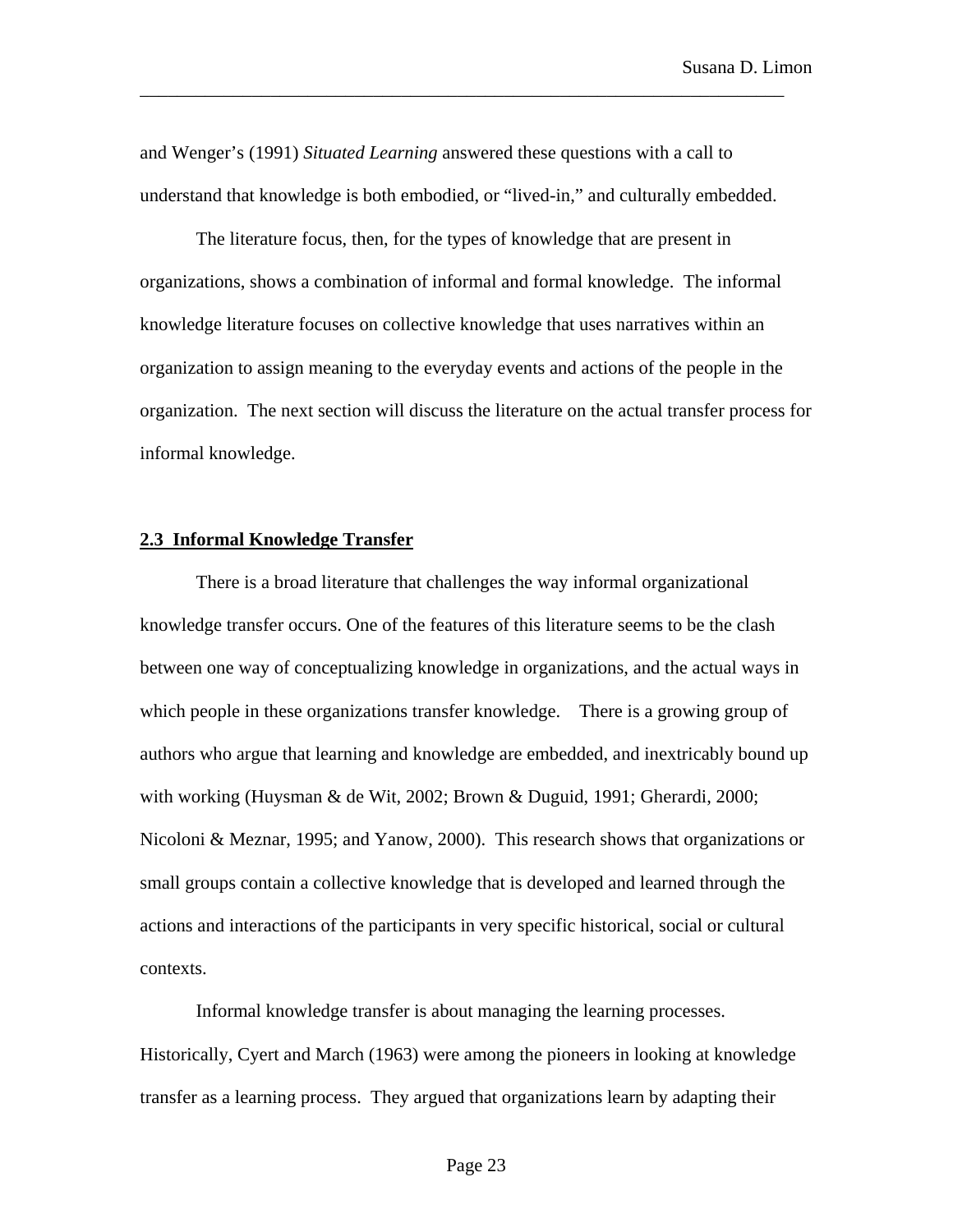and Wenger's (1991) *Situated Learning* answered these questions with a call to understand that knowledge is both embodied, or "lived-in," and culturally embedded.

The literature focus, then, for the types of knowledge that are present in organizations, shows a combination of informal and formal knowledge. The informal knowledge literature focuses on collective knowledge that uses narratives within an organization to assign meaning to the everyday events and actions of the people in the organization. The next section will discuss the literature on the actual transfer process for informal knowledge.

## 2.3 Informal Knowledge Transfer

There is a broad literature that challenges the way informal organizational knowledge transfer occurs. One of the features of this literature seems to be the clash between one way of conceptualizing knowledge in organizations, and the actual ways in which people in these organizations transfer knowledge. There is a growing group of authors who argue that learning and knowledge are embedded, and inextricably bound up with working (Huysman & de Wit, 2002; Brown & Duguid, 1991; Gherardi, 2000; Nicoloni & Meznar, 1995; and Yanow, 2000). This research shows that organizations or small groups contain a collective knowledge that is developed and learned through the actions and interactions of the participants in very specific historical, social or cultural contexts.

Informal knowledge transfer is about managing the learning processes. Historically, Cyert and March (1963) were among the pioneers in looking at knowledge transfer as a learning process. They argued that organizations learn by adapting their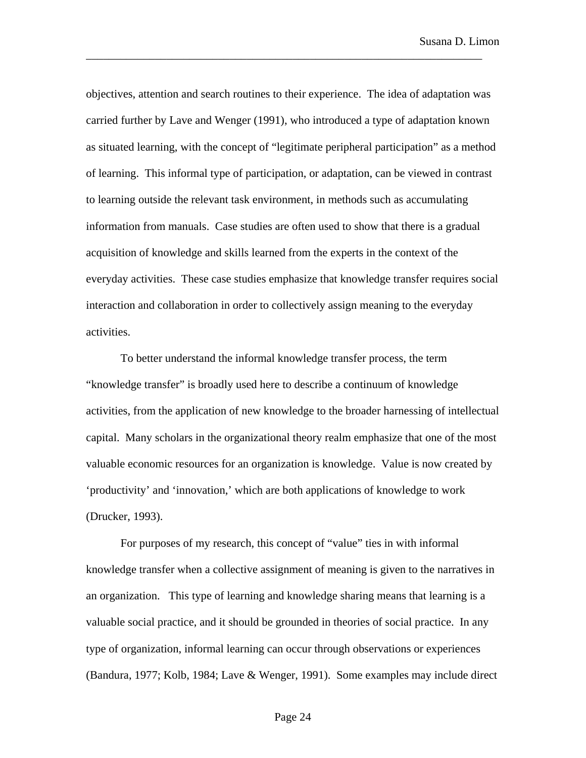objectives, attention and search routines to their experience. The idea of adaptation was carried further by Lave and Wenger (1991), who introduced a type of adaptation known as situated learning, with the concept of "legitimate peripheral participation" as a method of learning. This informal type of participation, or adaptation, can be viewed in contrast to learning outside the relevant task environment, in methods such as accumulating information from manuals. Case studies are often used to show that there is a gradual acquisition of knowledge and skills learned from the experts in the context of the everyday activities. These case studies emphasize that knowledge transfer requires social interaction and collaboration in order to collectively assign meaning to the everyday activities.

To better understand the informal knowledge transfer process, the term "knowledge transfer" is broadly used here to describe a continuum of knowledge activities, from the application of new knowledge to the broader harnessing of intellectual capital. Many scholars in the organizational theory realm emphasize that one of the most valuable economic resources for an organization is knowledge. Value is now created by 'productivity' and 'innovation,' which are both applications of knowledge to work (Drucker, 1993).

For purposes of my research, this concept of "value" ties in with informal knowledge transfer when a collective assignment of meaning is given to the narratives in an organization. This type of learning and knowledge sharing means that learning is a valuable social practice, and it should be grounded in theories of social practice. In any type of organization, informal learning can occur through observations or experiences (Bandura, 1977; Kolb, 1984; Lave & Wenger, 1991). Some examples may include direct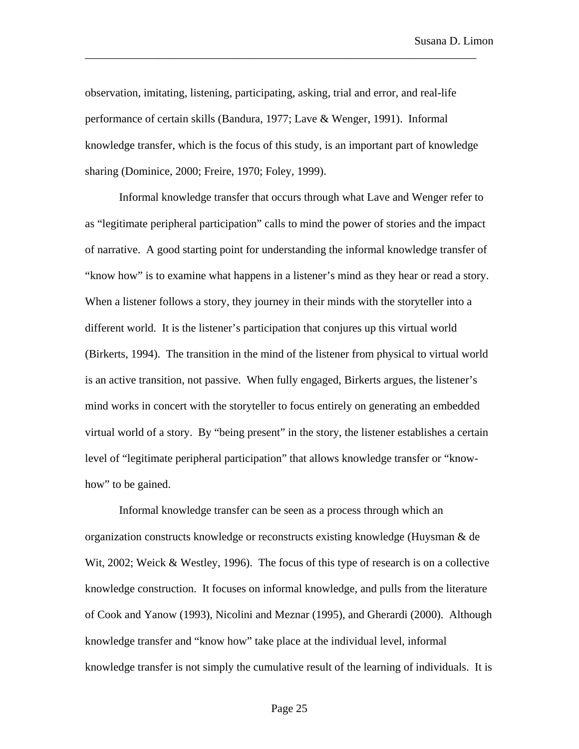observation, imitating, listening, participating, asking, trial and error, and real-life performance of certain skills (Bandura, 1977; Lave & Wenger, 1991). Informal knowledge transfer, which is the focus of this study, is an important part of knowledge sharing (Dominice, 2000; Freire, 1970; Foley, 1999).

Informal knowledge transfer that occurs through what Lave and Wenger refer to as "legitimate peripheral participation" calls to mind the power of stories and the impact of narrative. A good starting point for understanding the informal knowledge transfer of "know how" is to examine what happens in a listener's mind as they hear or read a story. When a listener follows a story, they journey in their minds with the storyteller into a different world. It is the listener's participation that conjures up this virtual world (Birkerts, 1994). The transition in the mind of the listener from physical to virtual world is an active transition, not passive. When fully engaged, Birkerts argues, the listener's mind works in concert with the storyteller to focus entirely on generating an embedded virtual world of a story. By "being present" in the story, the listener establishes a certain level of "legitimate peripheral participation" that allows knowledge transfer or "know-how" to be gained.

Informal knowledge transfer can be seen as a process through which an organization constructs knowledge or reconstructs existing knowledge (Huysman & de Wit, 2002; Weick & Westley, 1996). The focus of this type of research is on a collective knowledge construction. It focuses on informal knowledge, and pulls from the literature of Cook and Yanow (1993), Nicolini and Meznar (1995), and Gherardi (2000). Although knowledge transfer and "know how" take place at the individual level, informal knowledge transfer is not simply the cumulative result of the learning of individuals. It is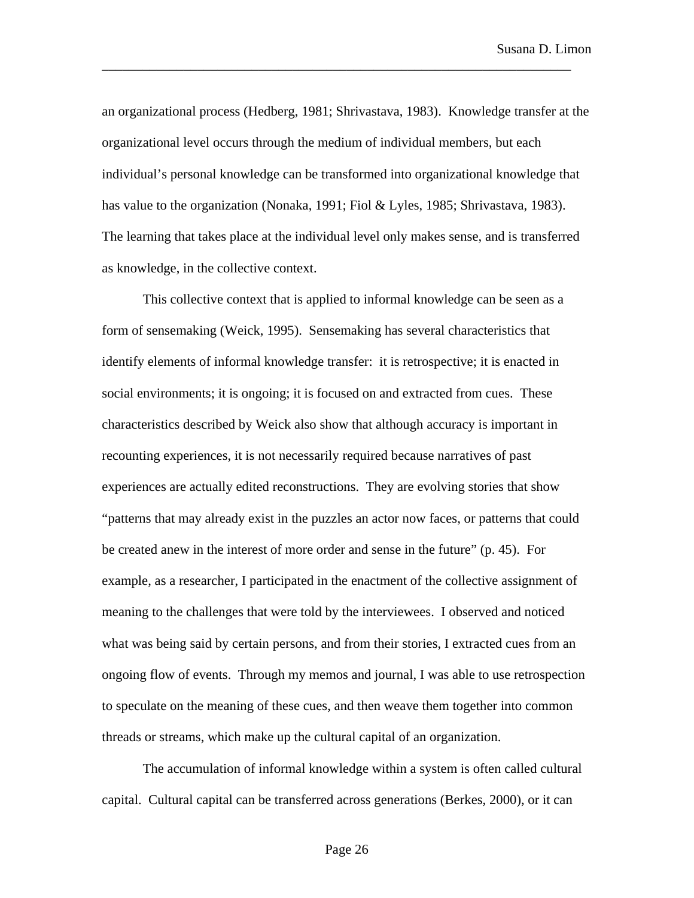an organizational process (Hedberg, 1981; Shrivastava, 1983). Knowledge transfer at the organizational level occurs through the medium of individual members, but each individual's personal knowledge can be transformed into organizational knowledge that has value to the organization (Nonaka, 1991; Fiol & Lyles, 1985; Shrivastava, 1983). The learning that takes place at the individual level only makes sense, and is transferred as knowledge, in the collective context.

This collective context that is applied to informal knowledge can be seen as a form of sensemaking (Weick, 1995). Sensemaking has several characteristics that identify elements of informal knowledge transfer: it is retrospective; it is enacted in social environments; it is ongoing; it is focused on and extracted from cues. These characteristics described by Weick also show that although accuracy is important in recounting experiences, it is not necessarily required because narratives of past experiences are actually edited reconstructions. They are evolving stories that show "patterns that may already exist in the puzzles an actor now faces, or patterns that could be created anew in the interest of more order and sense in the future" (p. 45). For example, as a researcher, I participated in the enactment of the collective assignment of meaning to the challenges that were told by the interviewees. I observed and noticed what was being said by certain persons, and from their stories, I extracted cues from an ongoing flow of events. Through my memos and journal, I was able to use retrospection to speculate on the meaning of these cues, and then weave them together into common threads or streams, which make up the cultural capital of an organization.

The accumulation of informal knowledge within a system is often called cultural capital. Cultural capital can be transferred across generations (Berkes, 2000), or it can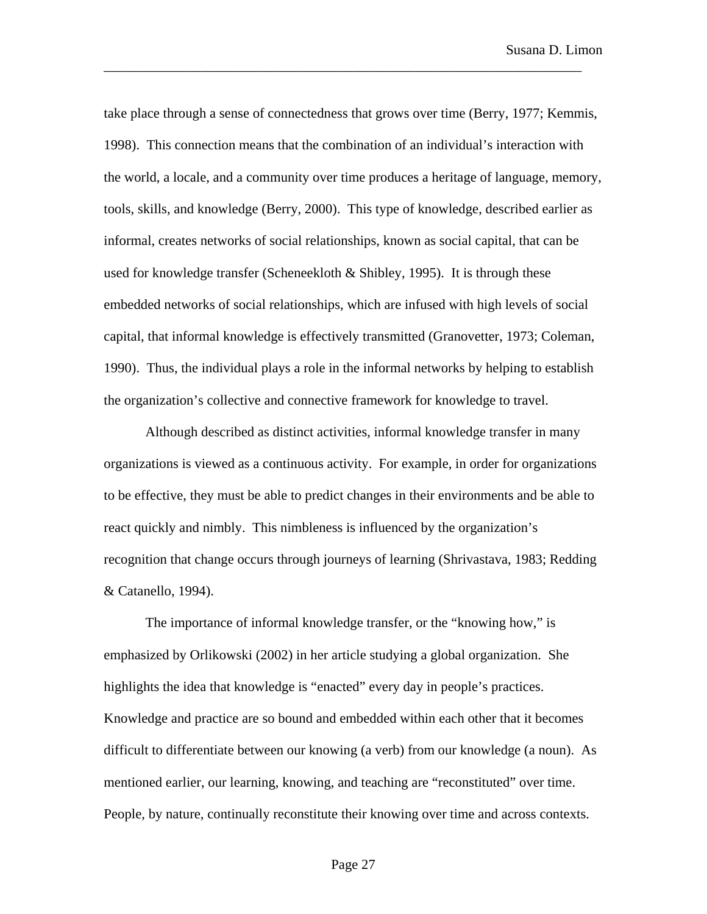take place through a sense of connectedness that grows over time (Berry, 1977; Kemmis, 1998). This connection means that the combination of an individual's interaction with the world, a locale, and a community over time produces a heritage of language, memory, tools, skills, and knowledge (Berry, 2000). This type of knowledge, described earlier as informal, creates networks of social relationships, known as social capital, that can be used for knowledge transfer (Scheneekloth & Shibley, 1995). It is through these embedded networks of social relationships, which are infused with high levels of social capital, that informal knowledge is effectively transmitted (Granovetter, 1973; Coleman, 1990). Thus, the individual plays a role in the informal networks by helping to establish the organization's collective and connective framework for knowledge to travel.

Although described as distinct activities, informal knowledge transfer in many organizations is viewed as a continuous activity. For example, in order for organizations to be effective, they must be able to predict changes in their environments and be able to react quickly and nimbly. This nimbleness is influenced by the organization's recognition that change occurs through journeys of learning (Shrivastava, 1983; Redding & Catanello, 1994).

The importance of informal knowledge transfer, or the "knowing how," is emphasized by Orlikowski (2002) in her article studying a global organization. She highlights the idea that knowledge is "enacted" every day in people's practices. Knowledge and practice are so bound and embedded within each other that it becomes difficult to differentiate between our knowing (a verb) from our knowledge (a noun). As mentioned earlier, our learning, knowing, and teaching are "reconstituted" over time. People, by nature, continually reconstitute their knowing over time and across contexts.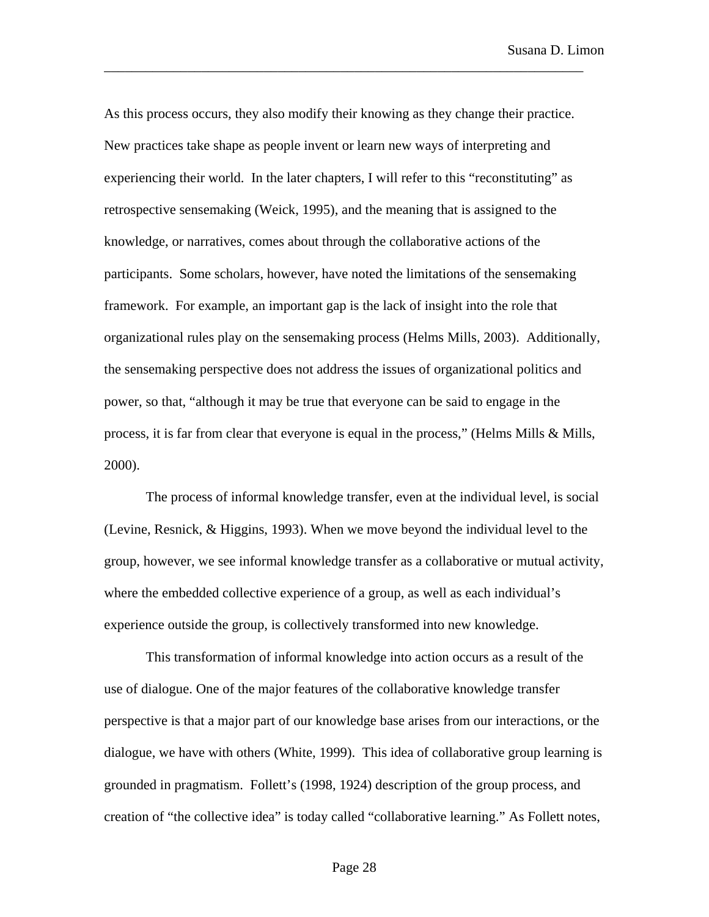As this process occurs, they also modify their knowing as they change their practice. New practices take shape as people invent or learn new ways of interpreting and experiencing their world. In the later chapters, I will refer to this "reconstituting" as retrospective sensemaking (Weick, 1995), and the meaning that is assigned to the knowledge, or narratives, comes about through the collaborative actions of the participants. Some scholars, however, have noted the limitations of the sensemaking framework. For example, an important gap is the lack of insight into the role that organizational rules play on the sensemaking process (Helms Mills, 2003). Additionally, the sensemaking perspective does not address the issues of organizational politics and power, so that, "although it may be true that everyone can be said to engage in the process, it is far from clear that everyone is equal in the process," (Helms Mills & Mills, 2000).

The process of informal knowledge transfer, even at the individual level, is social (Levine, Resnick, & Higgins, 1993). When we move beyond the individual level to the group, however, we see informal knowledge transfer as a collaborative or mutual activity, where the embedded collective experience of a group, as well as each individual's experience outside the group, is collectively transformed into new knowledge.

This transformation of informal knowledge into action occurs as a result of the use of dialogue. One of the major features of the collaborative knowledge transfer perspective is that a major part of our knowledge base arises from our interactions, or the dialogue, we have with others (White, 1999). This idea of collaborative group learning is grounded in pragmatism. Follett's (1998, 1924) description of the group process, and creation of "the collective idea" is today called "collaborative learning." As Follett notes,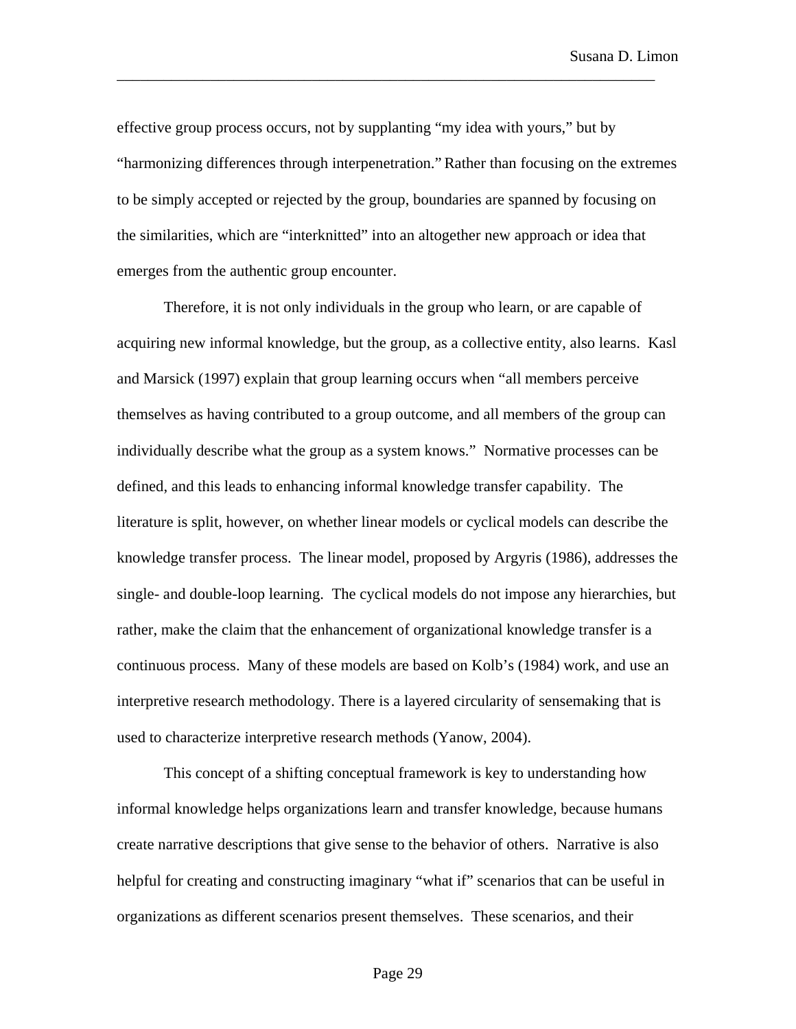effective group process occurs, not by supplanting "my idea with yours," but by "harmonizing differences through interpenetration." Rather than focusing on the extremes to be simply accepted or rejected by the group, boundaries are spanned by focusing on the similarities, which are "interknitted" into an altogether new approach or idea that emerges from the authentic group encounter.

Therefore, it is not only individuals in the group who learn, or are capable of acquiring new informal knowledge, but the group, as a collective entity, also learns. Kasl and Marsick (1997) explain that group learning occurs when "all members perceive themselves as having contributed to a group outcome, and all members of the group can individually describe what the group as a system knows." Normative processes can be defined, and this leads to enhancing informal knowledge transfer capability. The literature is split, however, on whether linear models or cyclical models can describe the knowledge transfer process. The linear model, proposed by Argyris (1986), addresses the single- and double-loop learning. The cyclical models do not impose any hierarchies, but rather, make the claim that the enhancement of organizational knowledge transfer is a continuous process. Many of these models are based on Kolb's (1984) work, and use an interpretive research methodology. There is a layered circularity of sensemaking that is used to characterize interpretive research methods (Yanow, 2004).

This concept of a shifting conceptual framework is key to understanding how informal knowledge helps organizations learn and transfer knowledge, because humans create narrative descriptions that give sense to the behavior of others. Narrative is also helpful for creating and constructing imaginary "what if" scenarios that can be useful in organizations as different scenarios present themselves. These scenarios, and their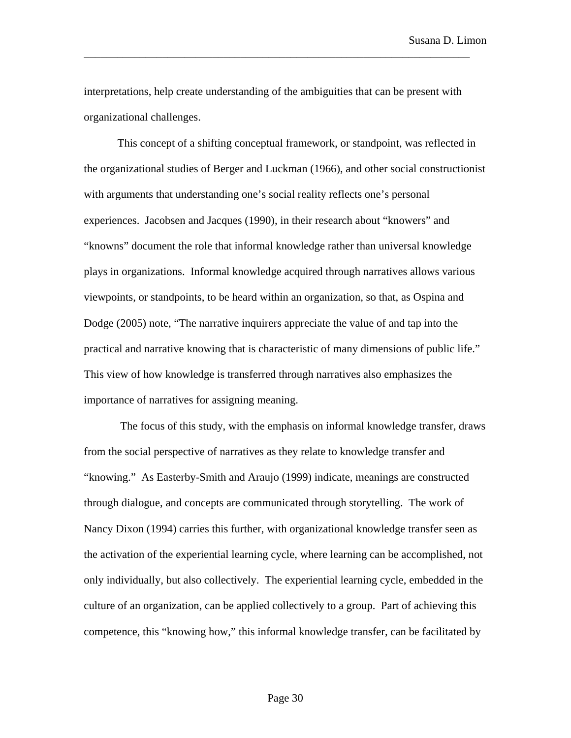interpretations, help create understanding of the ambiguities that can be present with organizational challenges.

This concept of a shifting conceptual framework, or standpoint, was reflected in the organizational studies of Berger and Luckman (1966), and other social constructionist with arguments that understanding one's social reality reflects one's personal experiences. Jacobsen and Jacques (1990), in their research about "knowers" and "knowns" document the role that informal knowledge rather than universal knowledge plays in organizations. Informal knowledge acquired through narratives allows various viewpoints, or standpoints, to be heard within an organization, so that, as Ospina and Dodge (2005) note, "The narrative inquirers appreciate the value of and tap into the practical and narrative knowing that is characteristic of many dimensions of public life." This view of how knowledge is transferred through narratives also emphasizes the importance of narratives for assigning meaning.

The focus of this study, with the emphasis on informal knowledge transfer, draws from the social perspective of narratives as they relate to knowledge transfer and "knowing." As Easterby-Smith and Araujo (1999) indicate, meanings are constructed through dialogue, and concepts are communicated through storytelling. The work of Nancy Dixon (1994) carries this further, with organizational knowledge transfer seen as the activation of the experiential learning cycle, where learning can be accomplished, not only individually, but also collectively. The experiential learning cycle, embedded in the culture of an organization, can be applied collectively to a group. Part of achieving this competence, this "knowing how," this informal knowledge transfer, can be facilitated by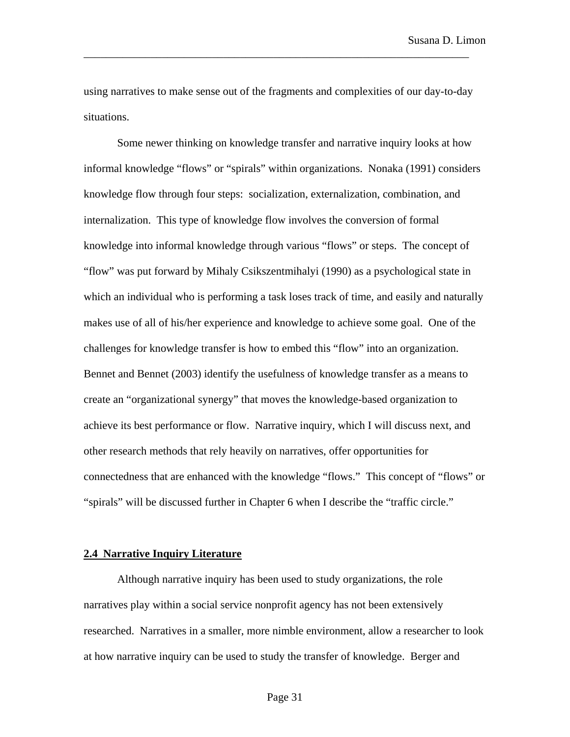using narratives to make sense out of the fragments and complexities of our day-to-day situations.

Some newer thinking on knowledge transfer and narrative inquiry looks at how informal knowledge "flows" or "spirals" within organizations. Nonaka (1991) considers knowledge flow through four steps: socialization, externalization, combination, and internalization. This type of knowledge flow involves the conversion of formal knowledge into informal knowledge through various "flows" or steps. The concept of "flow" was put forward by Mihaly Csikszentmihalyi (1990) as a psychological state in which an individual who is performing a task loses track of time, and easily and naturally makes use of all of his/her experience and knowledge to achieve some goal. One of the challenges for knowledge transfer is how to embed this "flow" into an organization. Bennet and Bennet (2003) identify the usefulness of knowledge transfer as a means to create an "organizational synergy" that moves the knowledge-based organization to achieve its best performance or flow. Narrative inquiry, which I will discuss next, and other research methods that rely heavily on narratives, offer opportunities for connectedness that are enhanced with the knowledge "flows." This concept of "flows" or "spirals" will be discussed further in Chapter 6 when I describe the "traffic circle."

## 2.4 Narrative Inquiry Literature

Although narrative inquiry has been used to study organizations, the role narratives play within a social service nonprofit agency has not been extensively researched. Narratives in a smaller, more nimble environment, allow a researcher to look at how narrative inquiry can be used to study the transfer of knowledge. Berger and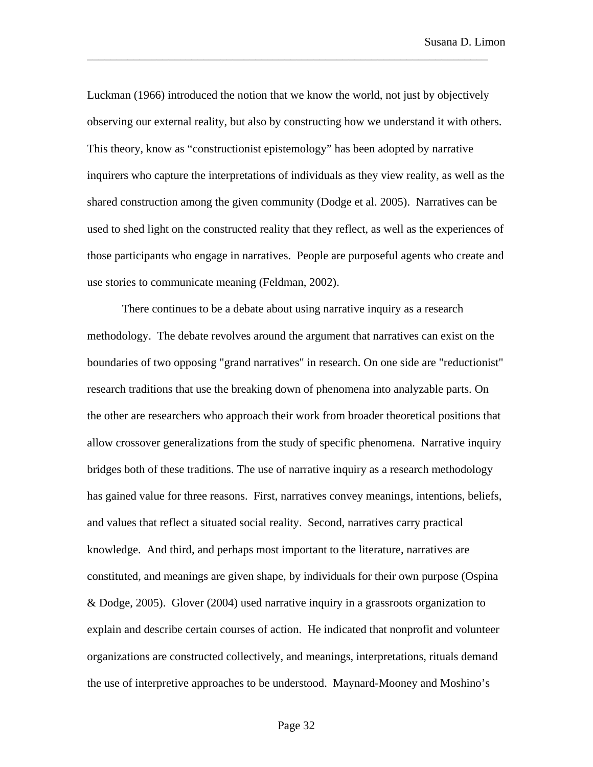Luckman (1966) introduced the notion that we know the world, not just by objectively observing our external reality, but also by constructing how we understand it with others. This theory, know as "constructionist epistemology" has been adopted by narrative inquirers who capture the interpretations of individuals as they view reality, as well as the shared construction among the given community (Dodge et al. 2005). Narratives can be used to shed light on the constructed reality that they reflect, as well as the experiences of those participants who engage in narratives. People are purposeful agents who create and use stories to communicate meaning (Feldman, 2002).

There continues to be a debate about using narrative inquiry as a research methodology. The debate revolves around the argument that narratives can exist on the boundaries of two opposing "grand narratives" in research. On one side are "reductionist" research traditions that use the breaking down of phenomena into analyzable parts. On the other are researchers who approach their work from broader theoretical positions that allow crossover generalizations from the study of specific phenomena. Narrative inquiry bridges both of these traditions. The use of narrative inquiry as a research methodology has gained value for three reasons. First, narratives convey meanings, intentions, beliefs, and values that reflect a situated social reality. Second, narratives carry practical knowledge. And third, and perhaps most important to the literature, narratives are constituted, and meanings are given shape, by individuals for their own purpose (Ospina & Dodge, 2005). Glover (2004) used narrative inquiry in a grassroots organization to explain and describe certain courses of action. He indicated that nonprofit and volunteer organizations are constructed collectively, and meanings, interpretations, rituals demand the use of interpretive approaches to be understood. Maynard-Mooney and Moshino's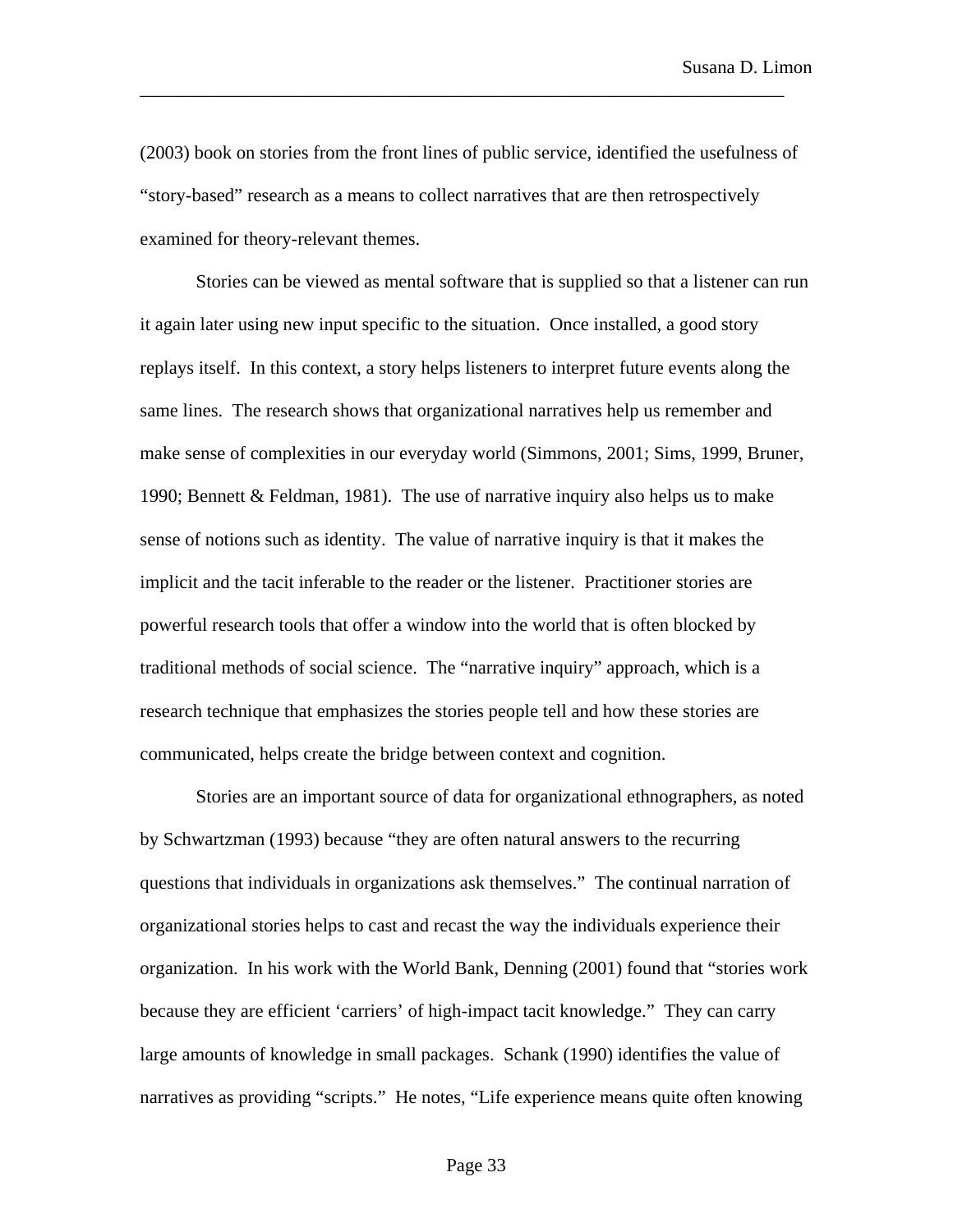(2003) book on stories from the front lines of public service, identified the usefulness of "story-based" research as a means to collect narratives that are then retrospectively examined for theory-relevant themes.

Stories can be viewed as mental software that is supplied so that a listener can run it again later using new input specific to the situation. Once installed, a good story replays itself. In this context, a story helps listeners to interpret future events along the same lines. The research shows that organizational narratives help us remember and make sense of complexities in our everyday world (Simmons, 2001; Sims, 1999, Bruner, 1990; Bennett & Feldman, 1981). The use of narrative inquiry also helps us to make sense of notions such as identity. The value of narrative inquiry is that it makes the implicit and the tacit inferable to the reader or the listener. Practitioner stories are powerful research tools that offer a window into the world that is often blocked by traditional methods of social science. The "narrative inquiry" approach, which is a research technique that emphasizes the stories people tell and how these stories are communicated, helps create the bridge between context and cognition.

Stories are an important source of data for organizational ethnographers, as noted by Schwartzman (1993) because "they are often natural answers to the recurring questions that individuals in organizations ask themselves." The continual narration of organizational stories helps to cast and recast the way the individuals experience their organization. In his work with the World Bank, Denning (2001) found that "stories work because they are efficient 'carriers' of high-impact tacit knowledge." They can carry large amounts of knowledge in small packages. Schank (1990) identifies the value of narratives as providing "scripts." He notes, "Life experience means quite often knowing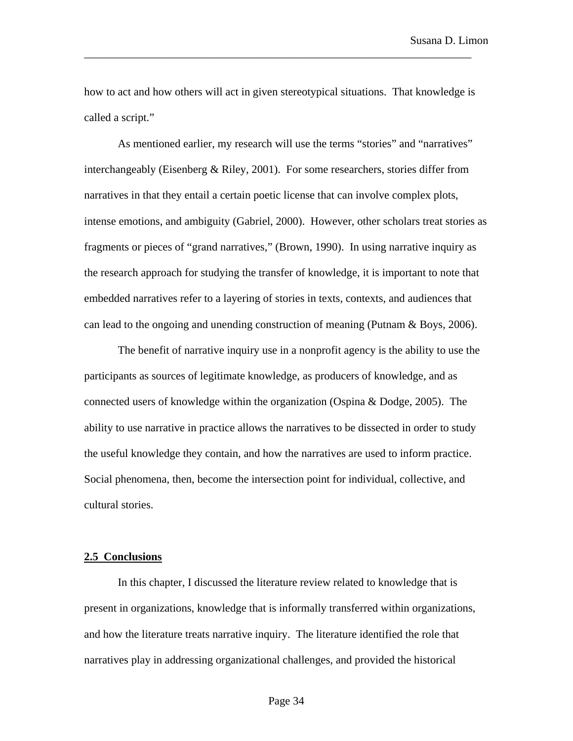how to act and how others will act in given stereotypical situations. That knowledge is called a script."

As mentioned earlier, my research will use the terms "stories" and "narratives" interchangeably (Eisenberg & Riley, 2001). For some researchers, stories differ from narratives in that they entail a certain poetic license that can involve complex plots, intense emotions, and ambiguity (Gabriel, 2000). However, other scholars treat stories as fragments or pieces of "grand narratives," (Brown, 1990). In using narrative inquiry as the research approach for studying the transfer of knowledge, it is important to note that embedded narratives refer to a layering of stories in texts, contexts, and audiences that can lead to the ongoing and unending construction of meaning (Putnam & Boys, 2006).

The benefit of narrative inquiry use in a nonprofit agency is the ability to use the participants as sources of legitimate knowledge, as producers of knowledge, and as connected users of knowledge within the organization (Ospina & Dodge, 2005). The ability to use narrative in practice allows the narratives to be dissected in order to study the useful knowledge they contain, and how the narratives are used to inform practice. Social phenomena, then, become the intersection point for individual, collective, and cultural stories.

## 2.5 Conclusions

In this chapter, I discussed the literature review related to knowledge that is present in organizations, knowledge that is informally transferred within organizations, and how the literature treats narrative inquiry. The literature identified the role that narratives play in addressing organizational challenges, and provided the historical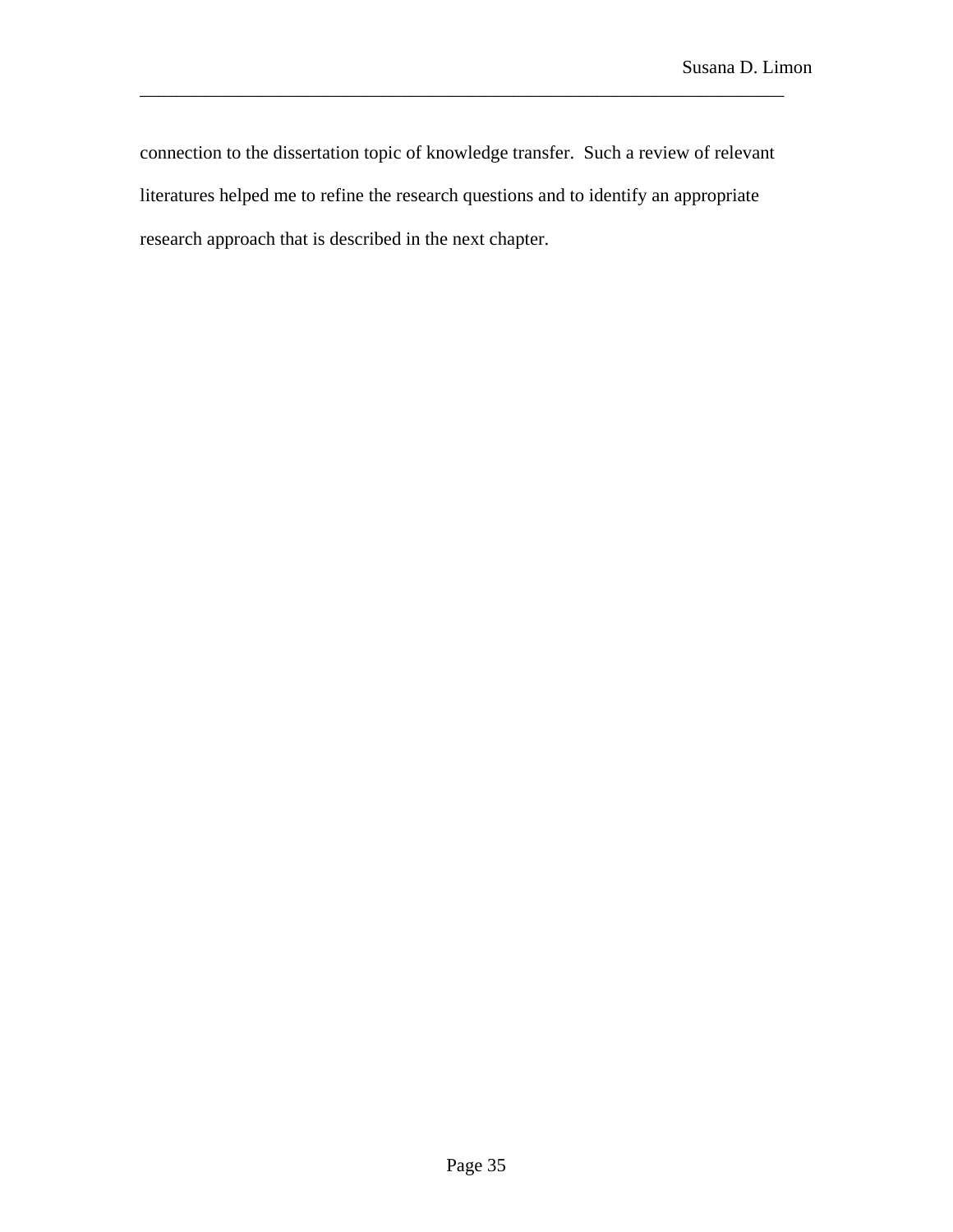connection to the dissertation topic of knowledge transfer. Such a review of relevant literatures helped me to refine the research questions and to identify an appropriate research approach that is described in the next chapter.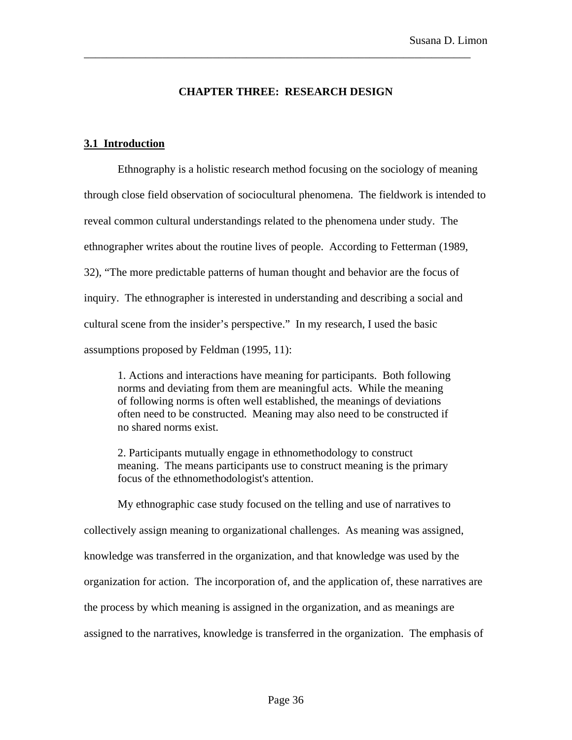## CHAPTER THREE: RESEARCH DESIGN

### 3.1 Introduction

Ethnography is a holistic research method focusing on the sociology of meaning through close field observation of sociocultural phenomena. The fieldwork is intended to reveal common cultural understandings related to the phenomena under study. The ethnographer writes about the routine lives of people. According to Fetterman (1989, 32), "The more predictable patterns of human thought and behavior are the focus of inquiry. The ethnographer is interested in understanding and describing a social and cultural scene from the insider's perspective." In my research, I used the basic assumptions proposed by Feldman (1995, 11):

> 1. Actions and interactions have meaning for participants. Both following norms and deviating from them are meaningful acts. While the meaning of following norms is often well established, the meanings of deviations often need to be constructed. Meaning may also need to be constructed if no shared norms exist.
>
> 2. Participants mutually engage in ethnomethodology to construct meaning. The means participants use to construct meaning is the primary focus of the ethnomethodologist's attention.

My ethnographic case study focused on the telling and use of narratives to collectively assign meaning to organizational challenges. As meaning was assigned, knowledge was transferred in the organization, and that knowledge was used by the organization for action. The incorporation of, and the application of, these narratives are the process by which meaning is assigned in the organization, and as meanings are assigned to the narratives, knowledge is transferred in the organization. The emphasis of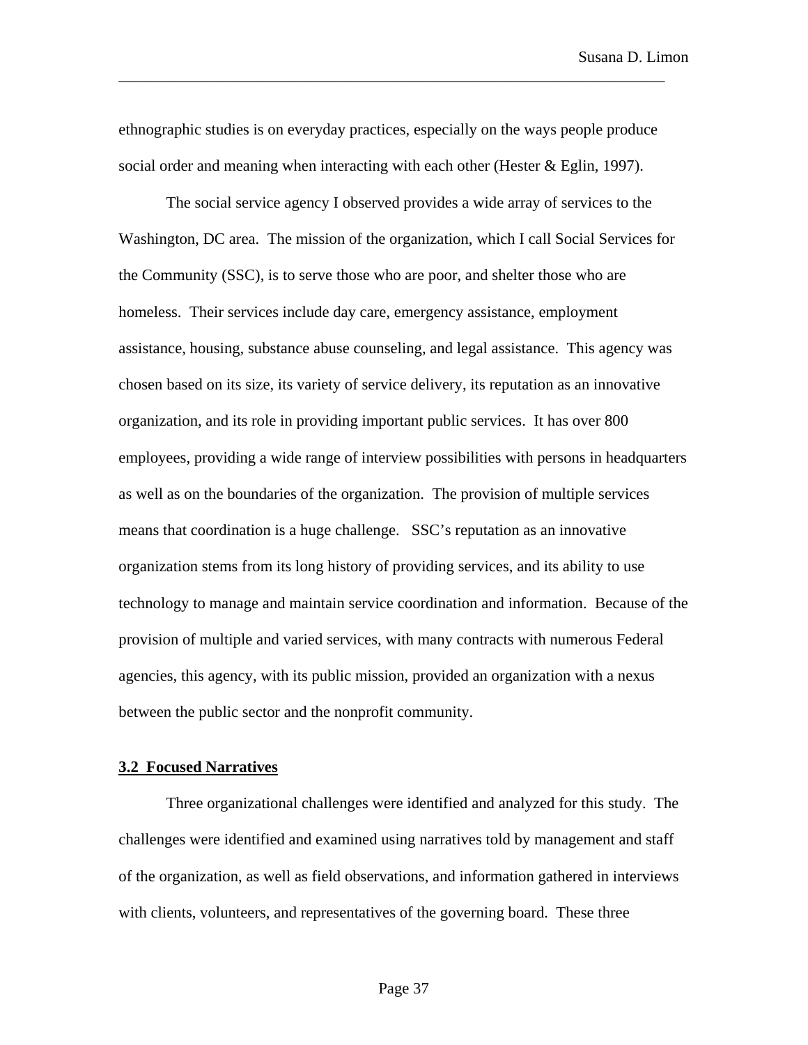ethnographic studies is on everyday practices, especially on the ways people produce social order and meaning when interacting with each other (Hester & Eglin, 1997).

The social service agency I observed provides a wide array of services to the Washington, DC area. The mission of the organization, which I call Social Services for the Community (SSC), is to serve those who are poor, and shelter those who are homeless. Their services include day care, emergency assistance, employment assistance, housing, substance abuse counseling, and legal assistance. This agency was chosen based on its size, its variety of service delivery, its reputation as an innovative organization, and its role in providing important public services. It has over 800 employees, providing a wide range of interview possibilities with persons in headquarters as well as on the boundaries of the organization. The provision of multiple services means that coordination is a huge challenge. SSC's reputation as an innovative organization stems from its long history of providing services, and its ability to use technology to manage and maintain service coordination and information. Because of the provision of multiple and varied services, with many contracts with numerous Federal agencies, this agency, with its public mission, provided an organization with a nexus between the public sector and the nonprofit community.

### 3.2 Focused Narratives

Three organizational challenges were identified and analyzed for this study. The challenges were identified and examined using narratives told by management and staff of the organization, as well as field observations, and information gathered in interviews with clients, volunteers, and representatives of the governing board. These three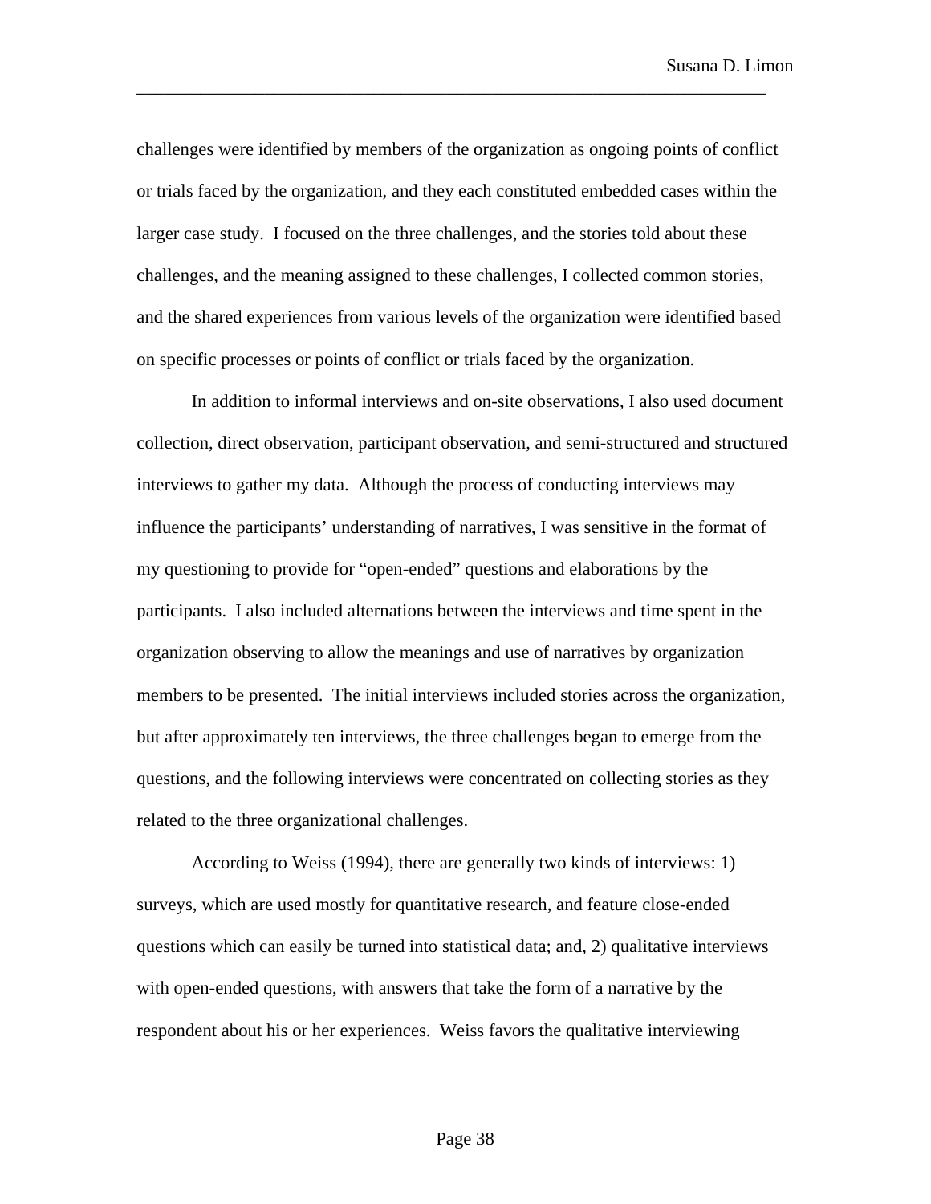challenges were identified by members of the organization as ongoing points of conflict or trials faced by the organization, and they each constituted embedded cases within the larger case study. I focused on the three challenges, and the stories told about these challenges, and the meaning assigned to these challenges, I collected common stories, and the shared experiences from various levels of the organization were identified based on specific processes or points of conflict or trials faced by the organization.

In addition to informal interviews and on-site observations, I also used document collection, direct observation, participant observation, and semi-structured and structured interviews to gather my data. Although the process of conducting interviews may influence the participants' understanding of narratives, I was sensitive in the format of my questioning to provide for "open-ended" questions and elaborations by the participants. I also included alternations between the interviews and time spent in the organization observing to allow the meanings and use of narratives by organization members to be presented. The initial interviews included stories across the organization, but after approximately ten interviews, the three challenges began to emerge from the questions, and the following interviews were concentrated on collecting stories as they related to the three organizational challenges.

According to Weiss (1994), there are generally two kinds of interviews: 1) surveys, which are used mostly for quantitative research, and feature close-ended questions which can easily be turned into statistical data; and, 2) qualitative interviews with open-ended questions, with answers that take the form of a narrative by the respondent about his or her experiences. Weiss favors the qualitative interviewing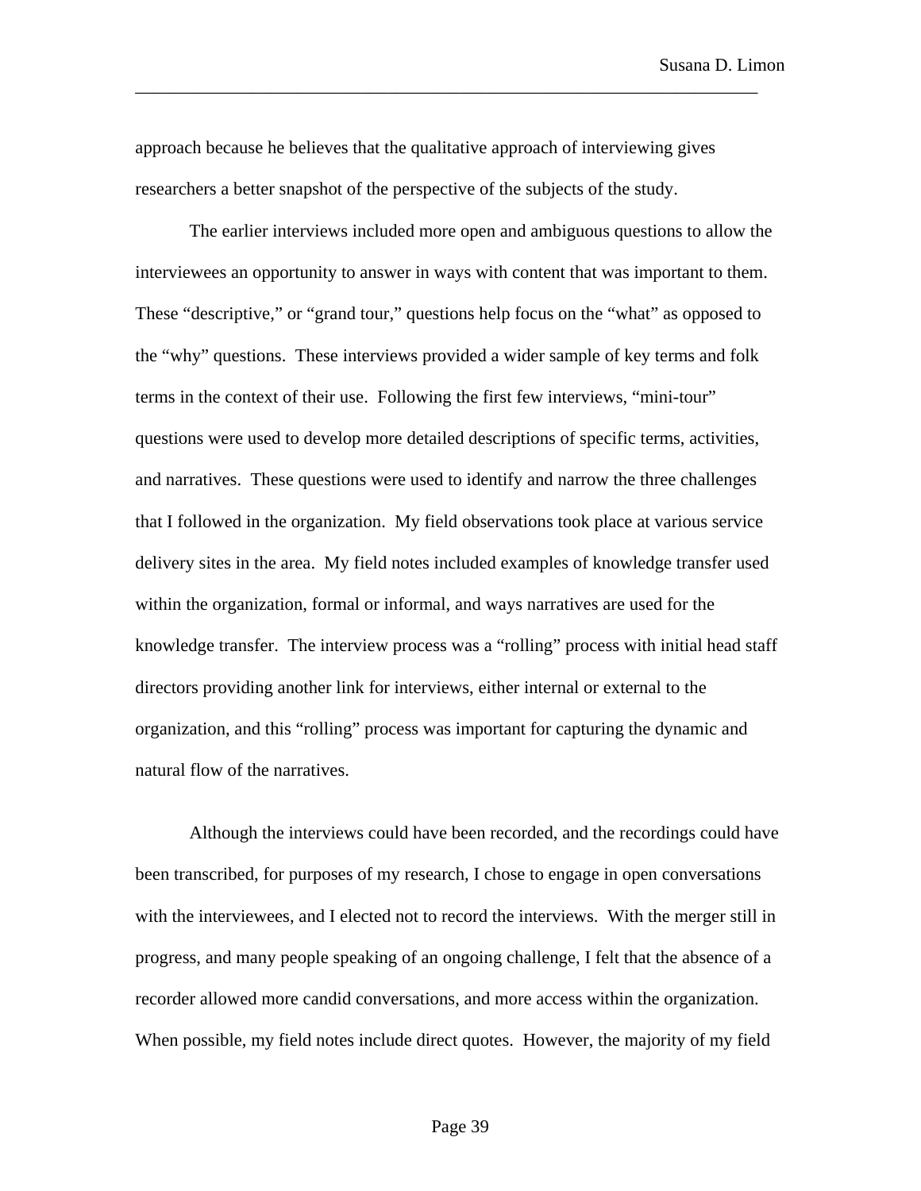approach because he believes that the qualitative approach of interviewing gives researchers a better snapshot of the perspective of the subjects of the study.

The earlier interviews included more open and ambiguous questions to allow the interviewees an opportunity to answer in ways with content that was important to them. These "descriptive," or "grand tour," questions help focus on the "what" as opposed to the "why" questions. These interviews provided a wider sample of key terms and folk terms in the context of their use. Following the first few interviews, "mini-tour" questions were used to develop more detailed descriptions of specific terms, activities, and narratives. These questions were used to identify and narrow the three challenges that I followed in the organization. My field observations took place at various service delivery sites in the area. My field notes included examples of knowledge transfer used within the organization, formal or informal, and ways narratives are used for the knowledge transfer. The interview process was a "rolling" process with initial head staff directors providing another link for interviews, either internal or external to the organization, and this "rolling" process was important for capturing the dynamic and natural flow of the narratives.

Although the interviews could have been recorded, and the recordings could have been transcribed, for purposes of my research, I chose to engage in open conversations with the interviewees, and I elected not to record the interviews. With the merger still in progress, and many people speaking of an ongoing challenge, I felt that the absence of a recorder allowed more candid conversations, and more access within the organization. When possible, my field notes include direct quotes. However, the majority of my field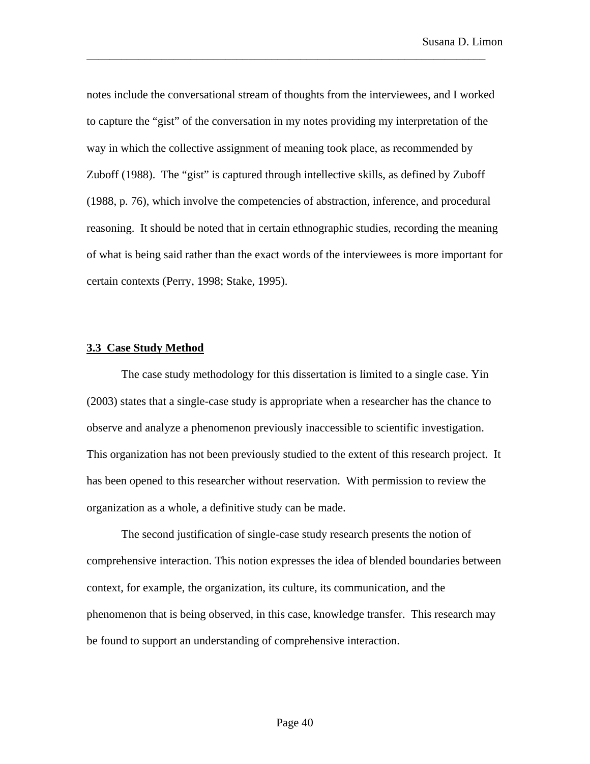notes include the conversational stream of thoughts from the interviewees, and I worked to capture the "gist" of the conversation in my notes providing my interpretation of the way in which the collective assignment of meaning took place, as recommended by Zuboff (1988). The "gist" is captured through intellective skills, as defined by Zuboff (1988, p. 76), which involve the competencies of abstraction, inference, and procedural reasoning. It should be noted that in certain ethnographic studies, recording the meaning of what is being said rather than the exact words of the interviewees is more important for certain contexts (Perry, 1998; Stake, 1995).

### 3.3 Case Study Method

The case study methodology for this dissertation is limited to a single case. Yin (2003) states that a single-case study is appropriate when a researcher has the chance to observe and analyze a phenomenon previously inaccessible to scientific investigation. This organization has not been previously studied to the extent of this research project. It has been opened to this researcher without reservation. With permission to review the organization as a whole, a definitive study can be made.

The second justification of single-case study research presents the notion of comprehensive interaction. This notion expresses the idea of blended boundaries between context, for example, the organization, its culture, its communication, and the phenomenon that is being observed, in this case, knowledge transfer. This research may be found to support an understanding of comprehensive interaction.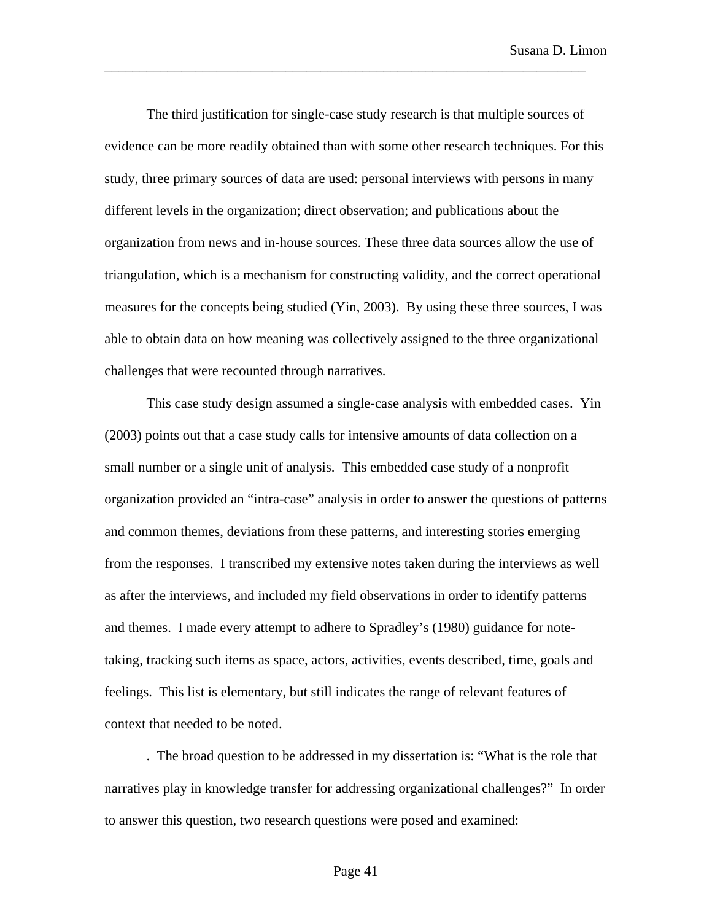The third justification for single-case study research is that multiple sources of evidence can be more readily obtained than with some other research techniques. For this study, three primary sources of data are used: personal interviews with persons in many different levels in the organization; direct observation; and publications about the organization from news and in-house sources. These three data sources allow the use of triangulation, which is a mechanism for constructing validity, and the correct operational measures for the concepts being studied (Yin, 2003). By using these three sources, I was able to obtain data on how meaning was collectively assigned to the three organizational challenges that were recounted through narratives.

This case study design assumed a single-case analysis with embedded cases. Yin (2003) points out that a case study calls for intensive amounts of data collection on a small number or a single unit of analysis. This embedded case study of a nonprofit organization provided an "intra-case" analysis in order to answer the questions of patterns and common themes, deviations from these patterns, and interesting stories emerging from the responses. I transcribed my extensive notes taken during the interviews as well as after the interviews, and included my field observations in order to identify patterns and themes. I made every attempt to adhere to Spradley's (1980) guidance for note-taking, tracking such items as space, actors, activities, events described, time, goals and feelings. This list is elementary, but still indicates the range of relevant features of context that needed to be noted.

. The broad question to be addressed in my dissertation is: "What is the role that narratives play in knowledge transfer for addressing organizational challenges?" In order to answer this question, two research questions were posed and examined: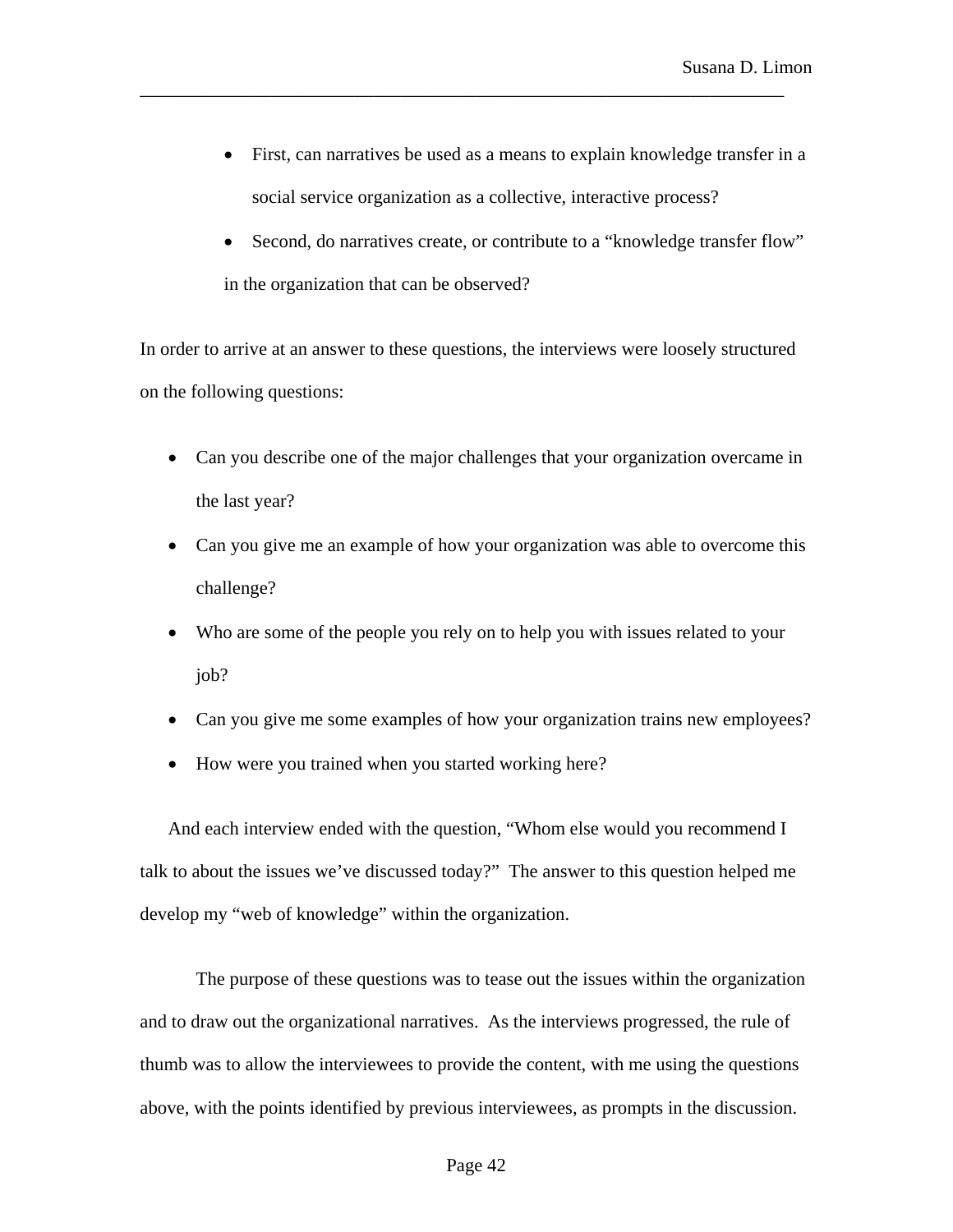- First, can narratives be used as a means to explain knowledge transfer in a social service organization as a collective, interactive process?
- Second, do narratives create, or contribute to a "knowledge transfer flow" in the organization that can be observed?

In order to arrive at an answer to these questions, the interviews were loosely structured on the following questions:

- Can you describe one of the major challenges that your organization overcame in the last year?
- Can you give me an example of how your organization was able to overcome this challenge?
- Who are some of the people you rely on to help you with issues related to your job?
- Can you give me some examples of how your organization trains new employees?
- How were you trained when you started working here?

And each interview ended with the question, "Whom else would you recommend I talk to about the issues we've discussed today?" The answer to this question helped me develop my "web of knowledge" within the organization.

The purpose of these questions was to tease out the issues within the organization and to draw out the organizational narratives. As the interviews progressed, the rule of thumb was to allow the interviewees to provide the content, with me using the questions above, with the points identified by previous interviewees, as prompts in the discussion.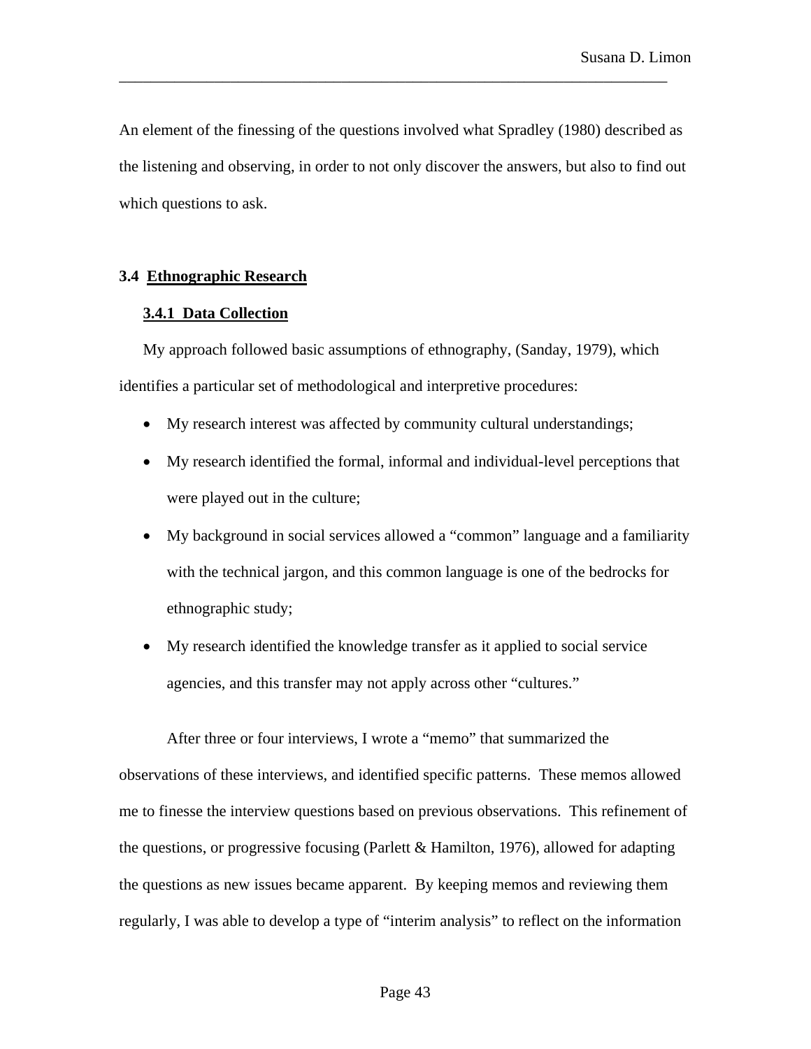An element of the finessing of the questions involved what Spradley (1980) described as the listening and observing, in order to not only discover the answers, but also to find out which questions to ask.

## 3.4 Ethnographic Research

### 3.4.1 Data Collection

My approach followed basic assumptions of ethnography, (Sanday, 1979), which identifies a particular set of methodological and interpretive procedures:

- My research interest was affected by community cultural understandings;
- My research identified the formal, informal and individual-level perceptions that were played out in the culture;
- My background in social services allowed a "common" language and a familiarity with the technical jargon, and this common language is one of the bedrocks for ethnographic study;
- My research identified the knowledge transfer as it applied to social service agencies, and this transfer may not apply across other "cultures."

After three or four interviews, I wrote a "memo" that summarized the observations of these interviews, and identified specific patterns. These memos allowed me to finesse the interview questions based on previous observations. This refinement of the questions, or progressive focusing (Parlett & Hamilton, 1976), allowed for adapting the questions as new issues became apparent. By keeping memos and reviewing them regularly, I was able to develop a type of "interim analysis" to reflect on the information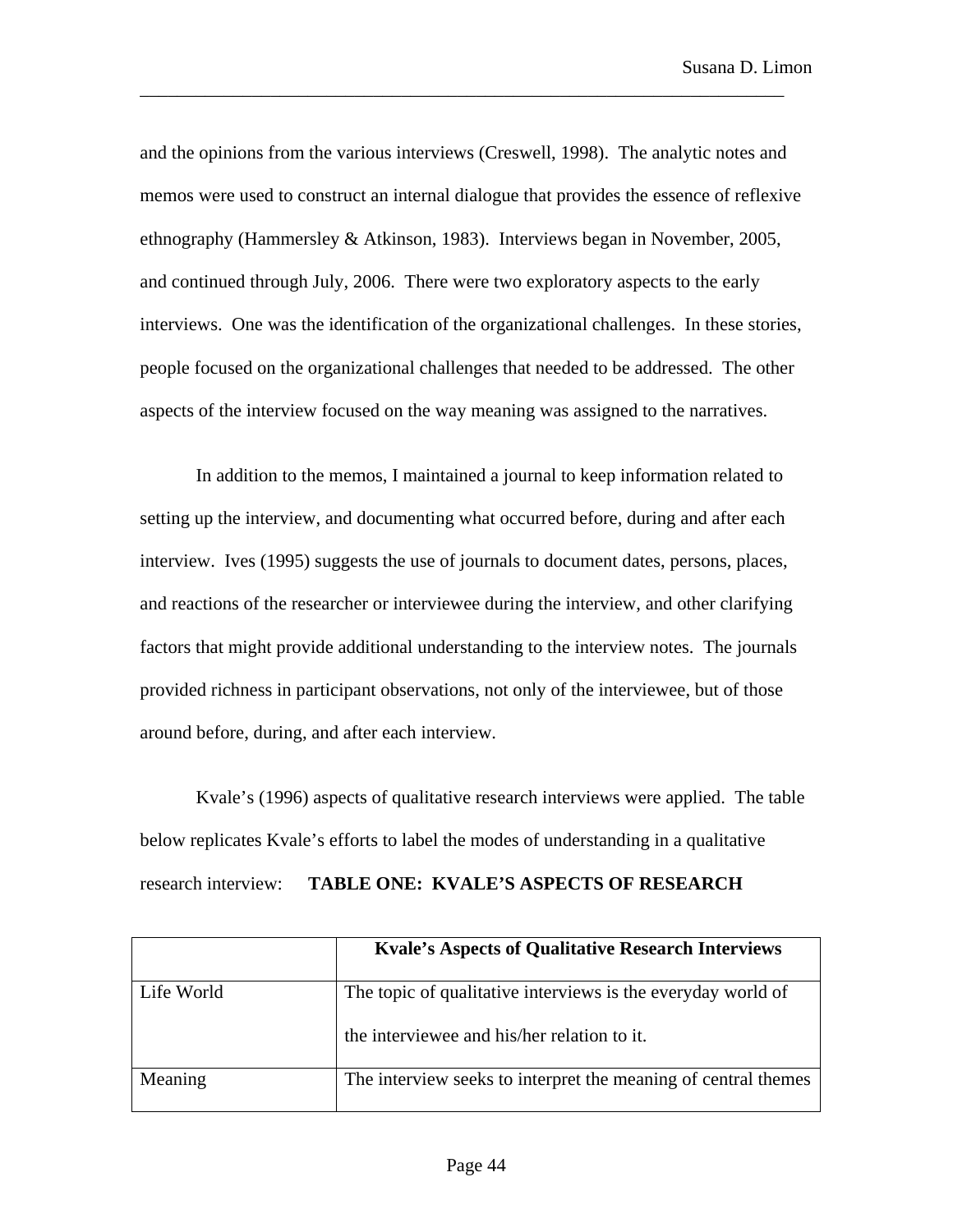and the opinions from the various interviews (Creswell, 1998). The analytic notes and memos were used to construct an internal dialogue that provides the essence of reflexive ethnography (Hammersley & Atkinson, 1983). Interviews began in November, 2005, and continued through July, 2006. There were two exploratory aspects to the early interviews. One was the identification of the organizational challenges. In these stories, people focused on the organizational challenges that needed to be addressed. The other aspects of the interview focused on the way meaning was assigned to the narratives.

In addition to the memos, I maintained a journal to keep information related to setting up the interview, and documenting what occurred before, during and after each interview. Ives (1995) suggests the use of journals to document dates, persons, places, and reactions of the researcher or interviewee during the interview, and other clarifying factors that might provide additional understanding to the interview notes. The journals provided richness in participant observations, not only of the interviewee, but of those around before, during, and after each interview.

Kvale's (1996) aspects of qualitative research interviews were applied. The table below replicates Kvale's efforts to label the modes of understanding in a qualitative research interview: **TABLE ONE: KVALE'S ASPECTS OF RESEARCH**

| | **Kvale's Aspects of Qualitative Research Interviews** |
|---|---|
| Life World | The topic of qualitative interviews is the everyday world of the interviewee and his/her relation to it. |
| Meaning | The interview seeks to interpret the meaning of central themes |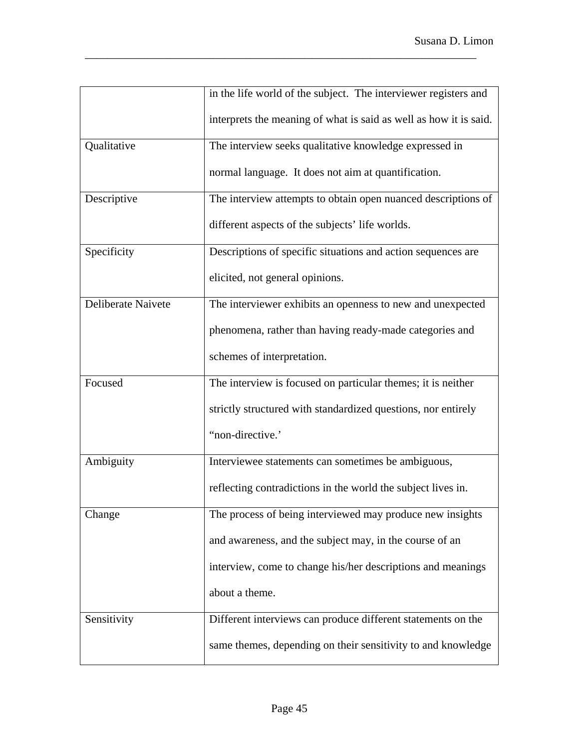|  |  |
|---|---|
|  | in the life world of the subject. The interviewer registers and interprets the meaning of what is said as well as how it is said. |
| Qualitative | The interview seeks qualitative knowledge expressed in normal language. It does not aim at quantification. |
| Descriptive | The interview attempts to obtain open nuanced descriptions of different aspects of the subjects' life worlds. |
| Specificity | Descriptions of specific situations and action sequences are elicited, not general opinions. |
| Deliberate Naivete | The interviewer exhibits an openness to new and unexpected phenomena, rather than having ready-made categories and schemes of interpretation. |
| Focused | The interview is focused on particular themes; it is neither strictly structured with standardized questions, nor entirely "non-directive.' |
| Ambiguity | Interviewee statements can sometimes be ambiguous, reflecting contradictions in the world the subject lives in. |
| Change | The process of being interviewed may produce new insights and awareness, and the subject may, in the course of an interview, come to change his/her descriptions and meanings about a theme. |
| Sensitivity | Different interviews can produce different statements on the same themes, depending on their sensitivity to and knowledge |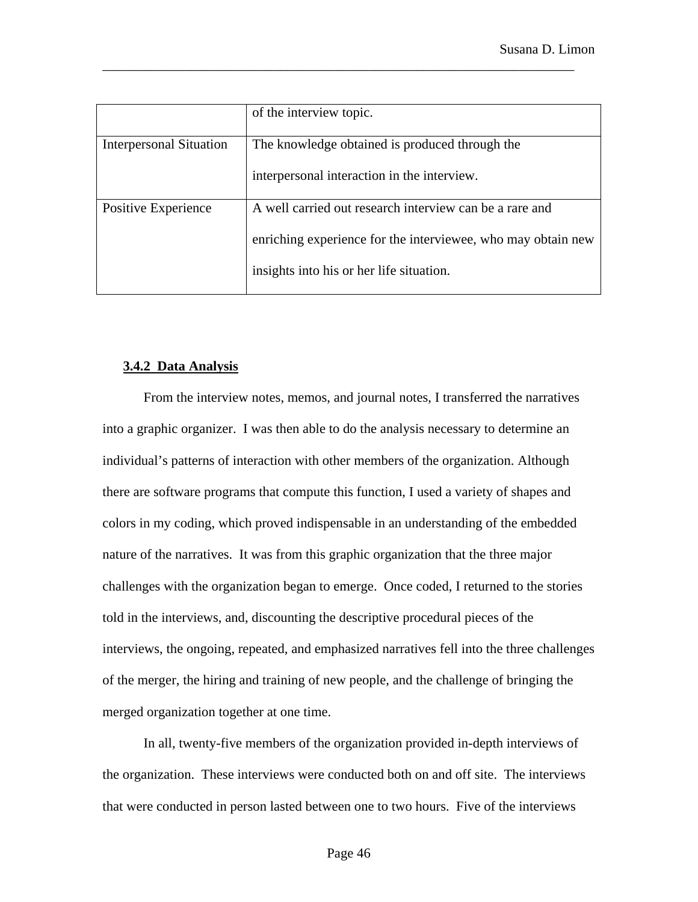|  |  |
|---|---|
|  | of the interview topic. |
| Interpersonal Situation | The knowledge obtained is produced through the interpersonal interaction in the interview. |
| Positive Experience | A well carried out research interview can be a rare and enriching experience for the interviewee, who may obtain new insights into his or her life situation. |

### **3.4.2 Data Analysis**

From the interview notes, memos, and journal notes, I transferred the narratives into a graphic organizer. I was then able to do the analysis necessary to determine an individual's patterns of interaction with other members of the organization. Although there are software programs that compute this function, I used a variety of shapes and colors in my coding, which proved indispensable in an understanding of the embedded nature of the narratives. It was from this graphic organization that the three major challenges with the organization began to emerge. Once coded, I returned to the stories told in the interviews, and, discounting the descriptive procedural pieces of the interviews, the ongoing, repeated, and emphasized narratives fell into the three challenges of the merger, the hiring and training of new people, and the challenge of bringing the merged organization together at one time.

In all, twenty-five members of the organization provided in-depth interviews of the organization. These interviews were conducted both on and off site. The interviews that were conducted in person lasted between one to two hours. Five of the interviews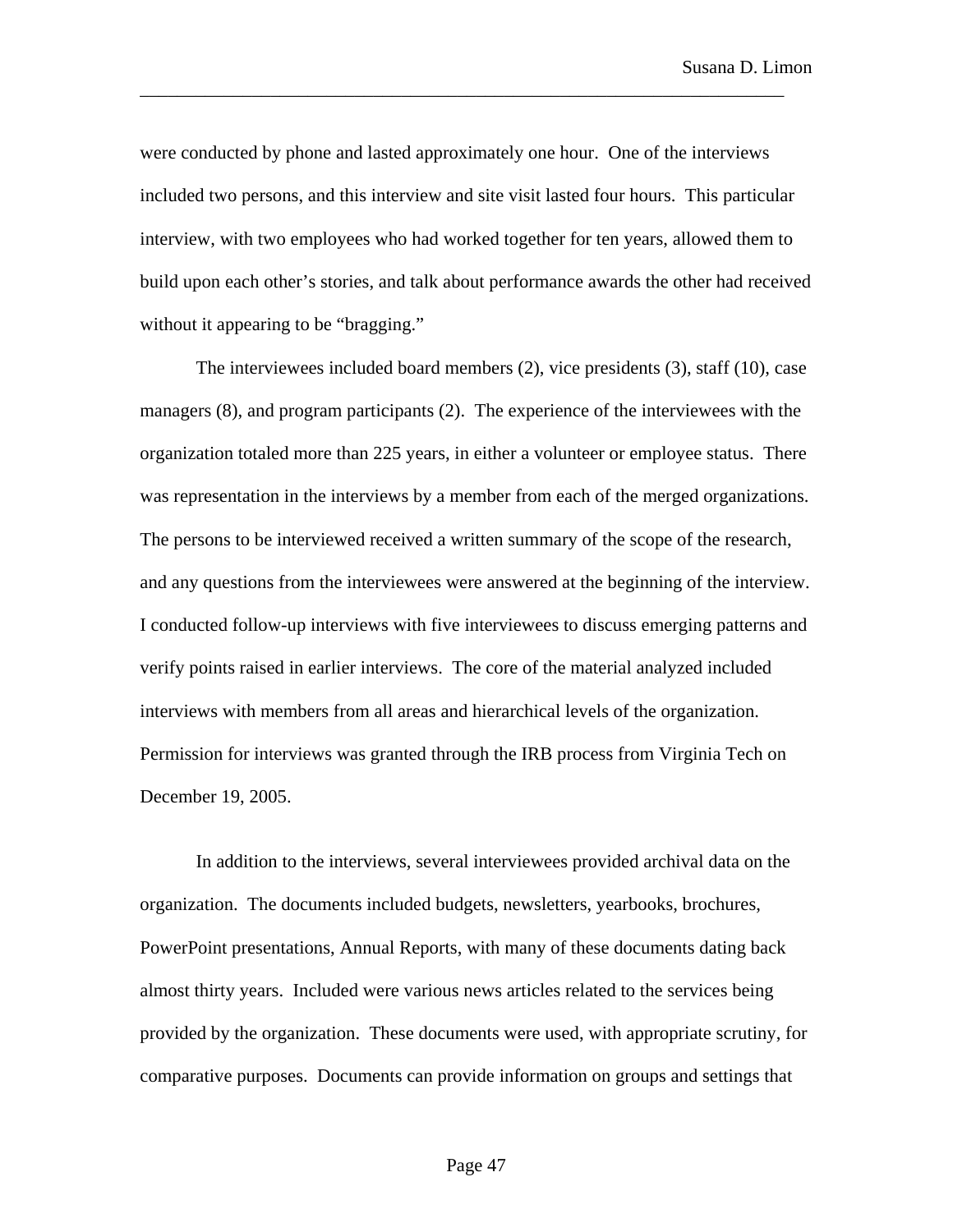were conducted by phone and lasted approximately one hour. One of the interviews included two persons, and this interview and site visit lasted four hours. This particular interview, with two employees who had worked together for ten years, allowed them to build upon each other's stories, and talk about performance awards the other had received without it appearing to be "bragging."

The interviewees included board members (2), vice presidents (3), staff (10), case managers (8), and program participants (2). The experience of the interviewees with the organization totaled more than 225 years, in either a volunteer or employee status. There was representation in the interviews by a member from each of the merged organizations. The persons to be interviewed received a written summary of the scope of the research, and any questions from the interviewees were answered at the beginning of the interview. I conducted follow-up interviews with five interviewees to discuss emerging patterns and verify points raised in earlier interviews. The core of the material analyzed included interviews with members from all areas and hierarchical levels of the organization. Permission for interviews was granted through the IRB process from Virginia Tech on December 19, 2005.

In addition to the interviews, several interviewees provided archival data on the organization. The documents included budgets, newsletters, yearbooks, brochures, PowerPoint presentations, Annual Reports, with many of these documents dating back almost thirty years. Included were various news articles related to the services being provided by the organization. These documents were used, with appropriate scrutiny, for comparative purposes. Documents can provide information on groups and settings that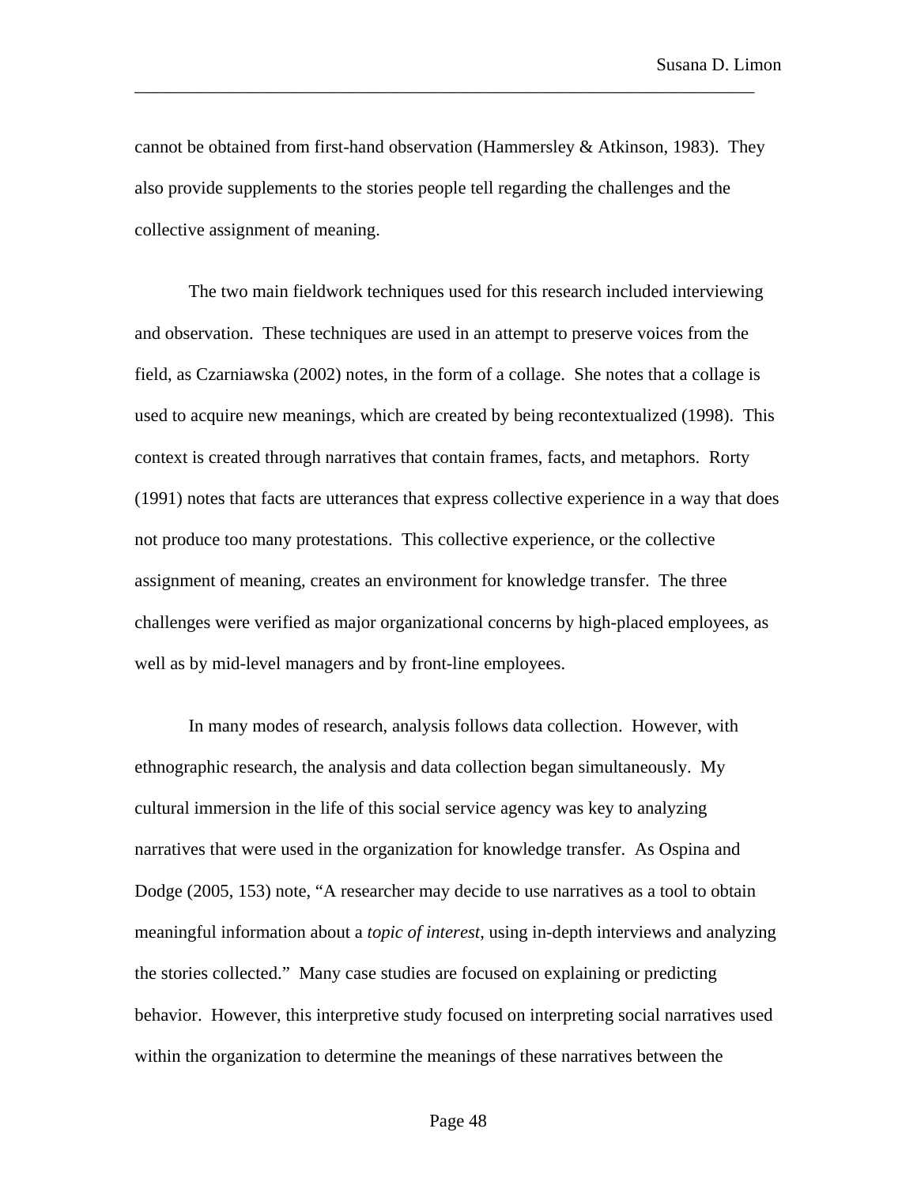cannot be obtained from first-hand observation (Hammersley & Atkinson, 1983). They also provide supplements to the stories people tell regarding the challenges and the collective assignment of meaning.

The two main fieldwork techniques used for this research included interviewing and observation. These techniques are used in an attempt to preserve voices from the field, as Czarniawska (2002) notes, in the form of a collage. She notes that a collage is used to acquire new meanings, which are created by being recontextualized (1998). This context is created through narratives that contain frames, facts, and metaphors. Rorty (1991) notes that facts are utterances that express collective experience in a way that does not produce too many protestations. This collective experience, or the collective assignment of meaning, creates an environment for knowledge transfer. The three challenges were verified as major organizational concerns by high-placed employees, as well as by mid-level managers and by front-line employees.

In many modes of research, analysis follows data collection. However, with ethnographic research, the analysis and data collection began simultaneously. My cultural immersion in the life of this social service agency was key to analyzing narratives that were used in the organization for knowledge transfer. As Ospina and Dodge (2005, 153) note, "A researcher may decide to use narratives as a tool to obtain meaningful information about a *topic of interest*, using in-depth interviews and analyzing the stories collected." Many case studies are focused on explaining or predicting behavior. However, this interpretive study focused on interpreting social narratives used within the organization to determine the meanings of these narratives between the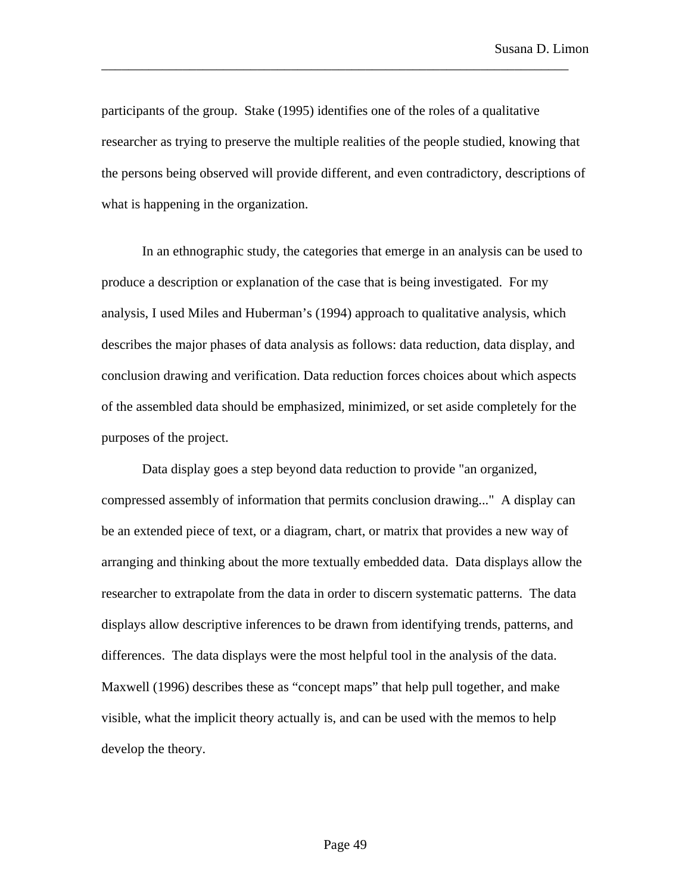participants of the group. Stake (1995) identifies one of the roles of a qualitative researcher as trying to preserve the multiple realities of the people studied, knowing that the persons being observed will provide different, and even contradictory, descriptions of what is happening in the organization.

In an ethnographic study, the categories that emerge in an analysis can be used to produce a description or explanation of the case that is being investigated. For my analysis, I used Miles and Huberman's (1994) approach to qualitative analysis, which describes the major phases of data analysis as follows: data reduction, data display, and conclusion drawing and verification. Data reduction forces choices about which aspects of the assembled data should be emphasized, minimized, or set aside completely for the purposes of the project.

Data display goes a step beyond data reduction to provide "an organized, compressed assembly of information that permits conclusion drawing..." A display can be an extended piece of text, or a diagram, chart, or matrix that provides a new way of arranging and thinking about the more textually embedded data. Data displays allow the researcher to extrapolate from the data in order to discern systematic patterns. The data displays allow descriptive inferences to be drawn from identifying trends, patterns, and differences. The data displays were the most helpful tool in the analysis of the data. Maxwell (1996) describes these as "concept maps" that help pull together, and make visible, what the implicit theory actually is, and can be used with the memos to help develop the theory.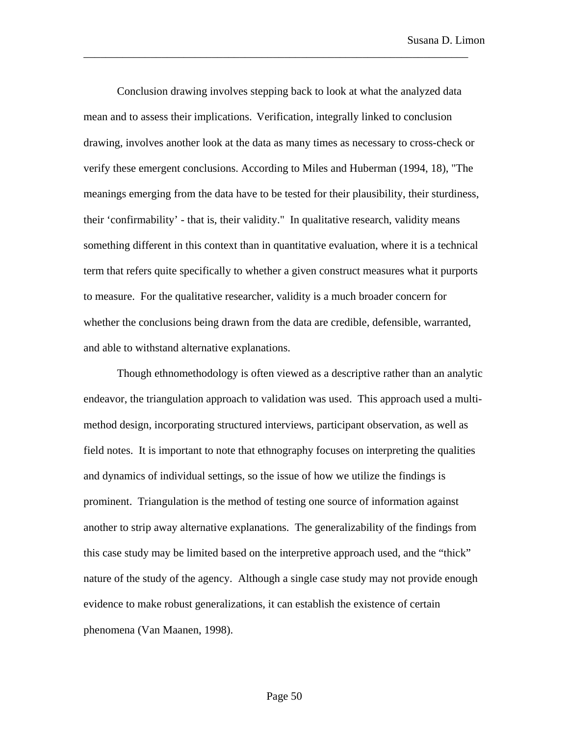Conclusion drawing involves stepping back to look at what the analyzed data mean and to assess their implications. Verification, integrally linked to conclusion drawing, involves another look at the data as many times as necessary to cross-check or verify these emergent conclusions. According to Miles and Huberman (1994, 18), "The meanings emerging from the data have to be tested for their plausibility, their sturdiness, their 'confirmability' - that is, their validity." In qualitative research, validity means something different in this context than in quantitative evaluation, where it is a technical term that refers quite specifically to whether a given construct measures what it purports to measure. For the qualitative researcher, validity is a much broader concern for whether the conclusions being drawn from the data are credible, defensible, warranted, and able to withstand alternative explanations.

Though ethnomethodology is often viewed as a descriptive rather than an analytic endeavor, the triangulation approach to validation was used. This approach used a multi-method design, incorporating structured interviews, participant observation, as well as field notes. It is important to note that ethnography focuses on interpreting the qualities and dynamics of individual settings, so the issue of how we utilize the findings is prominent. Triangulation is the method of testing one source of information against another to strip away alternative explanations. The generalizability of the findings from this case study may be limited based on the interpretive approach used, and the "thick" nature of the study of the agency. Although a single case study may not provide enough evidence to make robust generalizations, it can establish the existence of certain phenomena (Van Maanen, 1998).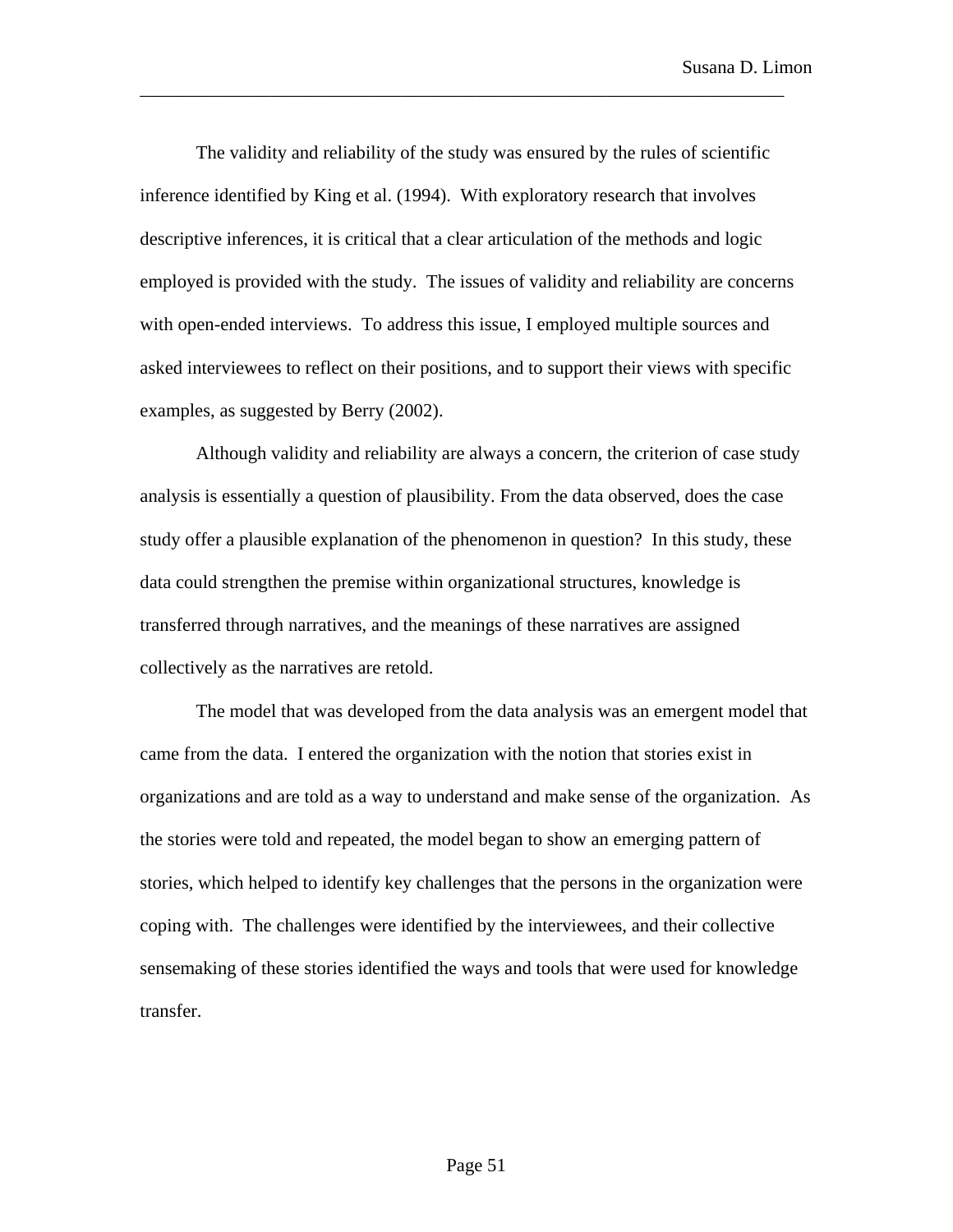The validity and reliability of the study was ensured by the rules of scientific inference identified by King et al. (1994). With exploratory research that involves descriptive inferences, it is critical that a clear articulation of the methods and logic employed is provided with the study. The issues of validity and reliability are concerns with open-ended interviews. To address this issue, I employed multiple sources and asked interviewees to reflect on their positions, and to support their views with specific examples, as suggested by Berry (2002).

Although validity and reliability are always a concern, the criterion of case study analysis is essentially a question of plausibility. From the data observed, does the case study offer a plausible explanation of the phenomenon in question? In this study, these data could strengthen the premise within organizational structures, knowledge is transferred through narratives, and the meanings of these narratives are assigned collectively as the narratives are retold.

The model that was developed from the data analysis was an emergent model that came from the data. I entered the organization with the notion that stories exist in organizations and are told as a way to understand and make sense of the organization. As the stories were told and repeated, the model began to show an emerging pattern of stories, which helped to identify key challenges that the persons in the organization were coping with. The challenges were identified by the interviewees, and their collective sensemaking of these stories identified the ways and tools that were used for knowledge transfer.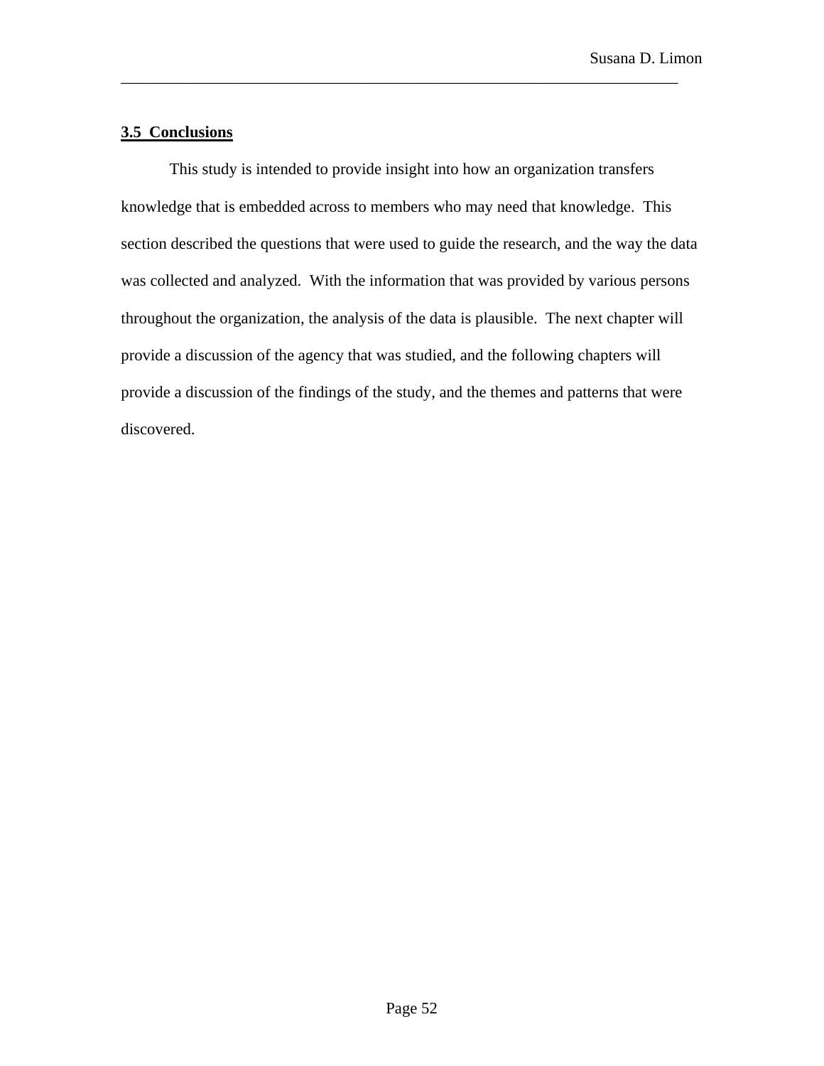### 3.5 Conclusions

This study is intended to provide insight into how an organization transfers knowledge that is embedded across to members who may need that knowledge. This section described the questions that were used to guide the research, and the way the data was collected and analyzed. With the information that was provided by various persons throughout the organization, the analysis of the data is plausible. The next chapter will provide a discussion of the agency that was studied, and the following chapters will provide a discussion of the findings of the study, and the themes and patterns that were discovered.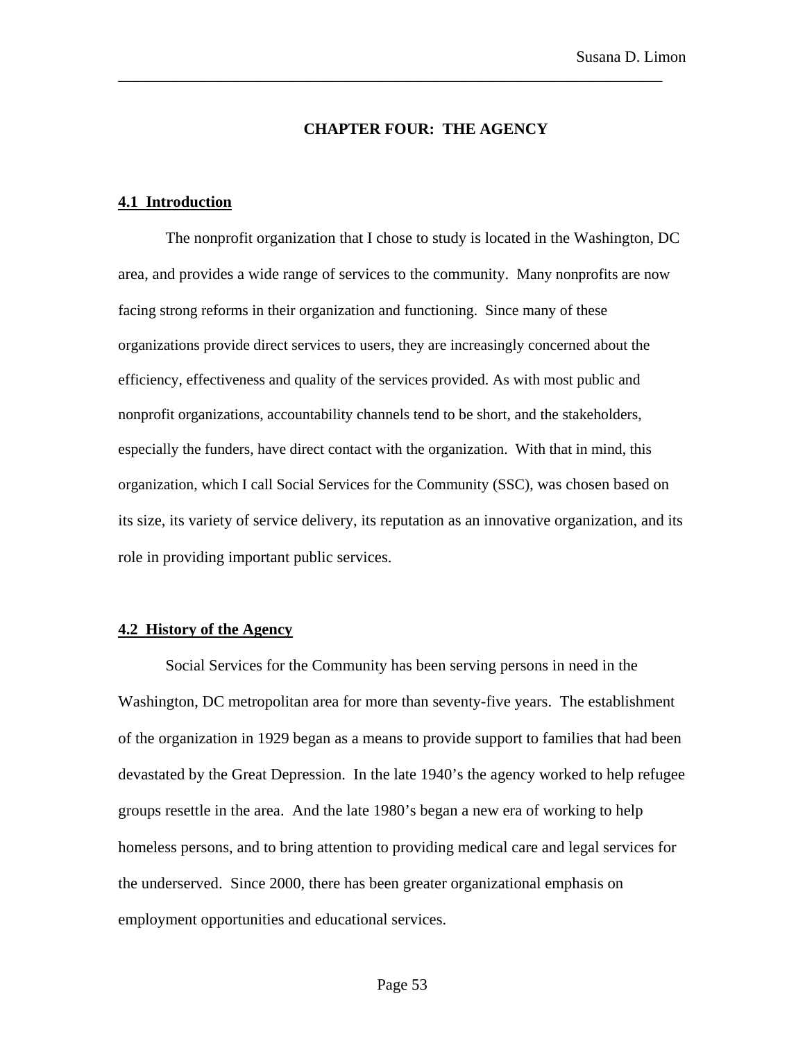# CHAPTER FOUR: THE AGENCY

## 4.1 Introduction

The nonprofit organization that I chose to study is located in the Washington, DC area, and provides a wide range of services to the community. Many nonprofits are now facing strong reforms in their organization and functioning. Since many of these organizations provide direct services to users, they are increasingly concerned about the efficiency, effectiveness and quality of the services provided. As with most public and nonprofit organizations, accountability channels tend to be short, and the stakeholders, especially the funders, have direct contact with the organization. With that in mind, this organization, which I call Social Services for the Community (SSC), was chosen based on its size, its variety of service delivery, its reputation as an innovative organization, and its role in providing important public services.

## 4.2 History of the Agency

Social Services for the Community has been serving persons in need in the Washington, DC metropolitan area for more than seventy-five years. The establishment of the organization in 1929 began as a means to provide support to families that had been devastated by the Great Depression. In the late 1940's the agency worked to help refugee groups resettle in the area. And the late 1980's began a new era of working to help homeless persons, and to bring attention to providing medical care and legal services for the underserved. Since 2000, there has been greater organizational emphasis on employment opportunities and educational services.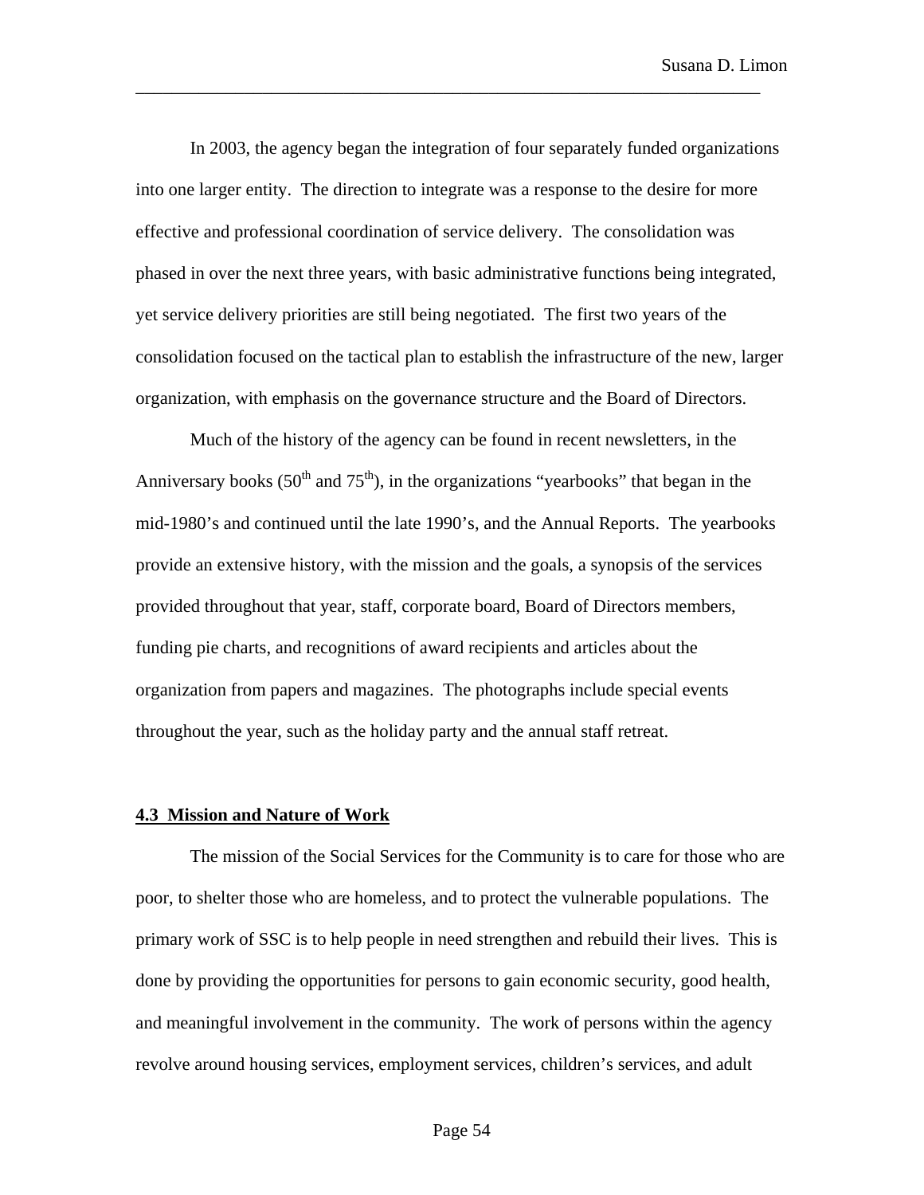In 2003, the agency began the integration of four separately funded organizations into one larger entity. The direction to integrate was a response to the desire for more effective and professional coordination of service delivery. The consolidation was phased in over the next three years, with basic administrative functions being integrated, yet service delivery priorities are still being negotiated. The first two years of the consolidation focused on the tactical plan to establish the infrastructure of the new, larger organization, with emphasis on the governance structure and the Board of Directors.

Much of the history of the agency can be found in recent newsletters, in the Anniversary books (50th and 75th), in the organizations "yearbooks" that began in the mid-1980's and continued until the late 1990's, and the Annual Reports. The yearbooks provide an extensive history, with the mission and the goals, a synopsis of the services provided throughout that year, staff, corporate board, Board of Directors members, funding pie charts, and recognitions of award recipients and articles about the organization from papers and magazines. The photographs include special events throughout the year, such as the holiday party and the annual staff retreat.

### 4.3 Mission and Nature of Work

The mission of the Social Services for the Community is to care for those who are poor, to shelter those who are homeless, and to protect the vulnerable populations. The primary work of SSC is to help people in need strengthen and rebuild their lives. This is done by providing the opportunities for persons to gain economic security, good health, and meaningful involvement in the community. The work of persons within the agency revolve around housing services, employment services, children's services, and adult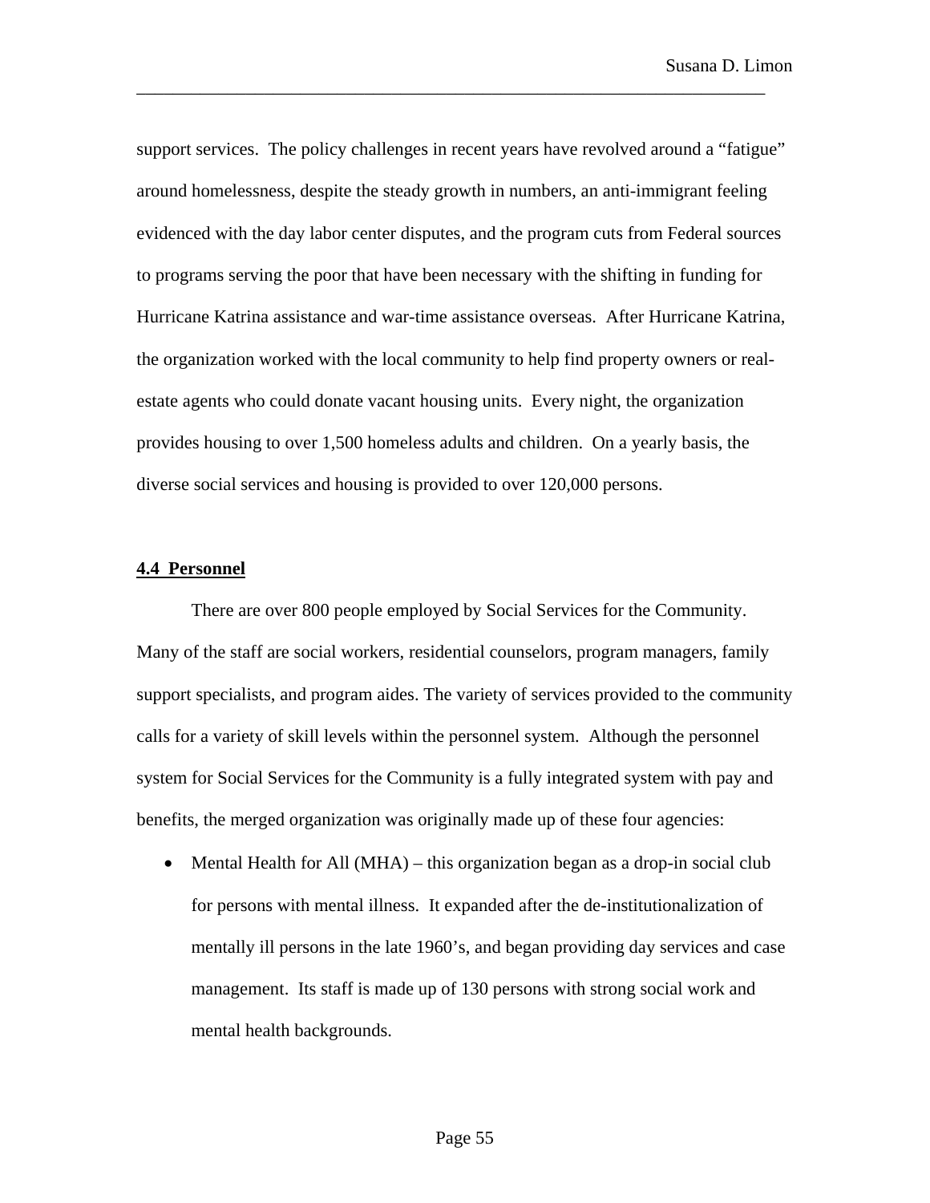support services. The policy challenges in recent years have revolved around a "fatigue" around homelessness, despite the steady growth in numbers, an anti-immigrant feeling evidenced with the day labor center disputes, and the program cuts from Federal sources to programs serving the poor that have been necessary with the shifting in funding for Hurricane Katrina assistance and war-time assistance overseas. After Hurricane Katrina, the organization worked with the local community to help find property owners or real-estate agents who could donate vacant housing units. Every night, the organization provides housing to over 1,500 homeless adults and children. On a yearly basis, the diverse social services and housing is provided to over 120,000 persons.

### 4.4 Personnel

There are over 800 people employed by Social Services for the Community. Many of the staff are social workers, residential counselors, program managers, family support specialists, and program aides. The variety of services provided to the community calls for a variety of skill levels within the personnel system. Although the personnel system for Social Services for the Community is a fully integrated system with pay and benefits, the merged organization was originally made up of these four agencies:

- Mental Health for All (MHA) – this organization began as a drop-in social club for persons with mental illness. It expanded after the de-institutionalization of mentally ill persons in the late 1960's, and began providing day services and case management. Its staff is made up of 130 persons with strong social work and mental health backgrounds.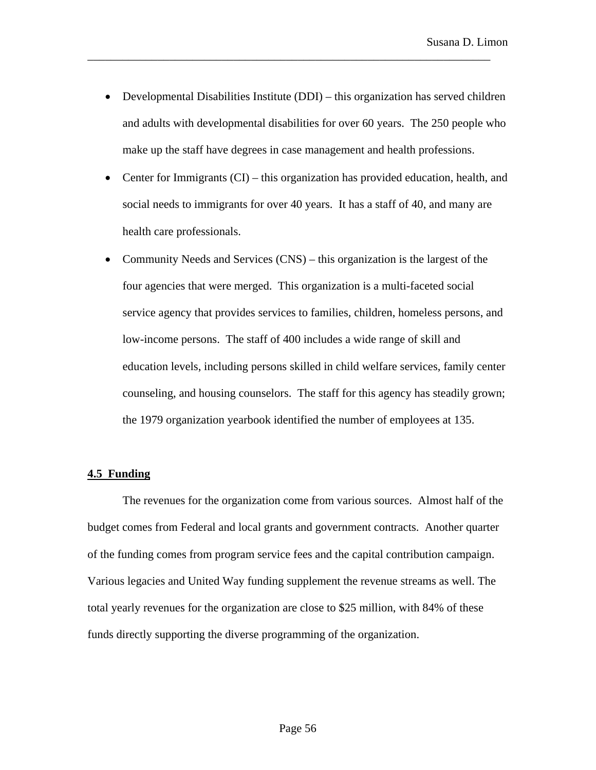- Developmental Disabilities Institute (DDI) – this organization has served children and adults with developmental disabilities for over 60 years. The 250 people who make up the staff have degrees in case management and health professions.
- Center for Immigrants (CI) – this organization has provided education, health, and social needs to immigrants for over 40 years. It has a staff of 40, and many are health care professionals.
- Community Needs and Services (CNS) – this organization is the largest of the four agencies that were merged. This organization is a multi-faceted social service agency that provides services to families, children, homeless persons, and low-income persons. The staff of 400 includes a wide range of skill and education levels, including persons skilled in child welfare services, family center counseling, and housing counselors. The staff for this agency has steadily grown; the 1979 organization yearbook identified the number of employees at 135.

## **4.5 Funding**

The revenues for the organization come from various sources. Almost half of the budget comes from Federal and local grants and government contracts. Another quarter of the funding comes from program service fees and the capital contribution campaign. Various legacies and United Way funding supplement the revenue streams as well. The total yearly revenues for the organization are close to $25 million, with 84% of these funds directly supporting the diverse programming of the organization.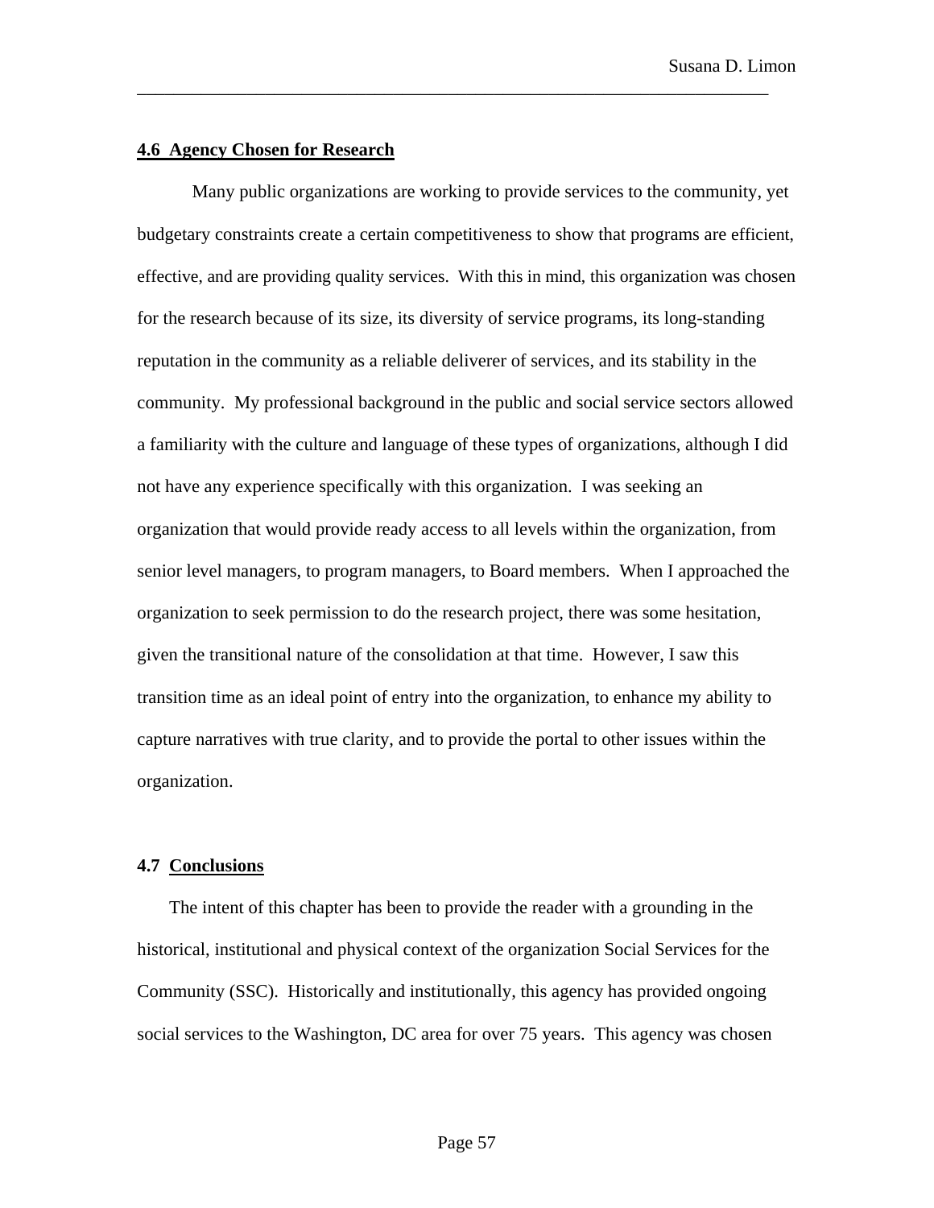## 4.6 Agency Chosen for Research

Many public organizations are working to provide services to the community, yet budgetary constraints create a certain competitiveness to show that programs are efficient, effective, and are providing quality services. With this in mind, this organization was chosen for the research because of its size, its diversity of service programs, its long-standing reputation in the community as a reliable deliverer of services, and its stability in the community. My professional background in the public and social service sectors allowed a familiarity with the culture and language of these types of organizations, although I did not have any experience specifically with this organization. I was seeking an organization that would provide ready access to all levels within the organization, from senior level managers, to program managers, to Board members. When I approached the organization to seek permission to do the research project, there was some hesitation, given the transitional nature of the consolidation at that time. However, I saw this transition time as an ideal point of entry into the organization, to enhance my ability to capture narratives with true clarity, and to provide the portal to other issues within the organization.

## 4.7 Conclusions

The intent of this chapter has been to provide the reader with a grounding in the historical, institutional and physical context of the organization Social Services for the Community (SSC). Historically and institutionally, this agency has provided ongoing social services to the Washington, DC area for over 75 years. This agency was chosen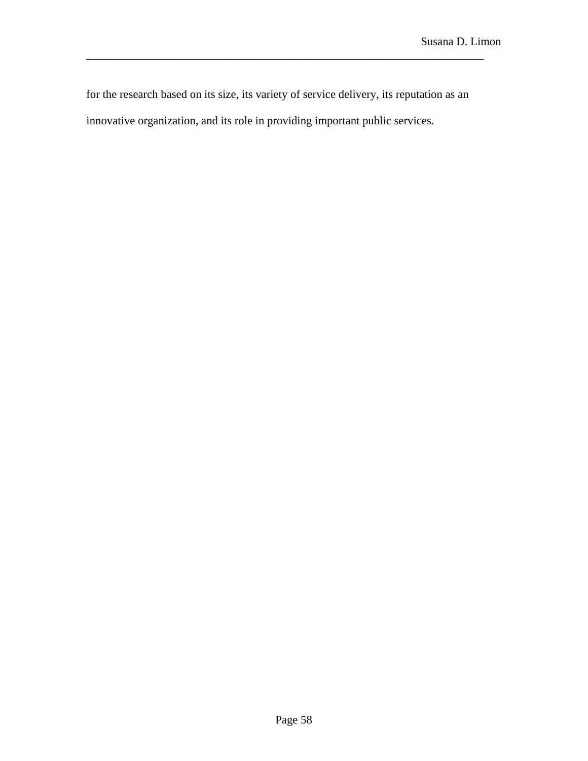for the research based on its size, its variety of service delivery, its reputation as an innovative organization, and its role in providing important public services.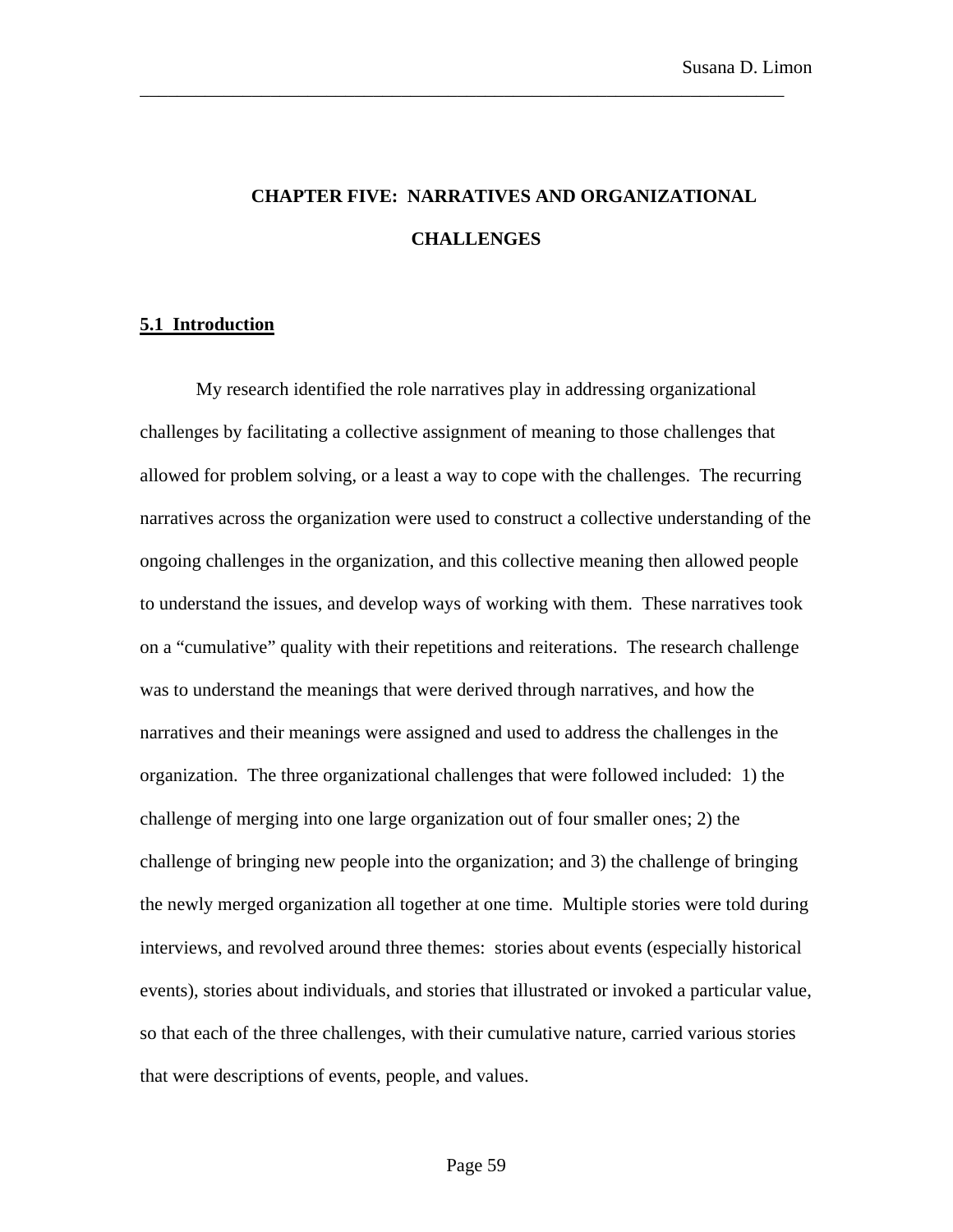# CHAPTER FIVE: NARRATIVES AND ORGANIZATIONAL CHALLENGES

## 5.1 Introduction

My research identified the role narratives play in addressing organizational challenges by facilitating a collective assignment of meaning to those challenges that allowed for problem solving, or a least a way to cope with the challenges. The recurring narratives across the organization were used to construct a collective understanding of the ongoing challenges in the organization, and this collective meaning then allowed people to understand the issues, and develop ways of working with them. These narratives took on a "cumulative" quality with their repetitions and reiterations. The research challenge was to understand the meanings that were derived through narratives, and how the narratives and their meanings were assigned and used to address the challenges in the organization. The three organizational challenges that were followed included: 1) the challenge of merging into one large organization out of four smaller ones; 2) the challenge of bringing new people into the organization; and 3) the challenge of bringing the newly merged organization all together at one time. Multiple stories were told during interviews, and revolved around three themes: stories about events (especially historical events), stories about individuals, and stories that illustrated or invoked a particular value, so that each of the three challenges, with their cumulative nature, carried various stories that were descriptions of events, people, and values.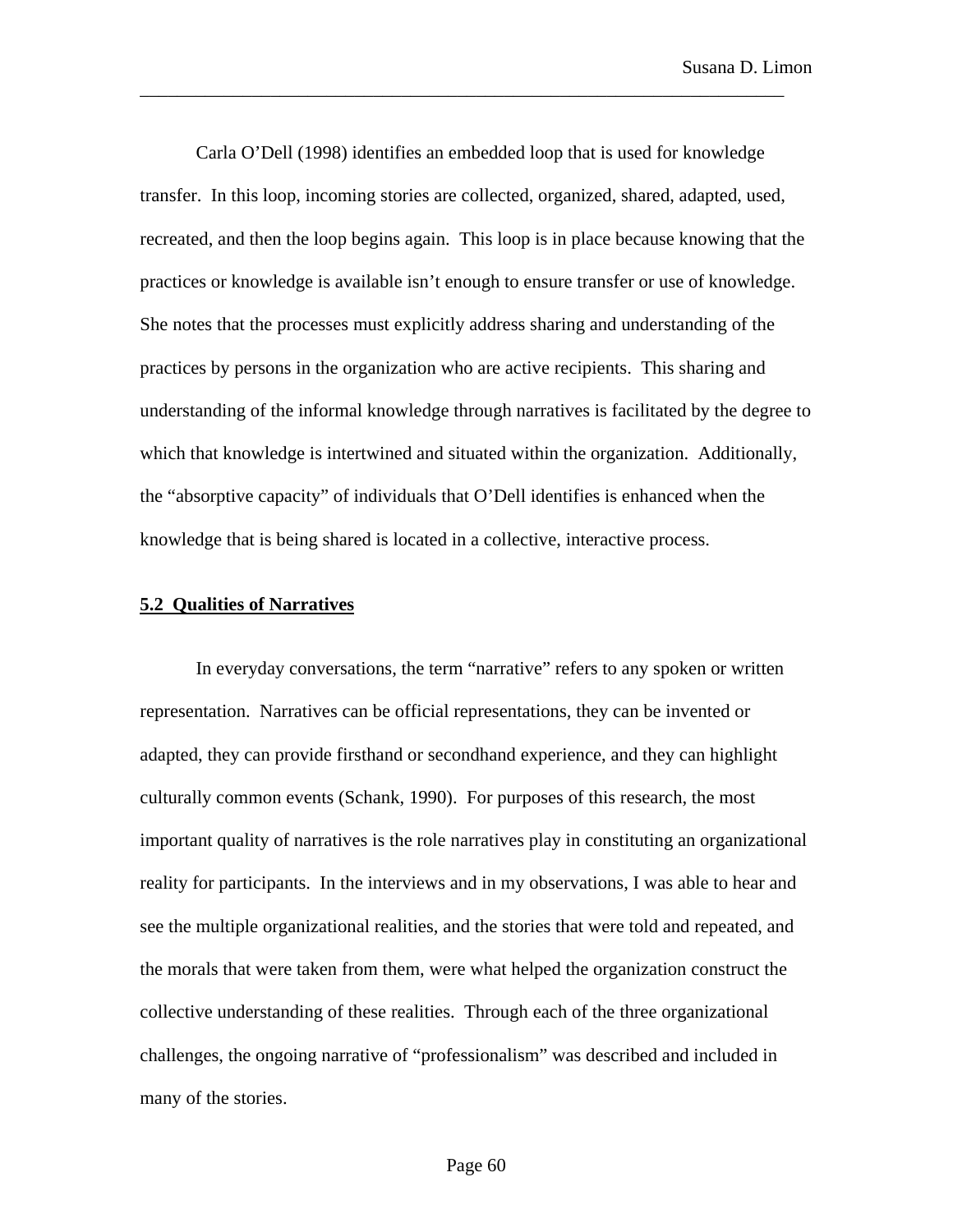Carla O'Dell (1998) identifies an embedded loop that is used for knowledge transfer. In this loop, incoming stories are collected, organized, shared, adapted, used, recreated, and then the loop begins again. This loop is in place because knowing that the practices or knowledge is available isn't enough to ensure transfer or use of knowledge. She notes that the processes must explicitly address sharing and understanding of the practices by persons in the organization who are active recipients. This sharing and understanding of the informal knowledge through narratives is facilitated by the degree to which that knowledge is intertwined and situated within the organization. Additionally, the "absorptive capacity" of individuals that O'Dell identifies is enhanced when the knowledge that is being shared is located in a collective, interactive process.

## 5.2 Qualities of Narratives

In everyday conversations, the term "narrative" refers to any spoken or written representation. Narratives can be official representations, they can be invented or adapted, they can provide firsthand or secondhand experience, and they can highlight culturally common events (Schank, 1990). For purposes of this research, the most important quality of narratives is the role narratives play in constituting an organizational reality for participants. In the interviews and in my observations, I was able to hear and see the multiple organizational realities, and the stories that were told and repeated, and the morals that were taken from them, were what helped the organization construct the collective understanding of these realities. Through each of the three organizational challenges, the ongoing narrative of "professionalism" was described and included in many of the stories.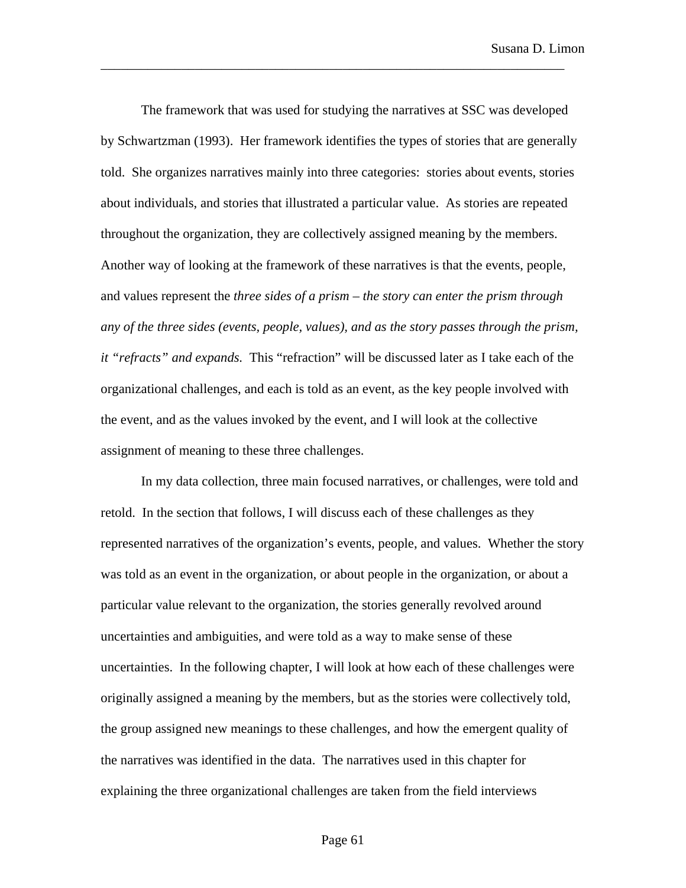The framework that was used for studying the narratives at SSC was developed by Schwartzman (1993). Her framework identifies the types of stories that are generally told. She organizes narratives mainly into three categories: stories about events, stories about individuals, and stories that illustrated a particular value. As stories are repeated throughout the organization, they are collectively assigned meaning by the members. Another way of looking at the framework of these narratives is that the events, people, and values represent the *three sides of a prism – the story can enter the prism through any of the three sides (events, people, values), and as the story passes through the prism, it "refracts" and expands.* This "refraction" will be discussed later as I take each of the organizational challenges, and each is told as an event, as the key people involved with the event, and as the values invoked by the event, and I will look at the collective assignment of meaning to these three challenges.

In my data collection, three main focused narratives, or challenges, were told and retold. In the section that follows, I will discuss each of these challenges as they represented narratives of the organization's events, people, and values. Whether the story was told as an event in the organization, or about people in the organization, or about a particular value relevant to the organization, the stories generally revolved around uncertainties and ambiguities, and were told as a way to make sense of these uncertainties. In the following chapter, I will look at how each of these challenges were originally assigned a meaning by the members, but as the stories were collectively told, the group assigned new meanings to these challenges, and how the emergent quality of the narratives was identified in the data. The narratives used in this chapter for explaining the three organizational challenges are taken from the field interviews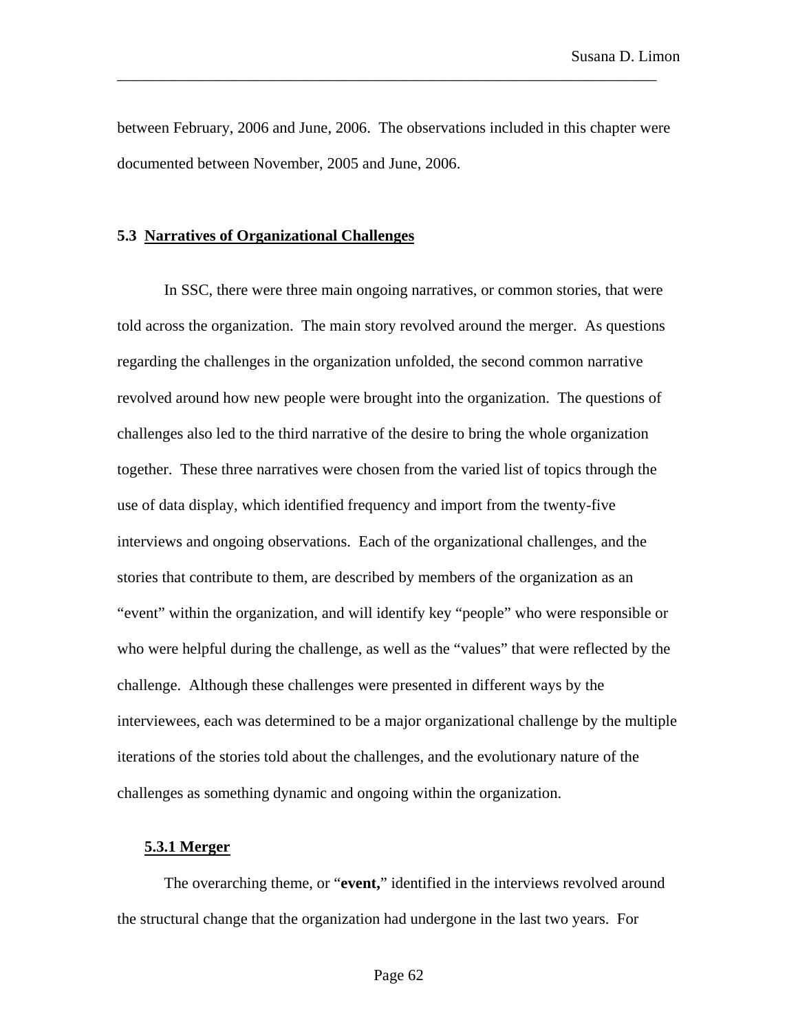between February, 2006 and June, 2006. The observations included in this chapter were documented between November, 2005 and June, 2006.

## 5.3 Narratives of Organizational Challenges

In SSC, there were three main ongoing narratives, or common stories, that were told across the organization. The main story revolved around the merger. As questions regarding the challenges in the organization unfolded, the second common narrative revolved around how new people were brought into the organization. The questions of challenges also led to the third narrative of the desire to bring the whole organization together. These three narratives were chosen from the varied list of topics through the use of data display, which identified frequency and import from the twenty-five interviews and ongoing observations. Each of the organizational challenges, and the stories that contribute to them, are described by members of the organization as an "event" within the organization, and will identify key "people" who were responsible or who were helpful during the challenge, as well as the "values" that were reflected by the challenge. Although these challenges were presented in different ways by the interviewees, each was determined to be a major organizational challenge by the multiple iterations of the stories told about the challenges, and the evolutionary nature of the challenges as something dynamic and ongoing within the organization.

### 5.3.1 Merger

The overarching theme, or "**event,**" identified in the interviews revolved around the structural change that the organization had undergone in the last two years. For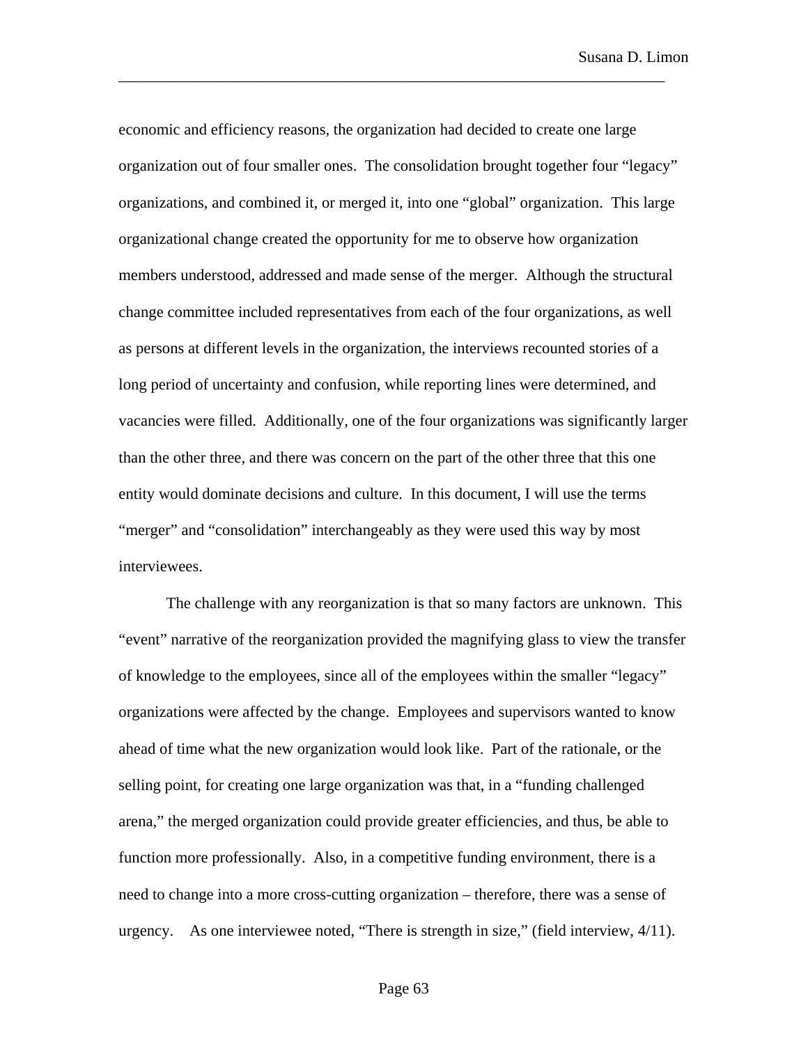economic and efficiency reasons, the organization had decided to create one large organization out of four smaller ones. The consolidation brought together four "legacy" organizations, and combined it, or merged it, into one "global" organization. This large organizational change created the opportunity for me to observe how organization members understood, addressed and made sense of the merger. Although the structural change committee included representatives from each of the four organizations, as well as persons at different levels in the organization, the interviews recounted stories of a long period of uncertainty and confusion, while reporting lines were determined, and vacancies were filled. Additionally, one of the four organizations was significantly larger than the other three, and there was concern on the part of the other three that this one entity would dominate decisions and culture. In this document, I will use the terms "merger" and "consolidation" interchangeably as they were used this way by most interviewees.

The challenge with any reorganization is that so many factors are unknown. This "event" narrative of the reorganization provided the magnifying glass to view the transfer of knowledge to the employees, since all of the employees within the smaller "legacy" organizations were affected by the change. Employees and supervisors wanted to know ahead of time what the new organization would look like. Part of the rationale, or the selling point, for creating one large organization was that, in a "funding challenged arena," the merged organization could provide greater efficiencies, and thus, be able to function more professionally. Also, in a competitive funding environment, there is a need to change into a more cross-cutting organization – therefore, there was a sense of urgency. As one interviewee noted, "There is strength in size," (field interview, 4/11).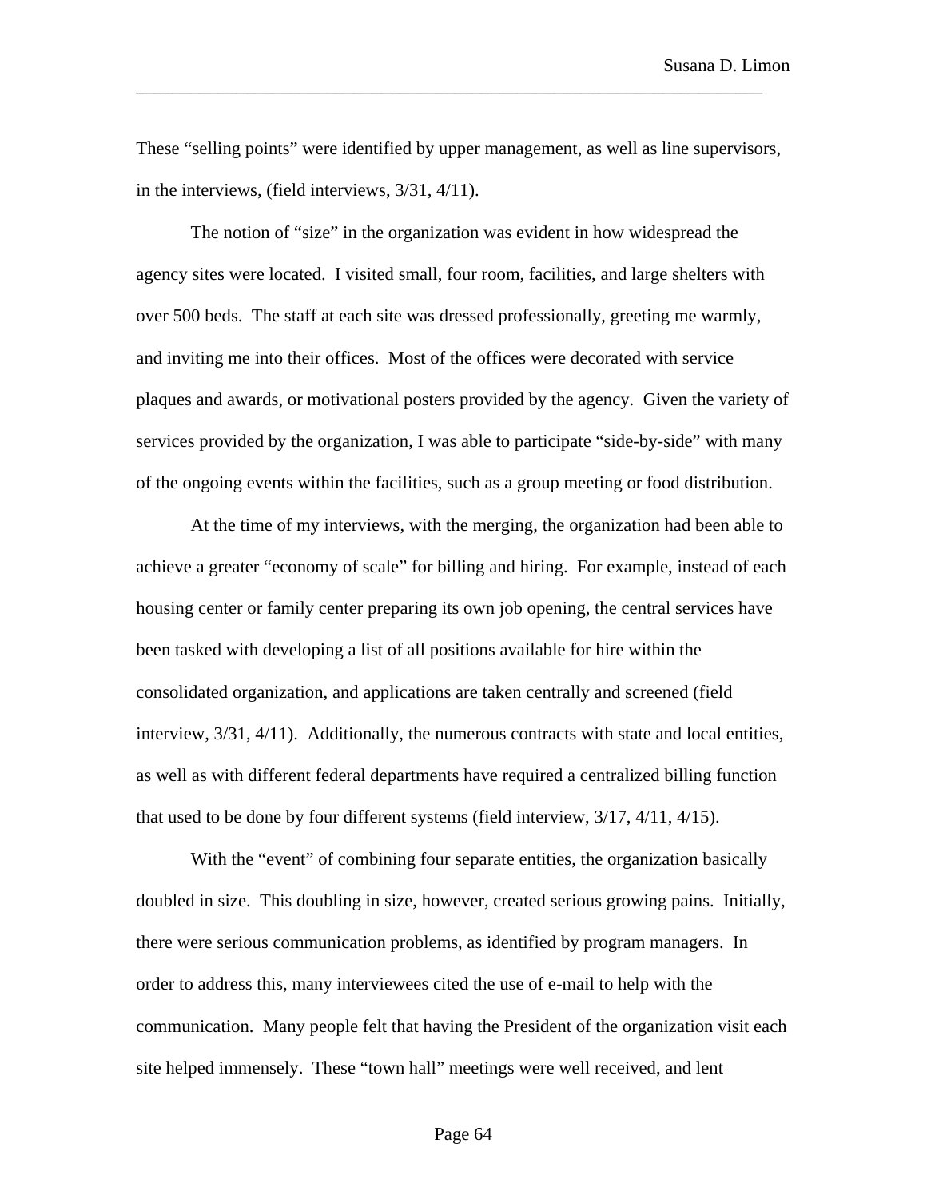These "selling points" were identified by upper management, as well as line supervisors, in the interviews, (field interviews, 3/31, 4/11).

The notion of "size" in the organization was evident in how widespread the agency sites were located. I visited small, four room, facilities, and large shelters with over 500 beds. The staff at each site was dressed professionally, greeting me warmly, and inviting me into their offices. Most of the offices were decorated with service plaques and awards, or motivational posters provided by the agency. Given the variety of services provided by the organization, I was able to participate "side-by-side" with many of the ongoing events within the facilities, such as a group meeting or food distribution.

At the time of my interviews, with the merging, the organization had been able to achieve a greater "economy of scale" for billing and hiring. For example, instead of each housing center or family center preparing its own job opening, the central services have been tasked with developing a list of all positions available for hire within the consolidated organization, and applications are taken centrally and screened (field interview, 3/31, 4/11). Additionally, the numerous contracts with state and local entities, as well as with different federal departments have required a centralized billing function that used to be done by four different systems (field interview, 3/17, 4/11, 4/15).

With the "event" of combining four separate entities, the organization basically doubled in size. This doubling in size, however, created serious growing pains. Initially, there were serious communication problems, as identified by program managers. In order to address this, many interviewees cited the use of e-mail to help with the communication. Many people felt that having the President of the organization visit each site helped immensely. These "town hall" meetings were well received, and lent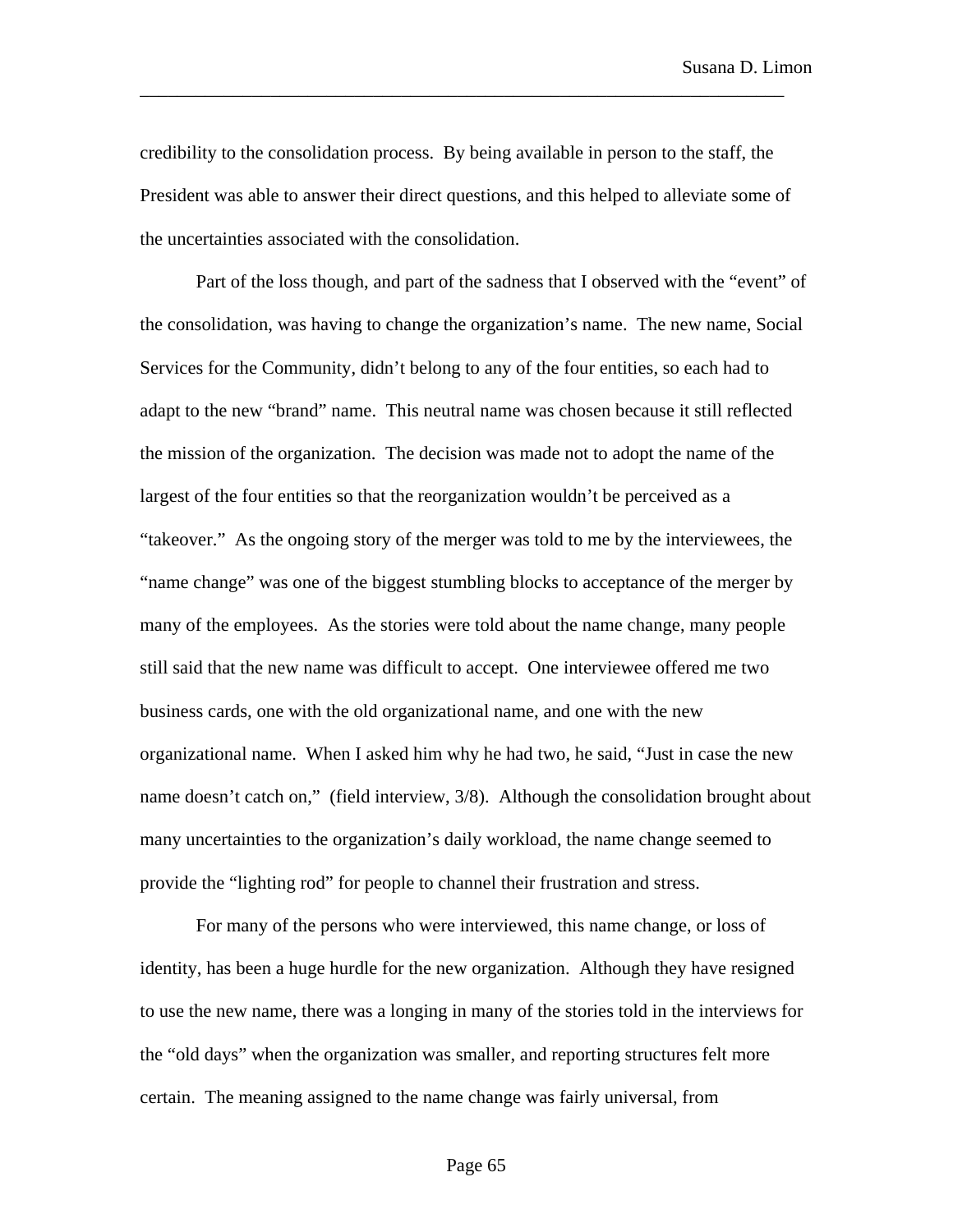credibility to the consolidation process. By being available in person to the staff, the President was able to answer their direct questions, and this helped to alleviate some of the uncertainties associated with the consolidation.

Part of the loss though, and part of the sadness that I observed with the "event" of the consolidation, was having to change the organization's name. The new name, Social Services for the Community, didn't belong to any of the four entities, so each had to adapt to the new "brand" name. This neutral name was chosen because it still reflected the mission of the organization. The decision was made not to adopt the name of the largest of the four entities so that the reorganization wouldn't be perceived as a "takeover." As the ongoing story of the merger was told to me by the interviewees, the "name change" was one of the biggest stumbling blocks to acceptance of the merger by many of the employees. As the stories were told about the name change, many people still said that the new name was difficult to accept. One interviewee offered me two business cards, one with the old organizational name, and one with the new organizational name. When I asked him why he had two, he said, "Just in case the new name doesn't catch on," (field interview, 3/8). Although the consolidation brought about many uncertainties to the organization's daily workload, the name change seemed to provide the "lighting rod" for people to channel their frustration and stress.

For many of the persons who were interviewed, this name change, or loss of identity, has been a huge hurdle for the new organization. Although they have resigned to use the new name, there was a longing in many of the stories told in the interviews for the "old days" when the organization was smaller, and reporting structures felt more certain. The meaning assigned to the name change was fairly universal, from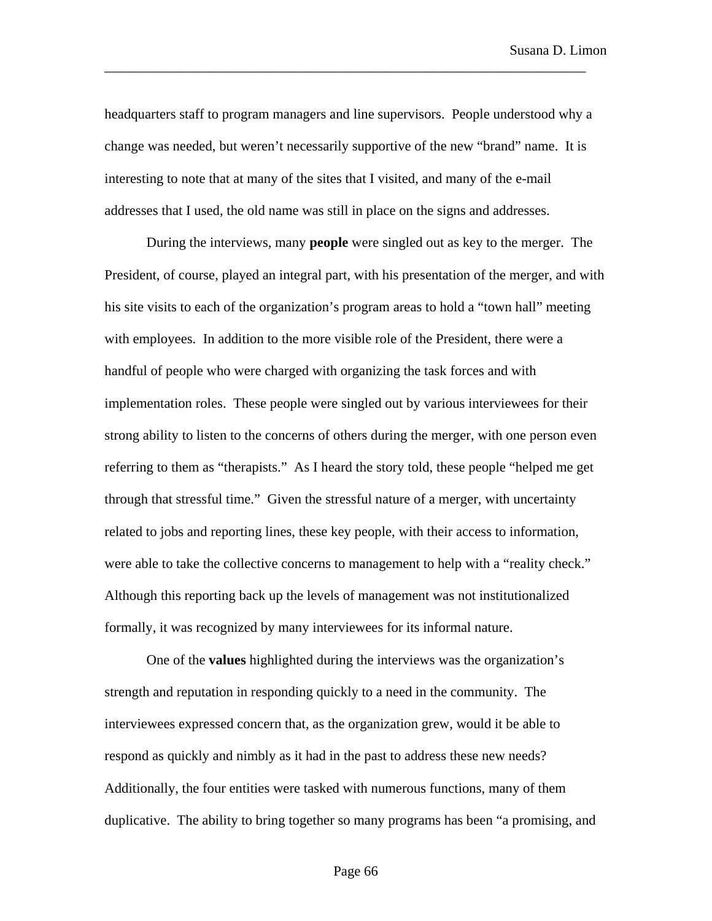headquarters staff to program managers and line supervisors. People understood why a change was needed, but weren't necessarily supportive of the new "brand" name. It is interesting to note that at many of the sites that I visited, and many of the e-mail addresses that I used, the old name was still in place on the signs and addresses.

During the interviews, many **people** were singled out as key to the merger. The President, of course, played an integral part, with his presentation of the merger, and with his site visits to each of the organization's program areas to hold a "town hall" meeting with employees. In addition to the more visible role of the President, there were a handful of people who were charged with organizing the task forces and with implementation roles. These people were singled out by various interviewees for their strong ability to listen to the concerns of others during the merger, with one person even referring to them as "therapists." As I heard the story told, these people "helped me get through that stressful time." Given the stressful nature of a merger, with uncertainty related to jobs and reporting lines, these key people, with their access to information, were able to take the collective concerns to management to help with a "reality check." Although this reporting back up the levels of management was not institutionalized formally, it was recognized by many interviewees for its informal nature.

One of the **values** highlighted during the interviews was the organization's strength and reputation in responding quickly to a need in the community. The interviewees expressed concern that, as the organization grew, would it be able to respond as quickly and nimbly as it had in the past to address these new needs? Additionally, the four entities were tasked with numerous functions, many of them duplicative. The ability to bring together so many programs has been "a promising, and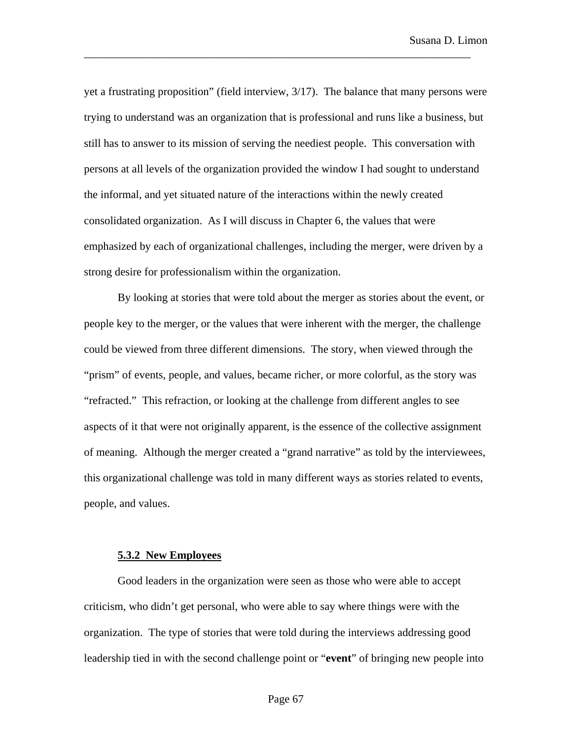yet a frustrating proposition" (field interview, 3/17). The balance that many persons were trying to understand was an organization that is professional and runs like a business, but still has to answer to its mission of serving the neediest people. This conversation with persons at all levels of the organization provided the window I had sought to understand the informal, and yet situated nature of the interactions within the newly created consolidated organization. As I will discuss in Chapter 6, the values that were emphasized by each of organizational challenges, including the merger, were driven by a strong desire for professionalism within the organization.

By looking at stories that were told about the merger as stories about the event, or people key to the merger, or the values that were inherent with the merger, the challenge could be viewed from three different dimensions. The story, when viewed through the "prism" of events, people, and values, became richer, or more colorful, as the story was "refracted." This refraction, or looking at the challenge from different angles to see aspects of it that were not originally apparent, is the essence of the collective assignment of meaning. Although the merger created a "grand narrative" as told by the interviewees, this organizational challenge was told in many different ways as stories related to events, people, and values.

#### 5.3.2 New Employees

Good leaders in the organization were seen as those who were able to accept criticism, who didn't get personal, who were able to say where things were with the organization. The type of stories that were told during the interviews addressing good leadership tied in with the second challenge point or "**event**" of bringing new people into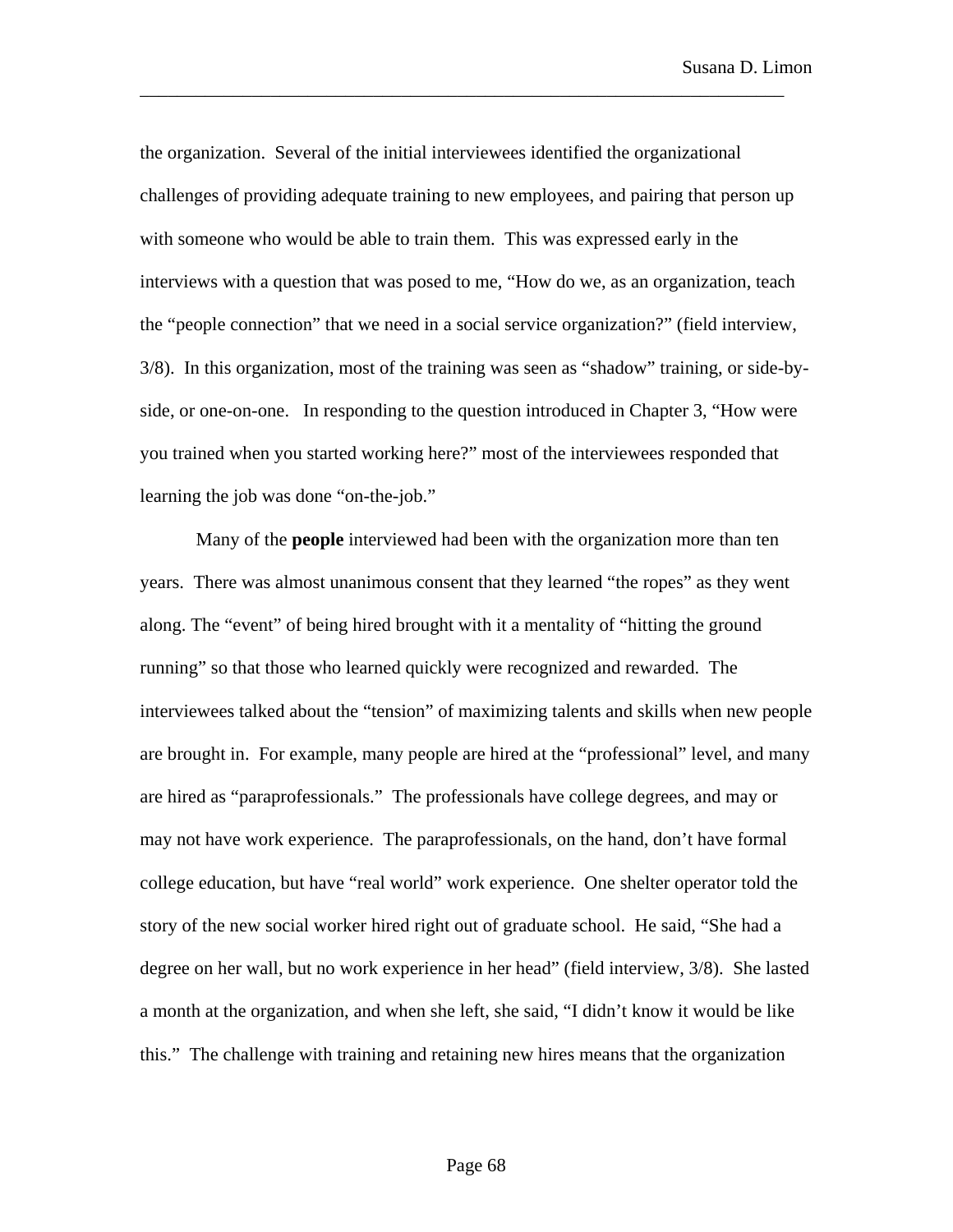the organization. Several of the initial interviewees identified the organizational challenges of providing adequate training to new employees, and pairing that person up with someone who would be able to train them. This was expressed early in the interviews with a question that was posed to me, "How do we, as an organization, teach the "people connection" that we need in a social service organization?" (field interview, 3/8). In this organization, most of the training was seen as "shadow" training, or side-by-side, or one-on-one. In responding to the question introduced in Chapter 3, "How were you trained when you started working here?" most of the interviewees responded that learning the job was done "on-the-job."

Many of the **people** interviewed had been with the organization more than ten years. There was almost unanimous consent that they learned "the ropes" as they went along. The "event" of being hired brought with it a mentality of "hitting the ground running" so that those who learned quickly were recognized and rewarded. The interviewees talked about the "tension" of maximizing talents and skills when new people are brought in. For example, many people are hired at the "professional" level, and many are hired as "paraprofessionals." The professionals have college degrees, and may or may not have work experience. The paraprofessionals, on the hand, don't have formal college education, but have "real world" work experience. One shelter operator told the story of the new social worker hired right out of graduate school. He said, "She had a degree on her wall, but no work experience in her head" (field interview, 3/8). She lasted a month at the organization, and when she left, she said, "I didn't know it would be like this." The challenge with training and retaining new hires means that the organization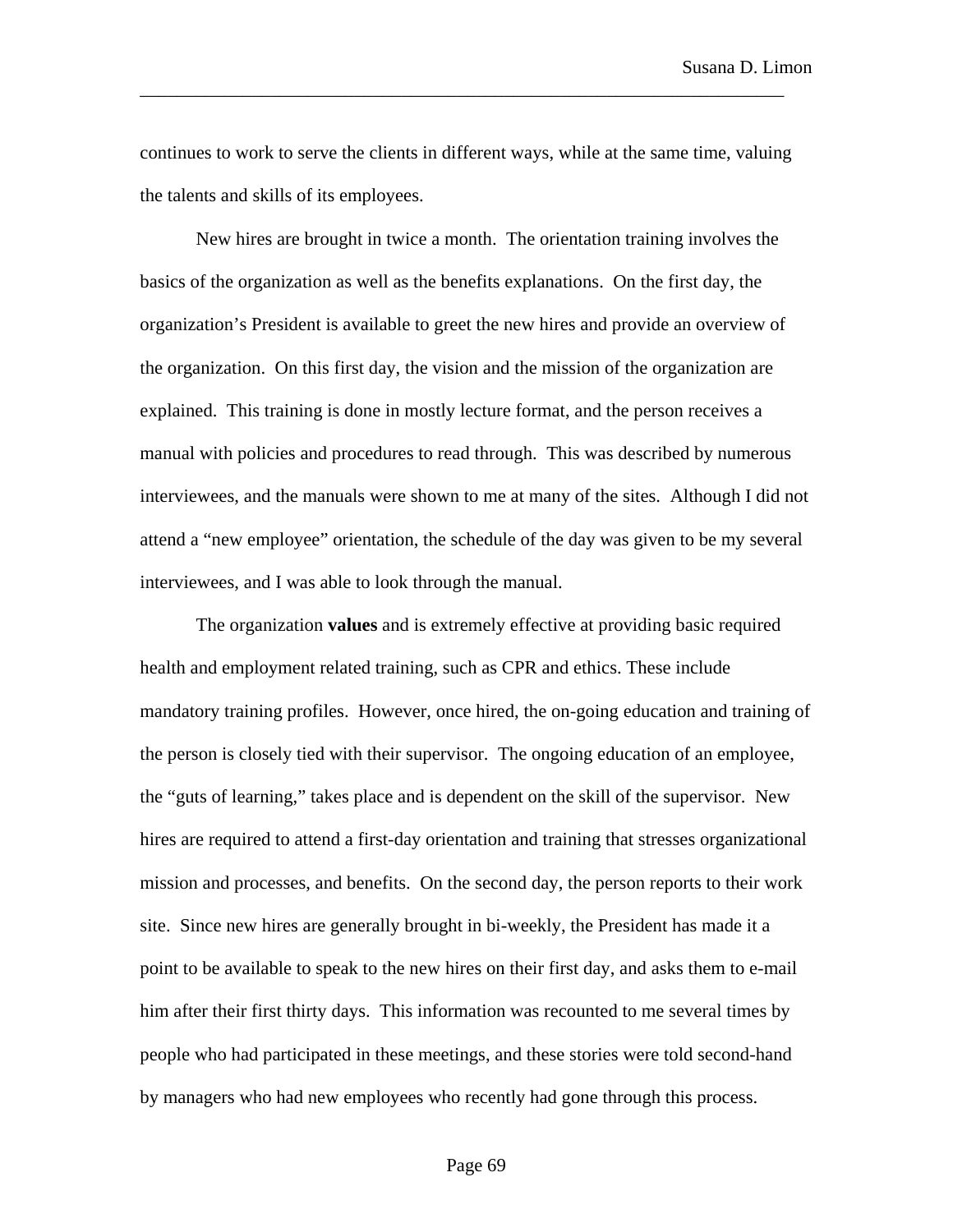continues to work to serve the clients in different ways, while at the same time, valuing the talents and skills of its employees.

New hires are brought in twice a month.  The orientation training involves the basics of the organization as well as the benefits explanations.  On the first day, the organization's President is available to greet the new hires and provide an overview of the organization.  On this first day, the vision and the mission of the organization are explained.  This training is done in mostly lecture format, and the person receives a manual with policies and procedures to read through.  This was described by numerous interviewees, and the manuals were shown to me at many of the sites.  Although I did not attend a "new employee" orientation, the schedule of the day was given to be my several interviewees, and I was able to look through the manual.

The organization **values** and is extremely effective at providing basic required health and employment related training, such as CPR and ethics. These include mandatory training profiles.  However, once hired, the on-going education and training of the person is closely tied with their supervisor.  The ongoing education of an employee, the "guts of learning," takes place and is dependent on the skill of the supervisor.  New hires are required to attend a first-day orientation and training that stresses organizational mission and processes, and benefits.  On the second day, the person reports to their work site.  Since new hires are generally brought in bi-weekly, the President has made it a point to be available to speak to the new hires on their first day, and asks them to e-mail him after their first thirty days.  This information was recounted to me several times by people who had participated in these meetings, and these stories were told second-hand by managers who had new employees who recently had gone through this process.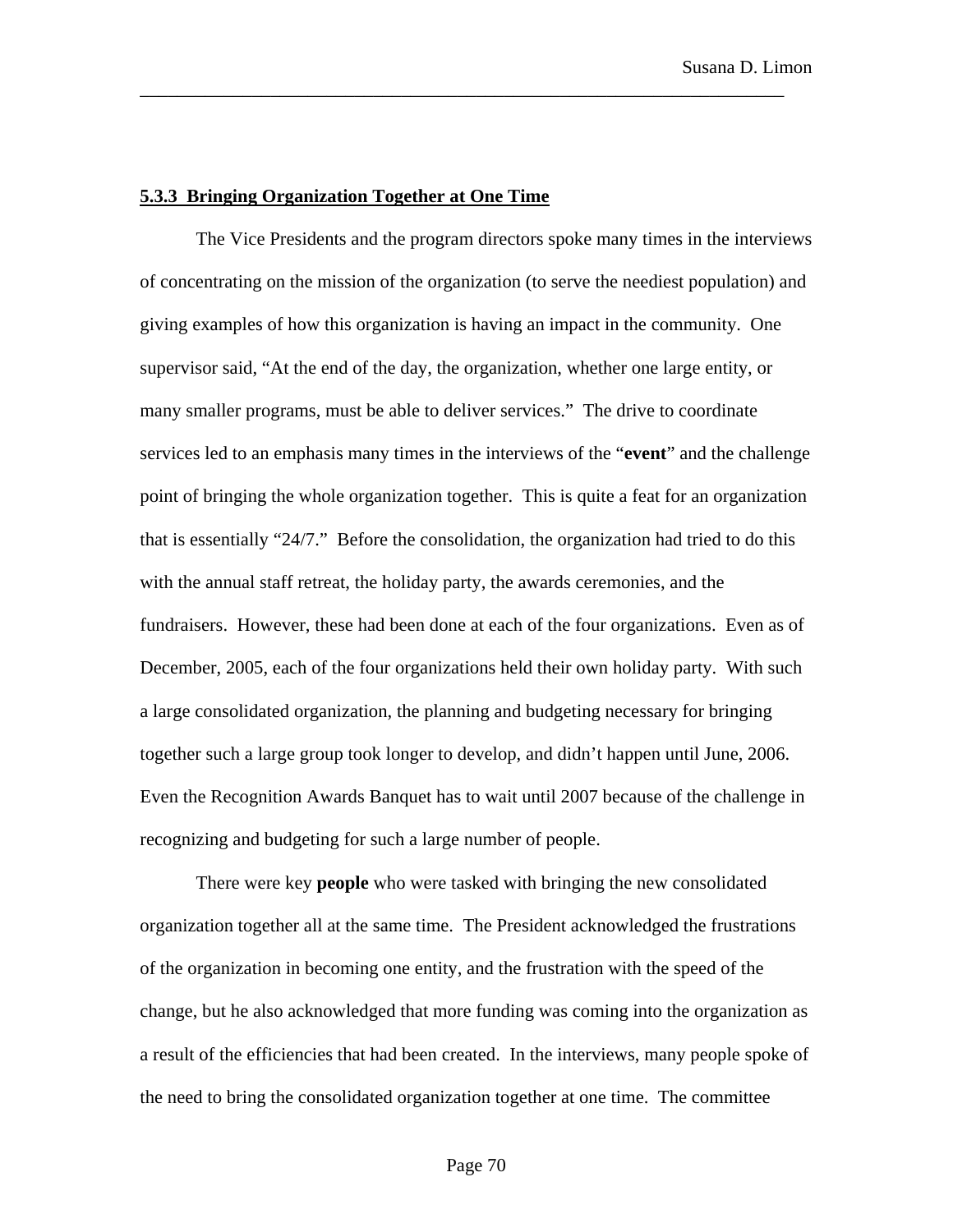#### **5.3.3 Bringing Organization Together at One Time**

The Vice Presidents and the program directors spoke many times in the interviews of concentrating on the mission of the organization (to serve the neediest population) and giving examples of how this organization is having an impact in the community. One supervisor said, "At the end of the day, the organization, whether one large entity, or many smaller programs, must be able to deliver services." The drive to coordinate services led to an emphasis many times in the interviews of the "**event**" and the challenge point of bringing the whole organization together. This is quite a feat for an organization that is essentially "24/7." Before the consolidation, the organization had tried to do this with the annual staff retreat, the holiday party, the awards ceremonies, and the fundraisers. However, these had been done at each of the four organizations. Even as of December, 2005, each of the four organizations held their own holiday party. With such a large consolidated organization, the planning and budgeting necessary for bringing together such a large group took longer to develop, and didn't happen until June, 2006. Even the Recognition Awards Banquet has to wait until 2007 because of the challenge in recognizing and budgeting for such a large number of people.

There were key **people** who were tasked with bringing the new consolidated organization together all at the same time. The President acknowledged the frustrations of the organization in becoming one entity, and the frustration with the speed of the change, but he also acknowledged that more funding was coming into the organization as a result of the efficiencies that had been created. In the interviews, many people spoke of the need to bring the consolidated organization together at one time. The committee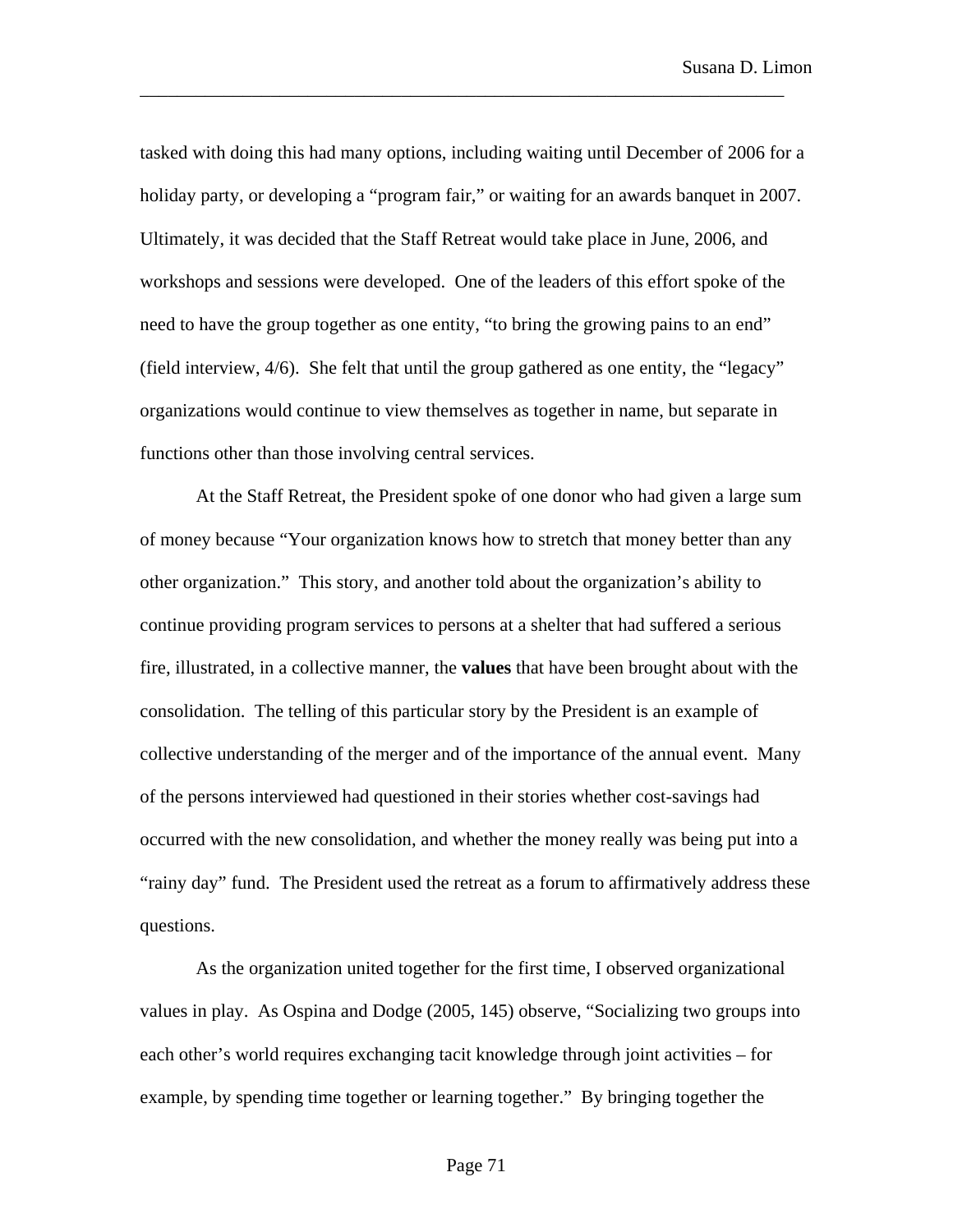tasked with doing this had many options, including waiting until December of 2006 for a holiday party, or developing a "program fair," or waiting for an awards banquet in 2007. Ultimately, it was decided that the Staff Retreat would take place in June, 2006, and workshops and sessions were developed. One of the leaders of this effort spoke of the need to have the group together as one entity, "to bring the growing pains to an end" (field interview, 4/6). She felt that until the group gathered as one entity, the "legacy" organizations would continue to view themselves as together in name, but separate in functions other than those involving central services.

At the Staff Retreat, the President spoke of one donor who had given a large sum of money because "Your organization knows how to stretch that money better than any other organization." This story, and another told about the organization's ability to continue providing program services to persons at a shelter that had suffered a serious fire, illustrated, in a collective manner, the **values** that have been brought about with the consolidation. The telling of this particular story by the President is an example of collective understanding of the merger and of the importance of the annual event. Many of the persons interviewed had questioned in their stories whether cost-savings had occurred with the new consolidation, and whether the money really was being put into a "rainy day" fund. The President used the retreat as a forum to affirmatively address these questions.

As the organization united together for the first time, I observed organizational values in play. As Ospina and Dodge (2005, 145) observe, "Socializing two groups into each other's world requires exchanging tacit knowledge through joint activities – for example, by spending time together or learning together." By bringing together the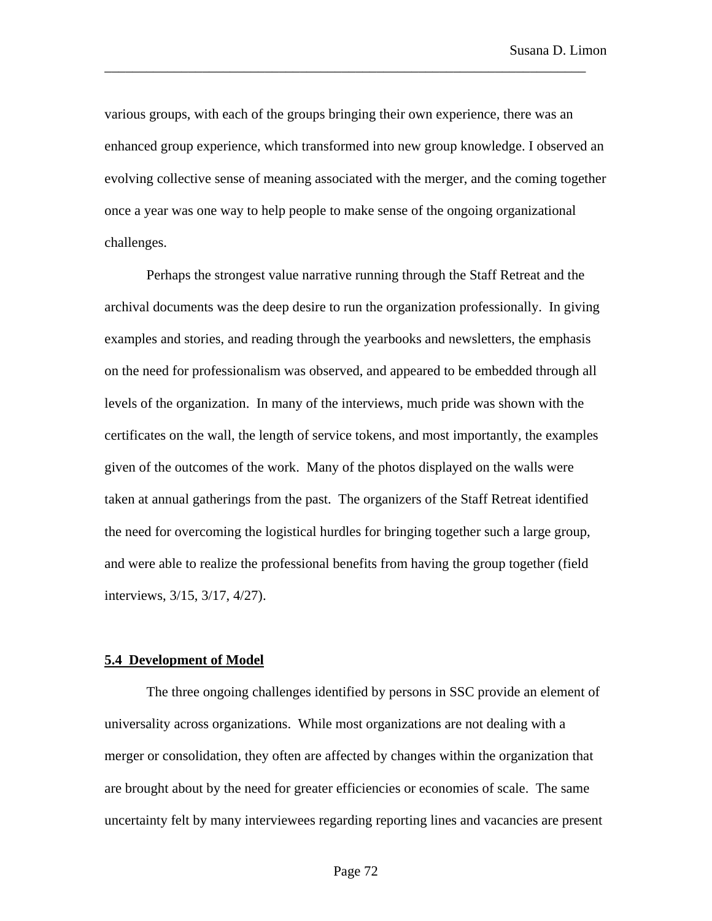various groups, with each of the groups bringing their own experience, there was an enhanced group experience, which transformed into new group knowledge. I observed an evolving collective sense of meaning associated with the merger, and the coming together once a year was one way to help people to make sense of the ongoing organizational challenges.

Perhaps the strongest value narrative running through the Staff Retreat and the archival documents was the deep desire to run the organization professionally. In giving examples and stories, and reading through the yearbooks and newsletters, the emphasis on the need for professionalism was observed, and appeared to be embedded through all levels of the organization. In many of the interviews, much pride was shown with the certificates on the wall, the length of service tokens, and most importantly, the examples given of the outcomes of the work. Many of the photos displayed on the walls were taken at annual gatherings from the past. The organizers of the Staff Retreat identified the need for overcoming the logistical hurdles for bringing together such a large group, and were able to realize the professional benefits from having the group together (field interviews, 3/15, 3/17, 4/27).

### **5.4 Development of Model**

The three ongoing challenges identified by persons in SSC provide an element of universality across organizations. While most organizations are not dealing with a merger or consolidation, they often are affected by changes within the organization that are brought about by the need for greater efficiencies or economies of scale. The same uncertainty felt by many interviewees regarding reporting lines and vacancies are present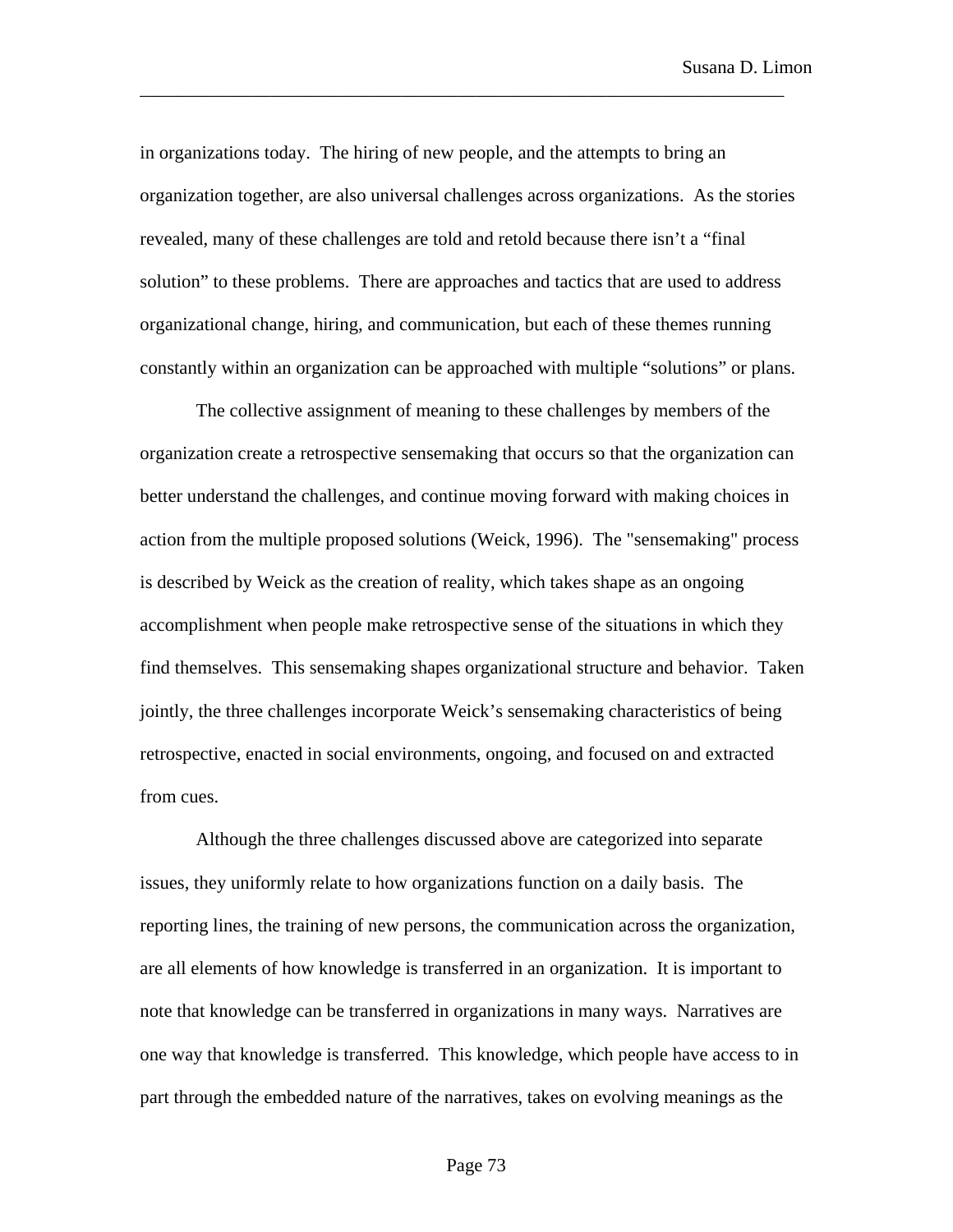in organizations today. The hiring of new people, and the attempts to bring an organization together, are also universal challenges across organizations. As the stories revealed, many of these challenges are told and retold because there isn't a "final solution" to these problems. There are approaches and tactics that are used to address organizational change, hiring, and communication, but each of these themes running constantly within an organization can be approached with multiple "solutions" or plans.

The collective assignment of meaning to these challenges by members of the organization create a retrospective sensemaking that occurs so that the organization can better understand the challenges, and continue moving forward with making choices in action from the multiple proposed solutions (Weick, 1996). The "sensemaking" process is described by Weick as the creation of reality, which takes shape as an ongoing accomplishment when people make retrospective sense of the situations in which they find themselves. This sensemaking shapes organizational structure and behavior. Taken jointly, the three challenges incorporate Weick's sensemaking characteristics of being retrospective, enacted in social environments, ongoing, and focused on and extracted from cues.

Although the three challenges discussed above are categorized into separate issues, they uniformly relate to how organizations function on a daily basis. The reporting lines, the training of new persons, the communication across the organization, are all elements of how knowledge is transferred in an organization. It is important to note that knowledge can be transferred in organizations in many ways. Narratives are one way that knowledge is transferred. This knowledge, which people have access to in part through the embedded nature of the narratives, takes on evolving meanings as the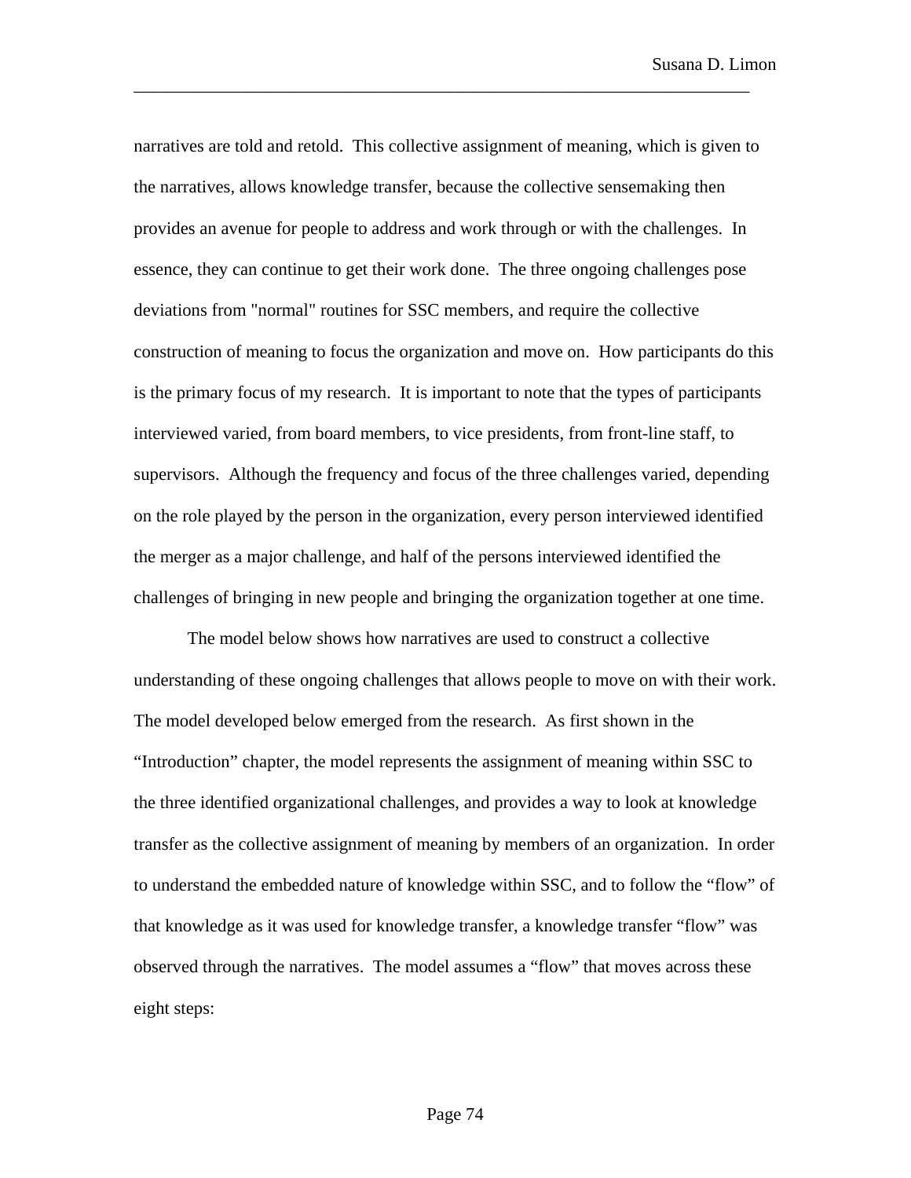narratives are told and retold. This collective assignment of meaning, which is given to the narratives, allows knowledge transfer, because the collective sensemaking then provides an avenue for people to address and work through or with the challenges. In essence, they can continue to get their work done. The three ongoing challenges pose deviations from "normal" routines for SSC members, and require the collective construction of meaning to focus the organization and move on. How participants do this is the primary focus of my research. It is important to note that the types of participants interviewed varied, from board members, to vice presidents, from front-line staff, to supervisors. Although the frequency and focus of the three challenges varied, depending on the role played by the person in the organization, every person interviewed identified the merger as a major challenge, and half of the persons interviewed identified the challenges of bringing in new people and bringing the organization together at one time.

The model below shows how narratives are used to construct a collective understanding of these ongoing challenges that allows people to move on with their work. The model developed below emerged from the research. As first shown in the "Introduction" chapter, the model represents the assignment of meaning within SSC to the three identified organizational challenges, and provides a way to look at knowledge transfer as the collective assignment of meaning by members of an organization. In order to understand the embedded nature of knowledge within SSC, and to follow the "flow" of that knowledge as it was used for knowledge transfer, a knowledge transfer "flow" was observed through the narratives. The model assumes a "flow" that moves across these eight steps: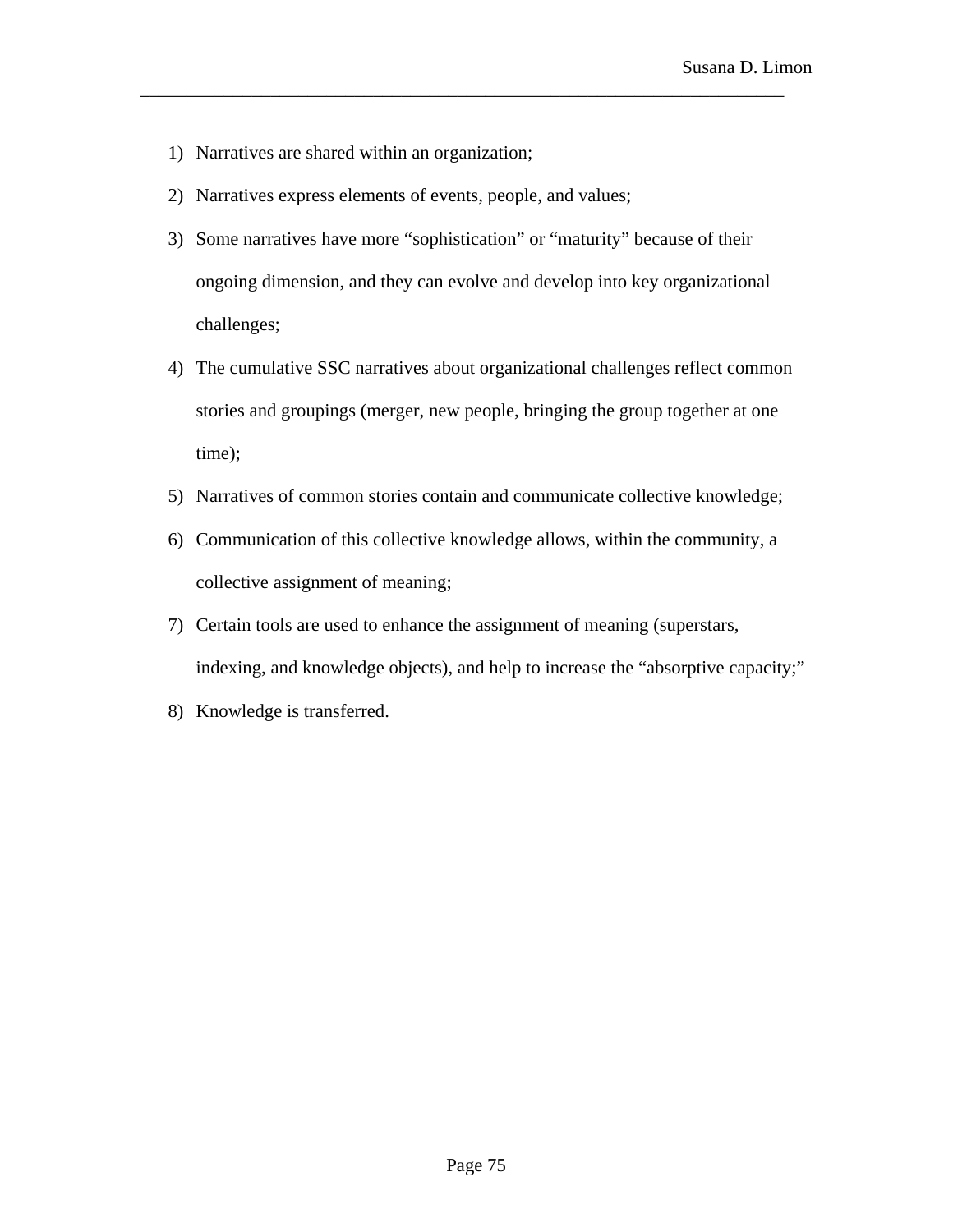1) Narratives are shared within an organization;
2) Narratives express elements of events, people, and values;
3) Some narratives have more “sophistication” or “maturity” because of their ongoing dimension, and they can evolve and develop into key organizational challenges;
4) The cumulative SSC narratives about organizational challenges reflect common stories and groupings (merger, new people, bringing the group together at one time);
5) Narratives of common stories contain and communicate collective knowledge;
6) Communication of this collective knowledge allows, within the community, a collective assignment of meaning;
7) Certain tools are used to enhance the assignment of meaning (superstars, indexing, and knowledge objects), and help to increase the “absorptive capacity;”
8) Knowledge is transferred.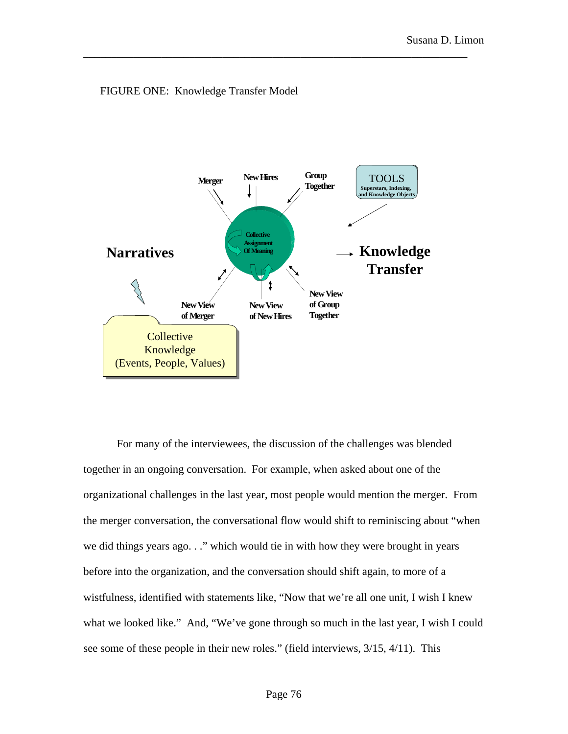FIGURE ONE: Knowledge Transfer Model

Merger

New Hires

Group Together

TOOLS
Superstars, Indexing, and Knowledge Objects

Collective Assignment Of Meaning

Narratives

Knowledge Transfer

New View of Merger

New View of New Hires

New View of Group Together

Collective Knowledge (Events, People, Values)

For many of the interviewees, the discussion of the challenges was blended together in an ongoing conversation. For example, when asked about one of the organizational challenges in the last year, most people would mention the merger. From the merger conversation, the conversational flow would shift to reminiscing about "when we did things years ago. . ." which would tie in with how they were brought in years before into the organization, and the conversation should shift again, to more of a wistfulness, identified with statements like, "Now that we're all one unit, I wish I knew what we looked like." And, "We've gone through so much in the last year, I wish I could see some of these people in their new roles." (field interviews, 3/15, 4/11). This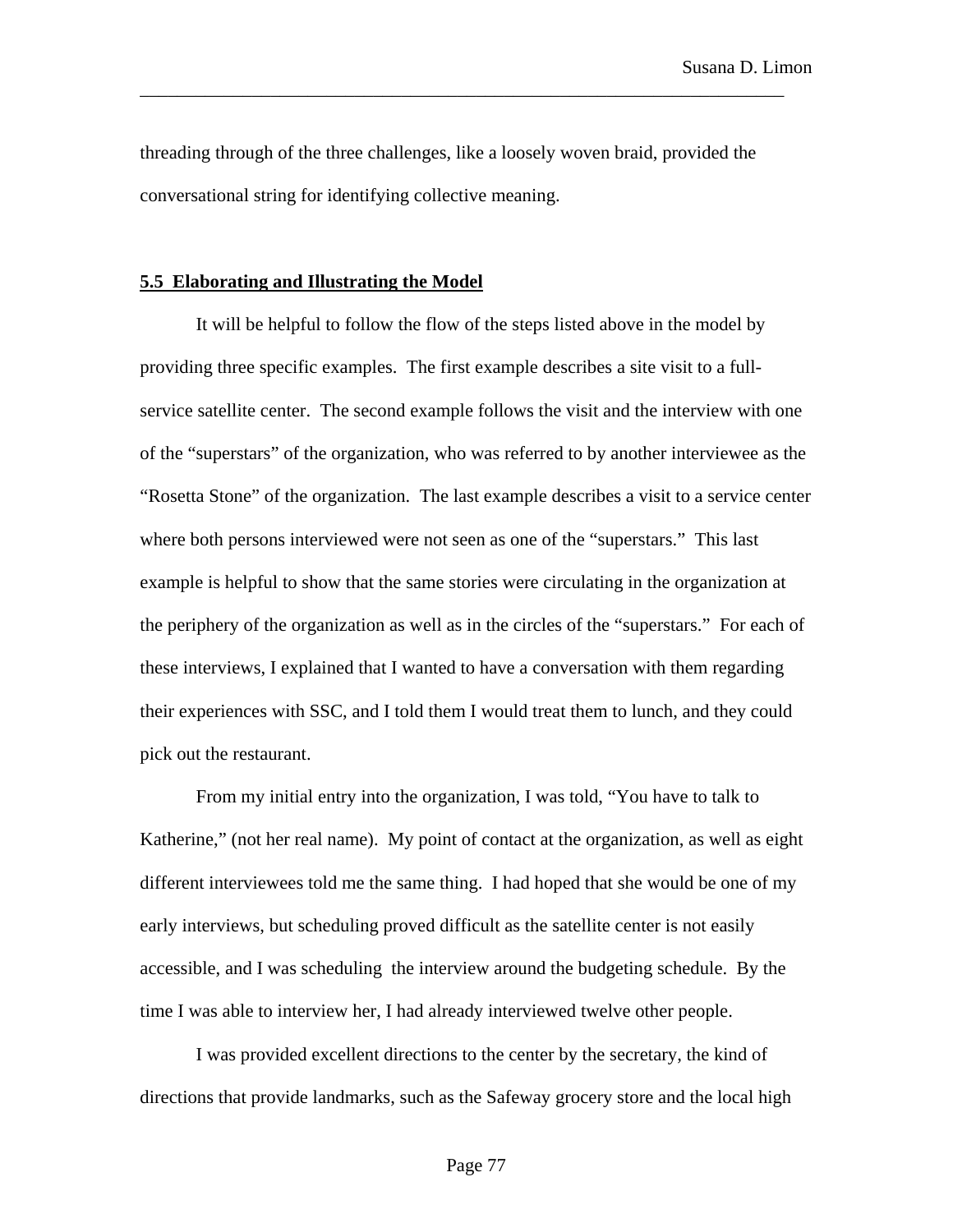threading through of the three challenges, like a loosely woven braid, provided the conversational string for identifying collective meaning.

## 5.5 Elaborating and Illustrating the Model

It will be helpful to follow the flow of the steps listed above in the model by providing three specific examples. The first example describes a site visit to a full-service satellite center. The second example follows the visit and the interview with one of the "superstars" of the organization, who was referred to by another interviewee as the "Rosetta Stone" of the organization. The last example describes a visit to a service center where both persons interviewed were not seen as one of the "superstars." This last example is helpful to show that the same stories were circulating in the organization at the periphery of the organization as well as in the circles of the "superstars." For each of these interviews, I explained that I wanted to have a conversation with them regarding their experiences with SSC, and I told them I would treat them to lunch, and they could pick out the restaurant.

From my initial entry into the organization, I was told, "You have to talk to Katherine," (not her real name). My point of contact at the organization, as well as eight different interviewees told me the same thing. I had hoped that she would be one of my early interviews, but scheduling proved difficult as the satellite center is not easily accessible, and I was scheduling the interview around the budgeting schedule. By the time I was able to interview her, I had already interviewed twelve other people.

I was provided excellent directions to the center by the secretary, the kind of directions that provide landmarks, such as the Safeway grocery store and the local high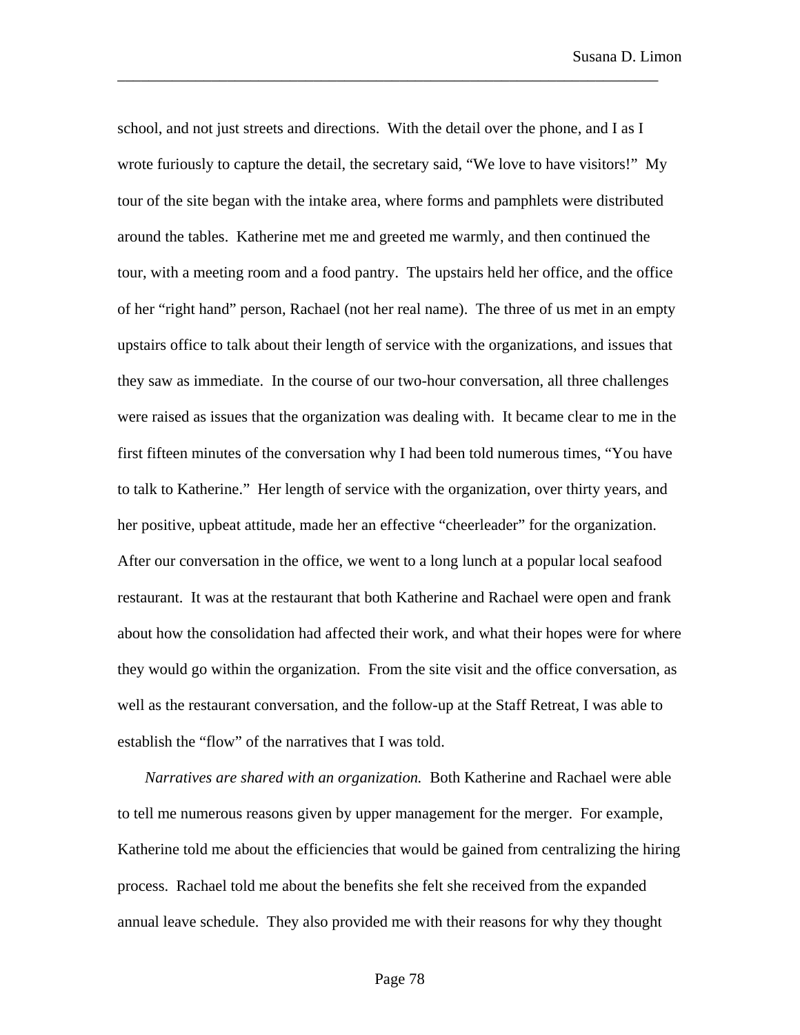school, and not just streets and directions. With the detail over the phone, and I as I wrote furiously to capture the detail, the secretary said, "We love to have visitors!" My tour of the site began with the intake area, where forms and pamphlets were distributed around the tables. Katherine met me and greeted me warmly, and then continued the tour, with a meeting room and a food pantry. The upstairs held her office, and the office of her "right hand" person, Rachael (not her real name). The three of us met in an empty upstairs office to talk about their length of service with the organizations, and issues that they saw as immediate. In the course of our two-hour conversation, all three challenges were raised as issues that the organization was dealing with. It became clear to me in the first fifteen minutes of the conversation why I had been told numerous times, "You have to talk to Katherine." Her length of service with the organization, over thirty years, and her positive, upbeat attitude, made her an effective "cheerleader" for the organization. After our conversation in the office, we went to a long lunch at a popular local seafood restaurant. It was at the restaurant that both Katherine and Rachael were open and frank about how the consolidation had affected their work, and what their hopes were for where they would go within the organization. From the site visit and the office conversation, as well as the restaurant conversation, and the follow-up at the Staff Retreat, I was able to establish the "flow" of the narratives that I was told.

*Narratives are shared with an organization.* Both Katherine and Rachael were able to tell me numerous reasons given by upper management for the merger. For example, Katherine told me about the efficiencies that would be gained from centralizing the hiring process. Rachael told me about the benefits she felt she received from the expanded annual leave schedule. They also provided me with their reasons for why they thought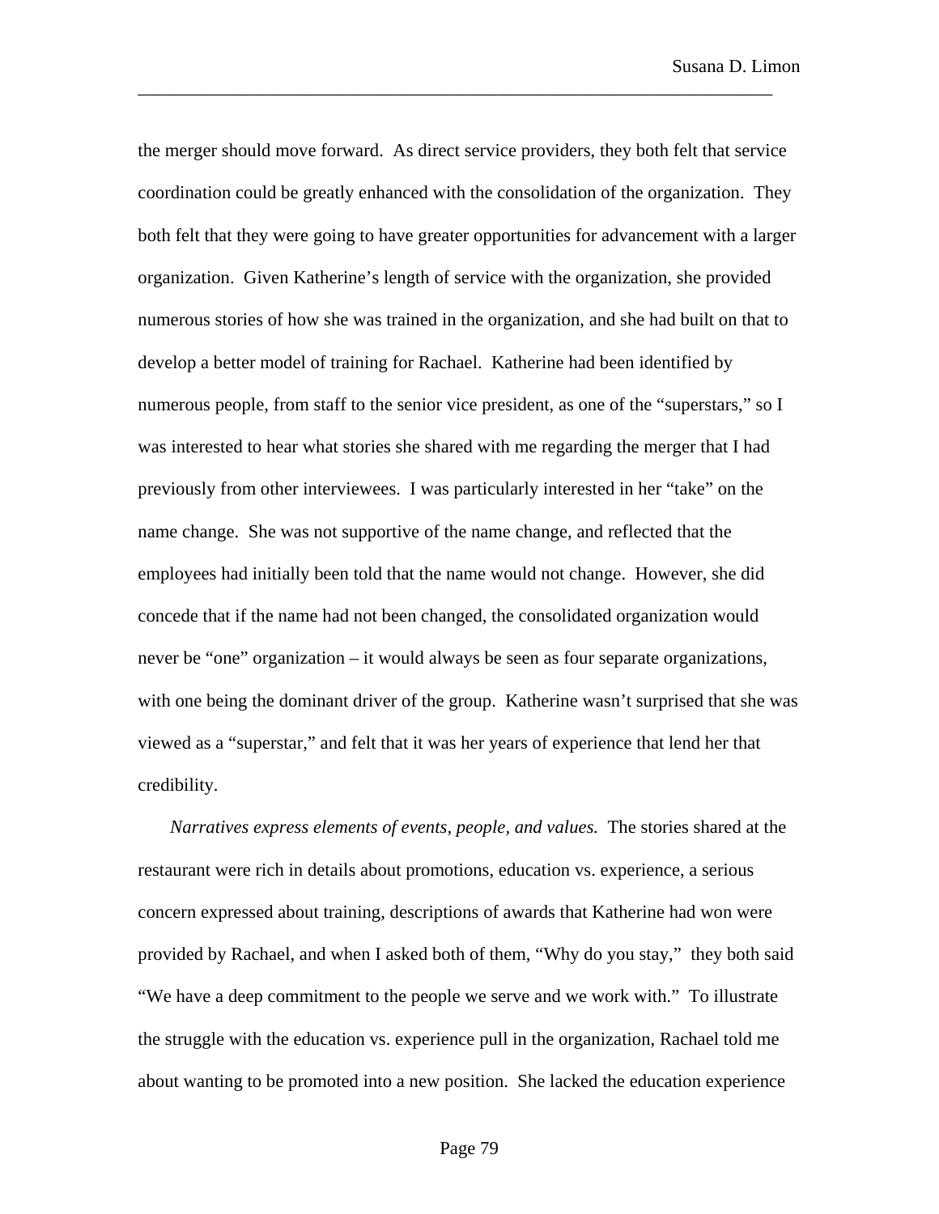the merger should move forward. As direct service providers, they both felt that service coordination could be greatly enhanced with the consolidation of the organization. They both felt that they were going to have greater opportunities for advancement with a larger organization. Given Katherine's length of service with the organization, she provided numerous stories of how she was trained in the organization, and she had built on that to develop a better model of training for Rachael. Katherine had been identified by numerous people, from staff to the senior vice president, as one of the "superstars," so I was interested to hear what stories she shared with me regarding the merger that I had previously from other interviewees. I was particularly interested in her "take" on the name change. She was not supportive of the name change, and reflected that the employees had initially been told that the name would not change. However, she did concede that if the name had not been changed, the consolidated organization would never be "one" organization – it would always be seen as four separate organizations, with one being the dominant driver of the group. Katherine wasn't surprised that she was viewed as a "superstar," and felt that it was her years of experience that lend her that credibility.

*Narratives express elements of events, people, and values.* The stories shared at the restaurant were rich in details about promotions, education vs. experience, a serious concern expressed about training, descriptions of awards that Katherine had won were provided by Rachael, and when I asked both of them, "Why do you stay," they both said "We have a deep commitment to the people we serve and we work with." To illustrate the struggle with the education vs. experience pull in the organization, Rachael told me about wanting to be promoted into a new position. She lacked the education experience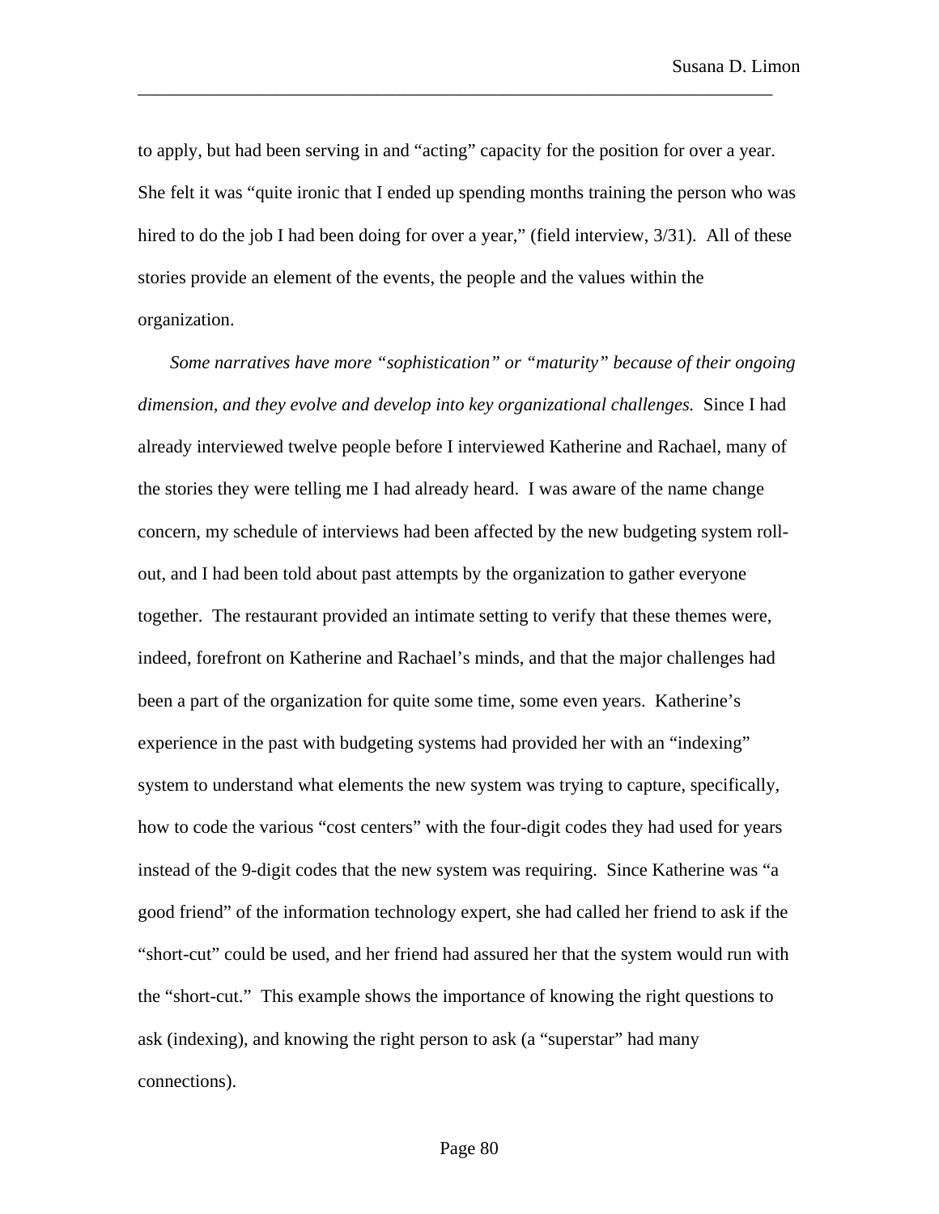to apply, but had been serving in and "acting" capacity for the position for over a year. She felt it was "quite ironic that I ended up spending months training the person who was hired to do the job I had been doing for over a year," (field interview, 3/31). All of these stories provide an element of the events, the people and the values within the organization.

*Some narratives have more "sophistication" or "maturity" because of their ongoing dimension, and they evolve and develop into key organizational challenges.* Since I had already interviewed twelve people before I interviewed Katherine and Rachael, many of the stories they were telling me I had already heard. I was aware of the name change concern, my schedule of interviews had been affected by the new budgeting system roll-out, and I had been told about past attempts by the organization to gather everyone together. The restaurant provided an intimate setting to verify that these themes were, indeed, forefront on Katherine and Rachael's minds, and that the major challenges had been a part of the organization for quite some time, some even years. Katherine's experience in the past with budgeting systems had provided her with an "indexing" system to understand what elements the new system was trying to capture, specifically, how to code the various "cost centers" with the four-digit codes they had used for years instead of the 9-digit codes that the new system was requiring. Since Katherine was "a good friend" of the information technology expert, she had called her friend to ask if the "short-cut" could be used, and her friend had assured her that the system would run with the "short-cut." This example shows the importance of knowing the right questions to ask (indexing), and knowing the right person to ask (a "superstar" had many connections).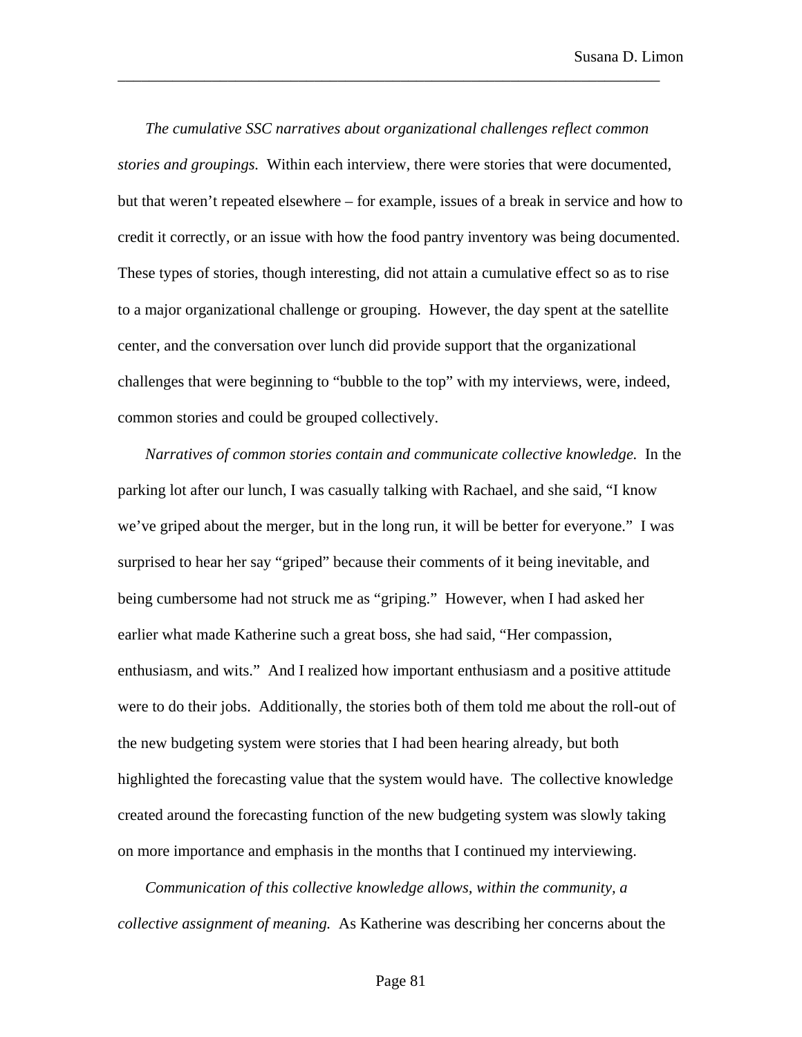*The cumulative SSC narratives about organizational challenges reflect common stories and groupings.* Within each interview, there were stories that were documented, but that weren't repeated elsewhere – for example, issues of a break in service and how to credit it correctly, or an issue with how the food pantry inventory was being documented. These types of stories, though interesting, did not attain a cumulative effect so as to rise to a major organizational challenge or grouping. However, the day spent at the satellite center, and the conversation over lunch did provide support that the organizational challenges that were beginning to "bubble to the top" with my interviews, were, indeed, common stories and could be grouped collectively.

*Narratives of common stories contain and communicate collective knowledge.* In the parking lot after our lunch, I was casually talking with Rachael, and she said, "I know we've griped about the merger, but in the long run, it will be better for everyone." I was surprised to hear her say "griped" because their comments of it being inevitable, and being cumbersome had not struck me as "griping." However, when I had asked her earlier what made Katherine such a great boss, she had said, "Her compassion, enthusiasm, and wits." And I realized how important enthusiasm and a positive attitude were to do their jobs. Additionally, the stories both of them told me about the roll-out of the new budgeting system were stories that I had been hearing already, but both highlighted the forecasting value that the system would have. The collective knowledge created around the forecasting function of the new budgeting system was slowly taking on more importance and emphasis in the months that I continued my interviewing.

*Communication of this collective knowledge allows, within the community, a collective assignment of meaning.* As Katherine was describing her concerns about the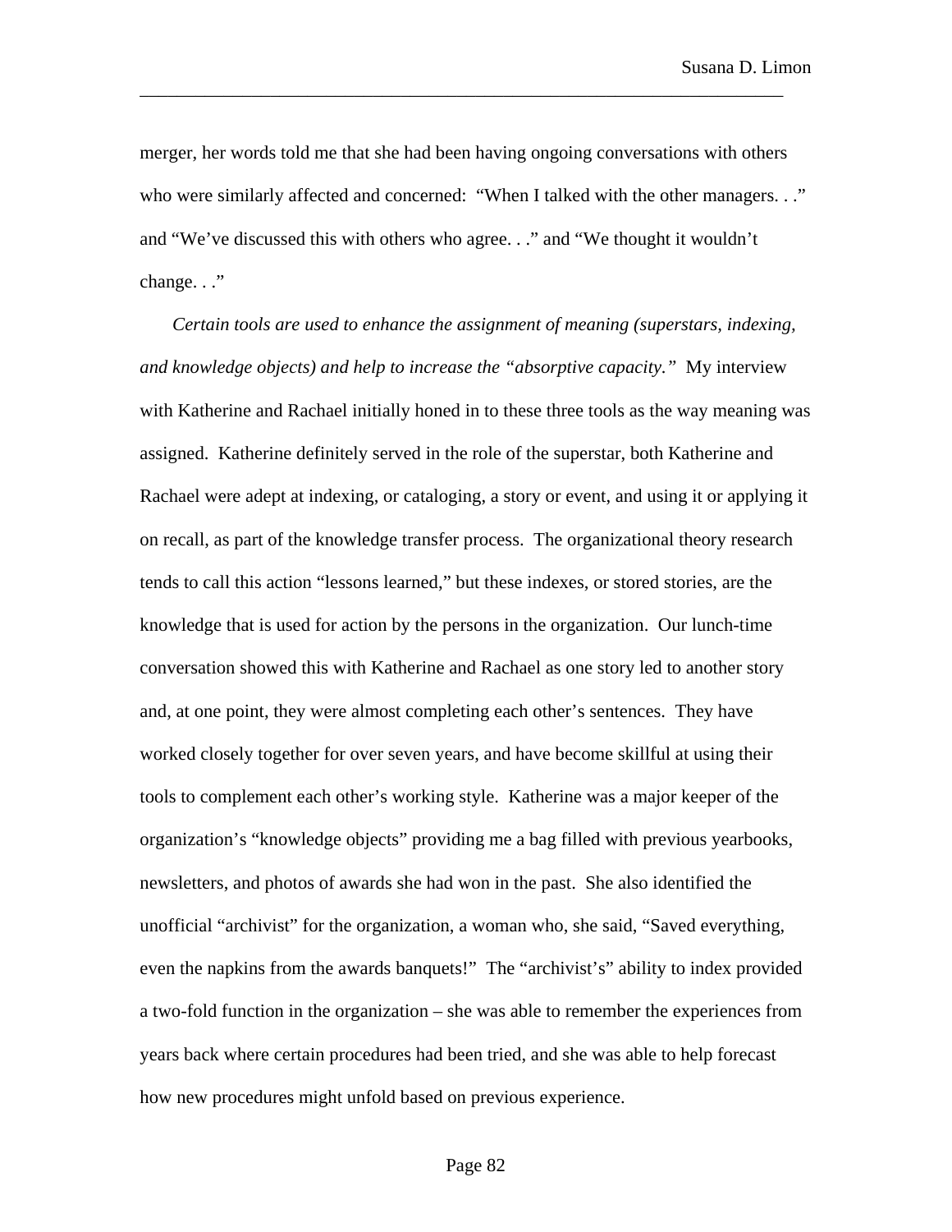merger, her words told me that she had been having ongoing conversations with others who were similarly affected and concerned: "When I talked with the other managers. . ." and "We've discussed this with others who agree. . ." and "We thought it wouldn't change. . ."

*Certain tools are used to enhance the assignment of meaning (superstars, indexing, and knowledge objects) and help to increase the "absorptive capacity."* My interview with Katherine and Rachael initially honed in to these three tools as the way meaning was assigned. Katherine definitely served in the role of the superstar, both Katherine and Rachael were adept at indexing, or cataloging, a story or event, and using it or applying it on recall, as part of the knowledge transfer process. The organizational theory research tends to call this action "lessons learned," but these indexes, or stored stories, are the knowledge that is used for action by the persons in the organization. Our lunch-time conversation showed this with Katherine and Rachael as one story led to another story and, at one point, they were almost completing each other's sentences. They have worked closely together for over seven years, and have become skillful at using their tools to complement each other's working style. Katherine was a major keeper of the organization's "knowledge objects" providing me a bag filled with previous yearbooks, newsletters, and photos of awards she had won in the past. She also identified the unofficial "archivist" for the organization, a woman who, she said, "Saved everything, even the napkins from the awards banquets!" The "archivist's" ability to index provided a two-fold function in the organization – she was able to remember the experiences from years back where certain procedures had been tried, and she was able to help forecast how new procedures might unfold based on previous experience.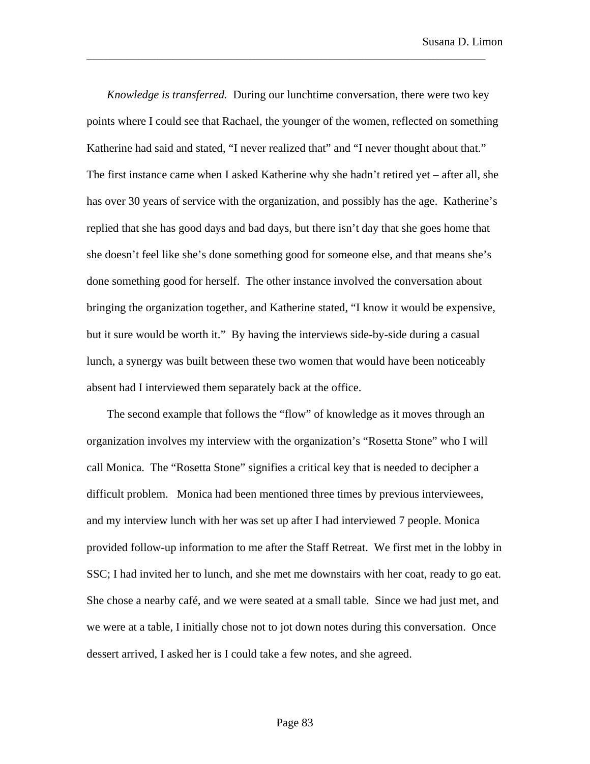*Knowledge is transferred.* During our lunchtime conversation, there were two key points where I could see that Rachael, the younger of the women, reflected on something Katherine had said and stated, “I never realized that” and “I never thought about that.” The first instance came when I asked Katherine why she hadn’t retired yet – after all, she has over 30 years of service with the organization, and possibly has the age. Katherine’s replied that she has good days and bad days, but there isn’t day that she goes home that she doesn’t feel like she’s done something good for someone else, and that means she’s done something good for herself. The other instance involved the conversation about bringing the organization together, and Katherine stated, “I know it would be expensive, but it sure would be worth it.” By having the interviews side-by-side during a casual lunch, a synergy was built between these two women that would have been noticeably absent had I interviewed them separately back at the office.

The second example that follows the “flow” of knowledge as it moves through an organization involves my interview with the organization’s “Rosetta Stone” who I will call Monica. The “Rosetta Stone” signifies a critical key that is needed to decipher a difficult problem. Monica had been mentioned three times by previous interviewees, and my interview lunch with her was set up after I had interviewed 7 people. Monica provided follow-up information to me after the Staff Retreat. We first met in the lobby in SSC; I had invited her to lunch, and she met me downstairs with her coat, ready to go eat. She chose a nearby café, and we were seated at a small table. Since we had just met, and we were at a table, I initially chose not to jot down notes during this conversation. Once dessert arrived, I asked her is I could take a few notes, and she agreed.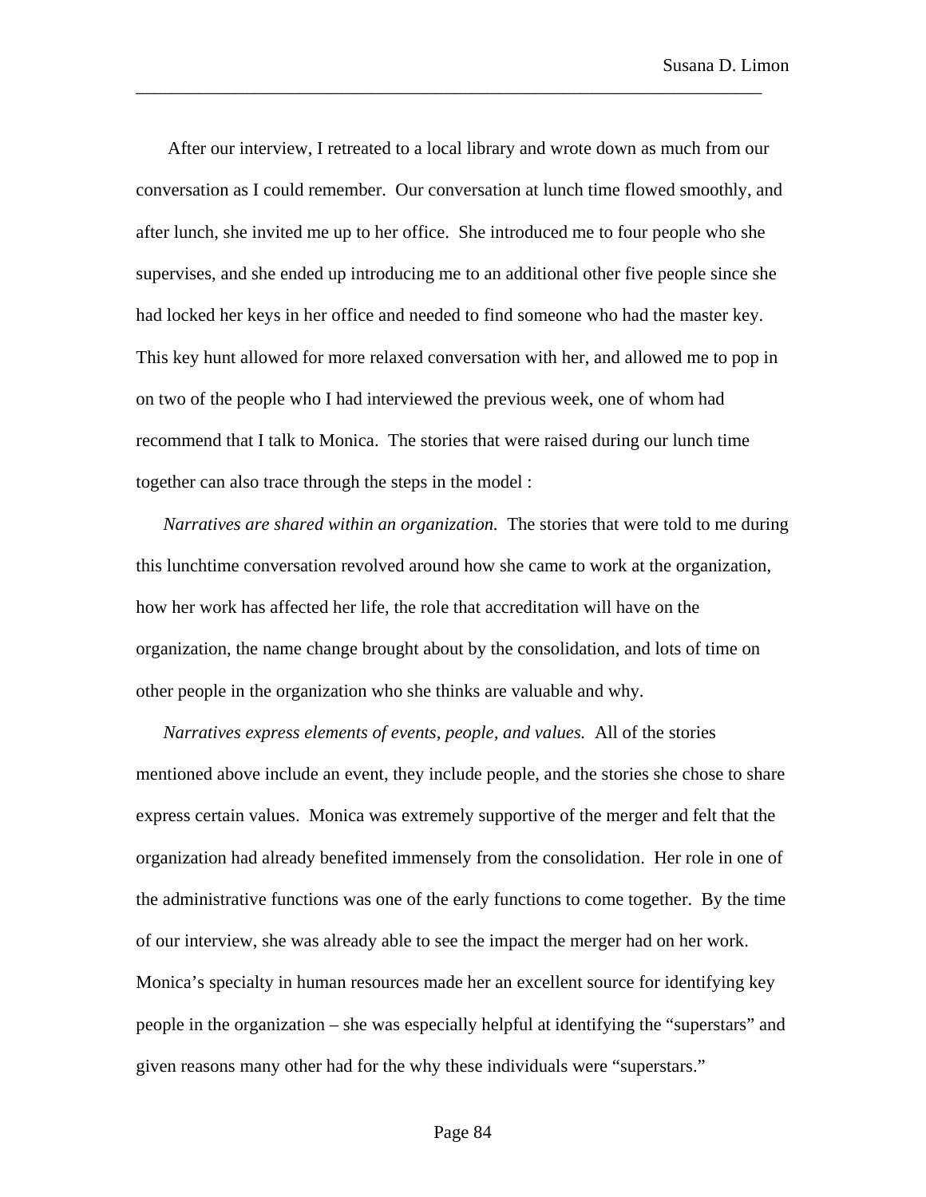After our interview, I retreated to a local library and wrote down as much from our conversation as I could remember. Our conversation at lunch time flowed smoothly, and after lunch, she invited me up to her office. She introduced me to four people who she supervises, and she ended up introducing me to an additional other five people since she had locked her keys in her office and needed to find someone who had the master key. This key hunt allowed for more relaxed conversation with her, and allowed me to pop in on two of the people who I had interviewed the previous week, one of whom had recommend that I talk to Monica. The stories that were raised during our lunch time together can also trace through the steps in the model :

*Narratives are shared within an organization.* The stories that were told to me during this lunchtime conversation revolved around how she came to work at the organization, how her work has affected her life, the role that accreditation will have on the organization, the name change brought about by the consolidation, and lots of time on other people in the organization who she thinks are valuable and why.

*Narratives express elements of events, people, and values.* All of the stories mentioned above include an event, they include people, and the stories she chose to share express certain values. Monica was extremely supportive of the merger and felt that the organization had already benefited immensely from the consolidation. Her role in one of the administrative functions was one of the early functions to come together. By the time of our interview, she was already able to see the impact the merger had on her work. Monica's specialty in human resources made her an excellent source for identifying key people in the organization – she was especially helpful at identifying the "superstars" and given reasons many other had for the why these individuals were "superstars."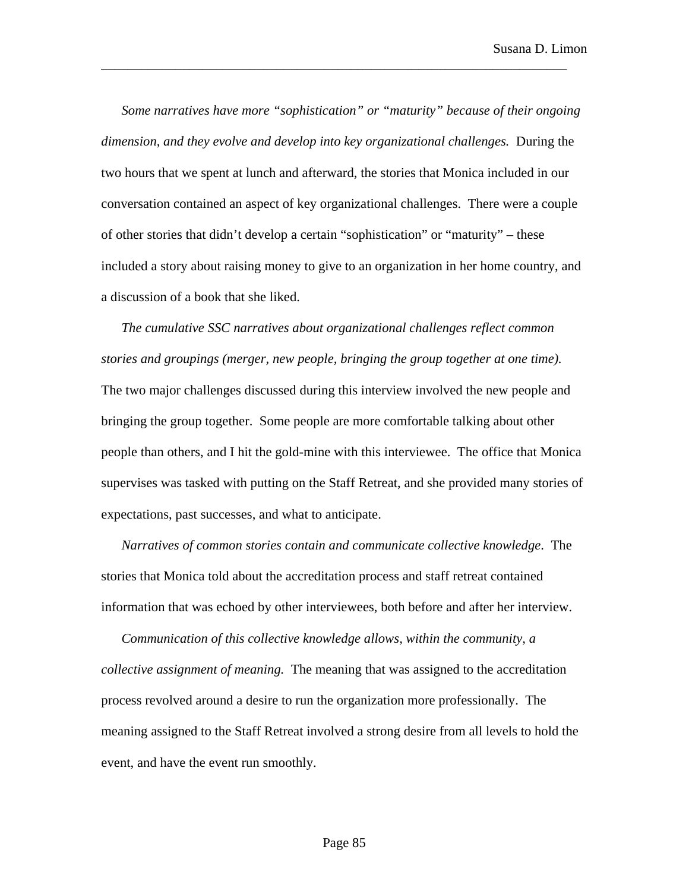*Some narratives have more "sophistication" or "maturity" because of their ongoing dimension, and they evolve and develop into key organizational challenges.* During the two hours that we spent at lunch and afterward, the stories that Monica included in our conversation contained an aspect of key organizational challenges. There were a couple of other stories that didn't develop a certain "sophistication" or "maturity" – these included a story about raising money to give to an organization in her home country, and a discussion of a book that she liked.

*The cumulative SSC narratives about organizational challenges reflect common stories and groupings (merger, new people, bringing the group together at one time).* The two major challenges discussed during this interview involved the new people and bringing the group together. Some people are more comfortable talking about other people than others, and I hit the gold-mine with this interviewee. The office that Monica supervises was tasked with putting on the Staff Retreat, and she provided many stories of expectations, past successes, and what to anticipate.

*Narratives of common stories contain and communicate collective knowledge*. The stories that Monica told about the accreditation process and staff retreat contained information that was echoed by other interviewees, both before and after her interview.

*Communication of this collective knowledge allows, within the community, a collective assignment of meaning.* The meaning that was assigned to the accreditation process revolved around a desire to run the organization more professionally. The meaning assigned to the Staff Retreat involved a strong desire from all levels to hold the event, and have the event run smoothly.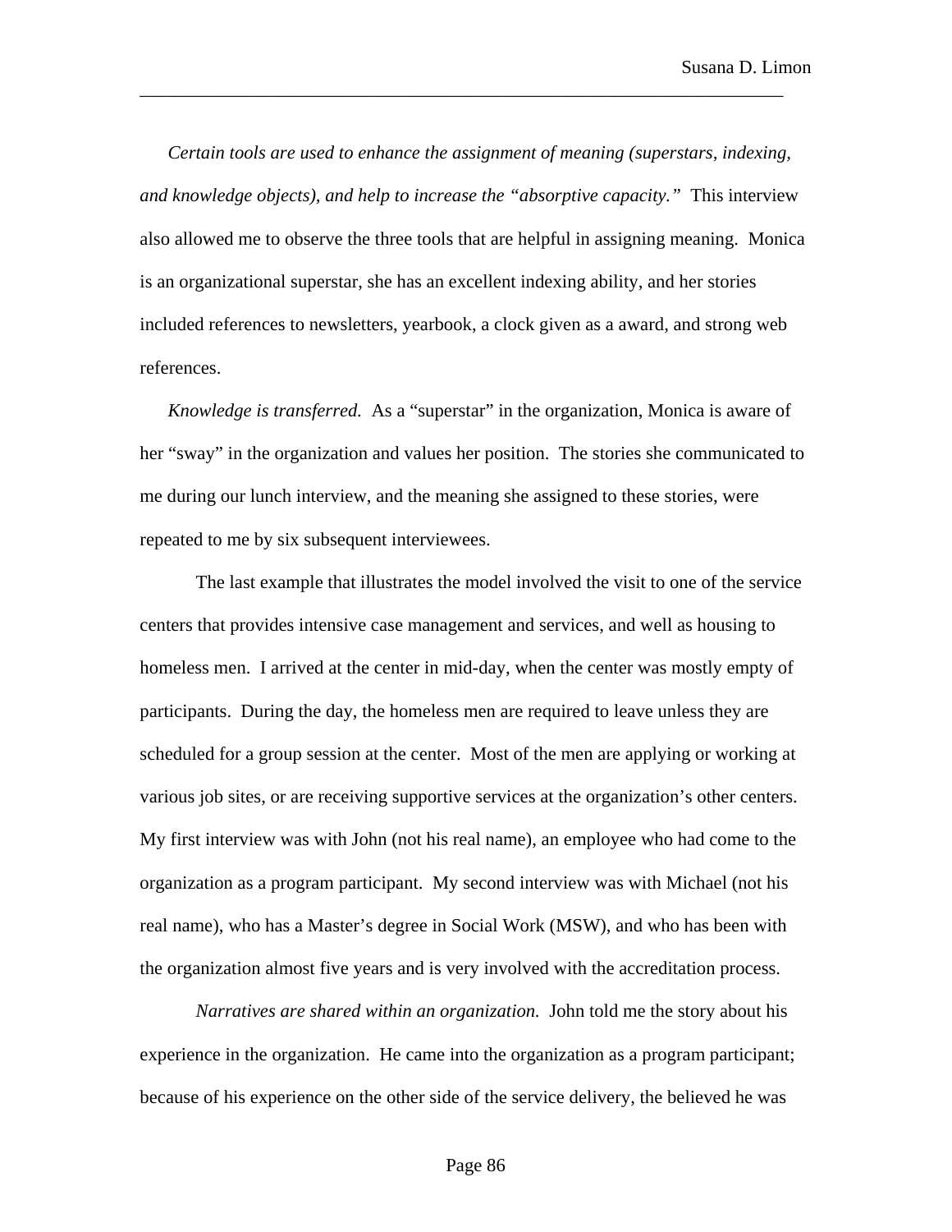*Certain tools are used to enhance the assignment of meaning (superstars, indexing, and knowledge objects), and help to increase the "absorptive capacity."* This interview also allowed me to observe the three tools that are helpful in assigning meaning. Monica is an organizational superstar, she has an excellent indexing ability, and her stories included references to newsletters, yearbook, a clock given as a award, and strong web references.

*Knowledge is transferred.* As a "superstar" in the organization, Monica is aware of her "sway" in the organization and values her position. The stories she communicated to me during our lunch interview, and the meaning she assigned to these stories, were repeated to me by six subsequent interviewees.

The last example that illustrates the model involved the visit to one of the service centers that provides intensive case management and services, and well as housing to homeless men. I arrived at the center in mid-day, when the center was mostly empty of participants. During the day, the homeless men are required to leave unless they are scheduled for a group session at the center. Most of the men are applying or working at various job sites, or are receiving supportive services at the organization's other centers. My first interview was with John (not his real name), an employee who had come to the organization as a program participant. My second interview was with Michael (not his real name), who has a Master's degree in Social Work (MSW), and who has been with the organization almost five years and is very involved with the accreditation process.

*Narratives are shared within an organization.* John told me the story about his experience in the organization. He came into the organization as a program participant; because of his experience on the other side of the service delivery, the believed he was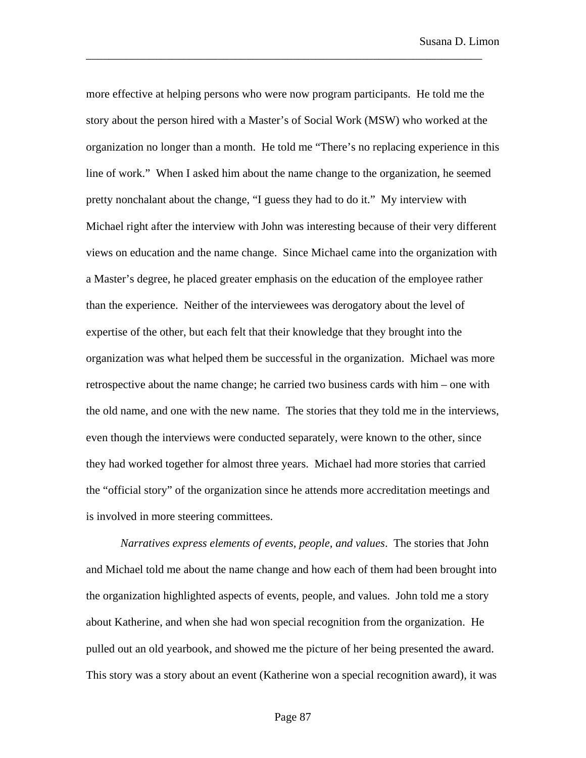more effective at helping persons who were now program participants. He told me the story about the person hired with a Master's of Social Work (MSW) who worked at the organization no longer than a month. He told me "There's no replacing experience in this line of work." When I asked him about the name change to the organization, he seemed pretty nonchalant about the change, "I guess they had to do it." My interview with Michael right after the interview with John was interesting because of their very different views on education and the name change. Since Michael came into the organization with a Master's degree, he placed greater emphasis on the education of the employee rather than the experience. Neither of the interviewees was derogatory about the level of expertise of the other, but each felt that their knowledge that they brought into the organization was what helped them be successful in the organization. Michael was more retrospective about the name change; he carried two business cards with him – one with the old name, and one with the new name. The stories that they told me in the interviews, even though the interviews were conducted separately, were known to the other, since they had worked together for almost three years. Michael had more stories that carried the "official story" of the organization since he attends more accreditation meetings and is involved in more steering committees.

*Narratives express elements of events, people, and values*. The stories that John and Michael told me about the name change and how each of them had been brought into the organization highlighted aspects of events, people, and values. John told me a story about Katherine, and when she had won special recognition from the organization. He pulled out an old yearbook, and showed me the picture of her being presented the award. This story was a story about an event (Katherine won a special recognition award), it was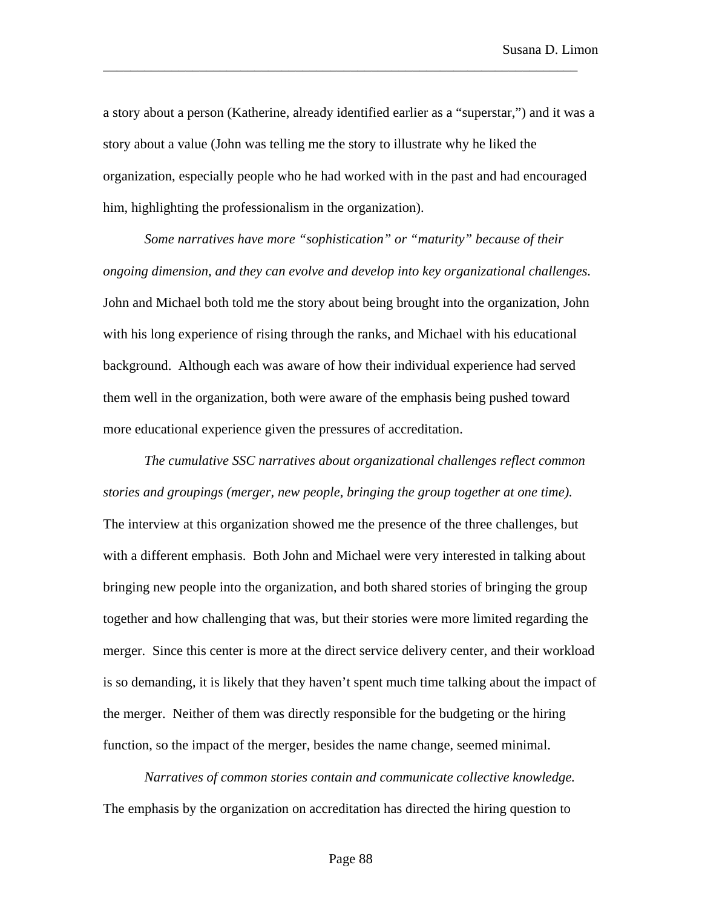a story about a person (Katherine, already identified earlier as a "superstar,") and it was a story about a value (John was telling me the story to illustrate why he liked the organization, especially people who he had worked with in the past and had encouraged him, highlighting the professionalism in the organization).

*Some narratives have more "sophistication" or "maturity" because of their ongoing dimension, and they can evolve and develop into key organizational challenges.* John and Michael both told me the story about being brought into the organization, John with his long experience of rising through the ranks, and Michael with his educational background. Although each was aware of how their individual experience had served them well in the organization, both were aware of the emphasis being pushed toward more educational experience given the pressures of accreditation.

*The cumulative SSC narratives about organizational challenges reflect common stories and groupings (merger, new people, bringing the group together at one time).* The interview at this organization showed me the presence of the three challenges, but with a different emphasis. Both John and Michael were very interested in talking about bringing new people into the organization, and both shared stories of bringing the group together and how challenging that was, but their stories were more limited regarding the merger. Since this center is more at the direct service delivery center, and their workload is so demanding, it is likely that they haven't spent much time talking about the impact of the merger. Neither of them was directly responsible for the budgeting or the hiring function, so the impact of the merger, besides the name change, seemed minimal.

*Narratives of common stories contain and communicate collective knowledge.* The emphasis by the organization on accreditation has directed the hiring question to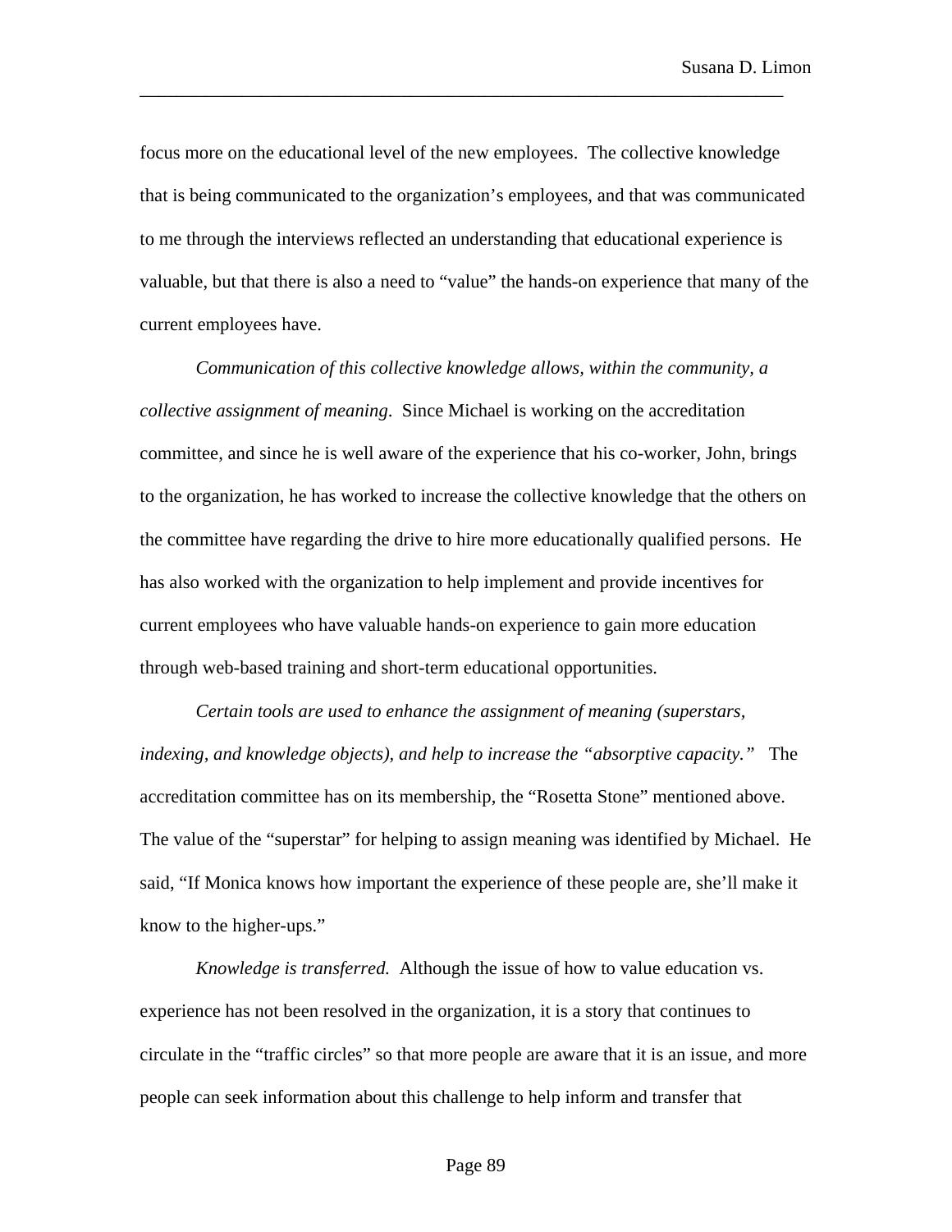focus more on the educational level of the new employees. The collective knowledge that is being communicated to the organization's employees, and that was communicated to me through the interviews reflected an understanding that educational experience is valuable, but that there is also a need to "value" the hands-on experience that many of the current employees have.

*Communication of this collective knowledge allows, within the community, a collective assignment of meaning*. Since Michael is working on the accreditation committee, and since he is well aware of the experience that his co-worker, John, brings to the organization, he has worked to increase the collective knowledge that the others on the committee have regarding the drive to hire more educationally qualified persons. He has also worked with the organization to help implement and provide incentives for current employees who have valuable hands-on experience to gain more education through web-based training and short-term educational opportunities.

*Certain tools are used to enhance the assignment of meaning (superstars, indexing, and knowledge objects), and help to increase the "absorptive capacity."* The accreditation committee has on its membership, the "Rosetta Stone" mentioned above. The value of the "superstar" for helping to assign meaning was identified by Michael. He said, "If Monica knows how important the experience of these people are, she'll make it know to the higher-ups."

*Knowledge is transferred.* Although the issue of how to value education vs. experience has not been resolved in the organization, it is a story that continues to circulate in the "traffic circles" so that more people are aware that it is an issue, and more people can seek information about this challenge to help inform and transfer that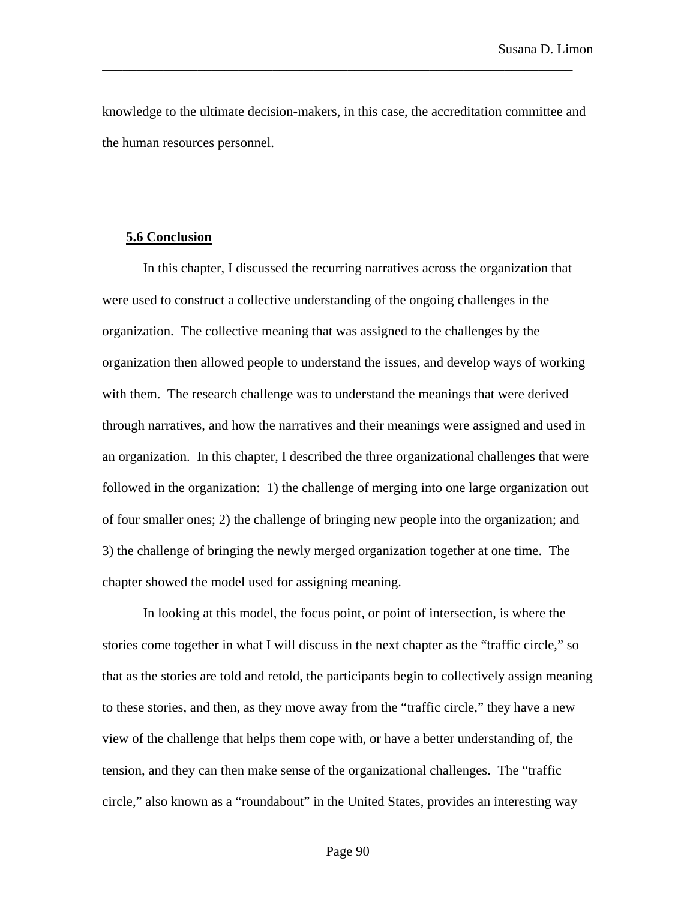knowledge to the ultimate decision-makers, in this case, the accreditation committee and the human resources personnel.

### 5.6 Conclusion

In this chapter, I discussed the recurring narratives across the organization that were used to construct a collective understanding of the ongoing challenges in the organization. The collective meaning that was assigned to the challenges by the organization then allowed people to understand the issues, and develop ways of working with them. The research challenge was to understand the meanings that were derived through narratives, and how the narratives and their meanings were assigned and used in an organization. In this chapter, I described the three organizational challenges that were followed in the organization: 1) the challenge of merging into one large organization out of four smaller ones; 2) the challenge of bringing new people into the organization; and 3) the challenge of bringing the newly merged organization together at one time. The chapter showed the model used for assigning meaning.

In looking at this model, the focus point, or point of intersection, is where the stories come together in what I will discuss in the next chapter as the "traffic circle," so that as the stories are told and retold, the participants begin to collectively assign meaning to these stories, and then, as they move away from the "traffic circle," they have a new view of the challenge that helps them cope with, or have a better understanding of, the tension, and they can then make sense of the organizational challenges. The "traffic circle," also known as a "roundabout" in the United States, provides an interesting way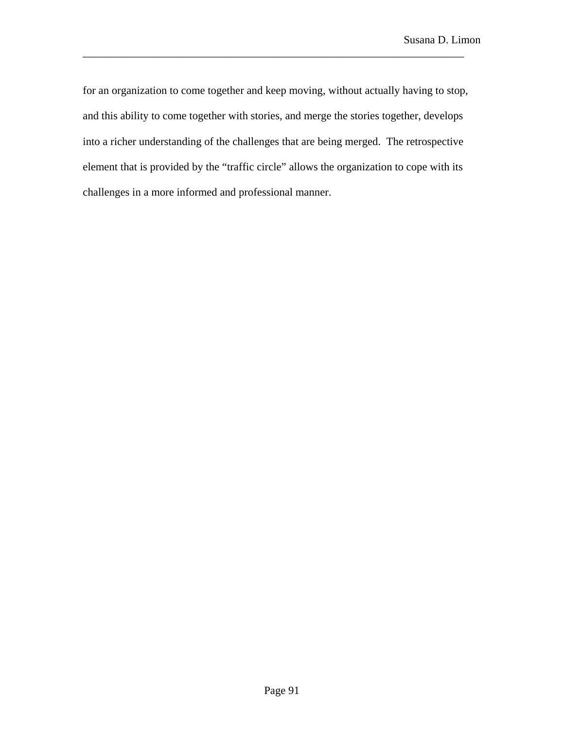for an organization to come together and keep moving, without actually having to stop, and this ability to come together with stories, and merge the stories together, develops into a richer understanding of the challenges that are being merged. The retrospective element that is provided by the “traffic circle” allows the organization to cope with its challenges in a more informed and professional manner.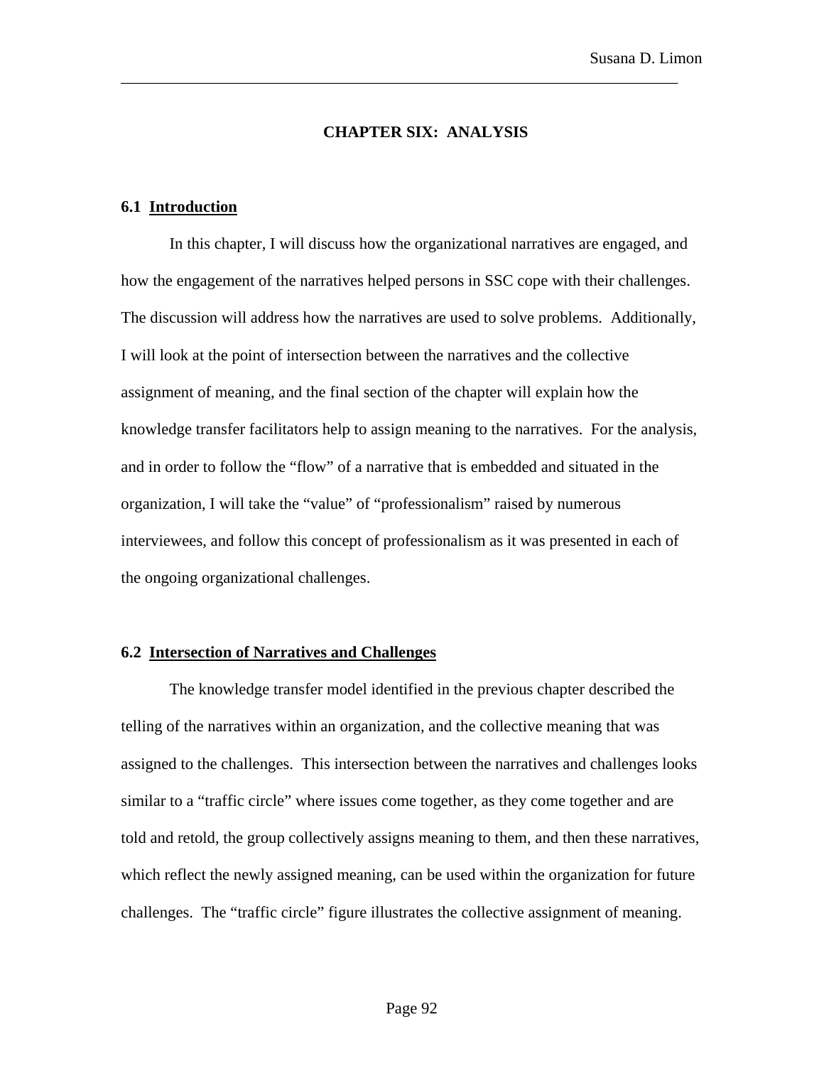# CHAPTER SIX: ANALYSIS

## 6.1 Introduction

In this chapter, I will discuss how the organizational narratives are engaged, and how the engagement of the narratives helped persons in SSC cope with their challenges. The discussion will address how the narratives are used to solve problems. Additionally, I will look at the point of intersection between the narratives and the collective assignment of meaning, and the final section of the chapter will explain how the knowledge transfer facilitators help to assign meaning to the narratives. For the analysis, and in order to follow the "flow" of a narrative that is embedded and situated in the organization, I will take the "value" of "professionalism" raised by numerous interviewees, and follow this concept of professionalism as it was presented in each of the ongoing organizational challenges.

## 6.2 Intersection of Narratives and Challenges

The knowledge transfer model identified in the previous chapter described the telling of the narratives within an organization, and the collective meaning that was assigned to the challenges. This intersection between the narratives and challenges looks similar to a "traffic circle" where issues come together, as they come together and are told and retold, the group collectively assigns meaning to them, and then these narratives, which reflect the newly assigned meaning, can be used within the organization for future challenges. The "traffic circle" figure illustrates the collective assignment of meaning.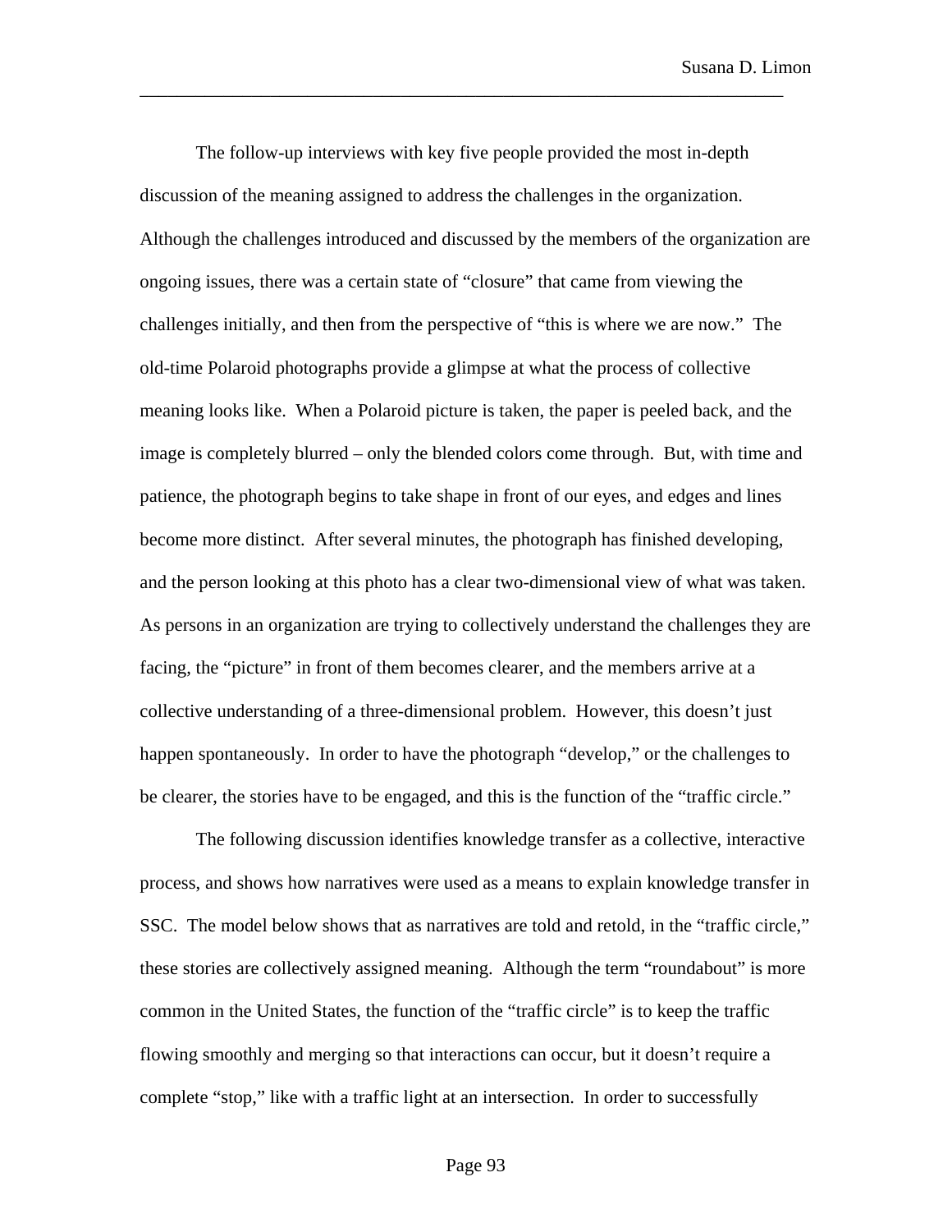The follow-up interviews with key five people provided the most in-depth discussion of the meaning assigned to address the challenges in the organization. Although the challenges introduced and discussed by the members of the organization are ongoing issues, there was a certain state of "closure" that came from viewing the challenges initially, and then from the perspective of "this is where we are now." The old-time Polaroid photographs provide a glimpse at what the process of collective meaning looks like. When a Polaroid picture is taken, the paper is peeled back, and the image is completely blurred – only the blended colors come through. But, with time and patience, the photograph begins to take shape in front of our eyes, and edges and lines become more distinct. After several minutes, the photograph has finished developing, and the person looking at this photo has a clear two-dimensional view of what was taken. As persons in an organization are trying to collectively understand the challenges they are facing, the "picture" in front of them becomes clearer, and the members arrive at a collective understanding of a three-dimensional problem. However, this doesn't just happen spontaneously. In order to have the photograph "develop," or the challenges to be clearer, the stories have to be engaged, and this is the function of the "traffic circle."

The following discussion identifies knowledge transfer as a collective, interactive process, and shows how narratives were used as a means to explain knowledge transfer in SSC. The model below shows that as narratives are told and retold, in the "traffic circle," these stories are collectively assigned meaning. Although the term "roundabout" is more common in the United States, the function of the "traffic circle" is to keep the traffic flowing smoothly and merging so that interactions can occur, but it doesn't require a complete "stop," like with a traffic light at an intersection. In order to successfully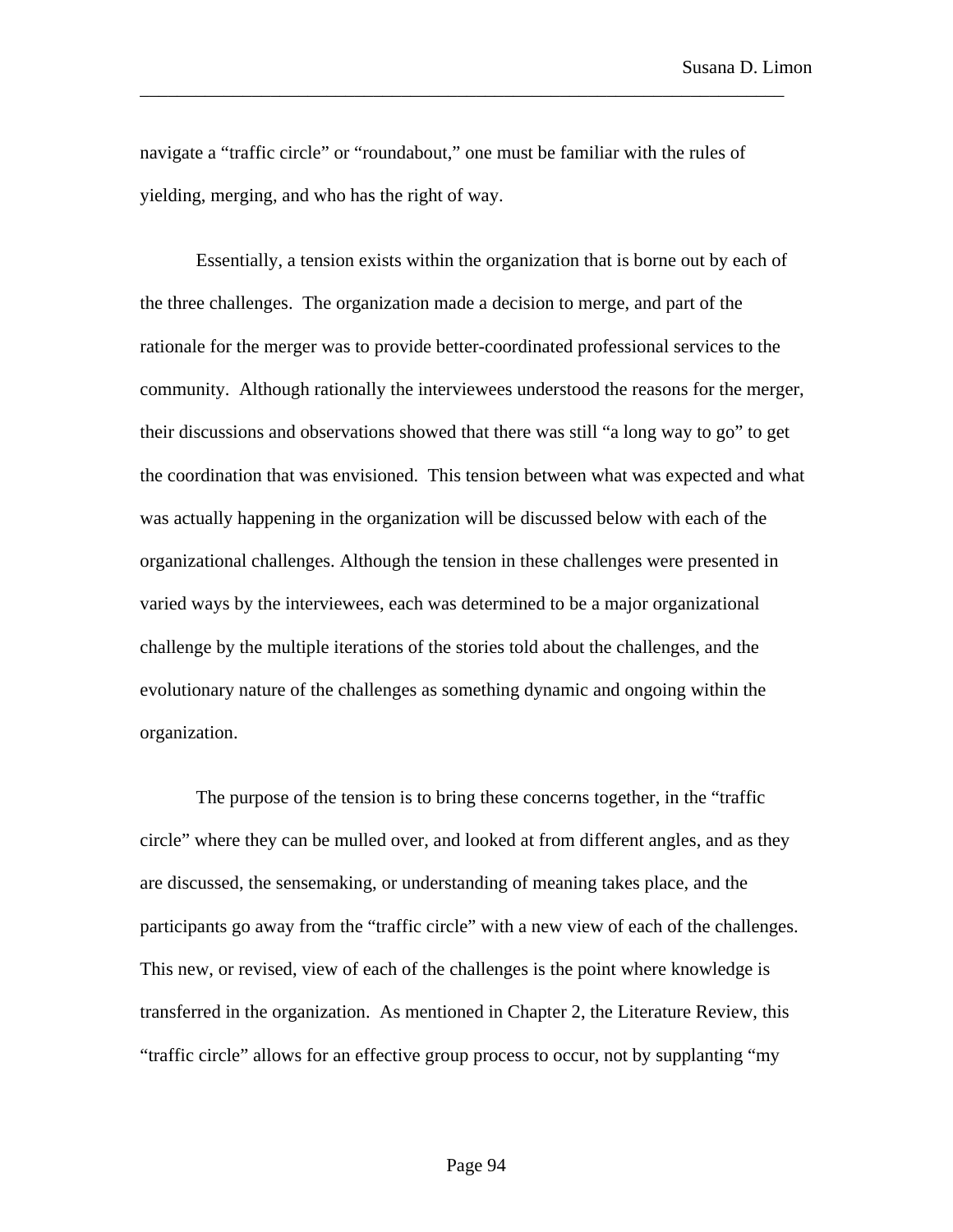navigate a "traffic circle" or "roundabout," one must be familiar with the rules of yielding, merging, and who has the right of way.

Essentially, a tension exists within the organization that is borne out by each of the three challenges. The organization made a decision to merge, and part of the rationale for the merger was to provide better-coordinated professional services to the community. Although rationally the interviewees understood the reasons for the merger, their discussions and observations showed that there was still "a long way to go" to get the coordination that was envisioned. This tension between what was expected and what was actually happening in the organization will be discussed below with each of the organizational challenges. Although the tension in these challenges were presented in varied ways by the interviewees, each was determined to be a major organizational challenge by the multiple iterations of the stories told about the challenges, and the evolutionary nature of the challenges as something dynamic and ongoing within the organization.

The purpose of the tension is to bring these concerns together, in the "traffic circle" where they can be mulled over, and looked at from different angles, and as they are discussed, the sensemaking, or understanding of meaning takes place, and the participants go away from the "traffic circle" with a new view of each of the challenges. This new, or revised, view of each of the challenges is the point where knowledge is transferred in the organization. As mentioned in Chapter 2, the Literature Review, this "traffic circle" allows for an effective group process to occur, not by supplanting "my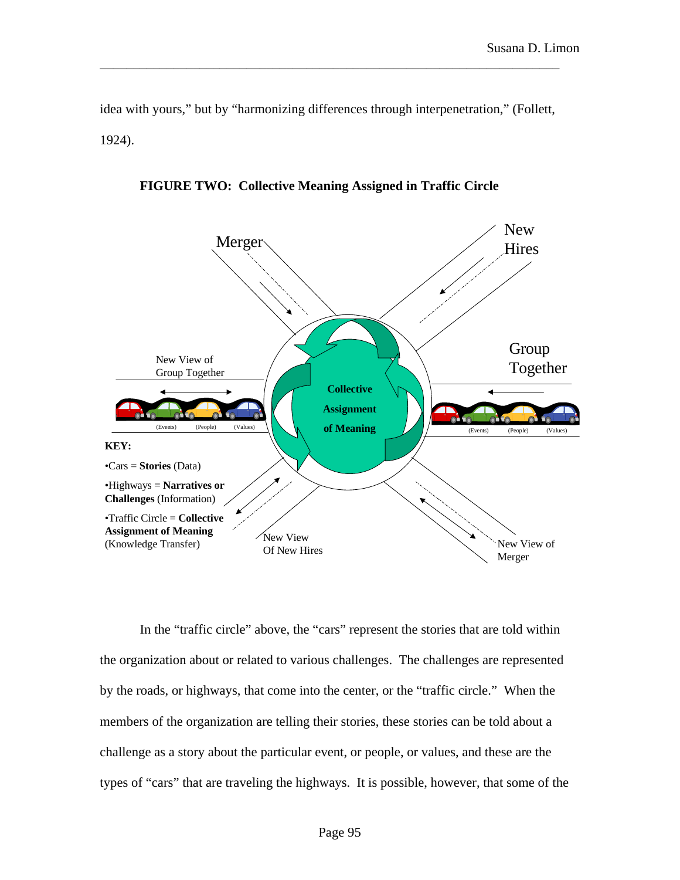idea with yours," but by "harmonizing differences through interpenetration," (Follett, 1924).

**FIGURE TWO: Collective Meaning Assigned in Traffic Circle**

Merger

New Hires

Group Together

New View of Group Together

**Collective Assignment of Meaning**

(Events) (People) (Values)

(Events) (People) (Values)

**KEY:**

- Cars = **Stories** (Data)
- Highways = **Narratives or Challenges** (Information)
- Traffic Circle = **Collective Assignment of Meaning** (Knowledge Transfer)

New View Of New Hires

New View of Merger

In the "traffic circle" above, the "cars" represent the stories that are told within the organization about or related to various challenges. The challenges are represented by the roads, or highways, that come into the center, or the "traffic circle." When the members of the organization are telling their stories, these stories can be told about a challenge as a story about the particular event, or people, or values, and these are the types of "cars" that are traveling the highways. It is possible, however, that some of the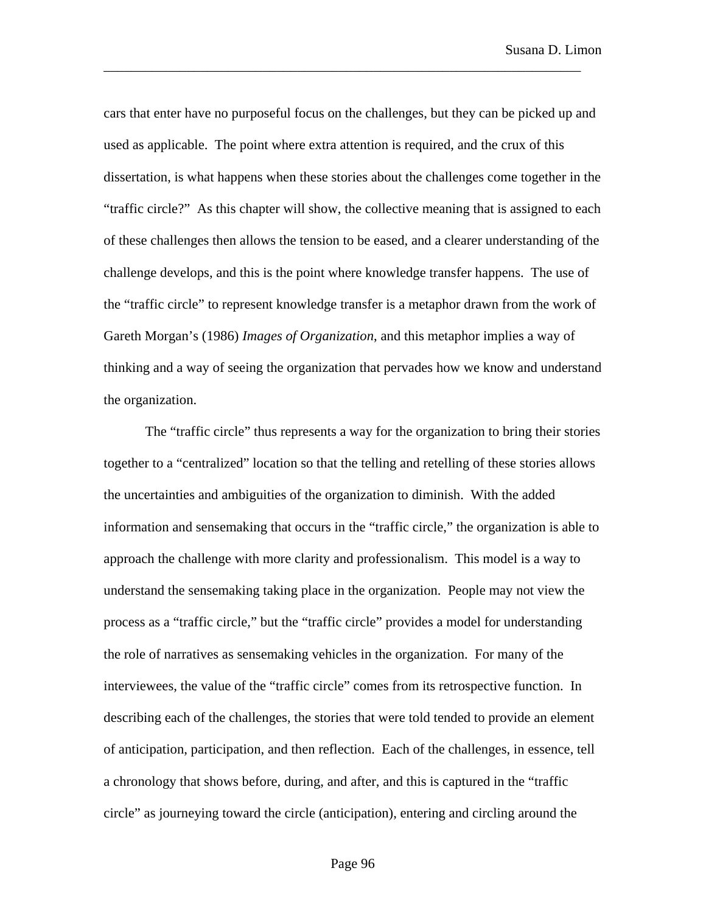cars that enter have no purposeful focus on the challenges, but they can be picked up and used as applicable. The point where extra attention is required, and the crux of this dissertation, is what happens when these stories about the challenges come together in the "traffic circle?" As this chapter will show, the collective meaning that is assigned to each of these challenges then allows the tension to be eased, and a clearer understanding of the challenge develops, and this is the point where knowledge transfer happens. The use of the "traffic circle" to represent knowledge transfer is a metaphor drawn from the work of Gareth Morgan's (1986) *Images of Organization*, and this metaphor implies a way of thinking and a way of seeing the organization that pervades how we know and understand the organization.

The "traffic circle" thus represents a way for the organization to bring their stories together to a "centralized" location so that the telling and retelling of these stories allows the uncertainties and ambiguities of the organization to diminish. With the added information and sensemaking that occurs in the "traffic circle," the organization is able to approach the challenge with more clarity and professionalism. This model is a way to understand the sensemaking taking place in the organization. People may not view the process as a "traffic circle," but the "traffic circle" provides a model for understanding the role of narratives as sensemaking vehicles in the organization. For many of the interviewees, the value of the "traffic circle" comes from its retrospective function. In describing each of the challenges, the stories that were told tended to provide an element of anticipation, participation, and then reflection. Each of the challenges, in essence, tell a chronology that shows before, during, and after, and this is captured in the "traffic circle" as journeying toward the circle (anticipation), entering and circling around the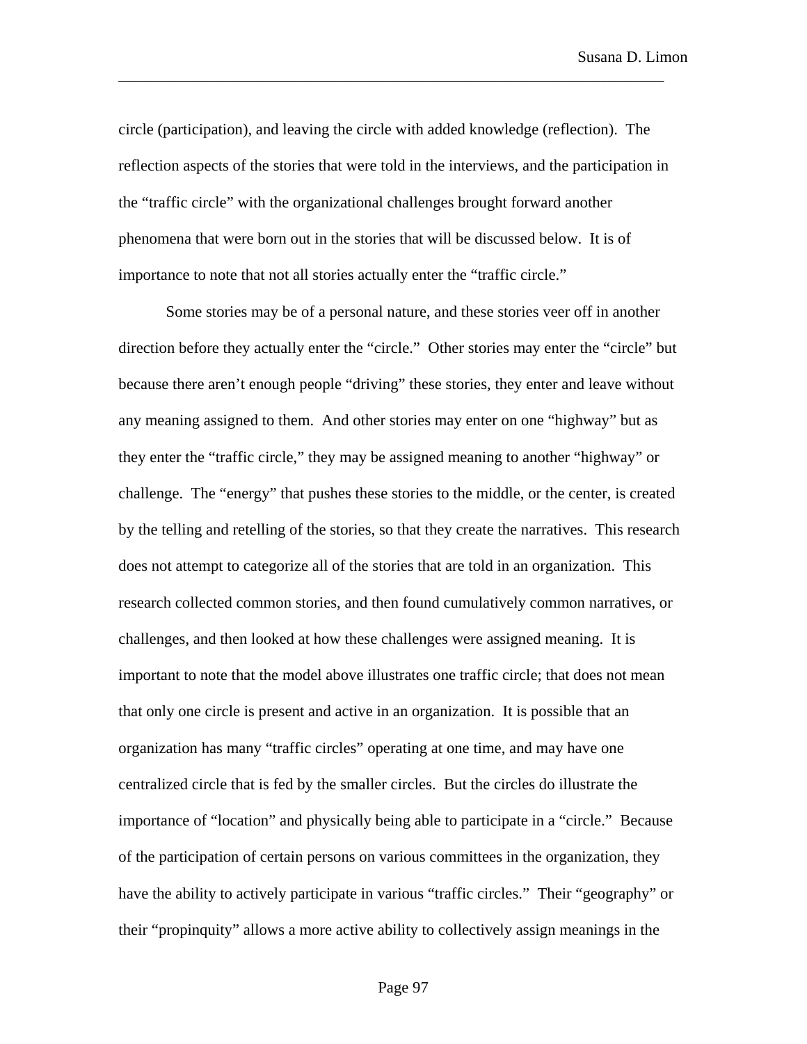circle (participation), and leaving the circle with added knowledge (reflection). The reflection aspects of the stories that were told in the interviews, and the participation in the "traffic circle" with the organizational challenges brought forward another phenomena that were born out in the stories that will be discussed below. It is of importance to note that not all stories actually enter the "traffic circle."

Some stories may be of a personal nature, and these stories veer off in another direction before they actually enter the "circle." Other stories may enter the "circle" but because there aren't enough people "driving" these stories, they enter and leave without any meaning assigned to them. And other stories may enter on one "highway" but as they enter the "traffic circle," they may be assigned meaning to another "highway" or challenge. The "energy" that pushes these stories to the middle, or the center, is created by the telling and retelling of the stories, so that they create the narratives. This research does not attempt to categorize all of the stories that are told in an organization. This research collected common stories, and then found cumulatively common narratives, or challenges, and then looked at how these challenges were assigned meaning. It is important to note that the model above illustrates one traffic circle; that does not mean that only one circle is present and active in an organization. It is possible that an organization has many "traffic circles" operating at one time, and may have one centralized circle that is fed by the smaller circles. But the circles do illustrate the importance of "location" and physically being able to participate in a "circle." Because of the participation of certain persons on various committees in the organization, they have the ability to actively participate in various "traffic circles." Their "geography" or their "propinquity" allows a more active ability to collectively assign meanings in the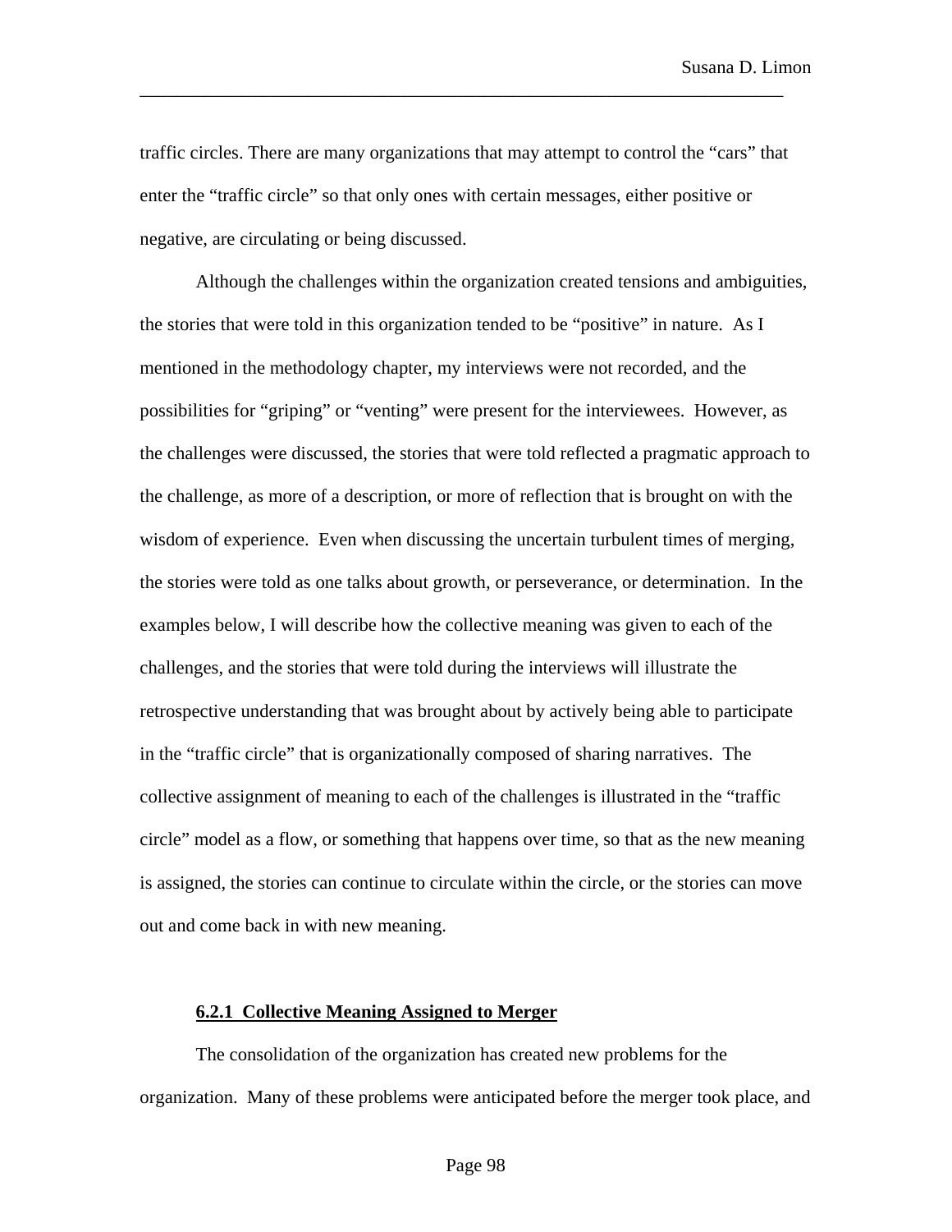traffic circles. There are many organizations that may attempt to control the “cars” that enter the “traffic circle” so that only ones with certain messages, either positive or negative, are circulating or being discussed.

Although the challenges within the organization created tensions and ambiguities, the stories that were told in this organization tended to be “positive” in nature. As I mentioned in the methodology chapter, my interviews were not recorded, and the possibilities for “griping” or “venting” were present for the interviewees. However, as the challenges were discussed, the stories that were told reflected a pragmatic approach to the challenge, as more of a description, or more of reflection that is brought on with the wisdom of experience. Even when discussing the uncertain turbulent times of merging, the stories were told as one talks about growth, or perseverance, or determination. In the examples below, I will describe how the collective meaning was given to each of the challenges, and the stories that were told during the interviews will illustrate the retrospective understanding that was brought about by actively being able to participate in the “traffic circle” that is organizationally composed of sharing narratives. The collective assignment of meaning to each of the challenges is illustrated in the “traffic circle” model as a flow, or something that happens over time, so that as the new meaning is assigned, the stories can continue to circulate within the circle, or the stories can move out and come back in with new meaning.

### 6.2.1 Collective Meaning Assigned to Merger

The consolidation of the organization has created new problems for the organization. Many of these problems were anticipated before the merger took place, and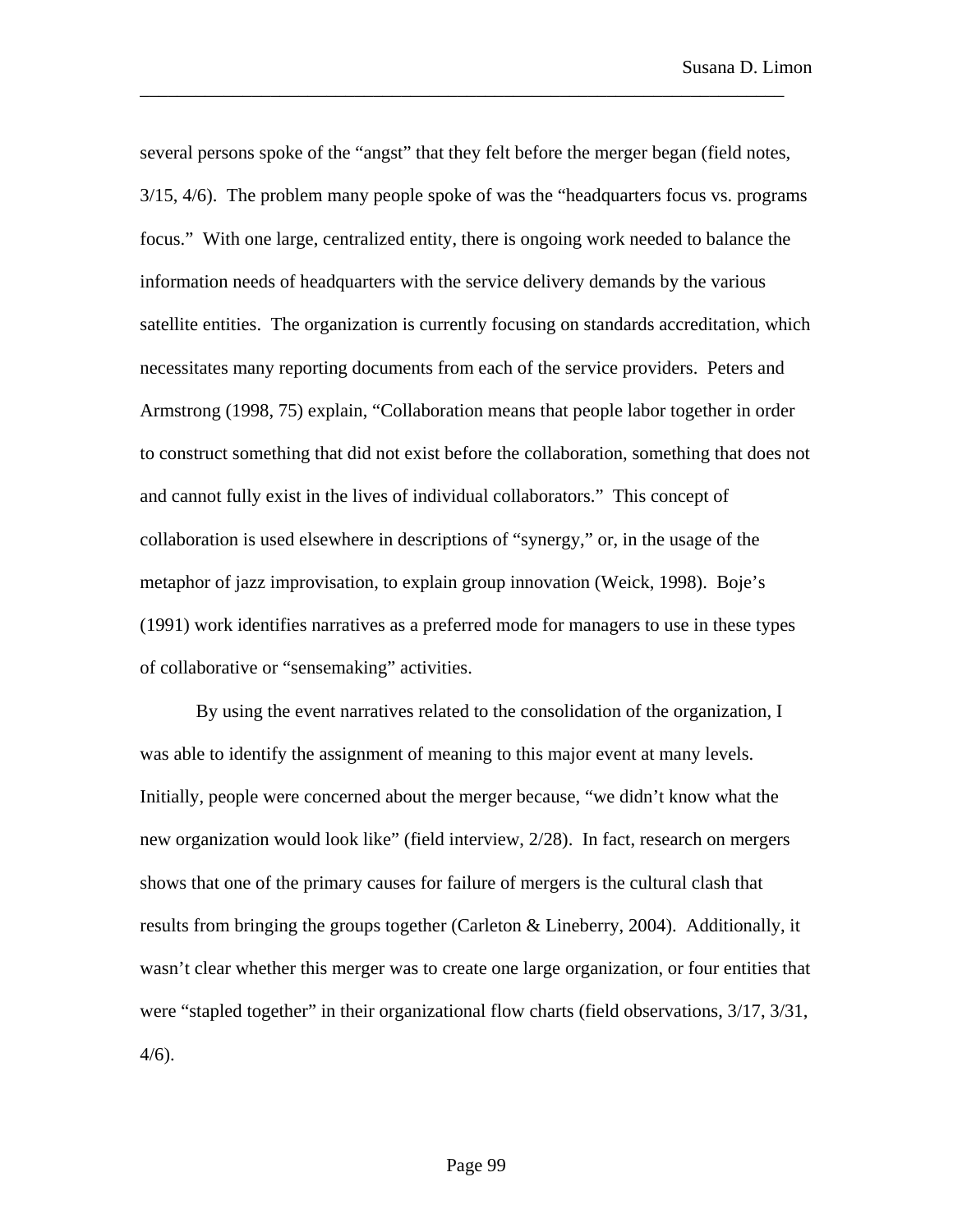several persons spoke of the "angst" that they felt before the merger began (field notes, 3/15, 4/6). The problem many people spoke of was the "headquarters focus vs. programs focus." With one large, centralized entity, there is ongoing work needed to balance the information needs of headquarters with the service delivery demands by the various satellite entities. The organization is currently focusing on standards accreditation, which necessitates many reporting documents from each of the service providers. Peters and Armstrong (1998, 75) explain, "Collaboration means that people labor together in order to construct something that did not exist before the collaboration, something that does not and cannot fully exist in the lives of individual collaborators." This concept of collaboration is used elsewhere in descriptions of "synergy," or, in the usage of the metaphor of jazz improvisation, to explain group innovation (Weick, 1998). Boje's (1991) work identifies narratives as a preferred mode for managers to use in these types of collaborative or "sensemaking" activities.

By using the event narratives related to the consolidation of the organization, I was able to identify the assignment of meaning to this major event at many levels. Initially, people were concerned about the merger because, "we didn't know what the new organization would look like" (field interview, 2/28). In fact, research on mergers shows that one of the primary causes for failure of mergers is the cultural clash that results from bringing the groups together (Carleton & Lineberry, 2004). Additionally, it wasn't clear whether this merger was to create one large organization, or four entities that were "stapled together" in their organizational flow charts (field observations, 3/17, 3/31, 4/6).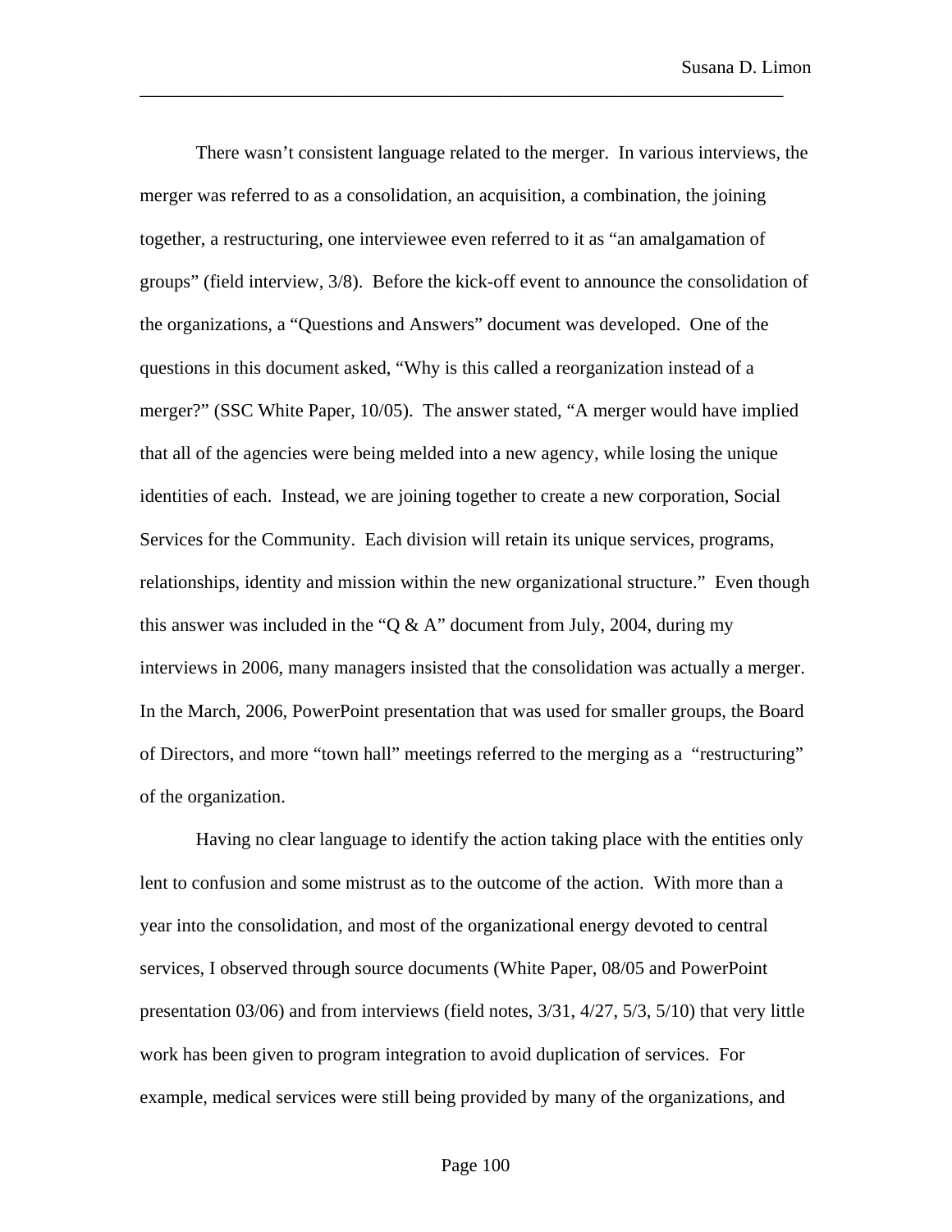There wasn't consistent language related to the merger. In various interviews, the merger was referred to as a consolidation, an acquisition, a combination, the joining together, a restructuring, one interviewee even referred to it as "an amalgamation of groups" (field interview, 3/8). Before the kick-off event to announce the consolidation of the organizations, a "Questions and Answers" document was developed. One of the questions in this document asked, "Why is this called a reorganization instead of a merger?" (SSC White Paper, 10/05). The answer stated, "A merger would have implied that all of the agencies were being melded into a new agency, while losing the unique identities of each. Instead, we are joining together to create a new corporation, Social Services for the Community. Each division will retain its unique services, programs, relationships, identity and mission within the new organizational structure." Even though this answer was included in the "Q & A" document from July, 2004, during my interviews in 2006, many managers insisted that the consolidation was actually a merger. In the March, 2006, PowerPoint presentation that was used for smaller groups, the Board of Directors, and more "town hall" meetings referred to the merging as a "restructuring" of the organization.

Having no clear language to identify the action taking place with the entities only lent to confusion and some mistrust as to the outcome of the action. With more than a year into the consolidation, and most of the organizational energy devoted to central services, I observed through source documents (White Paper, 08/05 and PowerPoint presentation 03/06) and from interviews (field notes, 3/31, 4/27, 5/3, 5/10) that very little work has been given to program integration to avoid duplication of services. For example, medical services were still being provided by many of the organizations, and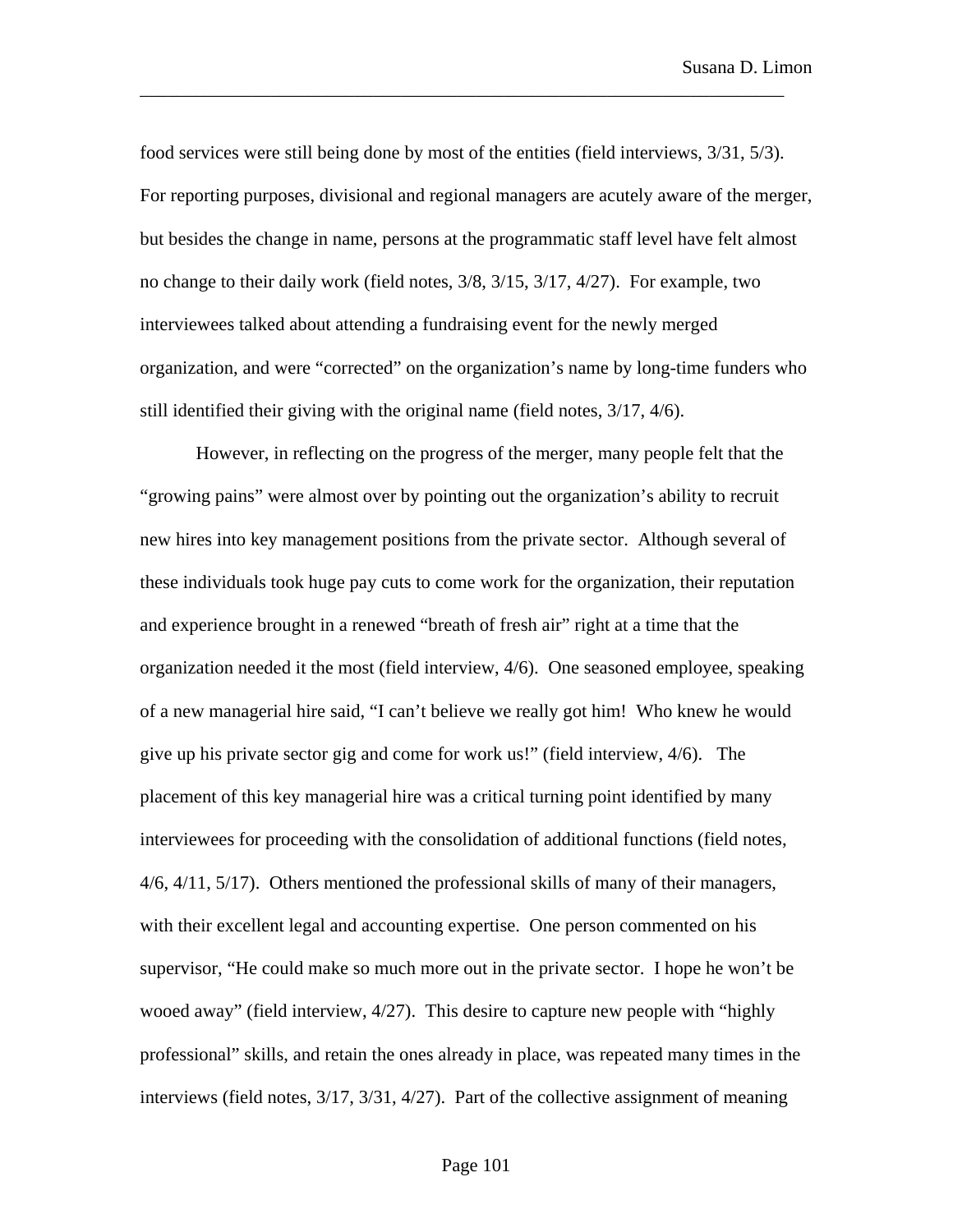food services were still being done by most of the entities (field interviews, 3/31, 5/3). For reporting purposes, divisional and regional managers are acutely aware of the merger, but besides the change in name, persons at the programmatic staff level have felt almost no change to their daily work (field notes, 3/8, 3/15, 3/17, 4/27). For example, two interviewees talked about attending a fundraising event for the newly merged organization, and were "corrected" on the organization's name by long-time funders who still identified their giving with the original name (field notes, 3/17, 4/6).

However, in reflecting on the progress of the merger, many people felt that the "growing pains" were almost over by pointing out the organization's ability to recruit new hires into key management positions from the private sector. Although several of these individuals took huge pay cuts to come work for the organization, their reputation and experience brought in a renewed "breath of fresh air" right at a time that the organization needed it the most (field interview, 4/6). One seasoned employee, speaking of a new managerial hire said, "I can't believe we really got him! Who knew he would give up his private sector gig and come for work us!" (field interview, 4/6). The placement of this key managerial hire was a critical turning point identified by many interviewees for proceeding with the consolidation of additional functions (field notes, 4/6, 4/11, 5/17). Others mentioned the professional skills of many of their managers, with their excellent legal and accounting expertise. One person commented on his supervisor, "He could make so much more out in the private sector. I hope he won't be wooed away" (field interview, 4/27). This desire to capture new people with "highly professional" skills, and retain the ones already in place, was repeated many times in the interviews (field notes, 3/17, 3/31, 4/27). Part of the collective assignment of meaning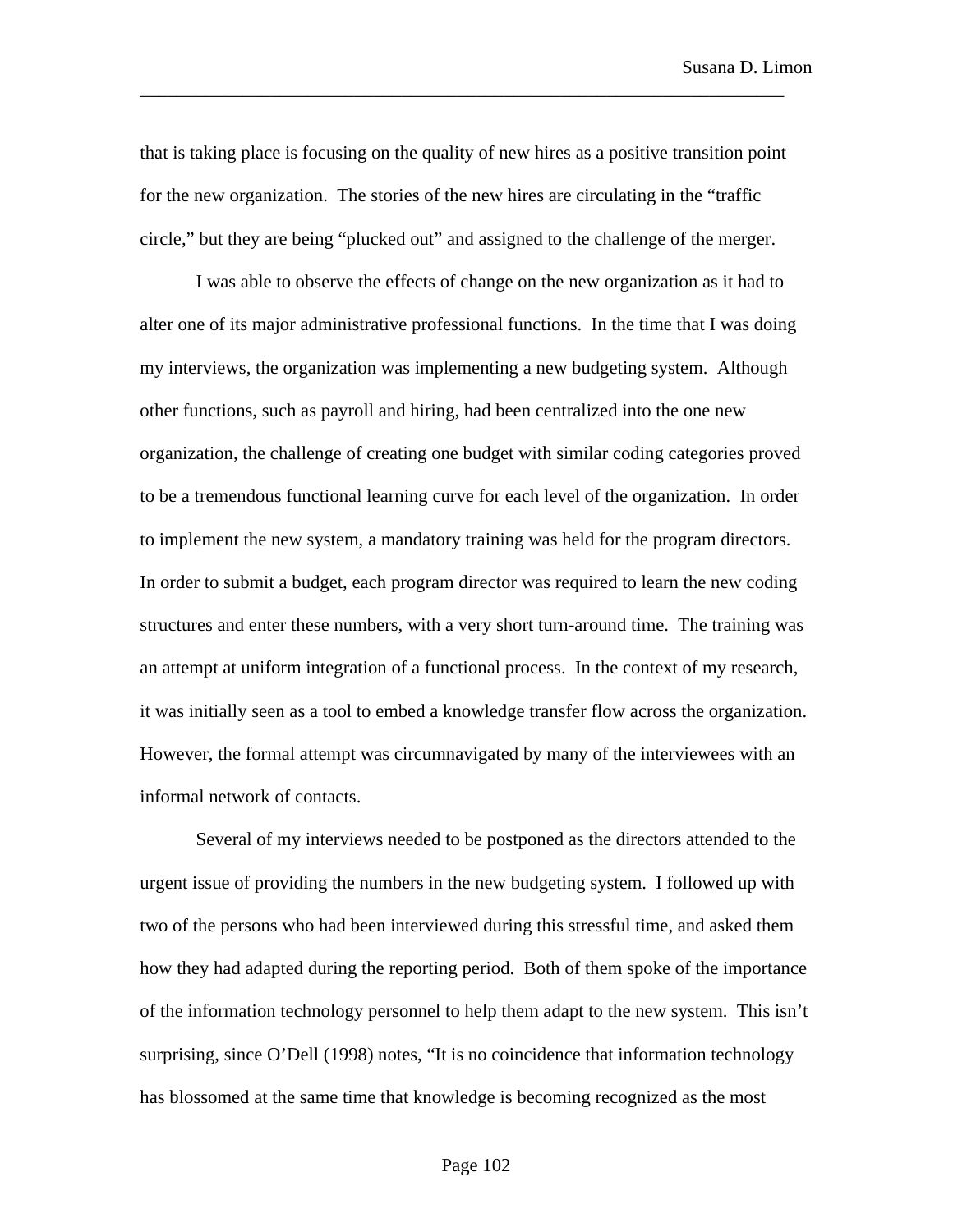that is taking place is focusing on the quality of new hires as a positive transition point for the new organization. The stories of the new hires are circulating in the "traffic circle," but they are being "plucked out" and assigned to the challenge of the merger.

I was able to observe the effects of change on the new organization as it had to alter one of its major administrative professional functions. In the time that I was doing my interviews, the organization was implementing a new budgeting system. Although other functions, such as payroll and hiring, had been centralized into the one new organization, the challenge of creating one budget with similar coding categories proved to be a tremendous functional learning curve for each level of the organization. In order to implement the new system, a mandatory training was held for the program directors. In order to submit a budget, each program director was required to learn the new coding structures and enter these numbers, with a very short turn-around time. The training was an attempt at uniform integration of a functional process. In the context of my research, it was initially seen as a tool to embed a knowledge transfer flow across the organization. However, the formal attempt was circumnavigated by many of the interviewees with an informal network of contacts.

Several of my interviews needed to be postponed as the directors attended to the urgent issue of providing the numbers in the new budgeting system. I followed up with two of the persons who had been interviewed during this stressful time, and asked them how they had adapted during the reporting period. Both of them spoke of the importance of the information technology personnel to help them adapt to the new system. This isn't surprising, since O'Dell (1998) notes, "It is no coincidence that information technology has blossomed at the same time that knowledge is becoming recognized as the most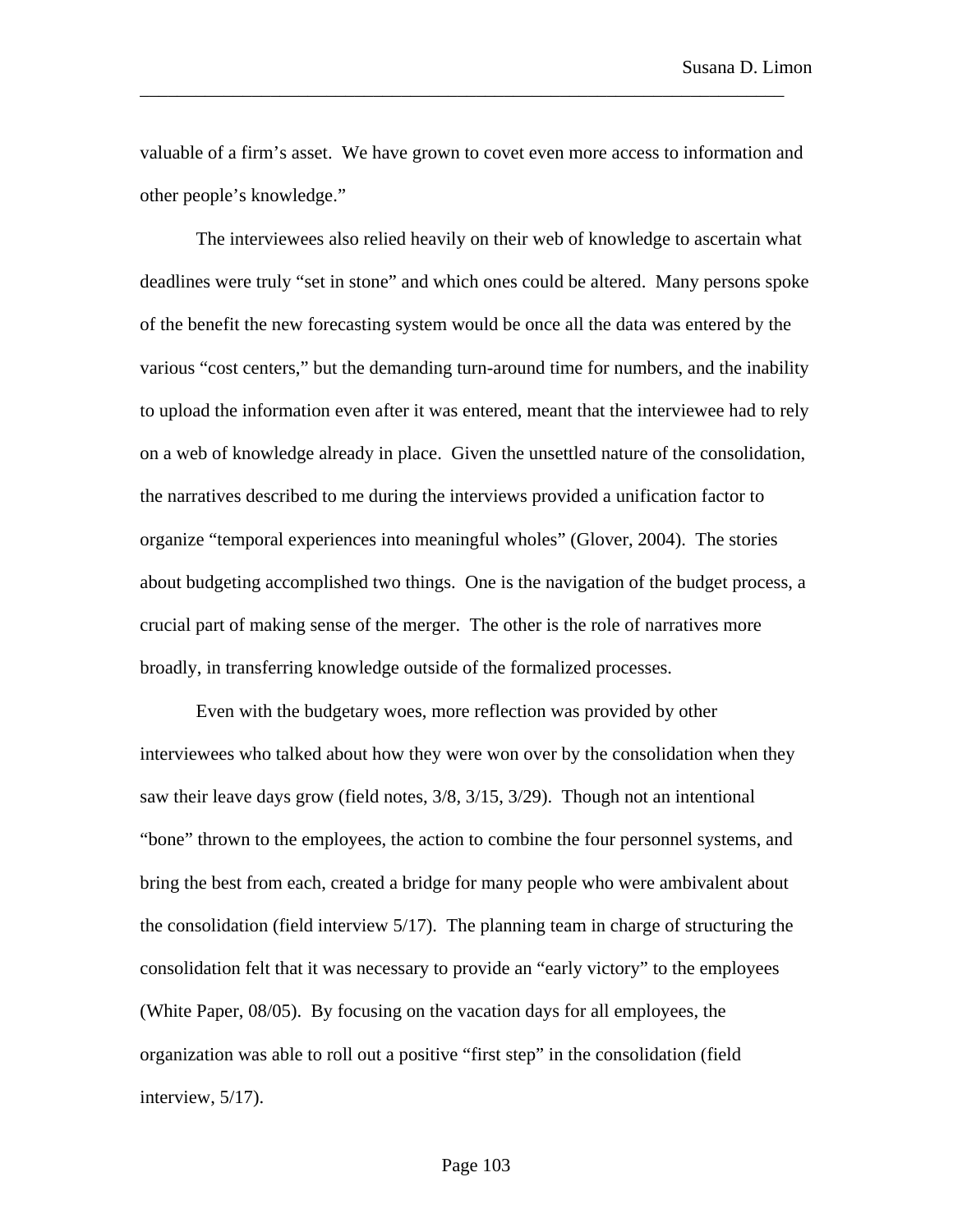valuable of a firm's asset. We have grown to covet even more access to information and other people's knowledge."

The interviewees also relied heavily on their web of knowledge to ascertain what deadlines were truly "set in stone" and which ones could be altered. Many persons spoke of the benefit the new forecasting system would be once all the data was entered by the various "cost centers," but the demanding turn-around time for numbers, and the inability to upload the information even after it was entered, meant that the interviewee had to rely on a web of knowledge already in place. Given the unsettled nature of the consolidation, the narratives described to me during the interviews provided a unification factor to organize "temporal experiences into meaningful wholes" (Glover, 2004). The stories about budgeting accomplished two things. One is the navigation of the budget process, a crucial part of making sense of the merger. The other is the role of narratives more broadly, in transferring knowledge outside of the formalized processes.

Even with the budgetary woes, more reflection was provided by other interviewees who talked about how they were won over by the consolidation when they saw their leave days grow (field notes, 3/8, 3/15, 3/29). Though not an intentional "bone" thrown to the employees, the action to combine the four personnel systems, and bring the best from each, created a bridge for many people who were ambivalent about the consolidation (field interview 5/17). The planning team in charge of structuring the consolidation felt that it was necessary to provide an "early victory" to the employees (White Paper, 08/05). By focusing on the vacation days for all employees, the organization was able to roll out a positive "first step" in the consolidation (field interview, 5/17).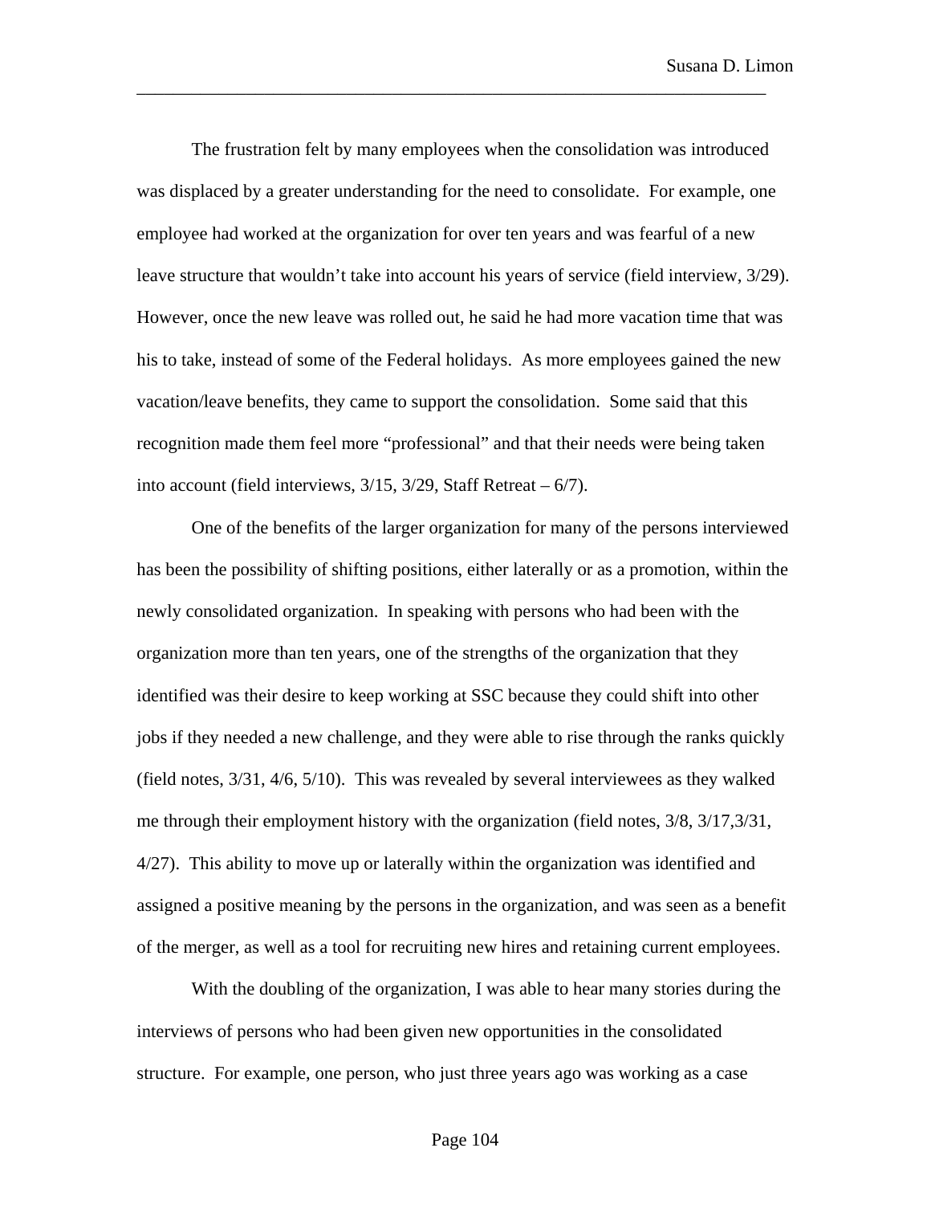The frustration felt by many employees when the consolidation was introduced was displaced by a greater understanding for the need to consolidate. For example, one employee had worked at the organization for over ten years and was fearful of a new leave structure that wouldn't take into account his years of service (field interview, 3/29). However, once the new leave was rolled out, he said he had more vacation time that was his to take, instead of some of the Federal holidays. As more employees gained the new vacation/leave benefits, they came to support the consolidation. Some said that this recognition made them feel more "professional" and that their needs were being taken into account (field interviews, 3/15, 3/29, Staff Retreat – 6/7).

One of the benefits of the larger organization for many of the persons interviewed has been the possibility of shifting positions, either laterally or as a promotion, within the newly consolidated organization. In speaking with persons who had been with the organization more than ten years, one of the strengths of the organization that they identified was their desire to keep working at SSC because they could shift into other jobs if they needed a new challenge, and they were able to rise through the ranks quickly (field notes, 3/31, 4/6, 5/10). This was revealed by several interviewees as they walked me through their employment history with the organization (field notes, 3/8, 3/17,3/31, 4/27). This ability to move up or laterally within the organization was identified and assigned a positive meaning by the persons in the organization, and was seen as a benefit of the merger, as well as a tool for recruiting new hires and retaining current employees.

With the doubling of the organization, I was able to hear many stories during the interviews of persons who had been given new opportunities in the consolidated structure. For example, one person, who just three years ago was working as a case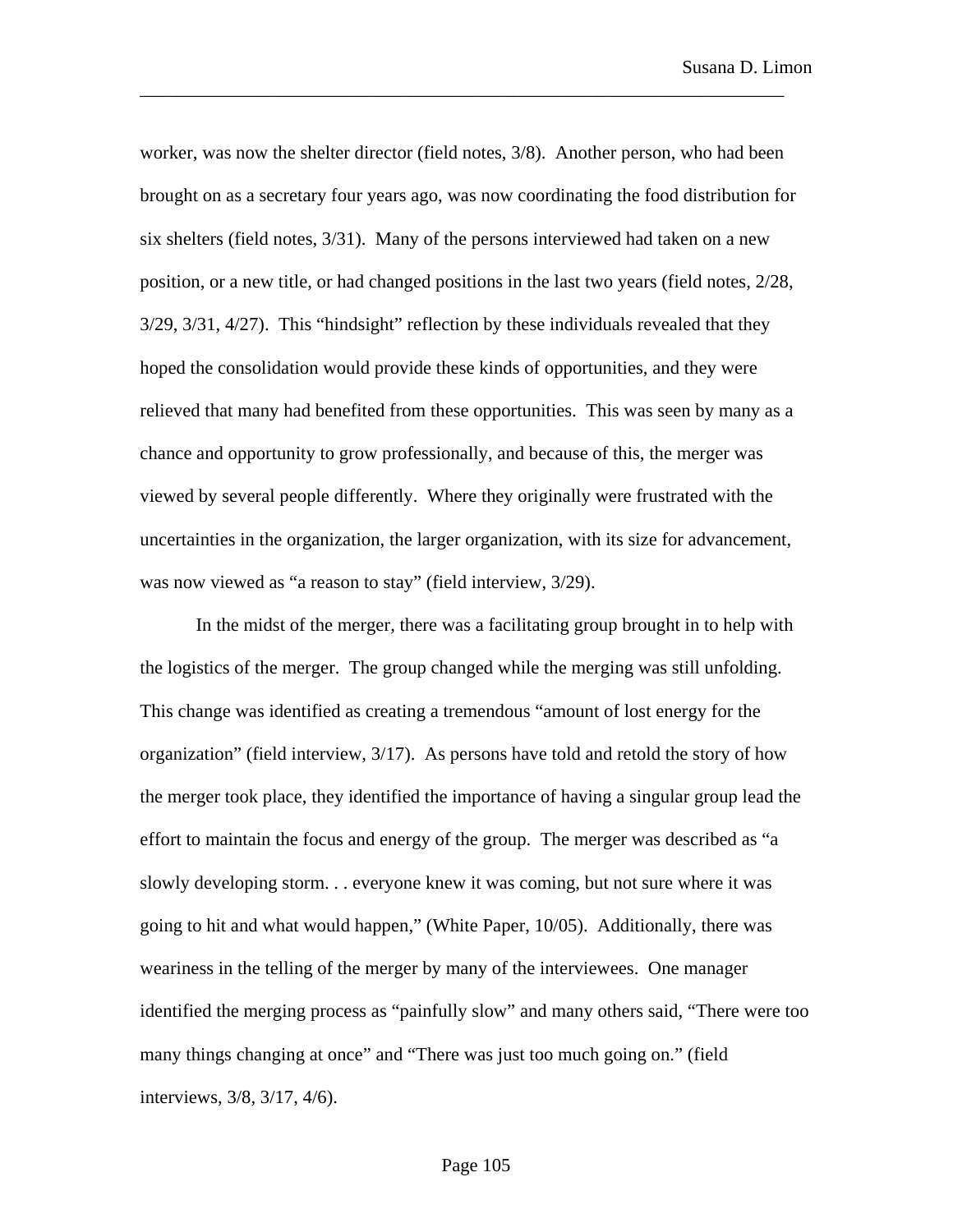worker, was now the shelter director (field notes, 3/8). Another person, who had been brought on as a secretary four years ago, was now coordinating the food distribution for six shelters (field notes, 3/31). Many of the persons interviewed had taken on a new position, or a new title, or had changed positions in the last two years (field notes, 2/28, 3/29, 3/31, 4/27). This "hindsight" reflection by these individuals revealed that they hoped the consolidation would provide these kinds of opportunities, and they were relieved that many had benefited from these opportunities. This was seen by many as a chance and opportunity to grow professionally, and because of this, the merger was viewed by several people differently. Where they originally were frustrated with the uncertainties in the organization, the larger organization, with its size for advancement, was now viewed as "a reason to stay" (field interview, 3/29).

In the midst of the merger, there was a facilitating group brought in to help with the logistics of the merger. The group changed while the merging was still unfolding. This change was identified as creating a tremendous "amount of lost energy for the organization" (field interview, 3/17). As persons have told and retold the story of how the merger took place, they identified the importance of having a singular group lead the effort to maintain the focus and energy of the group. The merger was described as "a slowly developing storm. . . everyone knew it was coming, but not sure where it was going to hit and what would happen," (White Paper, 10/05). Additionally, there was weariness in the telling of the merger by many of the interviewees. One manager identified the merging process as "painfully slow" and many others said, "There were too many things changing at once" and "There was just too much going on." (field interviews, 3/8, 3/17, 4/6).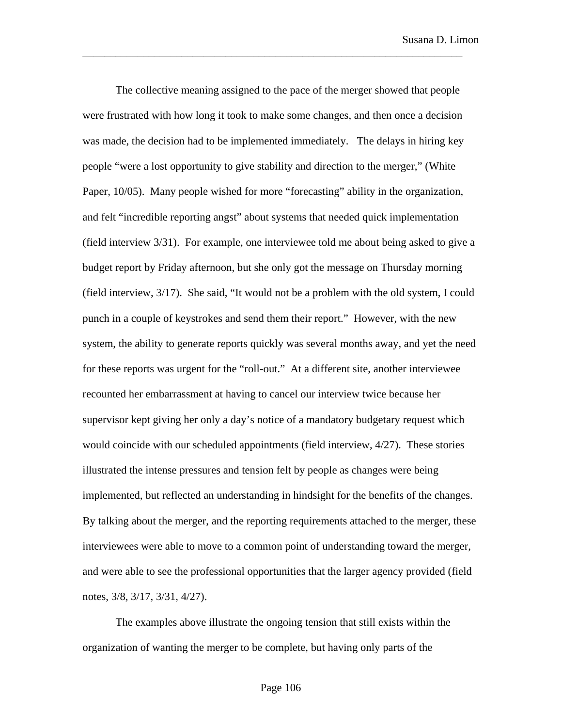The collective meaning assigned to the pace of the merger showed that people were frustrated with how long it took to make some changes, and then once a decision was made, the decision had to be implemented immediately. The delays in hiring key people "were a lost opportunity to give stability and direction to the merger," (White Paper, 10/05). Many people wished for more "forecasting" ability in the organization, and felt "incredible reporting angst" about systems that needed quick implementation (field interview 3/31). For example, one interviewee told me about being asked to give a budget report by Friday afternoon, but she only got the message on Thursday morning (field interview, 3/17). She said, "It would not be a problem with the old system, I could punch in a couple of keystrokes and send them their report." However, with the new system, the ability to generate reports quickly was several months away, and yet the need for these reports was urgent for the "roll-out." At a different site, another interviewee recounted her embarrassment at having to cancel our interview twice because her supervisor kept giving her only a day's notice of a mandatory budgetary request which would coincide with our scheduled appointments (field interview, 4/27). These stories illustrated the intense pressures and tension felt by people as changes were being implemented, but reflected an understanding in hindsight for the benefits of the changes. By talking about the merger, and the reporting requirements attached to the merger, these interviewees were able to move to a common point of understanding toward the merger, and were able to see the professional opportunities that the larger agency provided (field notes, 3/8, 3/17, 3/31, 4/27).

The examples above illustrate the ongoing tension that still exists within the organization of wanting the merger to be complete, but having only parts of the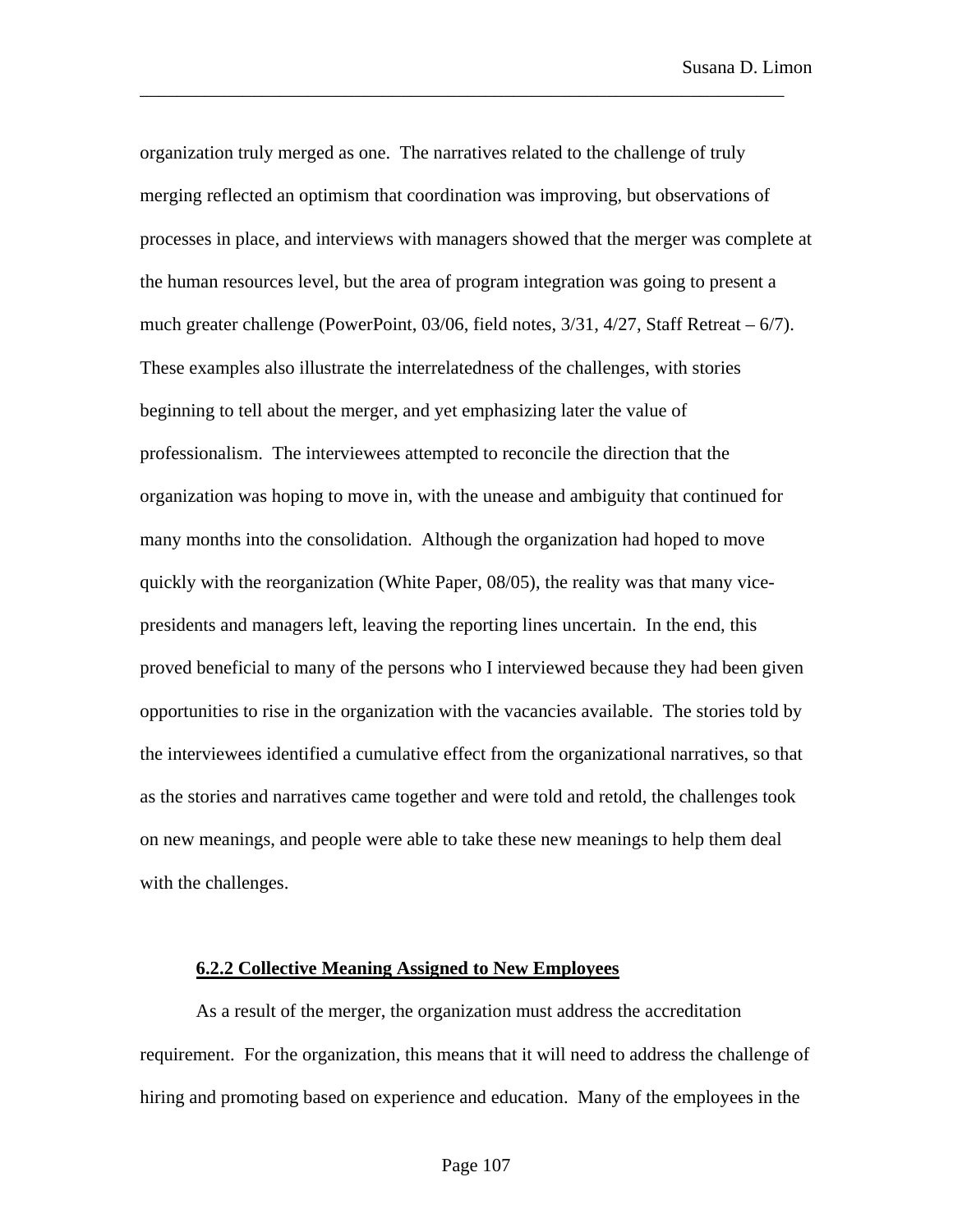organization truly merged as one. The narratives related to the challenge of truly merging reflected an optimism that coordination was improving, but observations of processes in place, and interviews with managers showed that the merger was complete at the human resources level, but the area of program integration was going to present a much greater challenge (PowerPoint, 03/06, field notes, 3/31, 4/27, Staff Retreat – 6/7). These examples also illustrate the interrelatedness of the challenges, with stories beginning to tell about the merger, and yet emphasizing later the value of professionalism. The interviewees attempted to reconcile the direction that the organization was hoping to move in, with the unease and ambiguity that continued for many months into the consolidation. Although the organization had hoped to move quickly with the reorganization (White Paper, 08/05), the reality was that many vice-presidents and managers left, leaving the reporting lines uncertain. In the end, this proved beneficial to many of the persons who I interviewed because they had been given opportunities to rise in the organization with the vacancies available. The stories told by the interviewees identified a cumulative effect from the organizational narratives, so that as the stories and narratives came together and were told and retold, the challenges took on new meanings, and people were able to take these new meanings to help them deal with the challenges.

### 6.2.2 Collective Meaning Assigned to New Employees

As a result of the merger, the organization must address the accreditation requirement. For the organization, this means that it will need to address the challenge of hiring and promoting based on experience and education. Many of the employees in the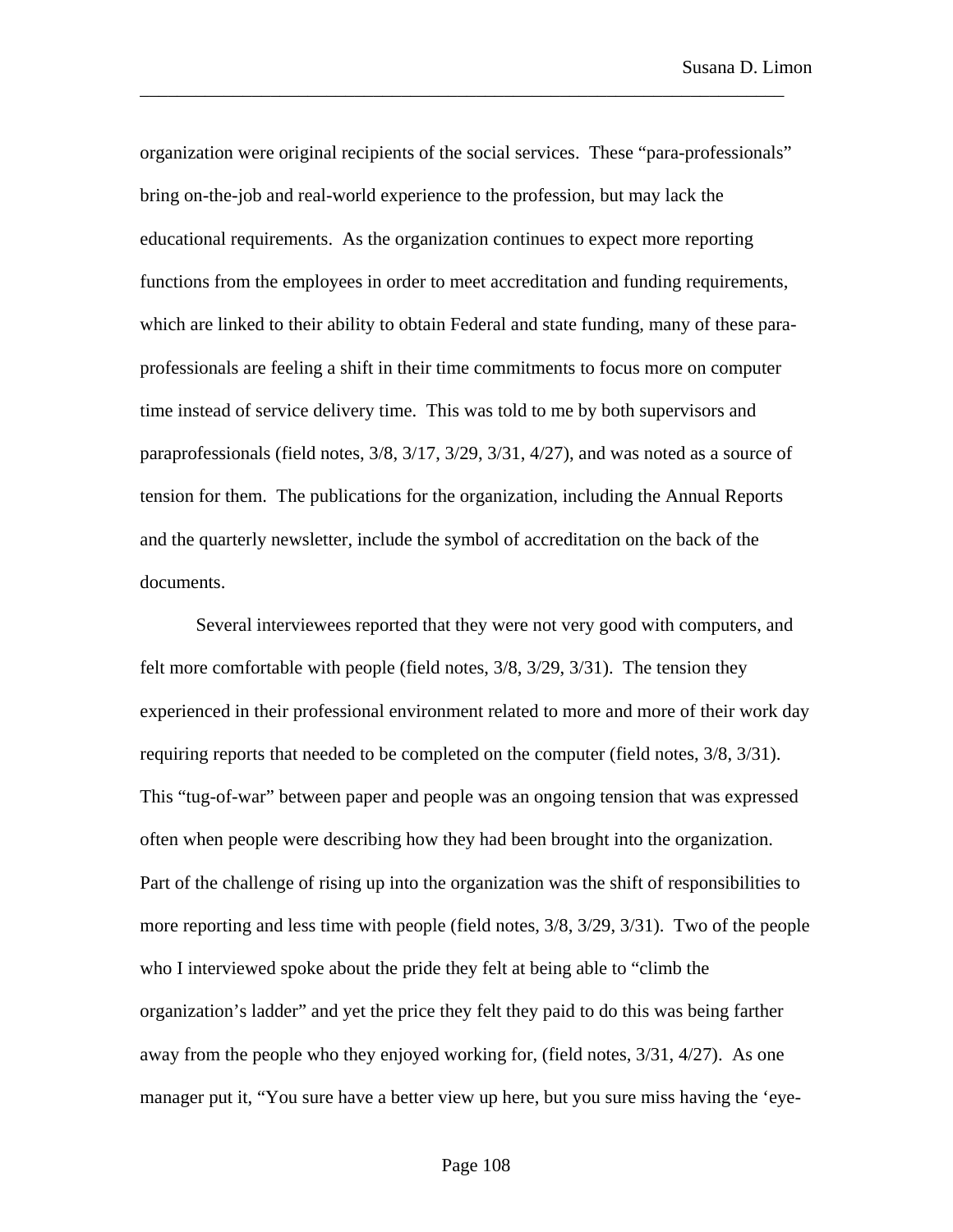organization were original recipients of the social services. These "para-professionals" bring on-the-job and real-world experience to the profession, but may lack the educational requirements. As the organization continues to expect more reporting functions from the employees in order to meet accreditation and funding requirements, which are linked to their ability to obtain Federal and state funding, many of these para-professionals are feeling a shift in their time commitments to focus more on computer time instead of service delivery time. This was told to me by both supervisors and paraprofessionals (field notes, 3/8, 3/17, 3/29, 3/31, 4/27), and was noted as a source of tension for them. The publications for the organization, including the Annual Reports and the quarterly newsletter, include the symbol of accreditation on the back of the documents.

Several interviewees reported that they were not very good with computers, and felt more comfortable with people (field notes, 3/8, 3/29, 3/31). The tension they experienced in their professional environment related to more and more of their work day requiring reports that needed to be completed on the computer (field notes, 3/8, 3/31). This "tug-of-war" between paper and people was an ongoing tension that was expressed often when people were describing how they had been brought into the organization. Part of the challenge of rising up into the organization was the shift of responsibilities to more reporting and less time with people (field notes, 3/8, 3/29, 3/31). Two of the people who I interviewed spoke about the pride they felt at being able to "climb the organization's ladder" and yet the price they felt they paid to do this was being farther away from the people who they enjoyed working for, (field notes, 3/31, 4/27). As one manager put it, "You sure have a better view up here, but you sure miss having the 'eye-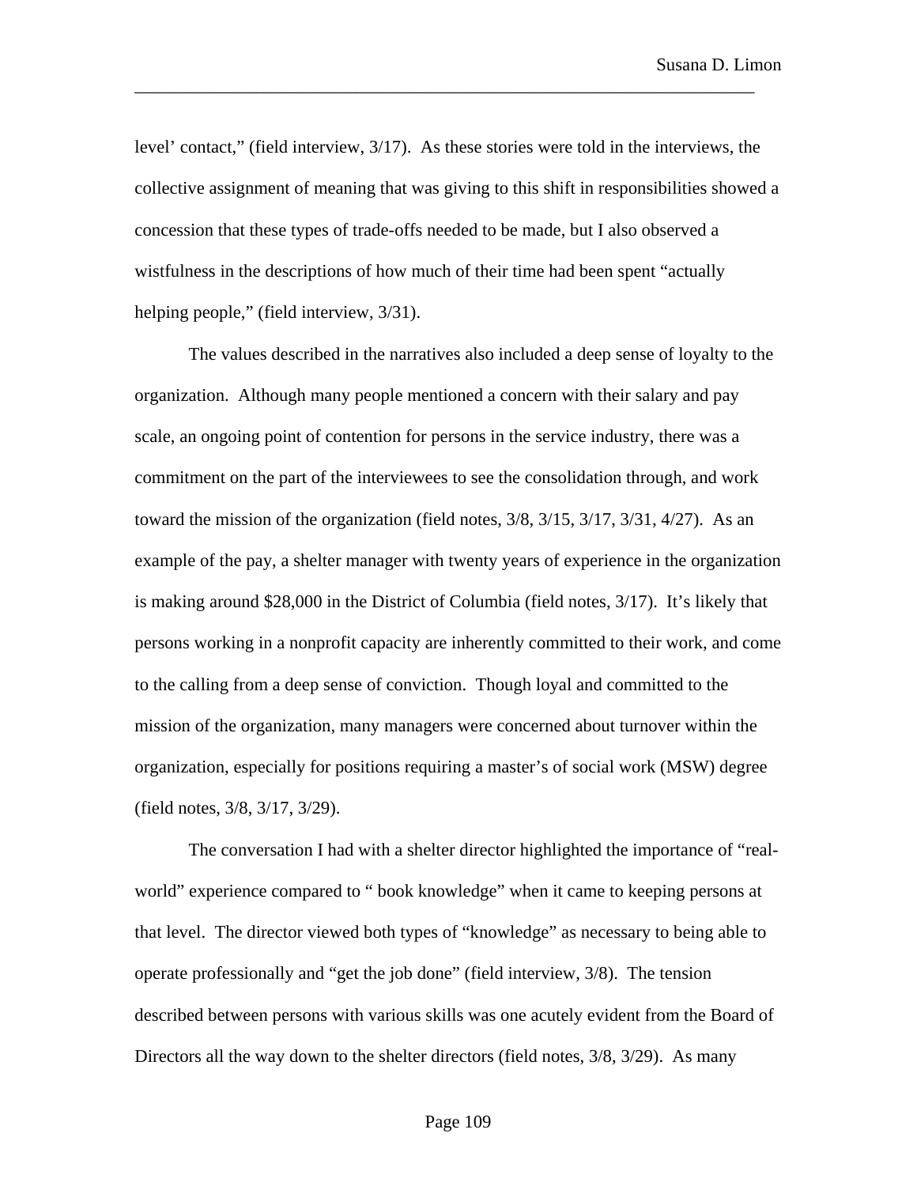level' contact," (field interview, 3/17). As these stories were told in the interviews, the collective assignment of meaning that was giving to this shift in responsibilities showed a concession that these types of trade-offs needed to be made, but I also observed a wistfulness in the descriptions of how much of their time had been spent "actually helping people," (field interview, 3/31).

The values described in the narratives also included a deep sense of loyalty to the organization. Although many people mentioned a concern with their salary and pay scale, an ongoing point of contention for persons in the service industry, there was a commitment on the part of the interviewees to see the consolidation through, and work toward the mission of the organization (field notes, 3/8, 3/15, 3/17, 3/31, 4/27). As an example of the pay, a shelter manager with twenty years of experience in the organization is making around $28,000 in the District of Columbia (field notes, 3/17). It's likely that persons working in a nonprofit capacity are inherently committed to their work, and come to the calling from a deep sense of conviction. Though loyal and committed to the mission of the organization, many managers were concerned about turnover within the organization, especially for positions requiring a master's of social work (MSW) degree (field notes, 3/8, 3/17, 3/29).

The conversation I had with a shelter director highlighted the importance of "real-world" experience compared to " book knowledge" when it came to keeping persons at that level. The director viewed both types of "knowledge" as necessary to being able to operate professionally and "get the job done" (field interview, 3/8). The tension described between persons with various skills was one acutely evident from the Board of Directors all the way down to the shelter directors (field notes, 3/8, 3/29). As many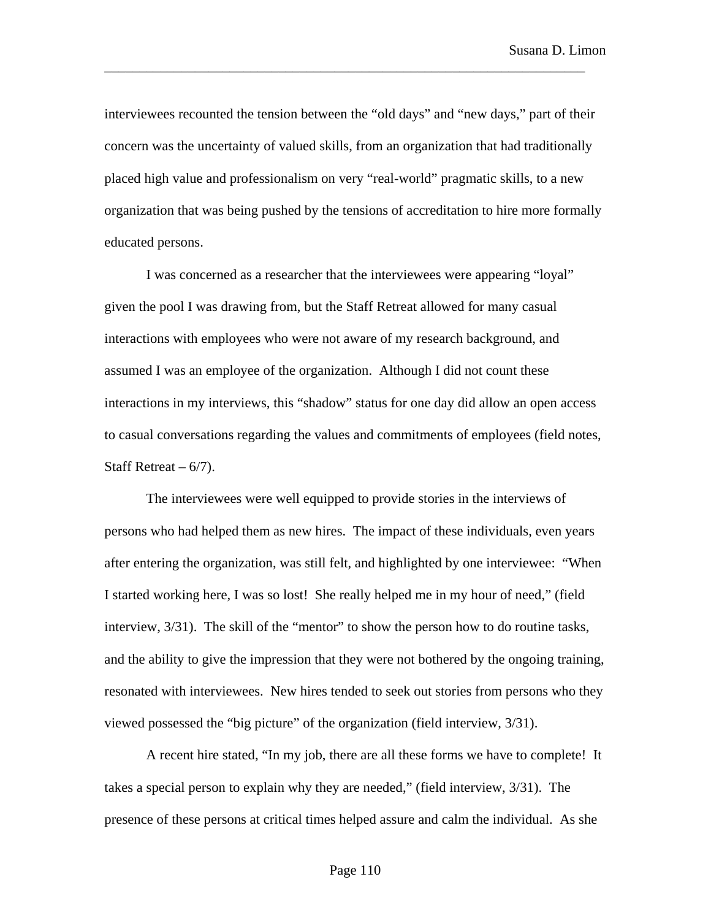interviewees recounted the tension between the "old days" and "new days," part of their concern was the uncertainty of valued skills, from an organization that had traditionally placed high value and professionalism on very "real-world" pragmatic skills, to a new organization that was being pushed by the tensions of accreditation to hire more formally educated persons.

I was concerned as a researcher that the interviewees were appearing "loyal" given the pool I was drawing from, but the Staff Retreat allowed for many casual interactions with employees who were not aware of my research background, and assumed I was an employee of the organization. Although I did not count these interactions in my interviews, this "shadow" status for one day did allow an open access to casual conversations regarding the values and commitments of employees (field notes, Staff Retreat – 6/7).

The interviewees were well equipped to provide stories in the interviews of persons who had helped them as new hires. The impact of these individuals, even years after entering the organization, was still felt, and highlighted by one interviewee: "When I started working here, I was so lost! She really helped me in my hour of need," (field interview, 3/31). The skill of the "mentor" to show the person how to do routine tasks, and the ability to give the impression that they were not bothered by the ongoing training, resonated with interviewees. New hires tended to seek out stories from persons who they viewed possessed the "big picture" of the organization (field interview, 3/31).

A recent hire stated, "In my job, there are all these forms we have to complete! It takes a special person to explain why they are needed," (field interview, 3/31). The presence of these persons at critical times helped assure and calm the individual. As she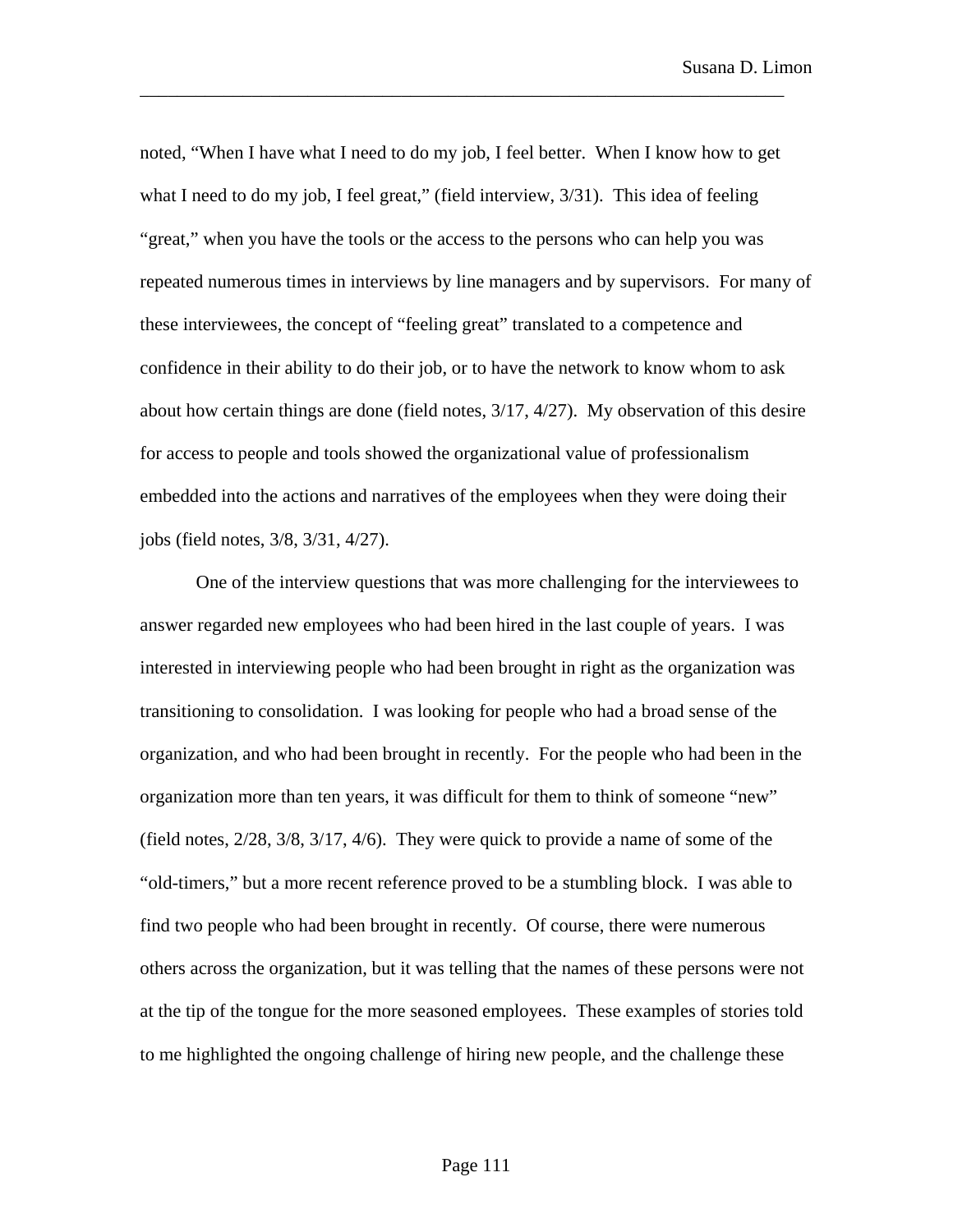noted, "When I have what I need to do my job, I feel better. When I know how to get what I need to do my job, I feel great," (field interview, 3/31). This idea of feeling "great," when you have the tools or the access to the persons who can help you was repeated numerous times in interviews by line managers and by supervisors. For many of these interviewees, the concept of "feeling great" translated to a competence and confidence in their ability to do their job, or to have the network to know whom to ask about how certain things are done (field notes, 3/17, 4/27). My observation of this desire for access to people and tools showed the organizational value of professionalism embedded into the actions and narratives of the employees when they were doing their jobs (field notes, 3/8, 3/31, 4/27).

One of the interview questions that was more challenging for the interviewees to answer regarded new employees who had been hired in the last couple of years. I was interested in interviewing people who had been brought in right as the organization was transitioning to consolidation. I was looking for people who had a broad sense of the organization, and who had been brought in recently. For the people who had been in the organization more than ten years, it was difficult for them to think of someone "new" (field notes, 2/28, 3/8, 3/17, 4/6). They were quick to provide a name of some of the "old-timers," but a more recent reference proved to be a stumbling block. I was able to find two people who had been brought in recently. Of course, there were numerous others across the organization, but it was telling that the names of these persons were not at the tip of the tongue for the more seasoned employees. These examples of stories told to me highlighted the ongoing challenge of hiring new people, and the challenge these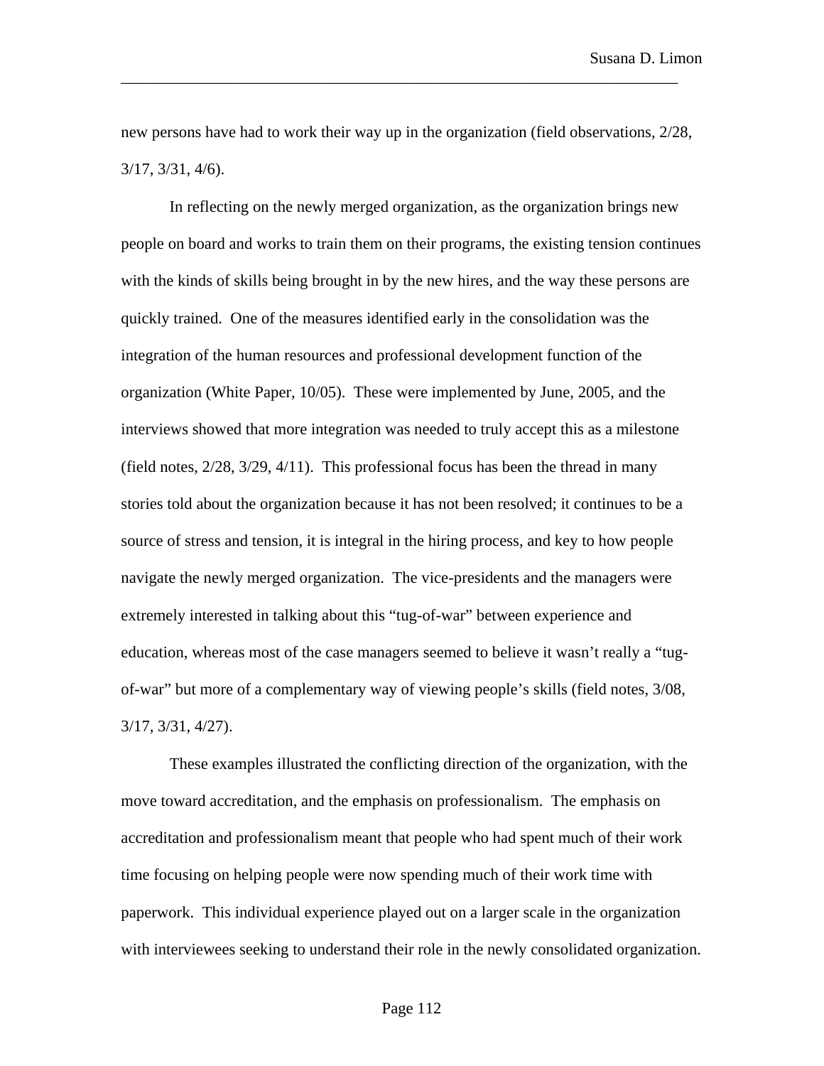new persons have had to work their way up in the organization (field observations, 2/28, 3/17, 3/31, 4/6).

In reflecting on the newly merged organization, as the organization brings new people on board and works to train them on their programs, the existing tension continues with the kinds of skills being brought in by the new hires, and the way these persons are quickly trained. One of the measures identified early in the consolidation was the integration of the human resources and professional development function of the organization (White Paper, 10/05). These were implemented by June, 2005, and the interviews showed that more integration was needed to truly accept this as a milestone (field notes, 2/28, 3/29, 4/11). This professional focus has been the thread in many stories told about the organization because it has not been resolved; it continues to be a source of stress and tension, it is integral in the hiring process, and key to how people navigate the newly merged organization. The vice-presidents and the managers were extremely interested in talking about this "tug-of-war" between experience and education, whereas most of the case managers seemed to believe it wasn't really a "tug-of-war" but more of a complementary way of viewing people's skills (field notes, 3/08, 3/17, 3/31, 4/27).

These examples illustrated the conflicting direction of the organization, with the move toward accreditation, and the emphasis on professionalism. The emphasis on accreditation and professionalism meant that people who had spent much of their work time focusing on helping people were now spending much of their work time with paperwork. This individual experience played out on a larger scale in the organization with interviewees seeking to understand their role in the newly consolidated organization.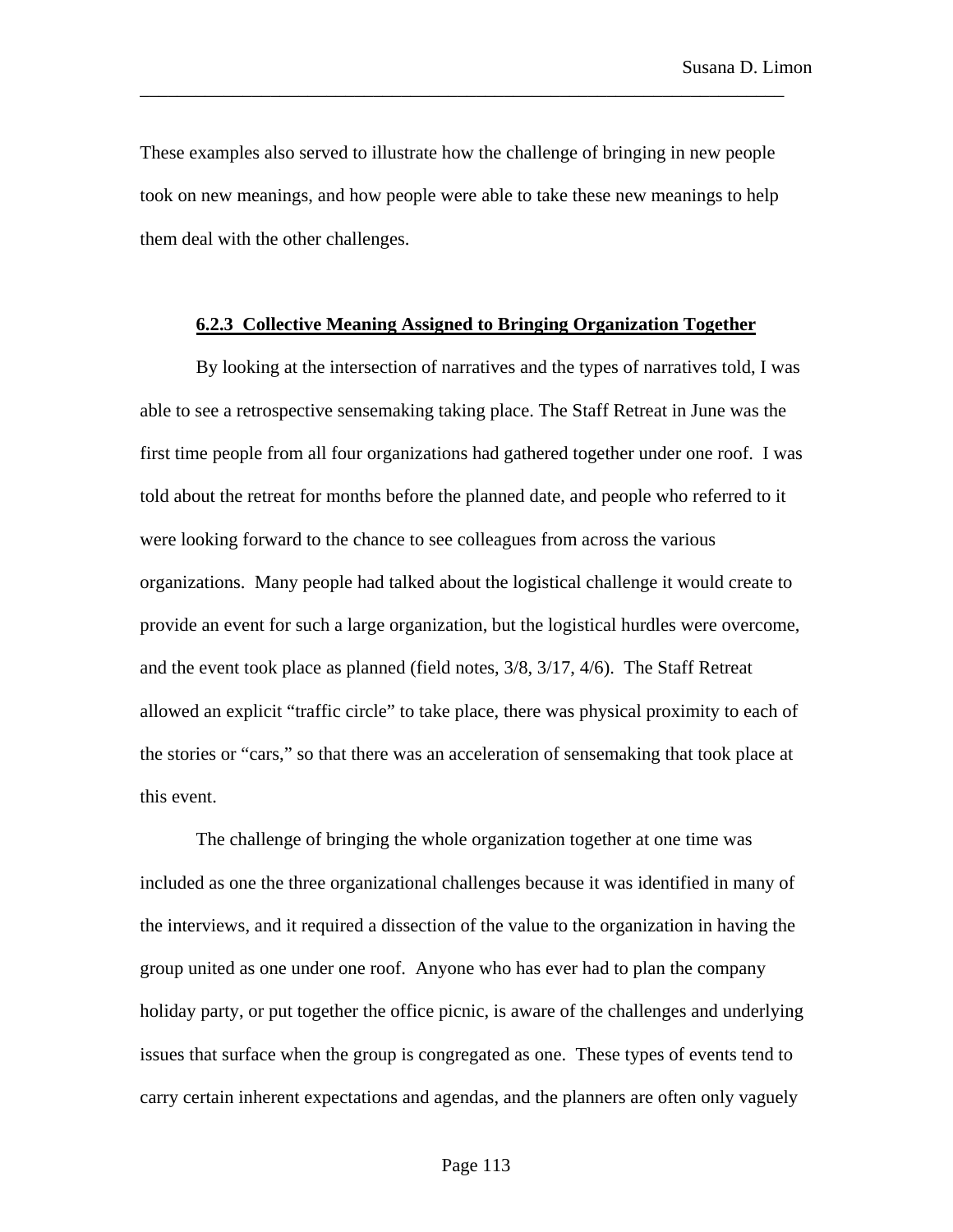These examples also served to illustrate how the challenge of bringing in new people took on new meanings, and how people were able to take these new meanings to help them deal with the other challenges.

### 6.2.3 Collective Meaning Assigned to Bringing Organization Together

By looking at the intersection of narratives and the types of narratives told, I was able to see a retrospective sensemaking taking place. The Staff Retreat in June was the first time people from all four organizations had gathered together under one roof. I was told about the retreat for months before the planned date, and people who referred to it were looking forward to the chance to see colleagues from across the various organizations. Many people had talked about the logistical challenge it would create to provide an event for such a large organization, but the logistical hurdles were overcome, and the event took place as planned (field notes, 3/8, 3/17, 4/6). The Staff Retreat allowed an explicit "traffic circle" to take place, there was physical proximity to each of the stories or "cars," so that there was an acceleration of sensemaking that took place at this event.

The challenge of bringing the whole organization together at one time was included as one the three organizational challenges because it was identified in many of the interviews, and it required a dissection of the value to the organization in having the group united as one under one roof. Anyone who has ever had to plan the company holiday party, or put together the office picnic, is aware of the challenges and underlying issues that surface when the group is congregated as one. These types of events tend to carry certain inherent expectations and agendas, and the planners are often only vaguely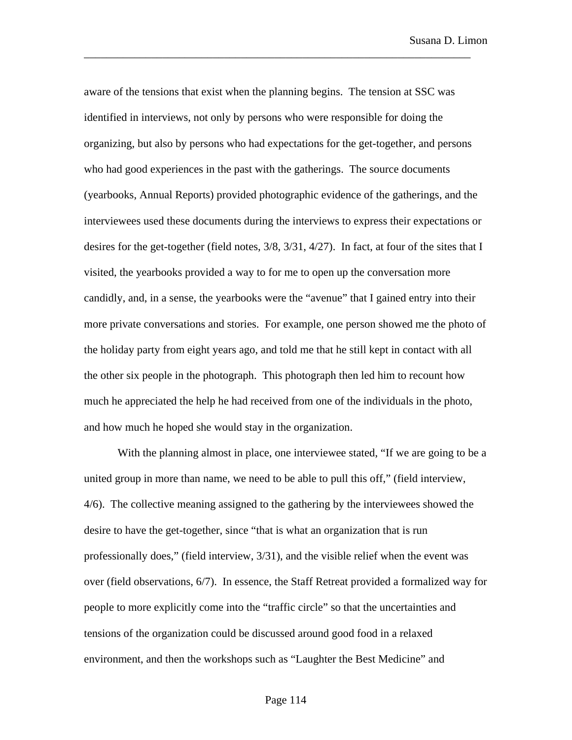aware of the tensions that exist when the planning begins. The tension at SSC was identified in interviews, not only by persons who were responsible for doing the organizing, but also by persons who had expectations for the get-together, and persons who had good experiences in the past with the gatherings. The source documents (yearbooks, Annual Reports) provided photographic evidence of the gatherings, and the interviewees used these documents during the interviews to express their expectations or desires for the get-together (field notes, 3/8, 3/31, 4/27). In fact, at four of the sites that I visited, the yearbooks provided a way to for me to open up the conversation more candidly, and, in a sense, the yearbooks were the "avenue" that I gained entry into their more private conversations and stories. For example, one person showed me the photo of the holiday party from eight years ago, and told me that he still kept in contact with all the other six people in the photograph. This photograph then led him to recount how much he appreciated the help he had received from one of the individuals in the photo, and how much he hoped she would stay in the organization.

With the planning almost in place, one interviewee stated, "If we are going to be a united group in more than name, we need to be able to pull this off," (field interview, 4/6). The collective meaning assigned to the gathering by the interviewees showed the desire to have the get-together, since "that is what an organization that is run professionally does," (field interview, 3/31), and the visible relief when the event was over (field observations, 6/7). In essence, the Staff Retreat provided a formalized way for people to more explicitly come into the "traffic circle" so that the uncertainties and tensions of the organization could be discussed around good food in a relaxed environment, and then the workshops such as "Laughter the Best Medicine" and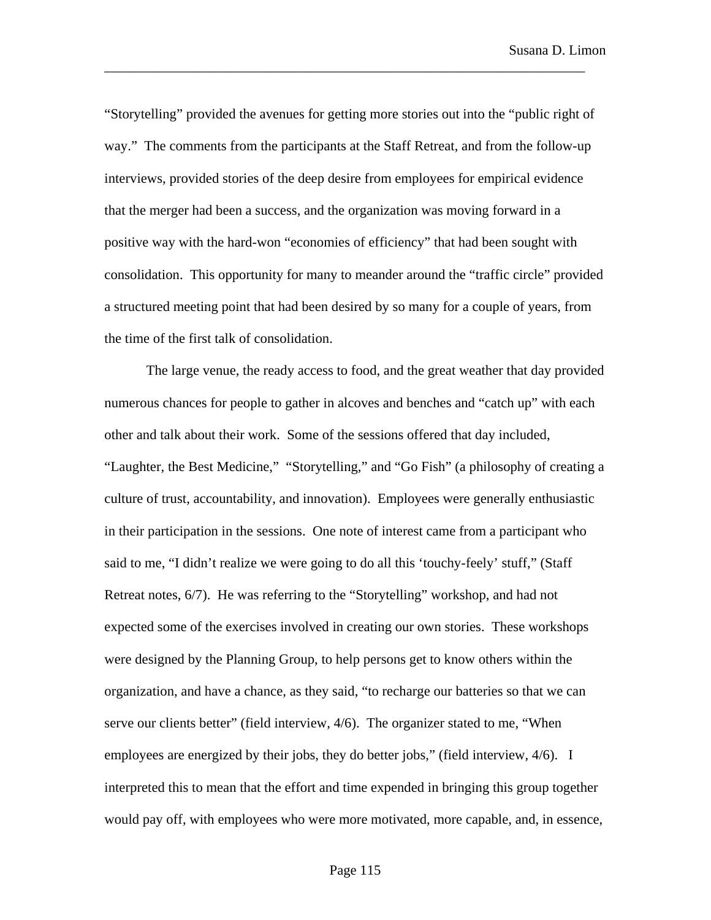"Storytelling" provided the avenues for getting more stories out into the "public right of way." The comments from the participants at the Staff Retreat, and from the follow-up interviews, provided stories of the deep desire from employees for empirical evidence that the merger had been a success, and the organization was moving forward in a positive way with the hard-won "economies of efficiency" that had been sought with consolidation. This opportunity for many to meander around the "traffic circle" provided a structured meeting point that had been desired by so many for a couple of years, from the time of the first talk of consolidation.

The large venue, the ready access to food, and the great weather that day provided numerous chances for people to gather in alcoves and benches and "catch up" with each other and talk about their work. Some of the sessions offered that day included, "Laughter, the Best Medicine," "Storytelling," and "Go Fish" (a philosophy of creating a culture of trust, accountability, and innovation). Employees were generally enthusiastic in their participation in the sessions. One note of interest came from a participant who said to me, "I didn't realize we were going to do all this 'touchy-feely' stuff," (Staff Retreat notes, 6/7). He was referring to the "Storytelling" workshop, and had not expected some of the exercises involved in creating our own stories. These workshops were designed by the Planning Group, to help persons get to know others within the organization, and have a chance, as they said, "to recharge our batteries so that we can serve our clients better" (field interview, 4/6). The organizer stated to me, "When employees are energized by their jobs, they do better jobs," (field interview, 4/6). I interpreted this to mean that the effort and time expended in bringing this group together would pay off, with employees who were more motivated, more capable, and, in essence,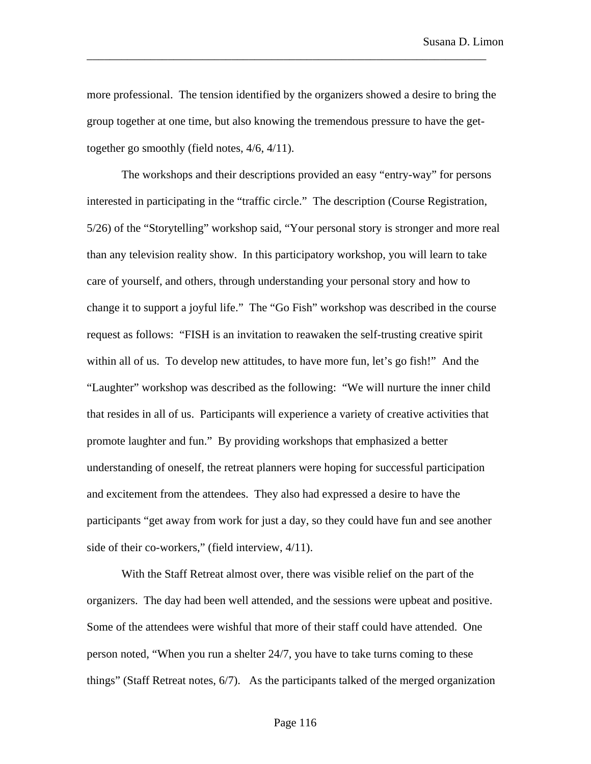more professional. The tension identified by the organizers showed a desire to bring the group together at one time, but also knowing the tremendous pressure to have the get-together go smoothly (field notes, 4/6, 4/11).

The workshops and their descriptions provided an easy "entry-way" for persons interested in participating in the "traffic circle." The description (Course Registration, 5/26) of the "Storytelling" workshop said, "Your personal story is stronger and more real than any television reality show. In this participatory workshop, you will learn to take care of yourself, and others, through understanding your personal story and how to change it to support a joyful life." The "Go Fish" workshop was described in the course request as follows: "FISH is an invitation to reawaken the self-trusting creative spirit within all of us. To develop new attitudes, to have more fun, let's go fish!" And the "Laughter" workshop was described as the following: "We will nurture the inner child that resides in all of us. Participants will experience a variety of creative activities that promote laughter and fun." By providing workshops that emphasized a better understanding of oneself, the retreat planners were hoping for successful participation and excitement from the attendees. They also had expressed a desire to have the participants "get away from work for just a day, so they could have fun and see another side of their co-workers," (field interview, 4/11).

With the Staff Retreat almost over, there was visible relief on the part of the organizers. The day had been well attended, and the sessions were upbeat and positive. Some of the attendees were wishful that more of their staff could have attended. One person noted, "When you run a shelter 24/7, you have to take turns coming to these things" (Staff Retreat notes, 6/7). As the participants talked of the merged organization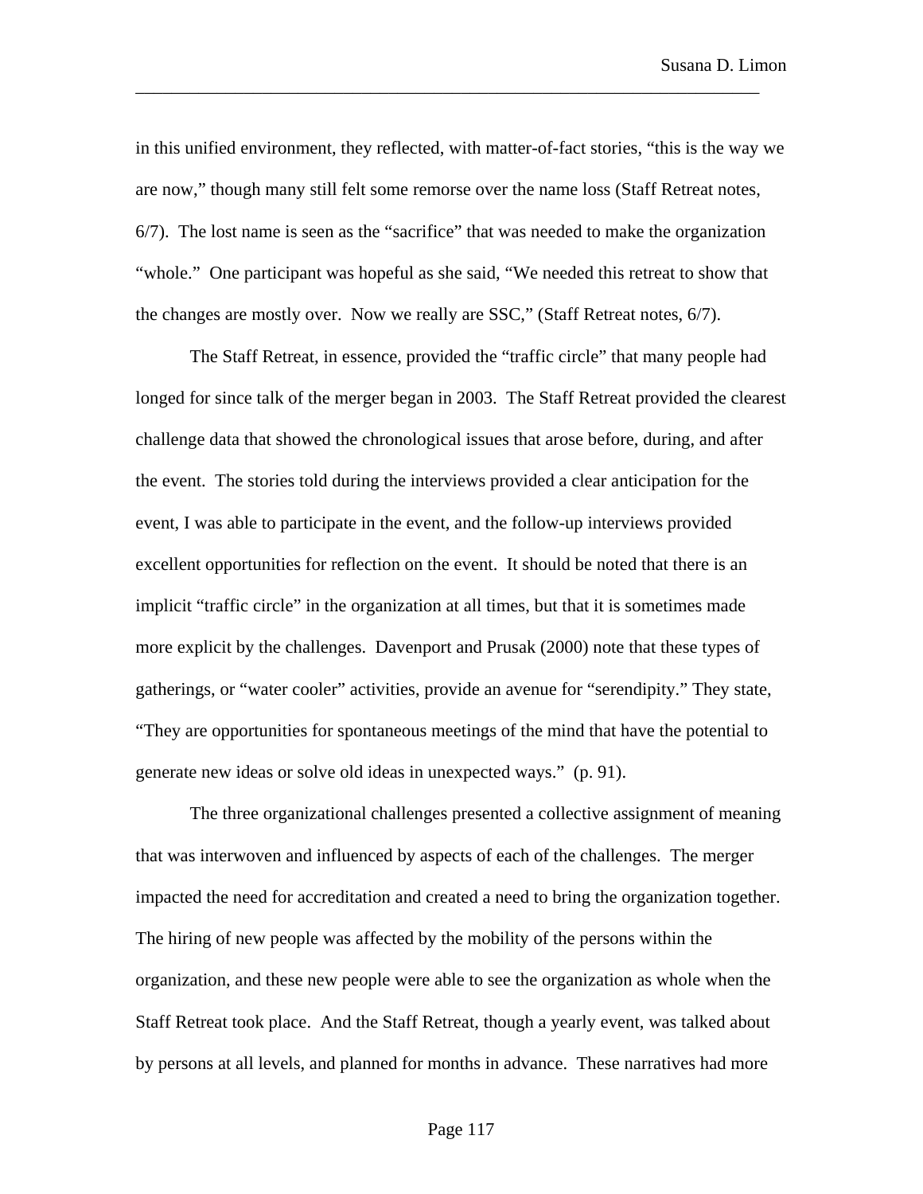in this unified environment, they reflected, with matter-of-fact stories, "this is the way we are now," though many still felt some remorse over the name loss (Staff Retreat notes, 6/7). The lost name is seen as the "sacrifice" that was needed to make the organization "whole." One participant was hopeful as she said, "We needed this retreat to show that the changes are mostly over. Now we really are SSC," (Staff Retreat notes, 6/7).

The Staff Retreat, in essence, provided the "traffic circle" that many people had longed for since talk of the merger began in 2003. The Staff Retreat provided the clearest challenge data that showed the chronological issues that arose before, during, and after the event. The stories told during the interviews provided a clear anticipation for the event, I was able to participate in the event, and the follow-up interviews provided excellent opportunities for reflection on the event. It should be noted that there is an implicit "traffic circle" in the organization at all times, but that it is sometimes made more explicit by the challenges. Davenport and Prusak (2000) note that these types of gatherings, or "water cooler" activities, provide an avenue for "serendipity." They state, "They are opportunities for spontaneous meetings of the mind that have the potential to generate new ideas or solve old ideas in unexpected ways." (p. 91).

The three organizational challenges presented a collective assignment of meaning that was interwoven and influenced by aspects of each of the challenges. The merger impacted the need for accreditation and created a need to bring the organization together. The hiring of new people was affected by the mobility of the persons within the organization, and these new people were able to see the organization as whole when the Staff Retreat took place. And the Staff Retreat, though a yearly event, was talked about by persons at all levels, and planned for months in advance. These narratives had more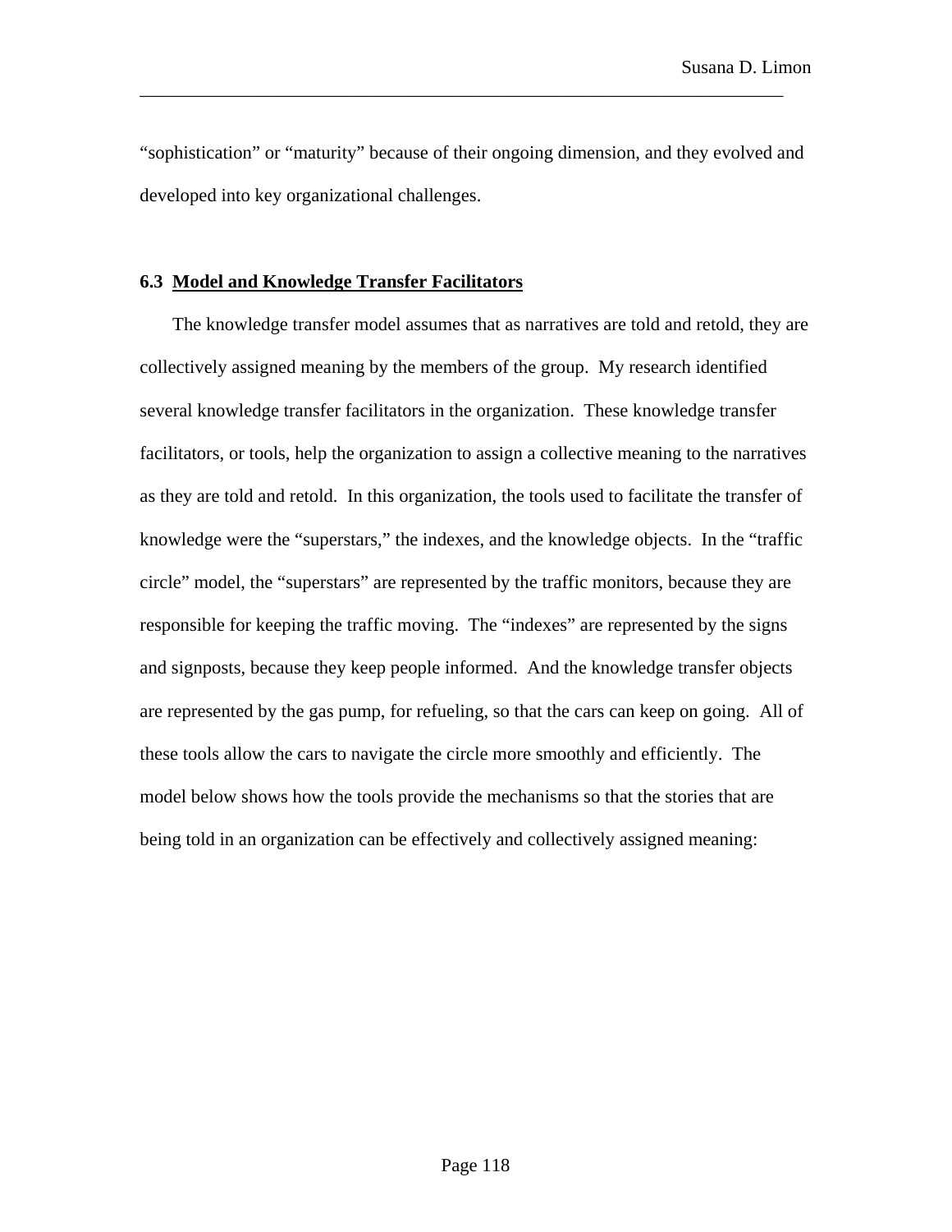"sophistication" or "maturity" because of their ongoing dimension, and they evolved and developed into key organizational challenges.

### 6.3 Model and Knowledge Transfer Facilitators

The knowledge transfer model assumes that as narratives are told and retold, they are collectively assigned meaning by the members of the group. My research identified several knowledge transfer facilitators in the organization. These knowledge transfer facilitators, or tools, help the organization to assign a collective meaning to the narratives as they are told and retold. In this organization, the tools used to facilitate the transfer of knowledge were the "superstars," the indexes, and the knowledge objects. In the "traffic circle" model, the "superstars" are represented by the traffic monitors, because they are responsible for keeping the traffic moving. The "indexes" are represented by the signs and signposts, because they keep people informed. And the knowledge transfer objects are represented by the gas pump, for refueling, so that the cars can keep on going. All of these tools allow the cars to navigate the circle more smoothly and efficiently. The model below shows how the tools provide the mechanisms so that the stories that are being told in an organization can be effectively and collectively assigned meaning: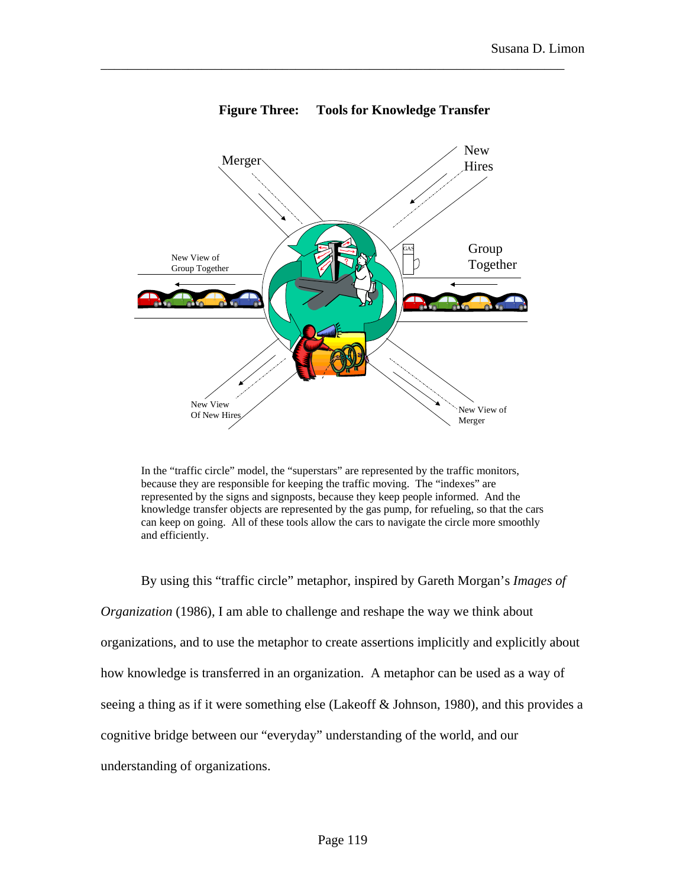**Figure Three: Tools for Knowledge Transfer**

In the "traffic circle" model, the "superstars" are represented by the traffic monitors, because they are responsible for keeping the traffic moving. The "indexes" are represented by the signs and signposts, because they keep people informed. And the knowledge transfer objects are represented by the gas pump, for refueling, so that the cars can keep on going. All of these tools allow the cars to navigate the circle more smoothly and efficiently.

By using this "traffic circle" metaphor, inspired by Gareth Morgan's *Images of Organization* (1986), I am able to challenge and reshape the way we think about organizations, and to use the metaphor to create assertions implicitly and explicitly about how knowledge is transferred in an organization. A metaphor can be used as a way of seeing a thing as if it were something else (Lakeoff & Johnson, 1980), and this provides a cognitive bridge between our "everyday" understanding of the world, and our understanding of organizations.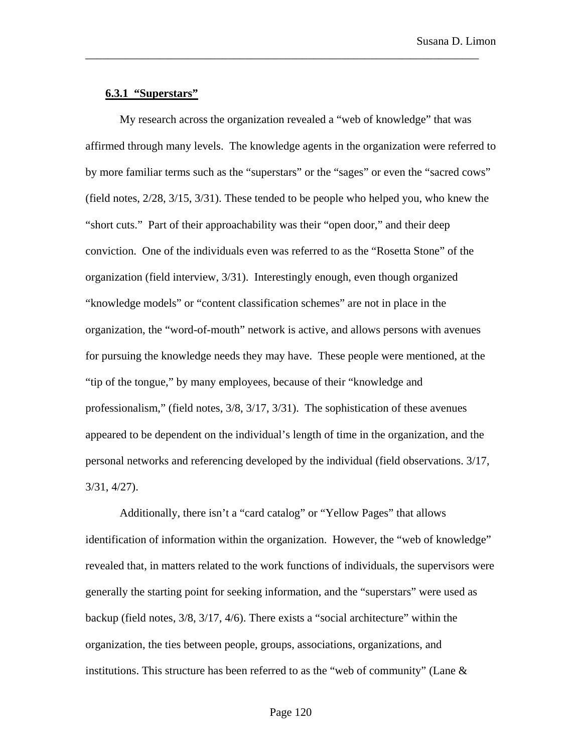### 6.3.1 "Superstars"

My research across the organization revealed a "web of knowledge" that was affirmed through many levels. The knowledge agents in the organization were referred to by more familiar terms such as the "superstars" or the "sages" or even the "sacred cows" (field notes, 2/28, 3/15, 3/31). These tended to be people who helped you, who knew the "short cuts." Part of their approachability was their "open door," and their deep conviction. One of the individuals even was referred to as the "Rosetta Stone" of the organization (field interview, 3/31). Interestingly enough, even though organized "knowledge models" or "content classification schemes" are not in place in the organization, the "word-of-mouth" network is active, and allows persons with avenues for pursuing the knowledge needs they may have. These people were mentioned, at the "tip of the tongue," by many employees, because of their "knowledge and professionalism," (field notes, 3/8, 3/17, 3/31). The sophistication of these avenues appeared to be dependent on the individual's length of time in the organization, and the personal networks and referencing developed by the individual (field observations. 3/17, 3/31, 4/27).

Additionally, there isn't a "card catalog" or "Yellow Pages" that allows identification of information within the organization. However, the "web of knowledge" revealed that, in matters related to the work functions of individuals, the supervisors were generally the starting point for seeking information, and the "superstars" were used as backup (field notes, 3/8, 3/17, 4/6). There exists a "social architecture" within the organization, the ties between people, groups, associations, organizations, and institutions. This structure has been referred to as the "web of community" (Lane &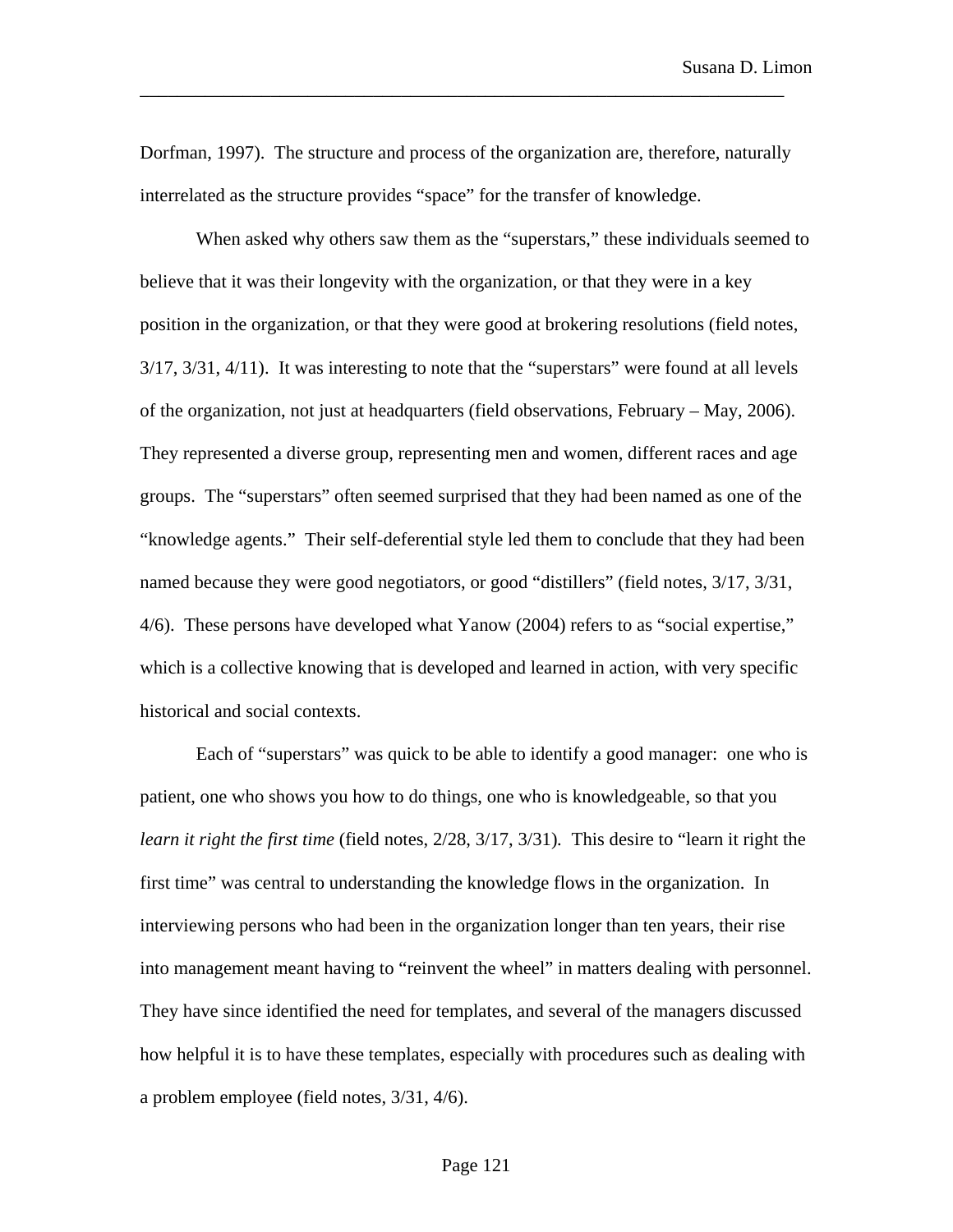Dorfman, 1997). The structure and process of the organization are, therefore, naturally interrelated as the structure provides "space" for the transfer of knowledge.

When asked why others saw them as the "superstars," these individuals seemed to believe that it was their longevity with the organization, or that they were in a key position in the organization, or that they were good at brokering resolutions (field notes, 3/17, 3/31, 4/11). It was interesting to note that the "superstars" were found at all levels of the organization, not just at headquarters (field observations, February – May, 2006). They represented a diverse group, representing men and women, different races and age groups. The "superstars" often seemed surprised that they had been named as one of the "knowledge agents." Their self-deferential style led them to conclude that they had been named because they were good negotiators, or good "distillers" (field notes, 3/17, 3/31, 4/6). These persons have developed what Yanow (2004) refers to as "social expertise," which is a collective knowing that is developed and learned in action, with very specific historical and social contexts.

Each of "superstars" was quick to be able to identify a good manager: one who is patient, one who shows you how to do things, one who is knowledgeable, so that you *learn it right the first time* (field notes, 2/28, 3/17, 3/31). This desire to "learn it right the first time" was central to understanding the knowledge flows in the organization. In interviewing persons who had been in the organization longer than ten years, their rise into management meant having to "reinvent the wheel" in matters dealing with personnel. They have since identified the need for templates, and several of the managers discussed how helpful it is to have these templates, especially with procedures such as dealing with a problem employee (field notes, 3/31, 4/6).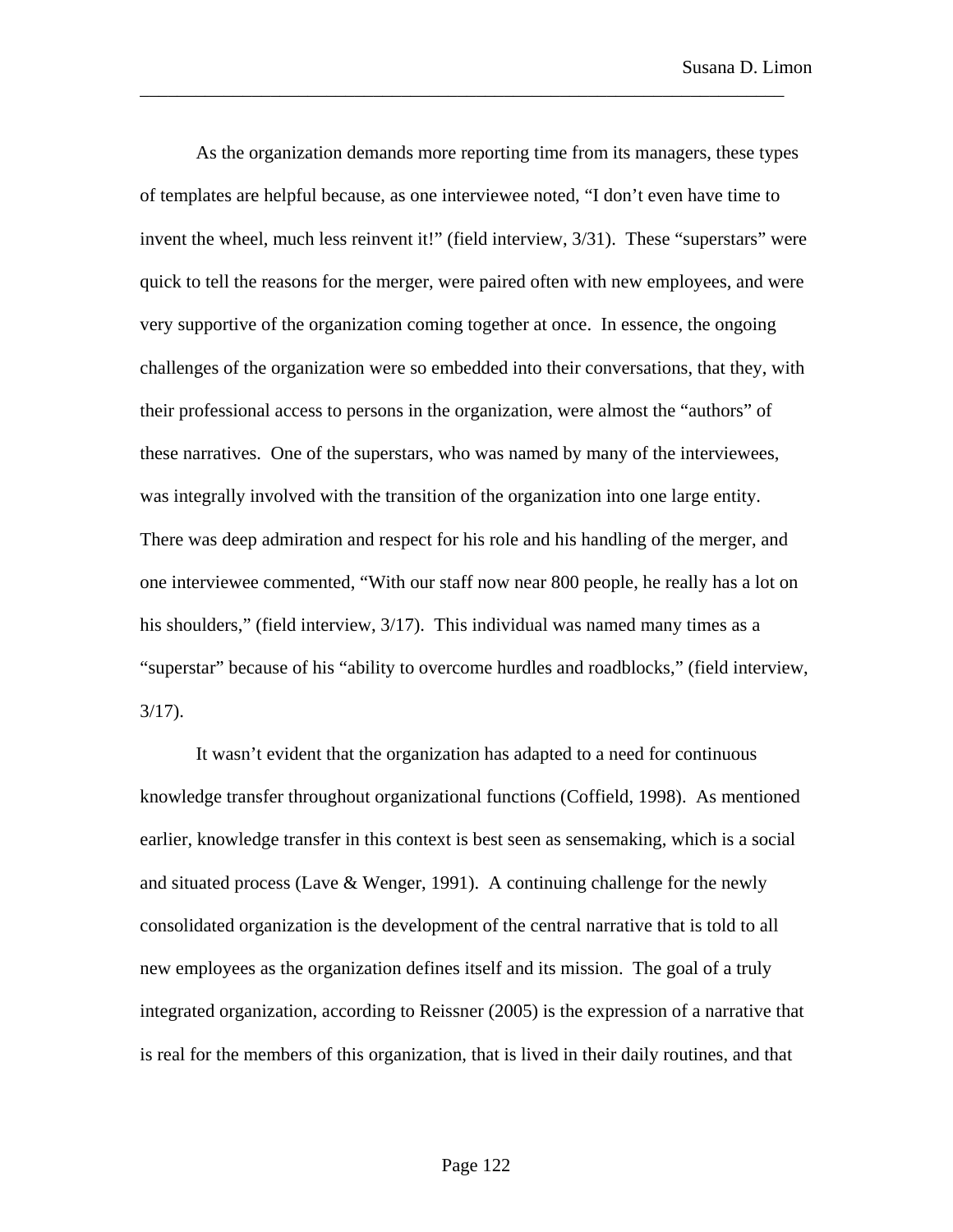As the organization demands more reporting time from its managers, these types of templates are helpful because, as one interviewee noted, "I don't even have time to invent the wheel, much less reinvent it!" (field interview, 3/31). These "superstars" were quick to tell the reasons for the merger, were paired often with new employees, and were very supportive of the organization coming together at once. In essence, the ongoing challenges of the organization were so embedded into their conversations, that they, with their professional access to persons in the organization, were almost the "authors" of these narratives. One of the superstars, who was named by many of the interviewees, was integrally involved with the transition of the organization into one large entity. There was deep admiration and respect for his role and his handling of the merger, and one interviewee commented, "With our staff now near 800 people, he really has a lot on his shoulders," (field interview, 3/17). This individual was named many times as a "superstar" because of his "ability to overcome hurdles and roadblocks," (field interview, 3/17).

It wasn't evident that the organization has adapted to a need for continuous knowledge transfer throughout organizational functions (Coffield, 1998). As mentioned earlier, knowledge transfer in this context is best seen as sensemaking, which is a social and situated process (Lave & Wenger, 1991). A continuing challenge for the newly consolidated organization is the development of the central narrative that is told to all new employees as the organization defines itself and its mission. The goal of a truly integrated organization, according to Reissner (2005) is the expression of a narrative that is real for the members of this organization, that is lived in their daily routines, and that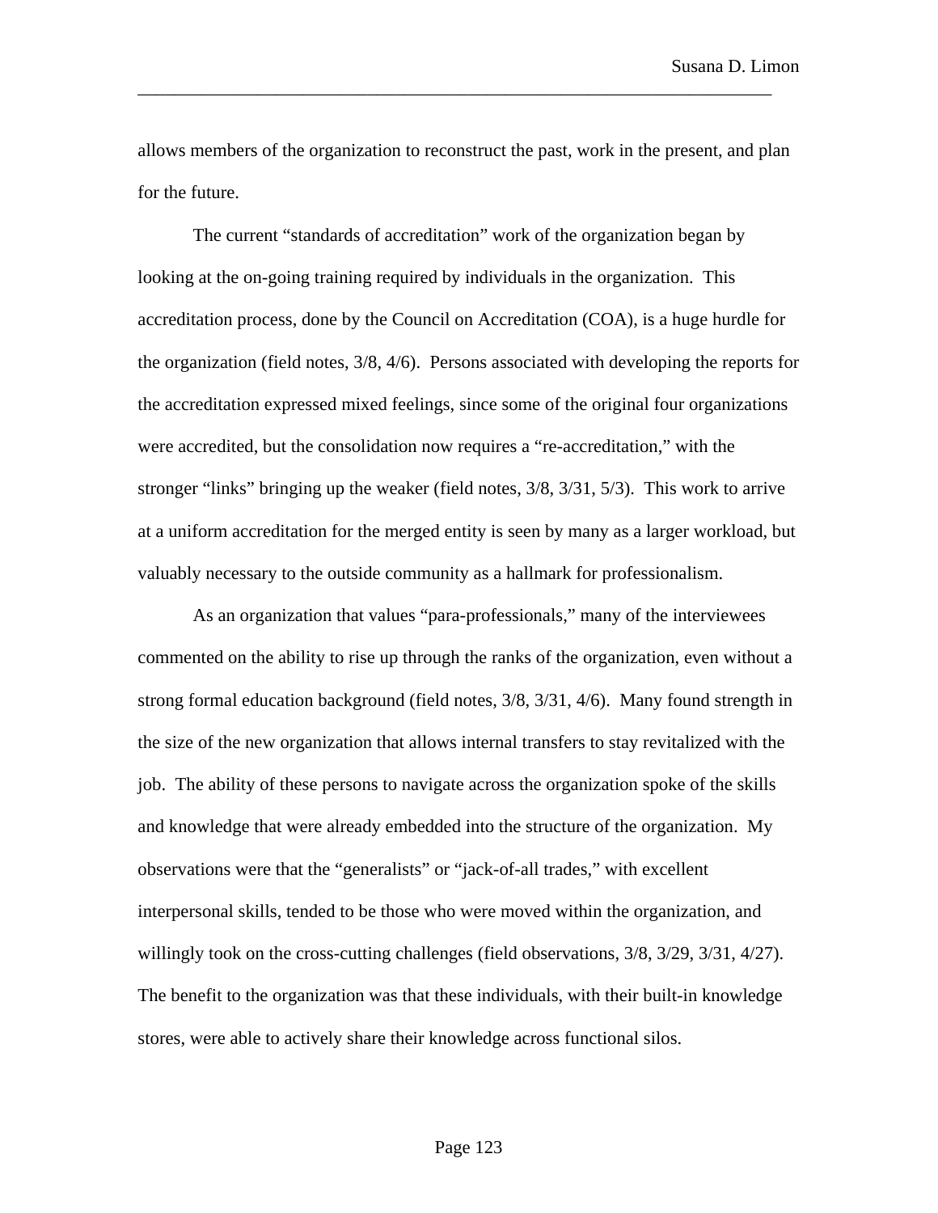allows members of the organization to reconstruct the past, work in the present, and plan for the future.

The current "standards of accreditation" work of the organization began by looking at the on-going training required by individuals in the organization. This accreditation process, done by the Council on Accreditation (COA), is a huge hurdle for the organization (field notes, 3/8, 4/6). Persons associated with developing the reports for the accreditation expressed mixed feelings, since some of the original four organizations were accredited, but the consolidation now requires a "re-accreditation," with the stronger "links" bringing up the weaker (field notes, 3/8, 3/31, 5/3). This work to arrive at a uniform accreditation for the merged entity is seen by many as a larger workload, but valuably necessary to the outside community as a hallmark for professionalism.

As an organization that values "para-professionals," many of the interviewees commented on the ability to rise up through the ranks of the organization, even without a strong formal education background (field notes, 3/8, 3/31, 4/6). Many found strength in the size of the new organization that allows internal transfers to stay revitalized with the job. The ability of these persons to navigate across the organization spoke of the skills and knowledge that were already embedded into the structure of the organization. My observations were that the "generalists" or "jack-of-all trades," with excellent interpersonal skills, tended to be those who were moved within the organization, and willingly took on the cross-cutting challenges (field observations, 3/8, 3/29, 3/31, 4/27). The benefit to the organization was that these individuals, with their built-in knowledge stores, were able to actively share their knowledge across functional silos.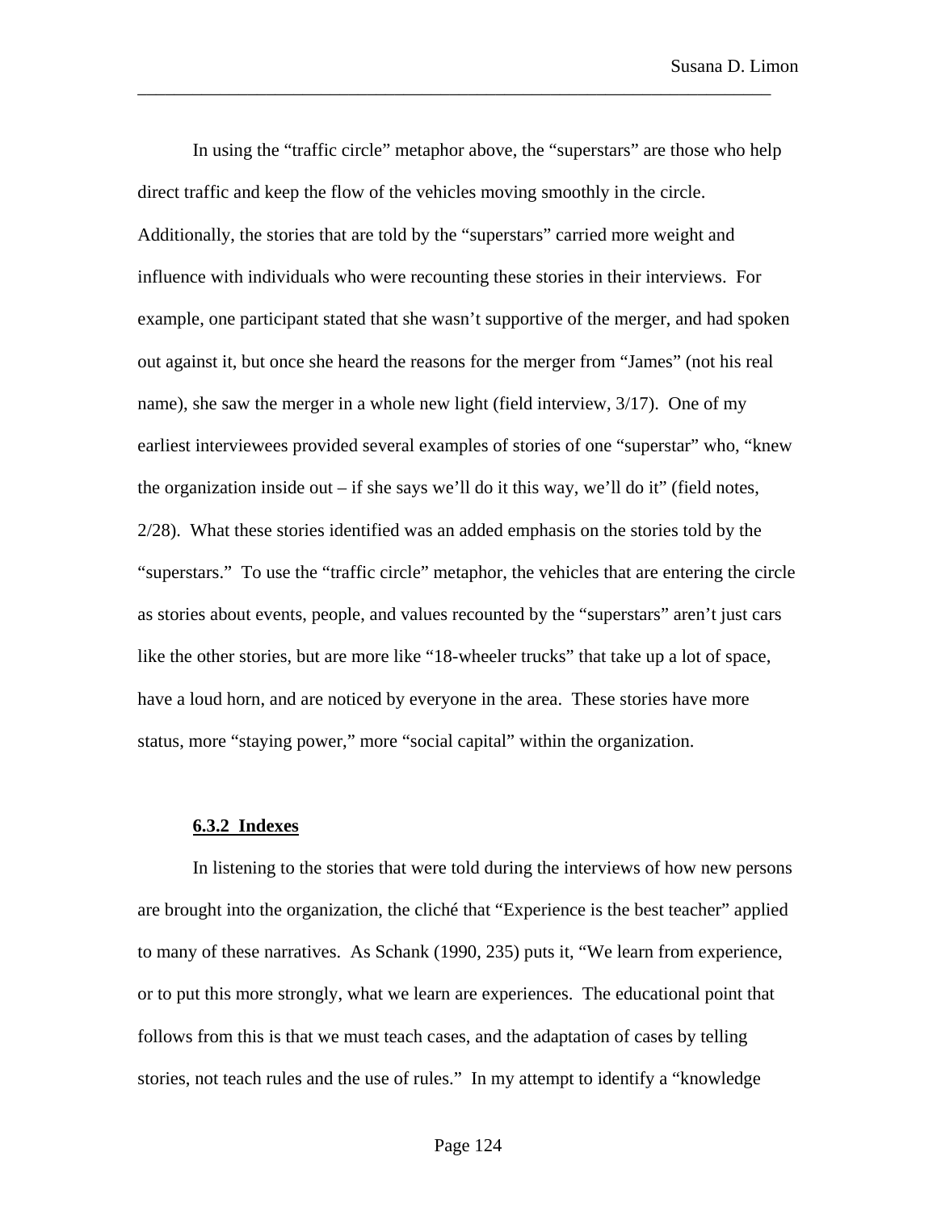In using the "traffic circle" metaphor above, the "superstars" are those who help direct traffic and keep the flow of the vehicles moving smoothly in the circle. Additionally, the stories that are told by the "superstars" carried more weight and influence with individuals who were recounting these stories in their interviews. For example, one participant stated that she wasn't supportive of the merger, and had spoken out against it, but once she heard the reasons for the merger from "James" (not his real name), she saw the merger in a whole new light (field interview, 3/17). One of my earliest interviewees provided several examples of stories of one "superstar" who, "knew the organization inside out – if she says we'll do it this way, we'll do it" (field notes, 2/28). What these stories identified was an added emphasis on the stories told by the "superstars." To use the "traffic circle" metaphor, the vehicles that are entering the circle as stories about events, people, and values recounted by the "superstars" aren't just cars like the other stories, but are more like "18-wheeler trucks" that take up a lot of space, have a loud horn, and are noticed by everyone in the area. These stories have more status, more "staying power," more "social capital" within the organization.

#### 6.3.2 Indexes

In listening to the stories that were told during the interviews of how new persons are brought into the organization, the cliché that "Experience is the best teacher" applied to many of these narratives. As Schank (1990, 235) puts it, "We learn from experience, or to put this more strongly, what we learn are experiences. The educational point that follows from this is that we must teach cases, and the adaptation of cases by telling stories, not teach rules and the use of rules." In my attempt to identify a "knowledge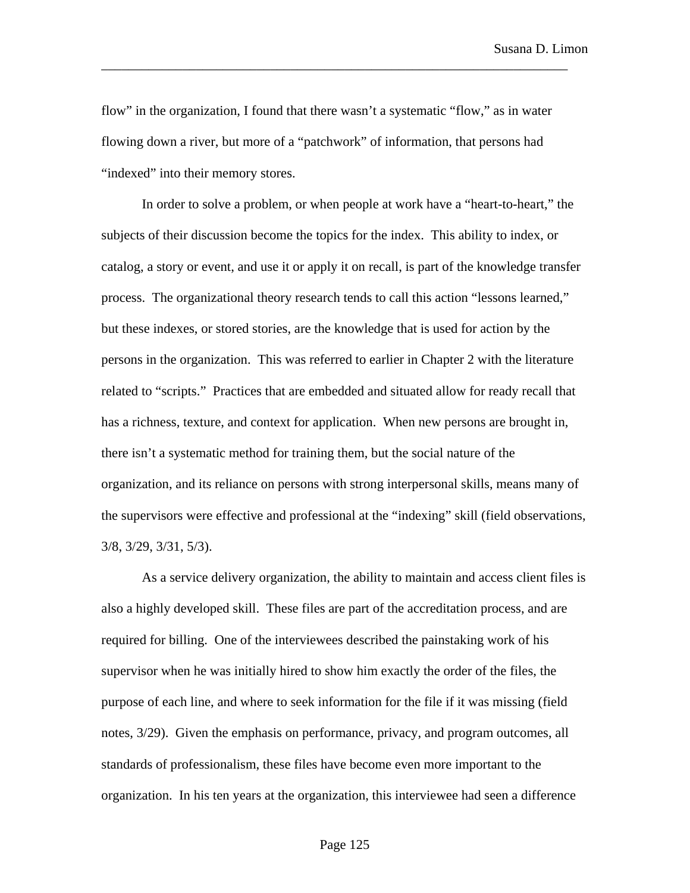flow" in the organization, I found that there wasn't a systematic "flow," as in water flowing down a river, but more of a "patchwork" of information, that persons had "indexed" into their memory stores.

In order to solve a problem, or when people at work have a "heart-to-heart," the subjects of their discussion become the topics for the index. This ability to index, or catalog, a story or event, and use it or apply it on recall, is part of the knowledge transfer process. The organizational theory research tends to call this action "lessons learned," but these indexes, or stored stories, are the knowledge that is used for action by the persons in the organization. This was referred to earlier in Chapter 2 with the literature related to "scripts." Practices that are embedded and situated allow for ready recall that has a richness, texture, and context for application. When new persons are brought in, there isn't a systematic method for training them, but the social nature of the organization, and its reliance on persons with strong interpersonal skills, means many of the supervisors were effective and professional at the "indexing" skill (field observations, 3/8, 3/29, 3/31, 5/3).

As a service delivery organization, the ability to maintain and access client files is also a highly developed skill. These files are part of the accreditation process, and are required for billing. One of the interviewees described the painstaking work of his supervisor when he was initially hired to show him exactly the order of the files, the purpose of each line, and where to seek information for the file if it was missing (field notes, 3/29). Given the emphasis on performance, privacy, and program outcomes, all standards of professionalism, these files have become even more important to the organization. In his ten years at the organization, this interviewee had seen a difference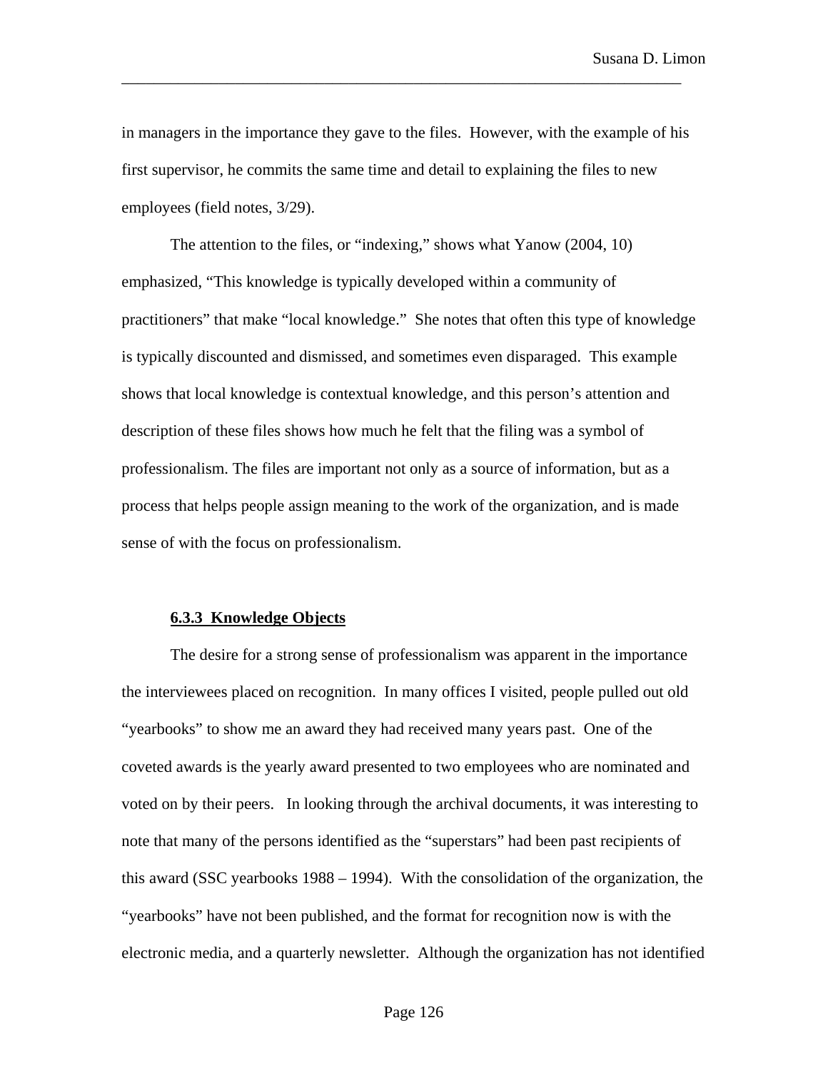in managers in the importance they gave to the files. However, with the example of his first supervisor, he commits the same time and detail to explaining the files to new employees (field notes, 3/29).

The attention to the files, or "indexing," shows what Yanow (2004, 10) emphasized, "This knowledge is typically developed within a community of practitioners" that make "local knowledge." She notes that often this type of knowledge is typically discounted and dismissed, and sometimes even disparaged. This example shows that local knowledge is contextual knowledge, and this person's attention and description of these files shows how much he felt that the filing was a symbol of professionalism. The files are important not only as a source of information, but as a process that helps people assign meaning to the work of the organization, and is made sense of with the focus on professionalism.

### 6.3.3 Knowledge Objects

The desire for a strong sense of professionalism was apparent in the importance the interviewees placed on recognition. In many offices I visited, people pulled out old "yearbooks" to show me an award they had received many years past. One of the coveted awards is the yearly award presented to two employees who are nominated and voted on by their peers. In looking through the archival documents, it was interesting to note that many of the persons identified as the "superstars" had been past recipients of this award (SSC yearbooks 1988 – 1994). With the consolidation of the organization, the "yearbooks" have not been published, and the format for recognition now is with the electronic media, and a quarterly newsletter. Although the organization has not identified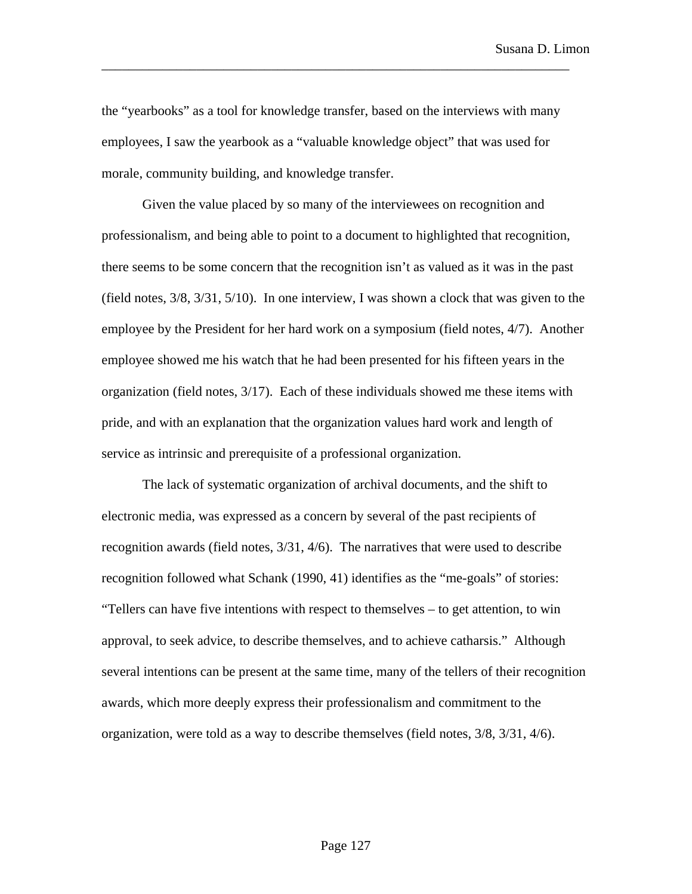the "yearbooks" as a tool for knowledge transfer, based on the interviews with many employees, I saw the yearbook as a "valuable knowledge object" that was used for morale, community building, and knowledge transfer.

Given the value placed by so many of the interviewees on recognition and professionalism, and being able to point to a document to highlighted that recognition, there seems to be some concern that the recognition isn't as valued as it was in the past (field notes, 3/8, 3/31, 5/10). In one interview, I was shown a clock that was given to the employee by the President for her hard work on a symposium (field notes, 4/7). Another employee showed me his watch that he had been presented for his fifteen years in the organization (field notes, 3/17). Each of these individuals showed me these items with pride, and with an explanation that the organization values hard work and length of service as intrinsic and prerequisite of a professional organization.

The lack of systematic organization of archival documents, and the shift to electronic media, was expressed as a concern by several of the past recipients of recognition awards (field notes, 3/31, 4/6). The narratives that were used to describe recognition followed what Schank (1990, 41) identifies as the "me-goals" of stories: "Tellers can have five intentions with respect to themselves – to get attention, to win approval, to seek advice, to describe themselves, and to achieve catharsis." Although several intentions can be present at the same time, many of the tellers of their recognition awards, which more deeply express their professionalism and commitment to the organization, were told as a way to describe themselves (field notes, 3/8, 3/31, 4/6).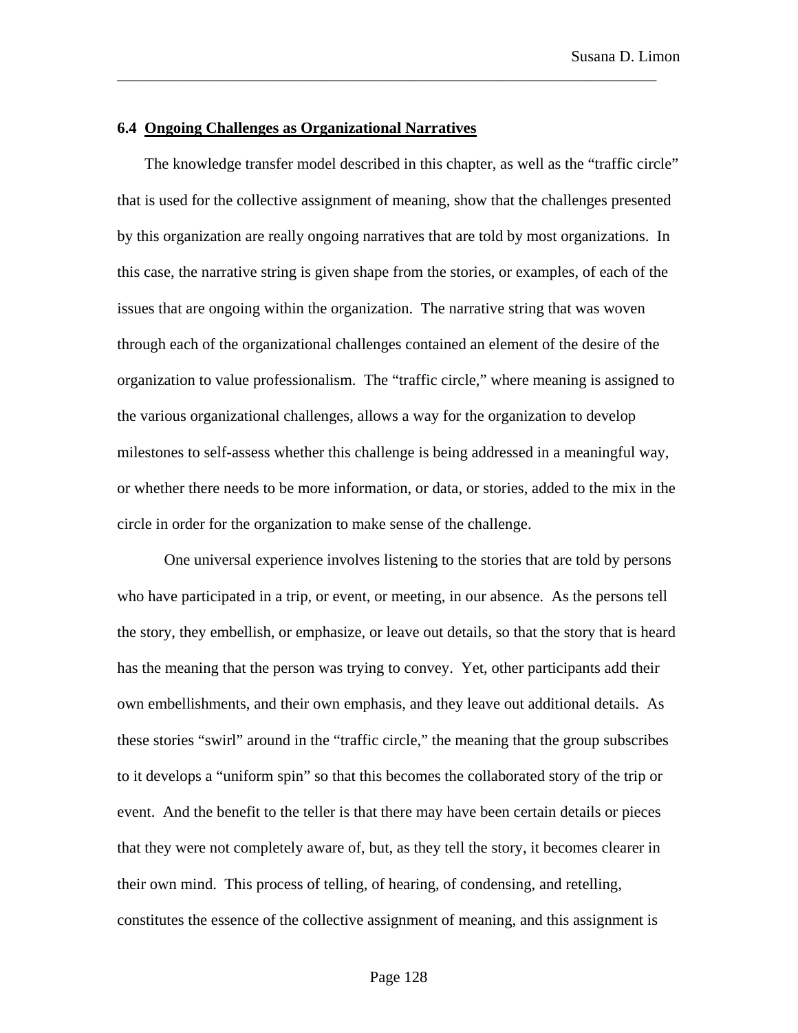### 6.4 Ongoing Challenges as Organizational Narratives

The knowledge transfer model described in this chapter, as well as the "traffic circle" that is used for the collective assignment of meaning, show that the challenges presented by this organization are really ongoing narratives that are told by most organizations. In this case, the narrative string is given shape from the stories, or examples, of each of the issues that are ongoing within the organization. The narrative string that was woven through each of the organizational challenges contained an element of the desire of the organization to value professionalism. The "traffic circle," where meaning is assigned to the various organizational challenges, allows a way for the organization to develop milestones to self-assess whether this challenge is being addressed in a meaningful way, or whether there needs to be more information, or data, or stories, added to the mix in the circle in order for the organization to make sense of the challenge.

One universal experience involves listening to the stories that are told by persons who have participated in a trip, or event, or meeting, in our absence. As the persons tell the story, they embellish, or emphasize, or leave out details, so that the story that is heard has the meaning that the person was trying to convey. Yet, other participants add their own embellishments, and their own emphasis, and they leave out additional details. As these stories "swirl" around in the "traffic circle," the meaning that the group subscribes to it develops a "uniform spin" so that this becomes the collaborated story of the trip or event. And the benefit to the teller is that there may have been certain details or pieces that they were not completely aware of, but, as they tell the story, it becomes clearer in their own mind. This process of telling, of hearing, of condensing, and retelling, constitutes the essence of the collective assignment of meaning, and this assignment is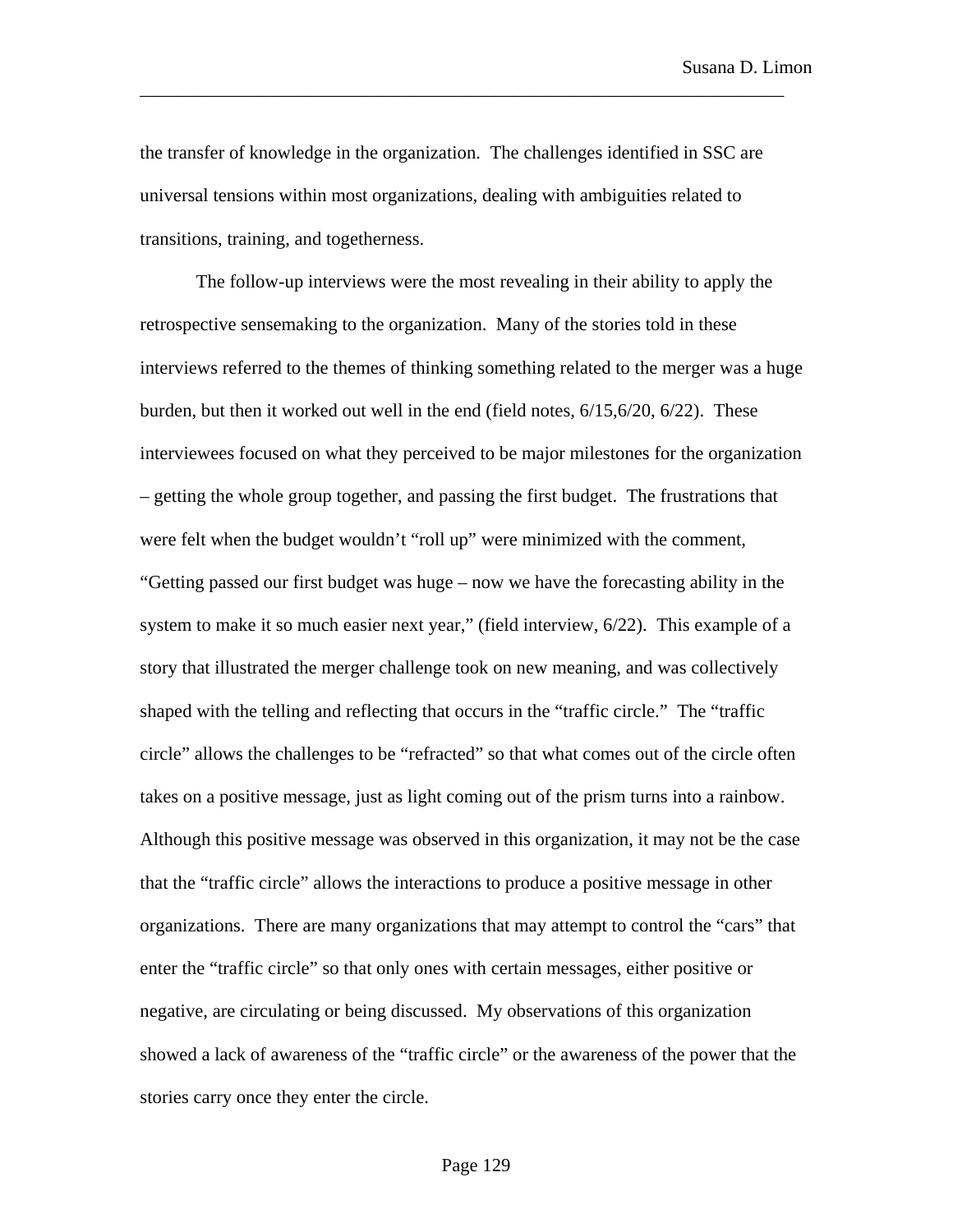the transfer of knowledge in the organization. The challenges identified in SSC are universal tensions within most organizations, dealing with ambiguities related to transitions, training, and togetherness.

The follow-up interviews were the most revealing in their ability to apply the retrospective sensemaking to the organization. Many of the stories told in these interviews referred to the themes of thinking something related to the merger was a huge burden, but then it worked out well in the end (field notes, 6/15,6/20, 6/22). These interviewees focused on what they perceived to be major milestones for the organization – getting the whole group together, and passing the first budget. The frustrations that were felt when the budget wouldn't "roll up" were minimized with the comment, "Getting passed our first budget was huge – now we have the forecasting ability in the system to make it so much easier next year," (field interview, 6/22). This example of a story that illustrated the merger challenge took on new meaning, and was collectively shaped with the telling and reflecting that occurs in the "traffic circle." The "traffic circle" allows the challenges to be "refracted" so that what comes out of the circle often takes on a positive message, just as light coming out of the prism turns into a rainbow. Although this positive message was observed in this organization, it may not be the case that the "traffic circle" allows the interactions to produce a positive message in other organizations. There are many organizations that may attempt to control the "cars" that enter the "traffic circle" so that only ones with certain messages, either positive or negative, are circulating or being discussed. My observations of this organization showed a lack of awareness of the "traffic circle" or the awareness of the power that the stories carry once they enter the circle.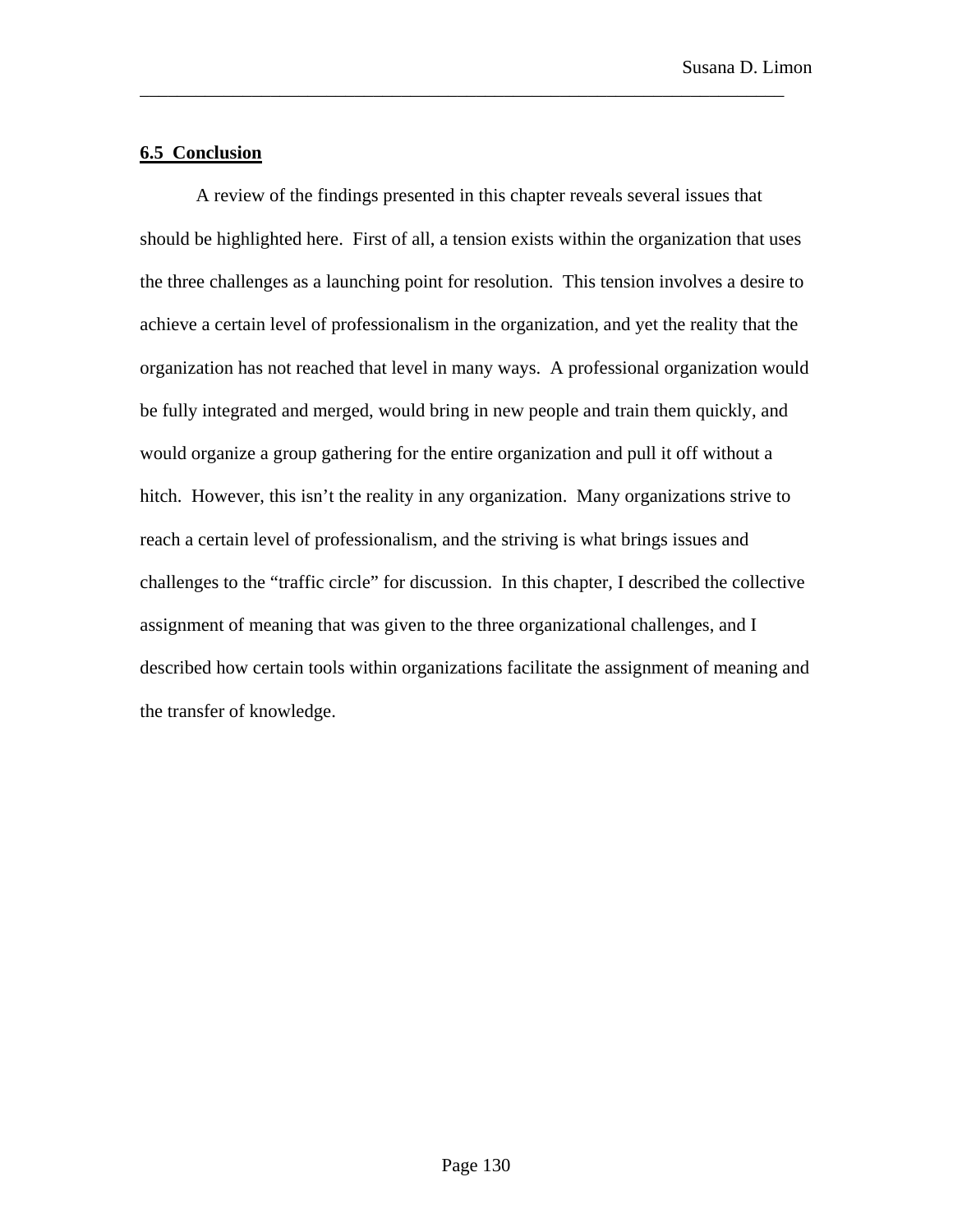## 6.5 Conclusion

A review of the findings presented in this chapter reveals several issues that should be highlighted here. First of all, a tension exists within the organization that uses the three challenges as a launching point for resolution. This tension involves a desire to achieve a certain level of professionalism in the organization, and yet the reality that the organization has not reached that level in many ways. A professional organization would be fully integrated and merged, would bring in new people and train them quickly, and would organize a group gathering for the entire organization and pull it off without a hitch. However, this isn't the reality in any organization. Many organizations strive to reach a certain level of professionalism, and the striving is what brings issues and challenges to the "traffic circle" for discussion. In this chapter, I described the collective assignment of meaning that was given to the three organizational challenges, and I described how certain tools within organizations facilitate the assignment of meaning and the transfer of knowledge.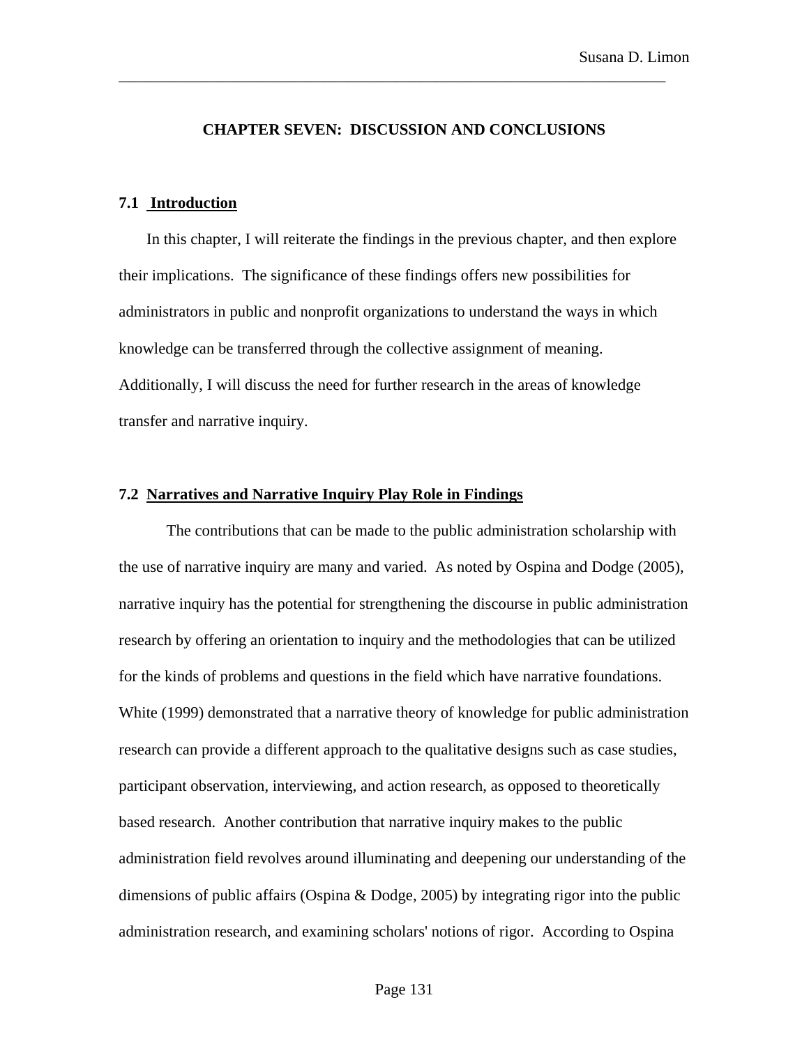## CHAPTER SEVEN: DISCUSSION AND CONCLUSIONS

### 7.1 Introduction

In this chapter, I will reiterate the findings in the previous chapter, and then explore their implications. The significance of these findings offers new possibilities for administrators in public and nonprofit organizations to understand the ways in which knowledge can be transferred through the collective assignment of meaning. Additionally, I will discuss the need for further research in the areas of knowledge transfer and narrative inquiry.

### 7.2 Narratives and Narrative Inquiry Play Role in Findings

The contributions that can be made to the public administration scholarship with the use of narrative inquiry are many and varied. As noted by Ospina and Dodge (2005), narrative inquiry has the potential for strengthening the discourse in public administration research by offering an orientation to inquiry and the methodologies that can be utilized for the kinds of problems and questions in the field which have narrative foundations. White (1999) demonstrated that a narrative theory of knowledge for public administration research can provide a different approach to the qualitative designs such as case studies, participant observation, interviewing, and action research, as opposed to theoretically based research. Another contribution that narrative inquiry makes to the public administration field revolves around illuminating and deepening our understanding of the dimensions of public affairs (Ospina & Dodge, 2005) by integrating rigor into the public administration research, and examining scholars' notions of rigor. According to Ospina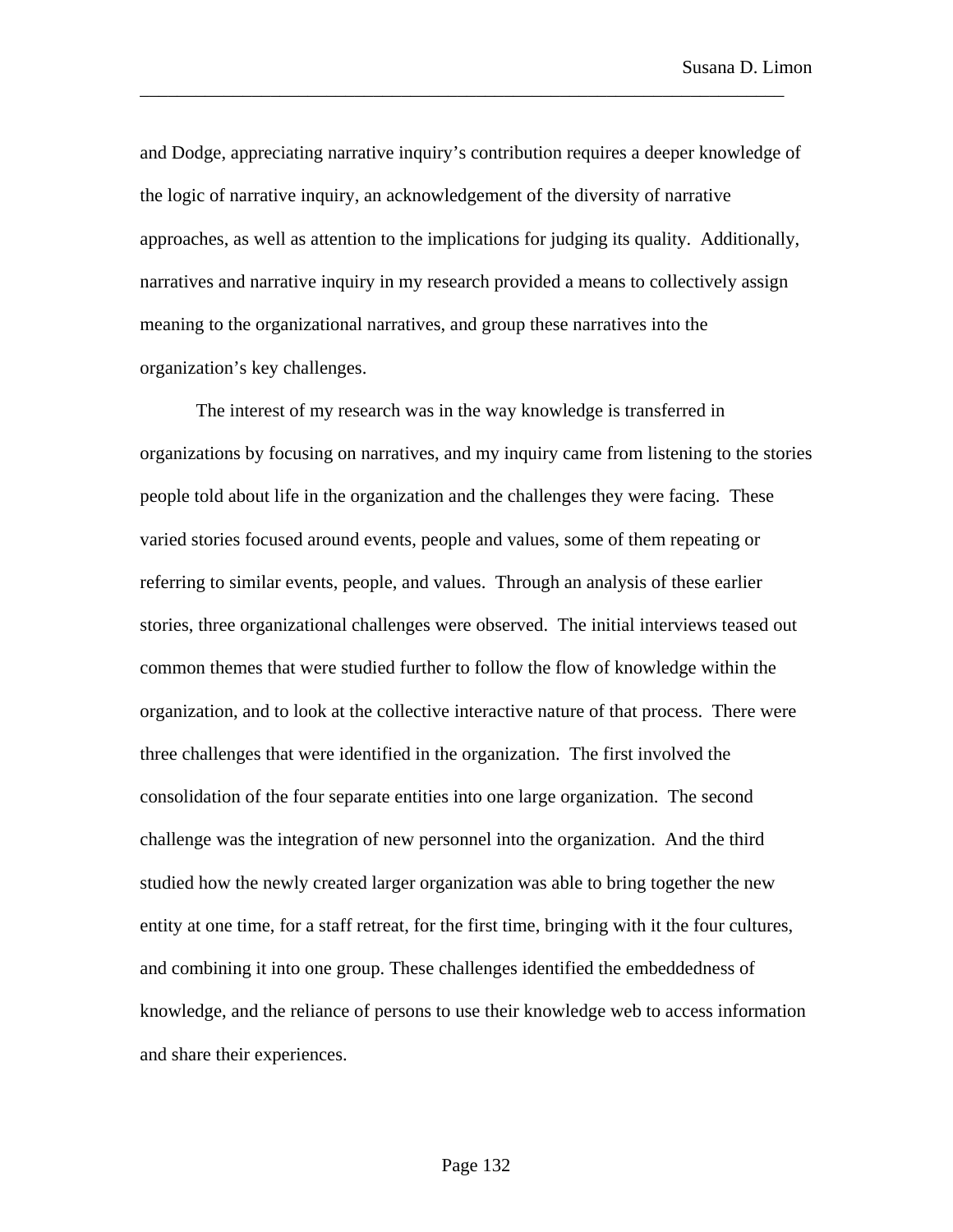and Dodge, appreciating narrative inquiry's contribution requires a deeper knowledge of the logic of narrative inquiry, an acknowledgement of the diversity of narrative approaches, as well as attention to the implications for judging its quality. Additionally, narratives and narrative inquiry in my research provided a means to collectively assign meaning to the organizational narratives, and group these narratives into the organization's key challenges.

The interest of my research was in the way knowledge is transferred in organizations by focusing on narratives, and my inquiry came from listening to the stories people told about life in the organization and the challenges they were facing. These varied stories focused around events, people and values, some of them repeating or referring to similar events, people, and values. Through an analysis of these earlier stories, three organizational challenges were observed. The initial interviews teased out common themes that were studied further to follow the flow of knowledge within the organization, and to look at the collective interactive nature of that process. There were three challenges that were identified in the organization. The first involved the consolidation of the four separate entities into one large organization. The second challenge was the integration of new personnel into the organization. And the third studied how the newly created larger organization was able to bring together the new entity at one time, for a staff retreat, for the first time, bringing with it the four cultures, and combining it into one group. These challenges identified the embeddedness of knowledge, and the reliance of persons to use their knowledge web to access information and share their experiences.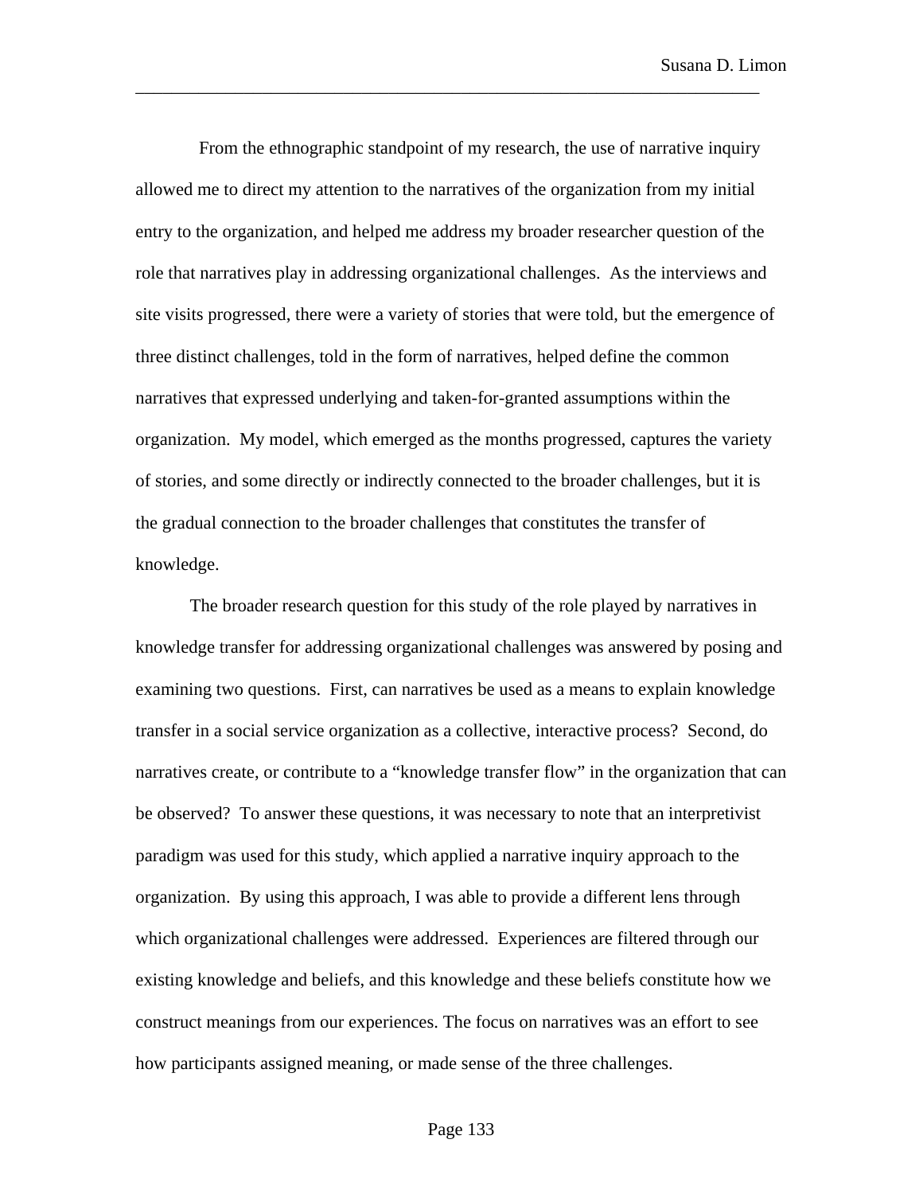From the ethnographic standpoint of my research, the use of narrative inquiry allowed me to direct my attention to the narratives of the organization from my initial entry to the organization, and helped me address my broader researcher question of the role that narratives play in addressing organizational challenges. As the interviews and site visits progressed, there were a variety of stories that were told, but the emergence of three distinct challenges, told in the form of narratives, helped define the common narratives that expressed underlying and taken-for-granted assumptions within the organization. My model, which emerged as the months progressed, captures the variety of stories, and some directly or indirectly connected to the broader challenges, but it is the gradual connection to the broader challenges that constitutes the transfer of knowledge.

The broader research question for this study of the role played by narratives in knowledge transfer for addressing organizational challenges was answered by posing and examining two questions. First, can narratives be used as a means to explain knowledge transfer in a social service organization as a collective, interactive process? Second, do narratives create, or contribute to a "knowledge transfer flow" in the organization that can be observed? To answer these questions, it was necessary to note that an interpretivist paradigm was used for this study, which applied a narrative inquiry approach to the organization. By using this approach, I was able to provide a different lens through which organizational challenges were addressed. Experiences are filtered through our existing knowledge and beliefs, and this knowledge and these beliefs constitute how we construct meanings from our experiences. The focus on narratives was an effort to see how participants assigned meaning, or made sense of the three challenges.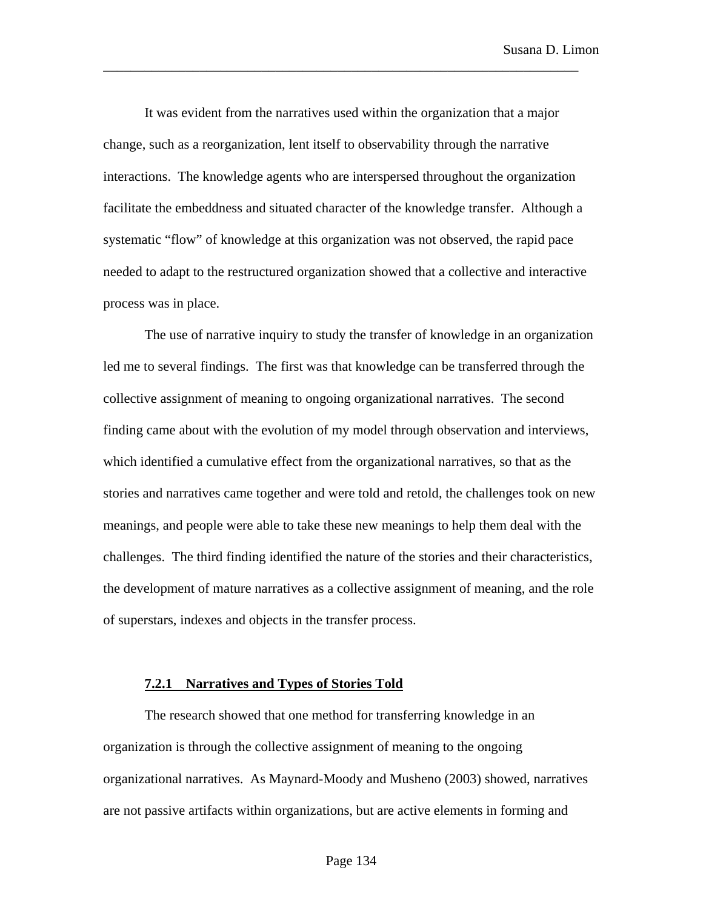It was evident from the narratives used within the organization that a major change, such as a reorganization, lent itself to observability through the narrative interactions. The knowledge agents who are interspersed throughout the organization facilitate the embeddness and situated character of the knowledge transfer. Although a systematic "flow" of knowledge at this organization was not observed, the rapid pace needed to adapt to the restructured organization showed that a collective and interactive process was in place.

The use of narrative inquiry to study the transfer of knowledge in an organization led me to several findings. The first was that knowledge can be transferred through the collective assignment of meaning to ongoing organizational narratives. The second finding came about with the evolution of my model through observation and interviews, which identified a cumulative effect from the organizational narratives, so that as the stories and narratives came together and were told and retold, the challenges took on new meanings, and people were able to take these new meanings to help them deal with the challenges. The third finding identified the nature of the stories and their characteristics, the development of mature narratives as a collective assignment of meaning, and the role of superstars, indexes and objects in the transfer process.

### 7.2.1 Narratives and Types of Stories Told

The research showed that one method for transferring knowledge in an organization is through the collective assignment of meaning to the ongoing organizational narratives. As Maynard-Moody and Musheno (2003) showed, narratives are not passive artifacts within organizations, but are active elements in forming and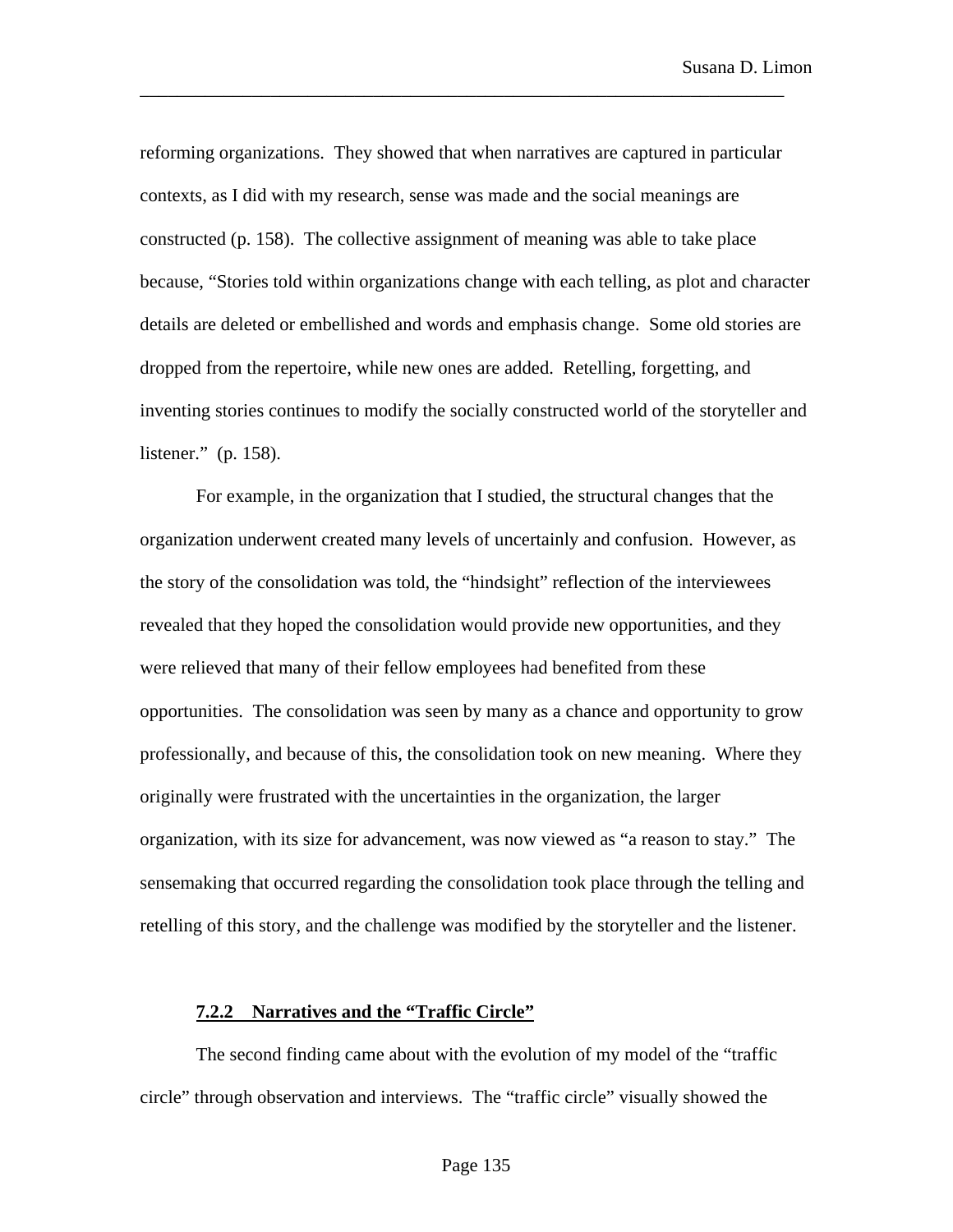reforming organizations. They showed that when narratives are captured in particular contexts, as I did with my research, sense was made and the social meanings are constructed (p. 158). The collective assignment of meaning was able to take place because, "Stories told within organizations change with each telling, as plot and character details are deleted or embellished and words and emphasis change. Some old stories are dropped from the repertoire, while new ones are added. Retelling, forgetting, and inventing stories continues to modify the socially constructed world of the storyteller and listener." (p. 158).

For example, in the organization that I studied, the structural changes that the organization underwent created many levels of uncertainly and confusion. However, as the story of the consolidation was told, the "hindsight" reflection of the interviewees revealed that they hoped the consolidation would provide new opportunities, and they were relieved that many of their fellow employees had benefited from these opportunities. The consolidation was seen by many as a chance and opportunity to grow professionally, and because of this, the consolidation took on new meaning. Where they originally were frustrated with the uncertainties in the organization, the larger organization, with its size for advancement, was now viewed as "a reason to stay." The sensemaking that occurred regarding the consolidation took place through the telling and retelling of this story, and the challenge was modified by the storyteller and the listener.

### 7.2.2 Narratives and the "Traffic Circle"

The second finding came about with the evolution of my model of the "traffic circle" through observation and interviews. The "traffic circle" visually showed the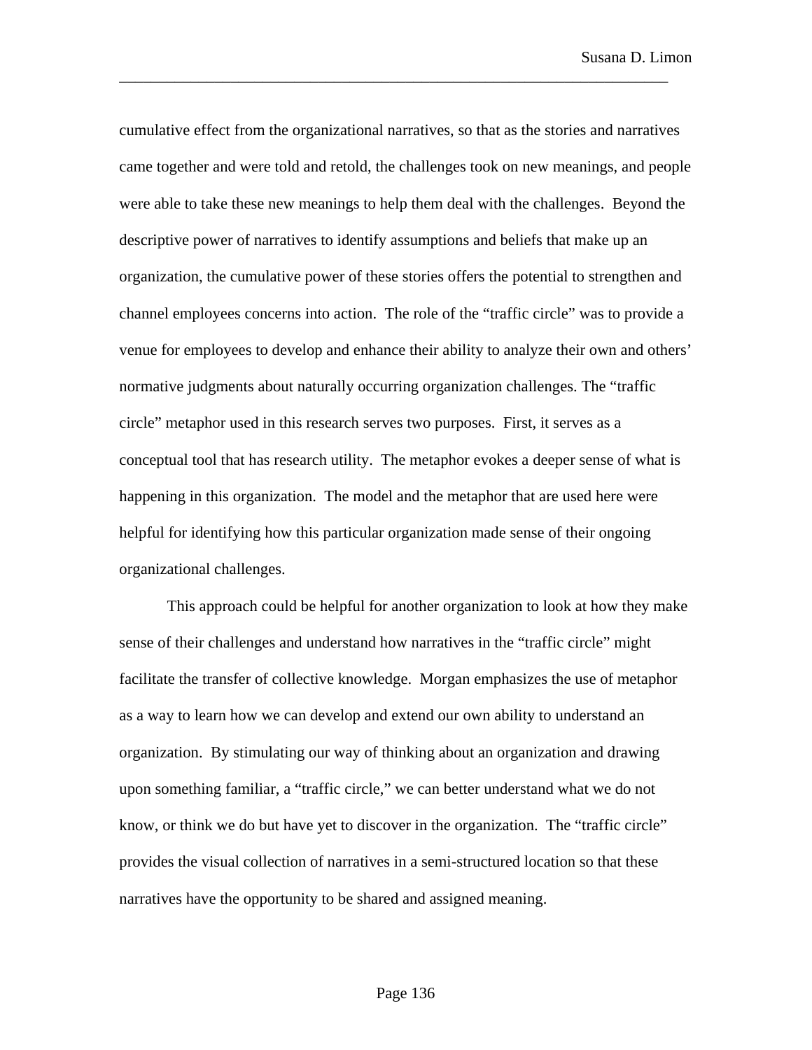cumulative effect from the organizational narratives, so that as the stories and narratives came together and were told and retold, the challenges took on new meanings, and people were able to take these new meanings to help them deal with the challenges. Beyond the descriptive power of narratives to identify assumptions and beliefs that make up an organization, the cumulative power of these stories offers the potential to strengthen and channel employees concerns into action. The role of the "traffic circle" was to provide a venue for employees to develop and enhance their ability to analyze their own and others' normative judgments about naturally occurring organization challenges. The "traffic circle" metaphor used in this research serves two purposes. First, it serves as a conceptual tool that has research utility. The metaphor evokes a deeper sense of what is happening in this organization. The model and the metaphor that are used here were helpful for identifying how this particular organization made sense of their ongoing organizational challenges.

This approach could be helpful for another organization to look at how they make sense of their challenges and understand how narratives in the "traffic circle" might facilitate the transfer of collective knowledge. Morgan emphasizes the use of metaphor as a way to learn how we can develop and extend our own ability to understand an organization. By stimulating our way of thinking about an organization and drawing upon something familiar, a "traffic circle," we can better understand what we do not know, or think we do but have yet to discover in the organization. The "traffic circle" provides the visual collection of narratives in a semi-structured location so that these narratives have the opportunity to be shared and assigned meaning.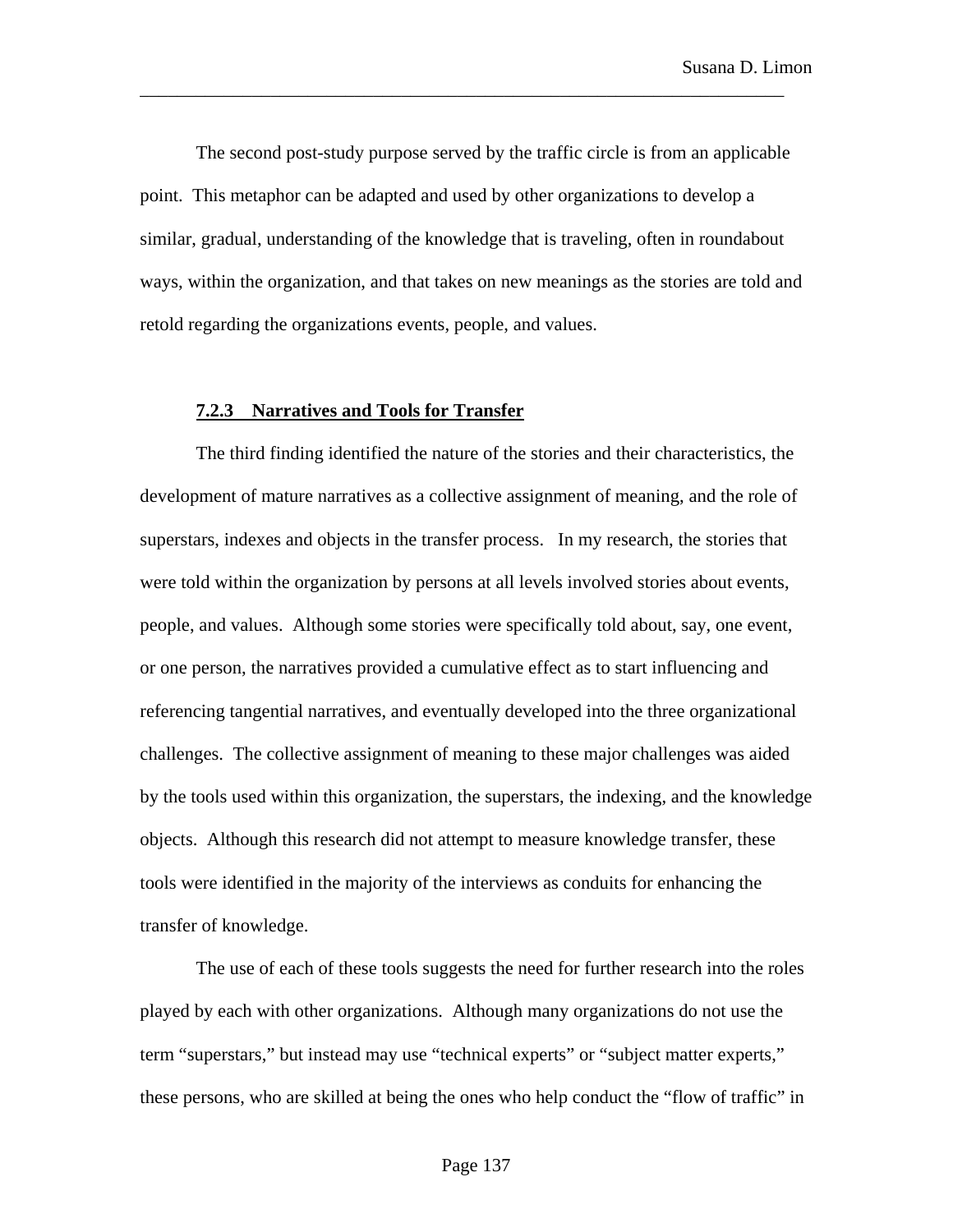The second post-study purpose served by the traffic circle is from an applicable point. This metaphor can be adapted and used by other organizations to develop a similar, gradual, understanding of the knowledge that is traveling, often in roundabout ways, within the organization, and that takes on new meanings as the stories are told and retold regarding the organizations events, people, and values.

### 7.2.3 Narratives and Tools for Transfer

The third finding identified the nature of the stories and their characteristics, the development of mature narratives as a collective assignment of meaning, and the role of superstars, indexes and objects in the transfer process. In my research, the stories that were told within the organization by persons at all levels involved stories about events, people, and values. Although some stories were specifically told about, say, one event, or one person, the narratives provided a cumulative effect as to start influencing and referencing tangential narratives, and eventually developed into the three organizational challenges. The collective assignment of meaning to these major challenges was aided by the tools used within this organization, the superstars, the indexing, and the knowledge objects. Although this research did not attempt to measure knowledge transfer, these tools were identified in the majority of the interviews as conduits for enhancing the transfer of knowledge.

The use of each of these tools suggests the need for further research into the roles played by each with other organizations. Although many organizations do not use the term "superstars," but instead may use "technical experts" or "subject matter experts," these persons, who are skilled at being the ones who help conduct the "flow of traffic" in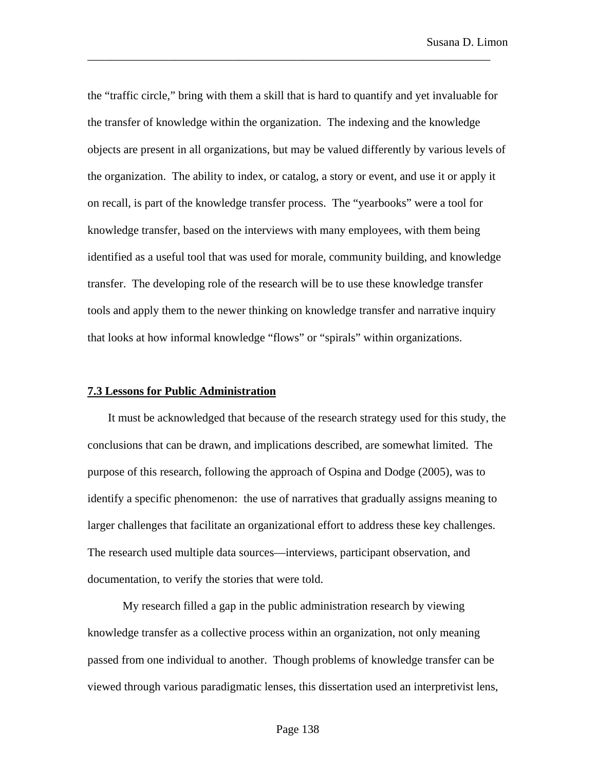the "traffic circle," bring with them a skill that is hard to quantify and yet invaluable for the transfer of knowledge within the organization. The indexing and the knowledge objects are present in all organizations, but may be valued differently by various levels of the organization. The ability to index, or catalog, a story or event, and use it or apply it on recall, is part of the knowledge transfer process. The "yearbooks" were a tool for knowledge transfer, based on the interviews with many employees, with them being identified as a useful tool that was used for morale, community building, and knowledge transfer. The developing role of the research will be to use these knowledge transfer tools and apply them to the newer thinking on knowledge transfer and narrative inquiry that looks at how informal knowledge "flows" or "spirals" within organizations.

## 7.3 Lessons for Public Administration

It must be acknowledged that because of the research strategy used for this study, the conclusions that can be drawn, and implications described, are somewhat limited. The purpose of this research, following the approach of Ospina and Dodge (2005), was to identify a specific phenomenon: the use of narratives that gradually assigns meaning to larger challenges that facilitate an organizational effort to address these key challenges. The research used multiple data sources—interviews, participant observation, and documentation, to verify the stories that were told.

My research filled a gap in the public administration research by viewing knowledge transfer as a collective process within an organization, not only meaning passed from one individual to another. Though problems of knowledge transfer can be viewed through various paradigmatic lenses, this dissertation used an interpretivist lens,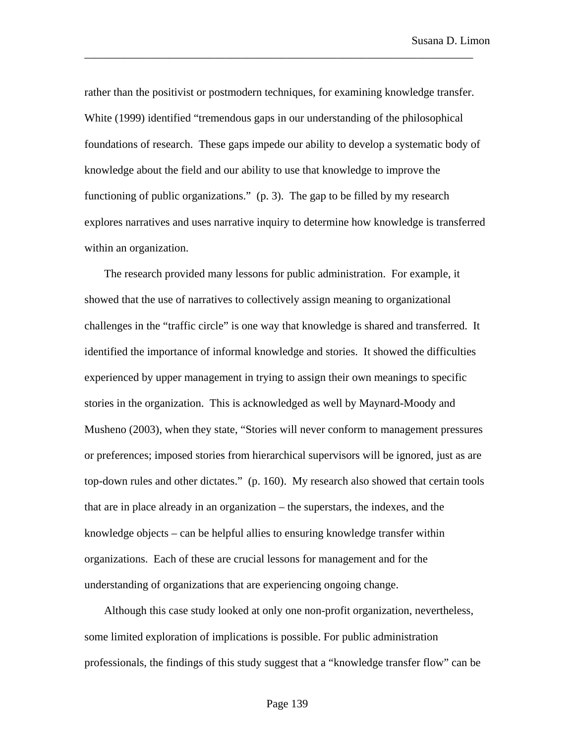rather than the positivist or postmodern techniques, for examining knowledge transfer. White (1999) identified "tremendous gaps in our understanding of the philosophical foundations of research. These gaps impede our ability to develop a systematic body of knowledge about the field and our ability to use that knowledge to improve the functioning of public organizations." (p. 3). The gap to be filled by my research explores narratives and uses narrative inquiry to determine how knowledge is transferred within an organization.

The research provided many lessons for public administration. For example, it showed that the use of narratives to collectively assign meaning to organizational challenges in the "traffic circle" is one way that knowledge is shared and transferred. It identified the importance of informal knowledge and stories. It showed the difficulties experienced by upper management in trying to assign their own meanings to specific stories in the organization. This is acknowledged as well by Maynard-Moody and Musheno (2003), when they state, "Stories will never conform to management pressures or preferences; imposed stories from hierarchical supervisors will be ignored, just as are top-down rules and other dictates." (p. 160). My research also showed that certain tools that are in place already in an organization – the superstars, the indexes, and the knowledge objects – can be helpful allies to ensuring knowledge transfer within organizations. Each of these are crucial lessons for management and for the understanding of organizations that are experiencing ongoing change.

Although this case study looked at only one non-profit organization, nevertheless, some limited exploration of implications is possible. For public administration professionals, the findings of this study suggest that a "knowledge transfer flow" can be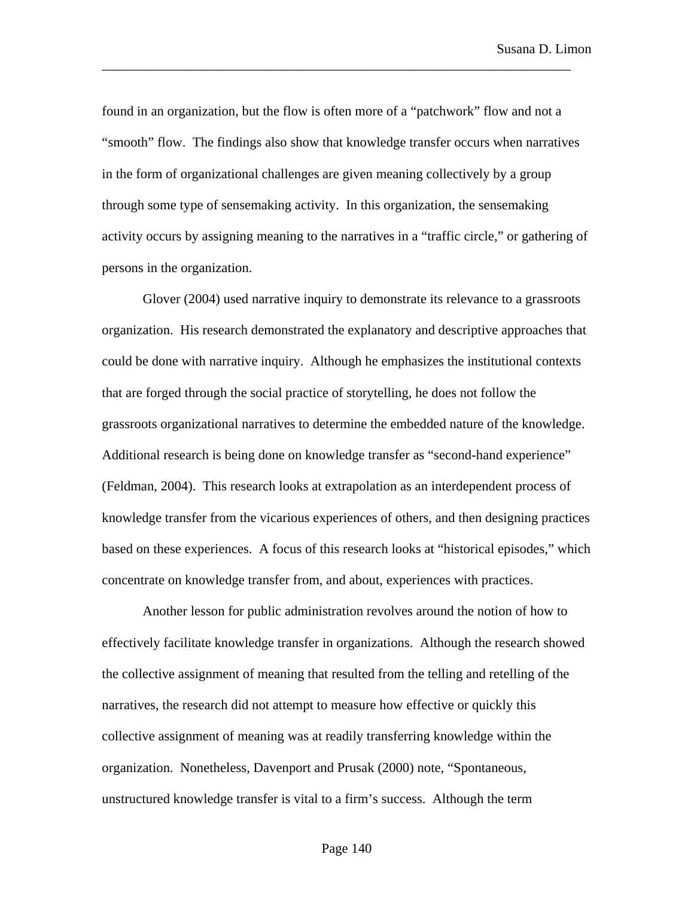found in an organization, but the flow is often more of a "patchwork" flow and not a "smooth" flow. The findings also show that knowledge transfer occurs when narratives in the form of organizational challenges are given meaning collectively by a group through some type of sensemaking activity. In this organization, the sensemaking activity occurs by assigning meaning to the narratives in a "traffic circle," or gathering of persons in the organization.

Glover (2004) used narrative inquiry to demonstrate its relevance to a grassroots organization. His research demonstrated the explanatory and descriptive approaches that could be done with narrative inquiry. Although he emphasizes the institutional contexts that are forged through the social practice of storytelling, he does not follow the grassroots organizational narratives to determine the embedded nature of the knowledge. Additional research is being done on knowledge transfer as "second-hand experience" (Feldman, 2004). This research looks at extrapolation as an interdependent process of knowledge transfer from the vicarious experiences of others, and then designing practices based on these experiences. A focus of this research looks at "historical episodes," which concentrate on knowledge transfer from, and about, experiences with practices.

Another lesson for public administration revolves around the notion of how to effectively facilitate knowledge transfer in organizations. Although the research showed the collective assignment of meaning that resulted from the telling and retelling of the narratives, the research did not attempt to measure how effective or quickly this collective assignment of meaning was at readily transferring knowledge within the organization. Nonetheless, Davenport and Prusak (2000) note, "Spontaneous, unstructured knowledge transfer is vital to a firm's success. Although the term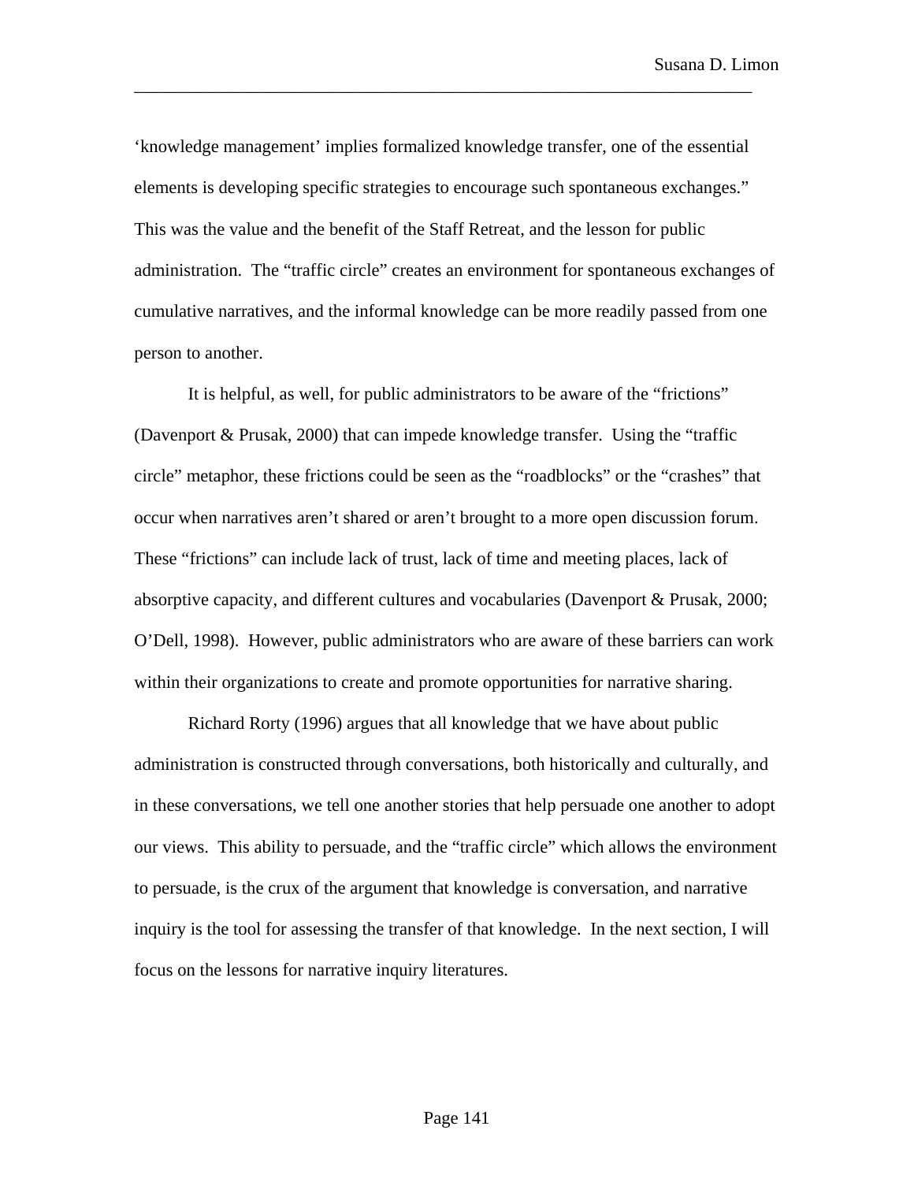'knowledge management' implies formalized knowledge transfer, one of the essential elements is developing specific strategies to encourage such spontaneous exchanges." This was the value and the benefit of the Staff Retreat, and the lesson for public administration. The "traffic circle" creates an environment for spontaneous exchanges of cumulative narratives, and the informal knowledge can be more readily passed from one person to another.

It is helpful, as well, for public administrators to be aware of the "frictions" (Davenport & Prusak, 2000) that can impede knowledge transfer. Using the "traffic circle" metaphor, these frictions could be seen as the "roadblocks" or the "crashes" that occur when narratives aren't shared or aren't brought to a more open discussion forum. These "frictions" can include lack of trust, lack of time and meeting places, lack of absorptive capacity, and different cultures and vocabularies (Davenport & Prusak, 2000; O'Dell, 1998). However, public administrators who are aware of these barriers can work within their organizations to create and promote opportunities for narrative sharing.

Richard Rorty (1996) argues that all knowledge that we have about public administration is constructed through conversations, both historically and culturally, and in these conversations, we tell one another stories that help persuade one another to adopt our views. This ability to persuade, and the "traffic circle" which allows the environment to persuade, is the crux of the argument that knowledge is conversation, and narrative inquiry is the tool for assessing the transfer of that knowledge. In the next section, I will focus on the lessons for narrative inquiry literatures.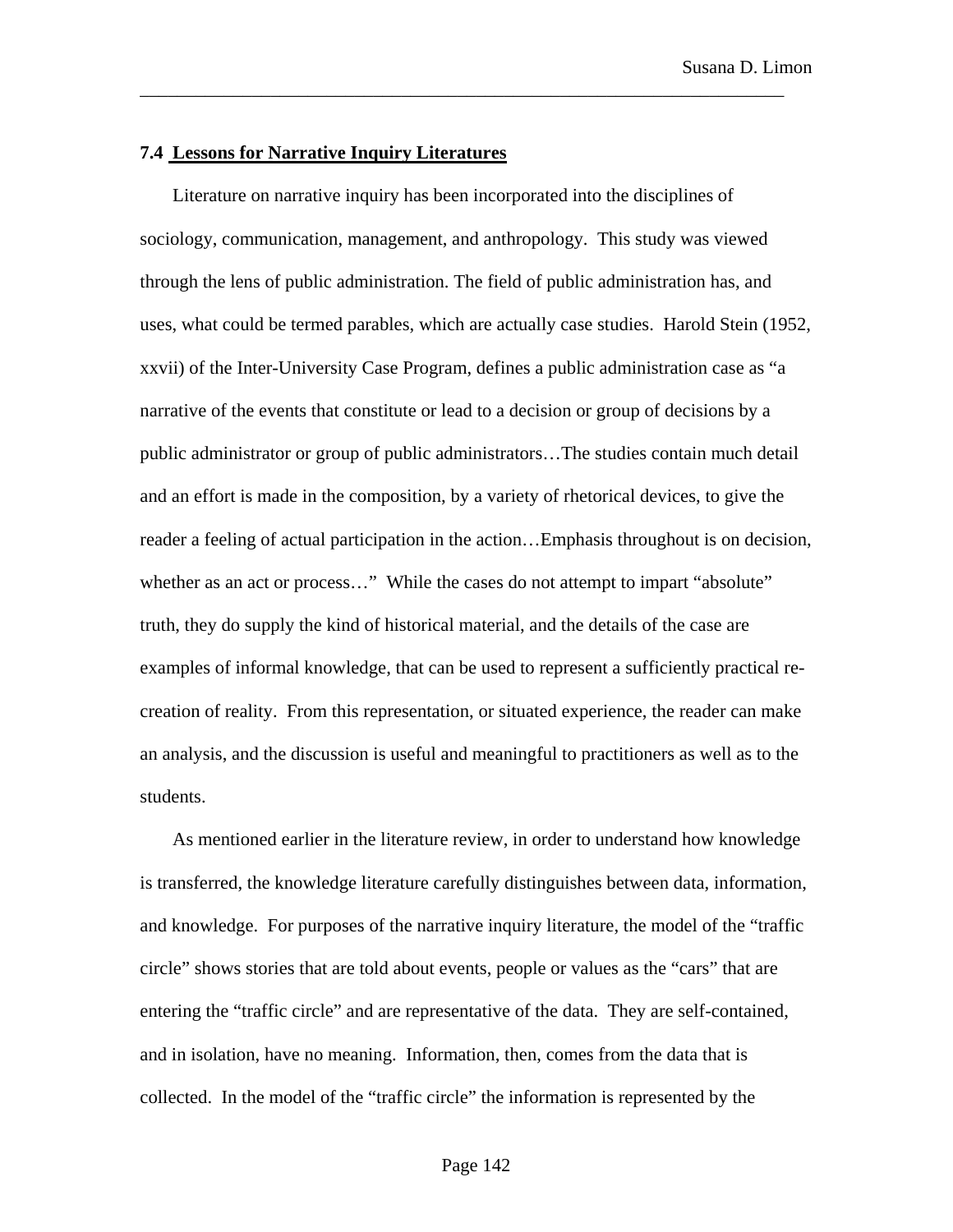## 7.4 Lessons for Narrative Inquiry Literatures

Literature on narrative inquiry has been incorporated into the disciplines of sociology, communication, management, and anthropology. This study was viewed through the lens of public administration. The field of public administration has, and uses, what could be termed parables, which are actually case studies. Harold Stein (1952, xxvii) of the Inter-University Case Program, defines a public administration case as "a narrative of the events that constitute or lead to a decision or group of decisions by a public administrator or group of public administrators…The studies contain much detail and an effort is made in the composition, by a variety of rhetorical devices, to give the reader a feeling of actual participation in the action…Emphasis throughout is on decision, whether as an act or process…" While the cases do not attempt to impart "absolute" truth, they do supply the kind of historical material, and the details of the case are examples of informal knowledge, that can be used to represent a sufficiently practical re-creation of reality. From this representation, or situated experience, the reader can make an analysis, and the discussion is useful and meaningful to practitioners as well as to the students.

As mentioned earlier in the literature review, in order to understand how knowledge is transferred, the knowledge literature carefully distinguishes between data, information, and knowledge. For purposes of the narrative inquiry literature, the model of the "traffic circle" shows stories that are told about events, people or values as the "cars" that are entering the "traffic circle" and are representative of the data. They are self-contained, and in isolation, have no meaning. Information, then, comes from the data that is collected. In the model of the "traffic circle" the information is represented by the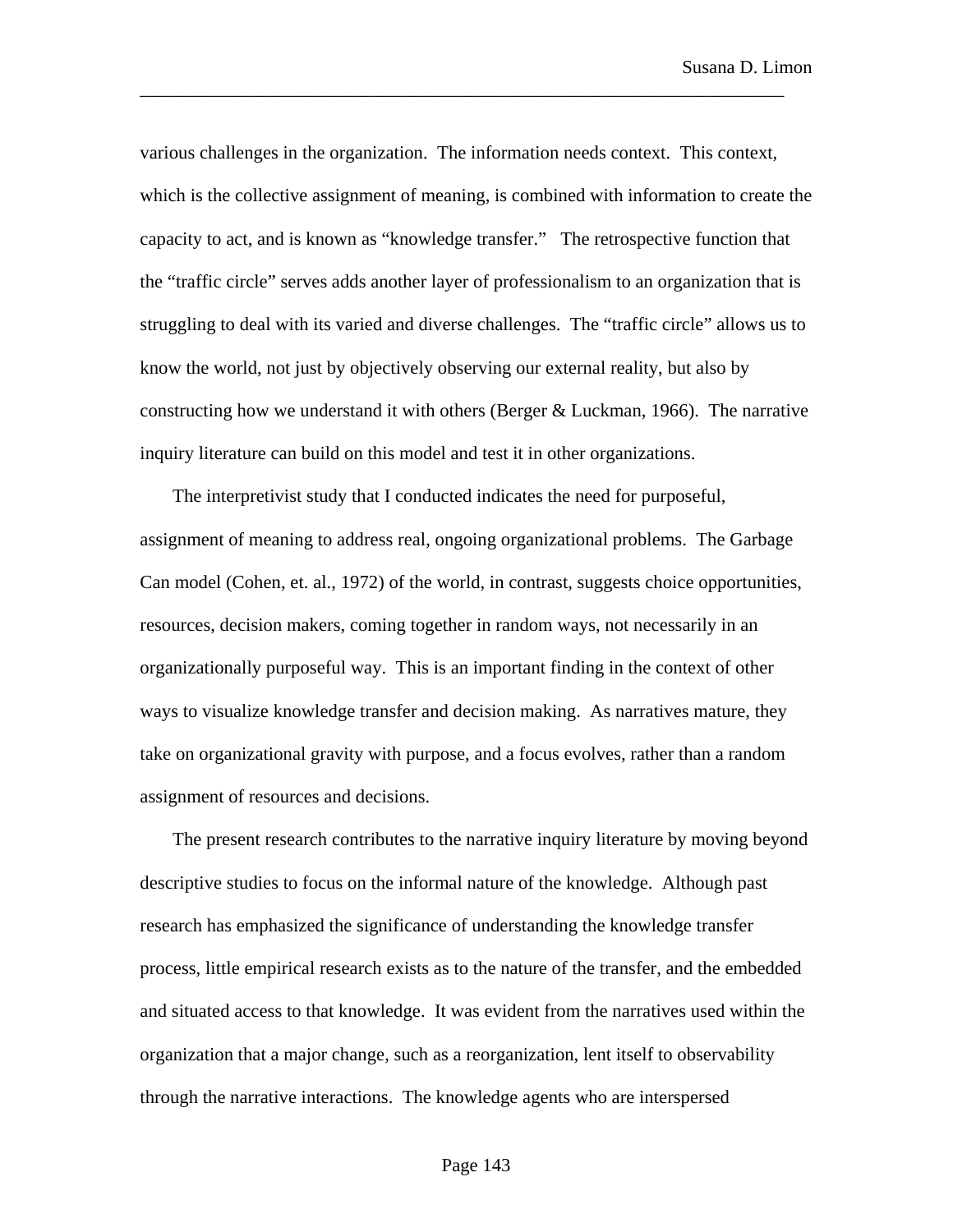various challenges in the organization. The information needs context. This context, which is the collective assignment of meaning, is combined with information to create the capacity to act, and is known as "knowledge transfer." The retrospective function that the "traffic circle" serves adds another layer of professionalism to an organization that is struggling to deal with its varied and diverse challenges. The "traffic circle" allows us to know the world, not just by objectively observing our external reality, but also by constructing how we understand it with others (Berger & Luckman, 1966). The narrative inquiry literature can build on this model and test it in other organizations.

The interpretivist study that I conducted indicates the need for purposeful, assignment of meaning to address real, ongoing organizational problems. The Garbage Can model (Cohen, et. al., 1972) of the world, in contrast, suggests choice opportunities, resources, decision makers, coming together in random ways, not necessarily in an organizationally purposeful way. This is an important finding in the context of other ways to visualize knowledge transfer and decision making. As narratives mature, they take on organizational gravity with purpose, and a focus evolves, rather than a random assignment of resources and decisions.

The present research contributes to the narrative inquiry literature by moving beyond descriptive studies to focus on the informal nature of the knowledge. Although past research has emphasized the significance of understanding the knowledge transfer process, little empirical research exists as to the nature of the transfer, and the embedded and situated access to that knowledge. It was evident from the narratives used within the organization that a major change, such as a reorganization, lent itself to observability through the narrative interactions. The knowledge agents who are interspersed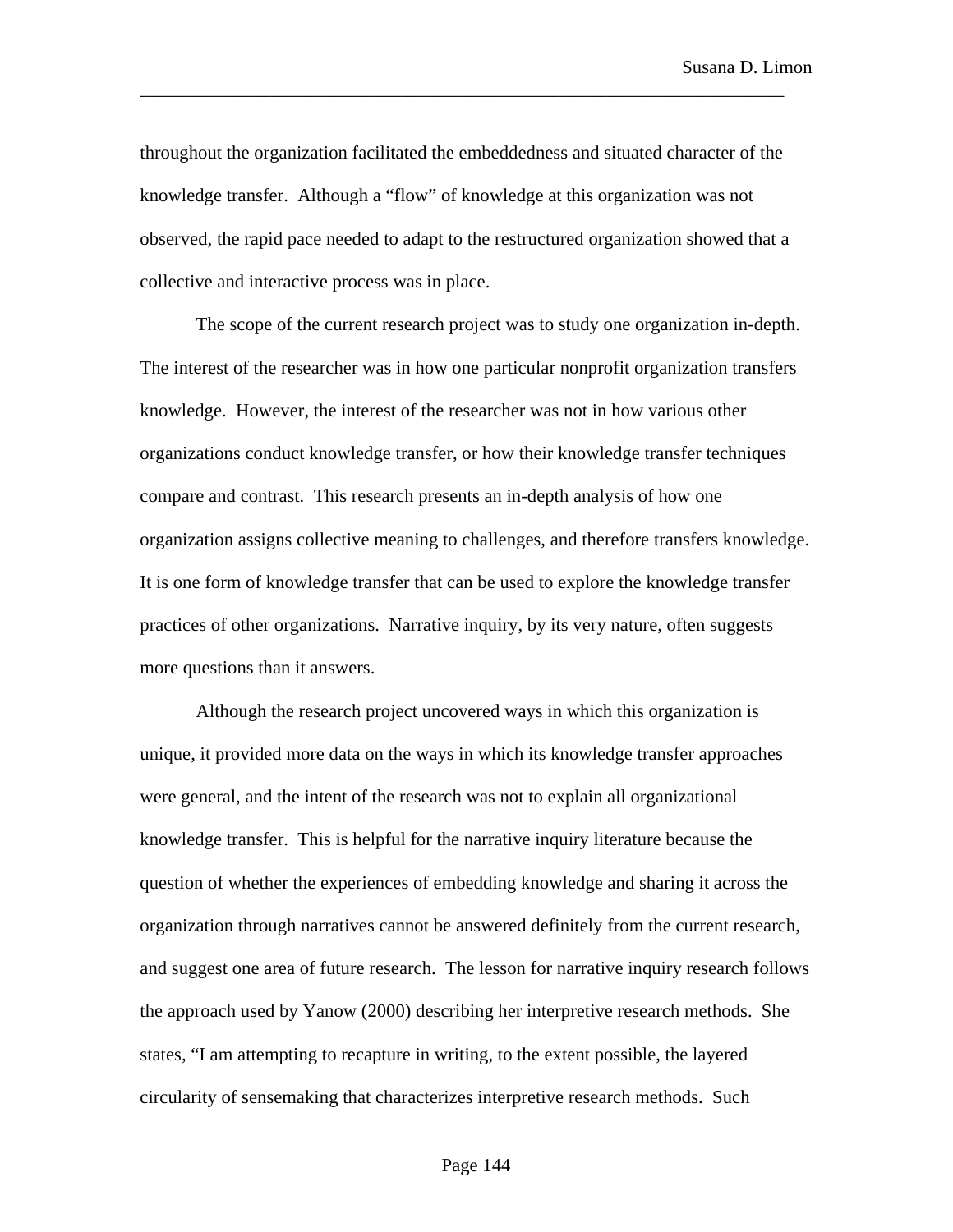throughout the organization facilitated the embeddedness and situated character of the knowledge transfer. Although a "flow" of knowledge at this organization was not observed, the rapid pace needed to adapt to the restructured organization showed that a collective and interactive process was in place.

The scope of the current research project was to study one organization in-depth. The interest of the researcher was in how one particular nonprofit organization transfers knowledge. However, the interest of the researcher was not in how various other organizations conduct knowledge transfer, or how their knowledge transfer techniques compare and contrast. This research presents an in-depth analysis of how one organization assigns collective meaning to challenges, and therefore transfers knowledge. It is one form of knowledge transfer that can be used to explore the knowledge transfer practices of other organizations. Narrative inquiry, by its very nature, often suggests more questions than it answers.

Although the research project uncovered ways in which this organization is unique, it provided more data on the ways in which its knowledge transfer approaches were general, and the intent of the research was not to explain all organizational knowledge transfer. This is helpful for the narrative inquiry literature because the question of whether the experiences of embedding knowledge and sharing it across the organization through narratives cannot be answered definitely from the current research, and suggest one area of future research. The lesson for narrative inquiry research follows the approach used by Yanow (2000) describing her interpretive research methods. She states, "I am attempting to recapture in writing, to the extent possible, the layered circularity of sensemaking that characterizes interpretive research methods. Such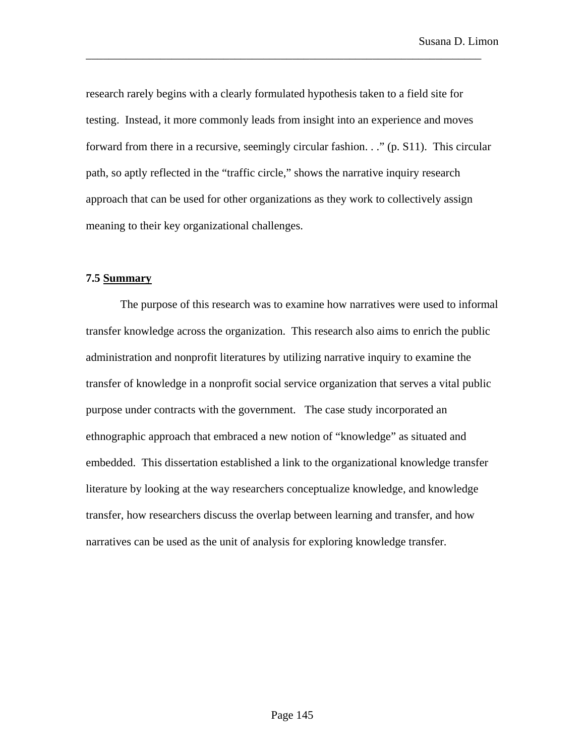research rarely begins with a clearly formulated hypothesis taken to a field site for testing. Instead, it more commonly leads from insight into an experience and moves forward from there in a recursive, seemingly circular fashion. . ." (p. S11). This circular path, so aptly reflected in the "traffic circle," shows the narrative inquiry research approach that can be used for other organizations as they work to collectively assign meaning to their key organizational challenges.

### 7.5 Summary

The purpose of this research was to examine how narratives were used to informal transfer knowledge across the organization. This research also aims to enrich the public administration and nonprofit literatures by utilizing narrative inquiry to examine the transfer of knowledge in a nonprofit social service organization that serves a vital public purpose under contracts with the government. The case study incorporated an ethnographic approach that embraced a new notion of "knowledge" as situated and embedded. This dissertation established a link to the organizational knowledge transfer literature by looking at the way researchers conceptualize knowledge, and knowledge transfer, how researchers discuss the overlap between learning and transfer, and how narratives can be used as the unit of analysis for exploring knowledge transfer.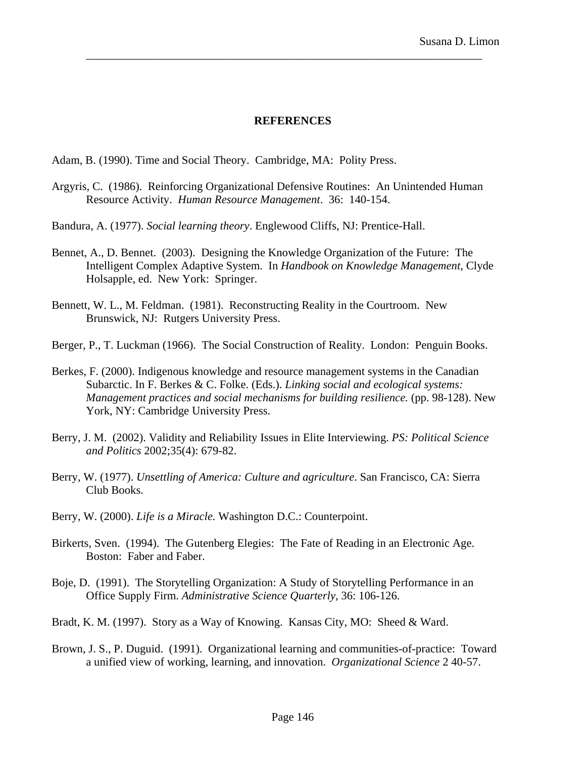## REFERENCES

Adam, B. (1990). Time and Social Theory. Cambridge, MA: Polity Press.

Argyris, C. (1986). Reinforcing Organizational Defensive Routines: An Unintended Human Resource Activity. *Human Resource Management*. 36: 140-154.

Bandura, A. (1977). *Social learning theory*. Englewood Cliffs, NJ: Prentice-Hall.

Bennet, A., D. Bennet. (2003). Designing the Knowledge Organization of the Future: The Intelligent Complex Adaptive System. In *Handbook on Knowledge Management*, Clyde Holsapple, ed. New York: Springer.

Bennett, W. L., M. Feldman. (1981). Reconstructing Reality in the Courtroom. New Brunswick, NJ: Rutgers University Press.

Berger, P., T. Luckman (1966). The Social Construction of Reality. London: Penguin Books.

Berkes, F. (2000). Indigenous knowledge and resource management systems in the Canadian Subarctic. In F. Berkes & C. Folke. (Eds.). *Linking social and ecological systems: Management practices and social mechanisms for building resilience.* (pp. 98-128). New York, NY: Cambridge University Press.

Berry, J. M. (2002). Validity and Reliability Issues in Elite Interviewing. *PS: Political Science and Politics* 2002;35(4): 679-82.

Berry, W. (1977). *Unsettling of America: Culture and agriculture*. San Francisco, CA: Sierra Club Books.

Berry, W. (2000). *Life is a Miracle.* Washington D.C.: Counterpoint.

Birkerts, Sven. (1994). The Gutenberg Elegies: The Fate of Reading in an Electronic Age. Boston: Faber and Faber.

Boje, D. (1991). The Storytelling Organization: A Study of Storytelling Performance in an Office Supply Firm. *Administrative Science Quarterly*, 36: 106-126.

Bradt, K. M. (1997). Story as a Way of Knowing. Kansas City, MO: Sheed & Ward.

Brown, J. S., P. Duguid. (1991). Organizational learning and communities-of-practice: Toward a unified view of working, learning, and innovation. *Organizational Science* 2 40-57.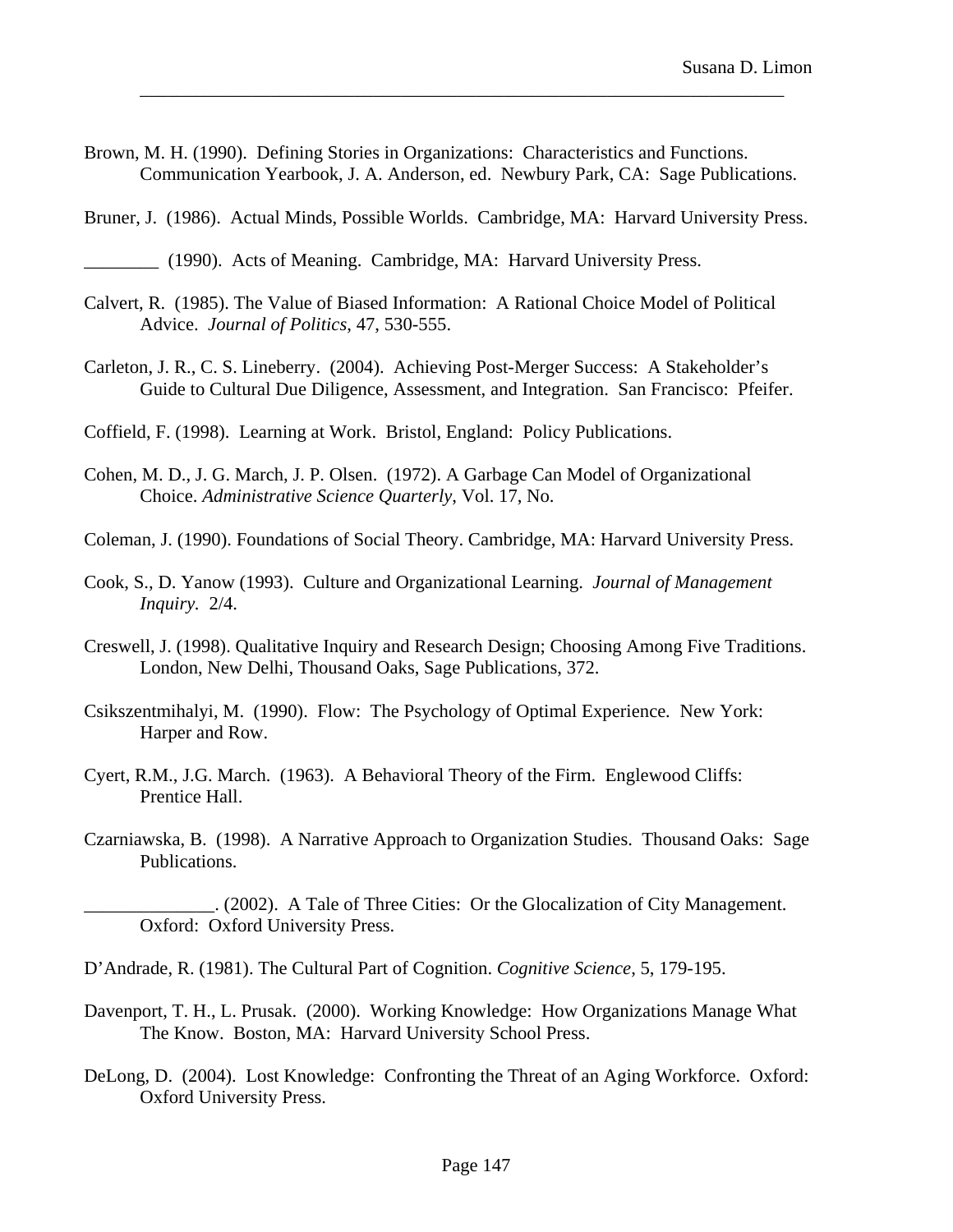Brown, M. H. (1990). Defining Stories in Organizations: Characteristics and Functions. Communication Yearbook, J. A. Anderson, ed. Newbury Park, CA: Sage Publications.

Bruner, J. (1986). Actual Minds, Possible Worlds. Cambridge, MA: Harvard University Press.

________ (1990). Acts of Meaning. Cambridge, MA: Harvard University Press.

Calvert, R. (1985). The Value of Biased Information: A Rational Choice Model of Political Advice. *Journal of Politics*, 47, 530-555.

Carleton, J. R., C. S. Lineberry. (2004). Achieving Post-Merger Success: A Stakeholder's Guide to Cultural Due Diligence, Assessment, and Integration. San Francisco: Pfeifer.

Coffield, F. (1998). Learning at Work. Bristol, England: Policy Publications.

Cohen, M. D., J. G. March, J. P. Olsen. (1972). A Garbage Can Model of Organizational Choice. *Administrative Science Quarterly*, Vol. 17, No.

Coleman, J. (1990). Foundations of Social Theory. Cambridge, MA: Harvard University Press.

Cook, S., D. Yanow (1993). Culture and Organizational Learning. *Journal of Management Inquiry*. 2/4.

Creswell, J. (1998). Qualitative Inquiry and Research Design; Choosing Among Five Traditions. London, New Delhi, Thousand Oaks, Sage Publications, 372.

Csikszentmihalyi, M. (1990). Flow: The Psychology of Optimal Experience. New York: Harper and Row.

Cyert, R.M., J.G. March. (1963). A Behavioral Theory of the Firm. Englewood Cliffs: Prentice Hall.

Czarniawska, B. (1998). A Narrative Approach to Organization Studies. Thousand Oaks: Sage Publications.

______________. (2002). A Tale of Three Cities: Or the Glocalization of City Management. Oxford: Oxford University Press.

D'Andrade, R. (1981). The Cultural Part of Cognition. *Cognitive Science*, 5, 179-195.

Davenport, T. H., L. Prusak. (2000). Working Knowledge: How Organizations Manage What The Know. Boston, MA: Harvard University School Press.

DeLong, D. (2004). Lost Knowledge: Confronting the Threat of an Aging Workforce. Oxford: Oxford University Press.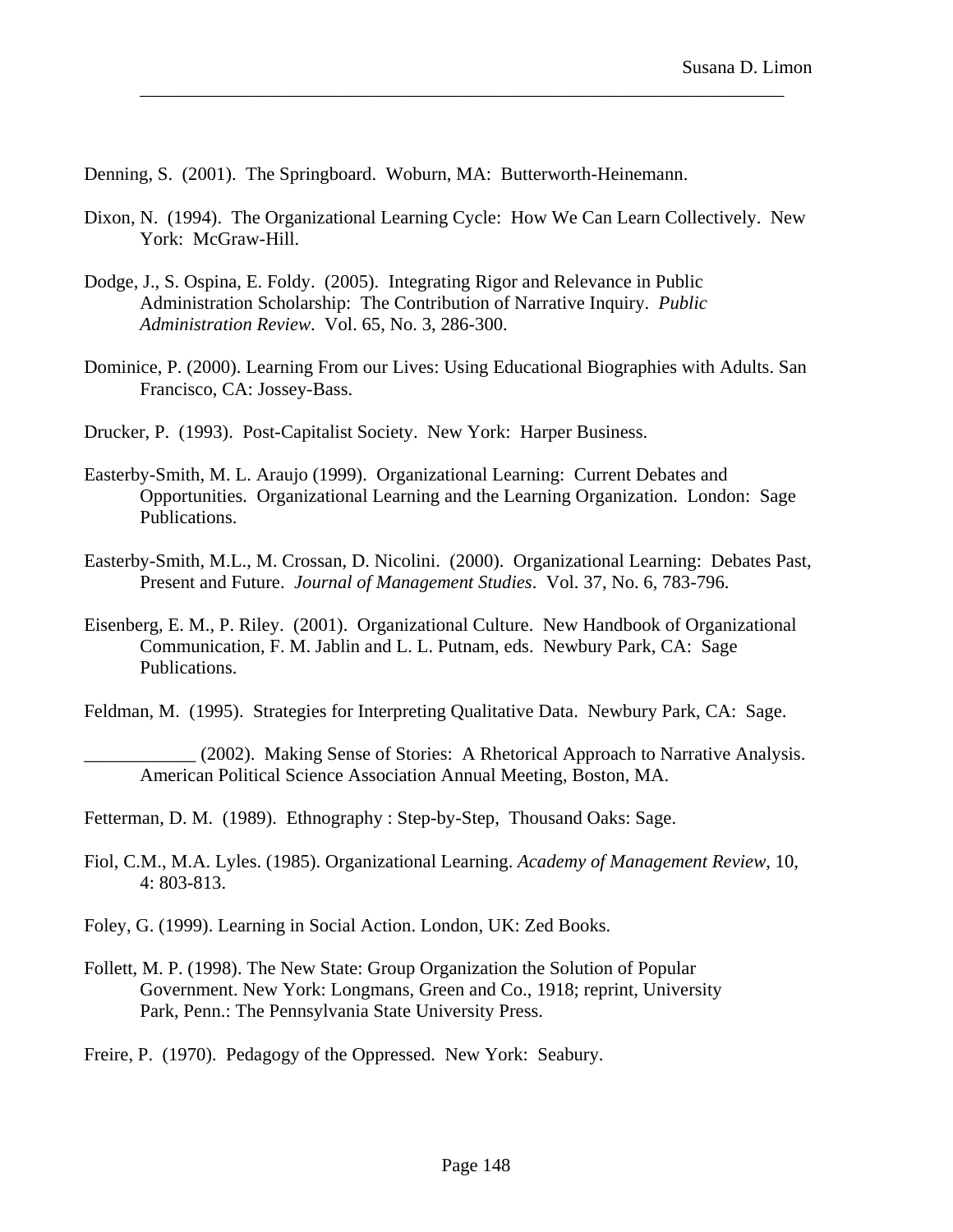Denning, S. (2001). The Springboard. Woburn, MA: Butterworth-Heinemann.

Dixon, N. (1994). The Organizational Learning Cycle: How We Can Learn Collectively. New York: McGraw-Hill.

Dodge, J., S. Ospina, E. Foldy. (2005). Integrating Rigor and Relevance in Public Administration Scholarship: The Contribution of Narrative Inquiry. *Public Administration Review*. Vol. 65, No. 3, 286-300.

Dominice, P. (2000). Learning From our Lives: Using Educational Biographies with Adults. San Francisco, CA: Jossey-Bass.

Drucker, P. (1993). Post-Capitalist Society. New York: Harper Business.

Easterby-Smith, M. L. Araujo (1999). Organizational Learning: Current Debates and Opportunities. Organizational Learning and the Learning Organization. London: Sage Publications.

Easterby-Smith, M.L., M. Crossan, D. Nicolini. (2000). Organizational Learning: Debates Past, Present and Future. *Journal of Management Studies*. Vol. 37, No. 6, 783-796.

Eisenberg, E. M., P. Riley. (2001). Organizational Culture. New Handbook of Organizational Communication, F. M. Jablin and L. L. Putnam, eds. Newbury Park, CA: Sage Publications.

Feldman, M. (1995). Strategies for Interpreting Qualitative Data. Newbury Park, CA: Sage.

____________ (2002). Making Sense of Stories: A Rhetorical Approach to Narrative Analysis. American Political Science Association Annual Meeting, Boston, MA.

Fetterman, D. M. (1989). Ethnography : Step-by-Step, Thousand Oaks: Sage.

Fiol, C.M., M.A. Lyles. (1985). Organizational Learning. *Academy of Management Review*, 10, 4: 803-813.

Foley, G. (1999). Learning in Social Action. London, UK: Zed Books.

Follett, M. P. (1998). The New State: Group Organization the Solution of Popular Government. New York: Longmans, Green and Co., 1918; reprint, University Park, Penn.: The Pennsylvania State University Press.

Freire, P. (1970). Pedagogy of the Oppressed. New York: Seabury.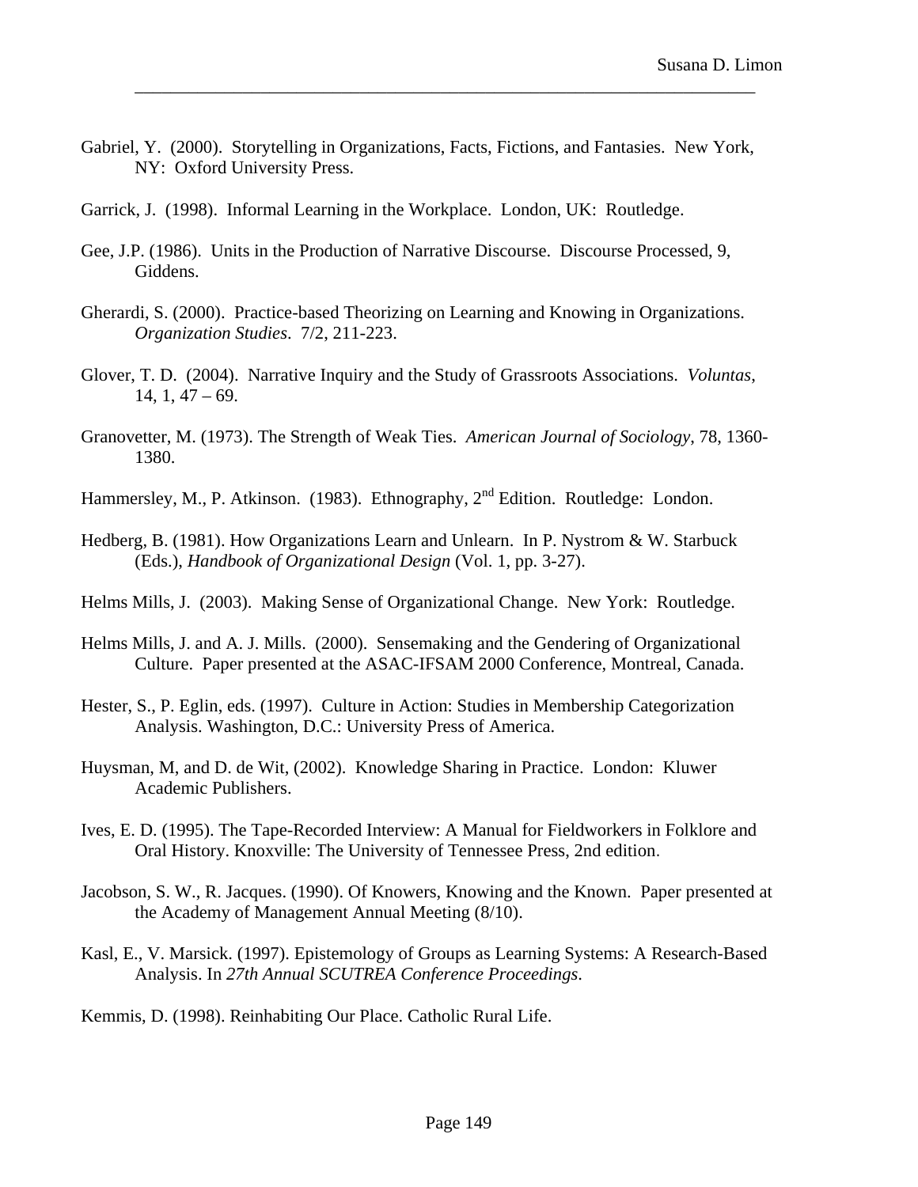Gabriel, Y. (2000). Storytelling in Organizations, Facts, Fictions, and Fantasies. New York, NY: Oxford University Press.

Garrick, J. (1998). Informal Learning in the Workplace. London, UK: Routledge.

Gee, J.P. (1986). Units in the Production of Narrative Discourse. Discourse Processed, 9, Giddens.

Gherardi, S. (2000). Practice-based Theorizing on Learning and Knowing in Organizations. *Organization Studies*. 7/2, 211-223.

Glover, T. D. (2004). Narrative Inquiry and the Study of Grassroots Associations. *Voluntas*, 14, 1, 47 – 69.

Granovetter, M. (1973). The Strength of Weak Ties. *American Journal of Sociology*, 78, 1360-1380.

Hammersley, M., P. Atkinson. (1983). Ethnography, 2nd Edition. Routledge: London.

Hedberg, B. (1981). How Organizations Learn and Unlearn. In P. Nystrom & W. Starbuck (Eds.), *Handbook of Organizational Design* (Vol. 1, pp. 3-27).

Helms Mills, J. (2003). Making Sense of Organizational Change. New York: Routledge.

Helms Mills, J. and A. J. Mills. (2000). Sensemaking and the Gendering of Organizational Culture. Paper presented at the ASAC-IFSAM 2000 Conference, Montreal, Canada.

Hester, S., P. Eglin, eds. (1997). Culture in Action: Studies in Membership Categorization Analysis. Washington, D.C.: University Press of America.

Huysman, M, and D. de Wit, (2002). Knowledge Sharing in Practice. London: Kluwer Academic Publishers.

Ives, E. D. (1995). The Tape-Recorded Interview: A Manual for Fieldworkers in Folklore and Oral History. Knoxville: The University of Tennessee Press, 2nd edition.

Jacobson, S. W., R. Jacques. (1990). Of Knowers, Knowing and the Known. Paper presented at the Academy of Management Annual Meeting (8/10).

Kasl, E., V. Marsick. (1997). Epistemology of Groups as Learning Systems: A Research-Based Analysis. In *27th Annual SCUTREA Conference Proceedings.*

Kemmis, D. (1998). Reinhabiting Our Place. Catholic Rural Life.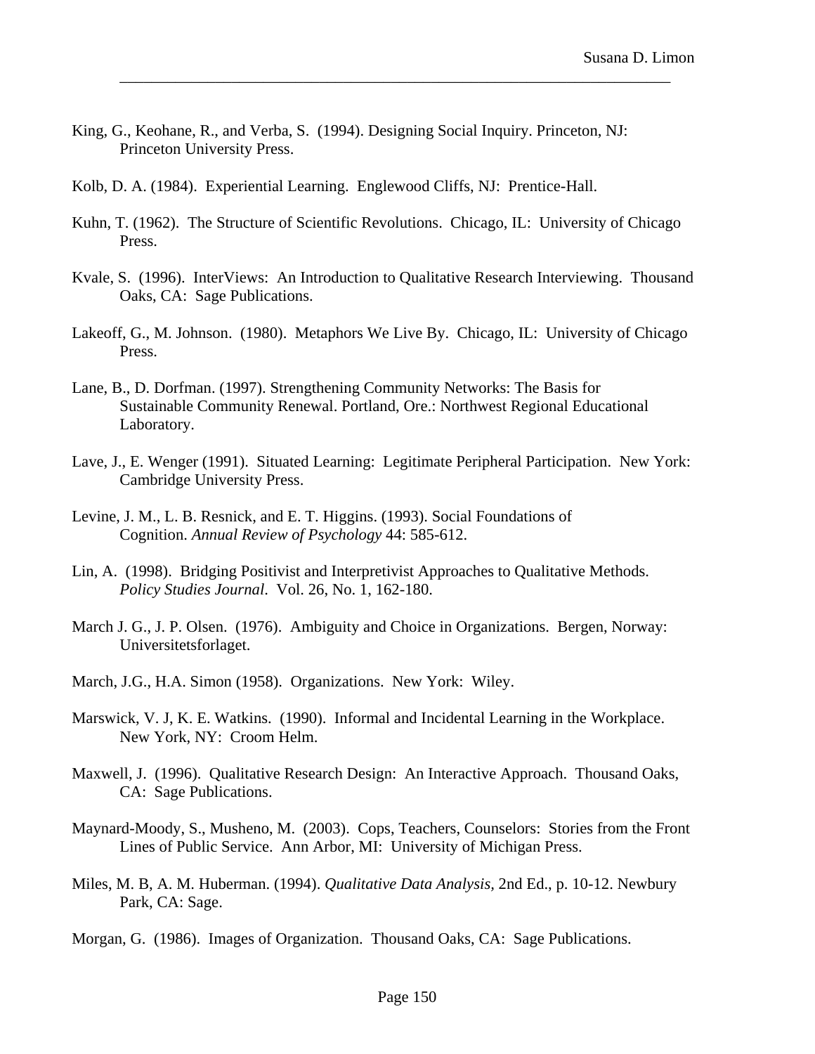King, G., Keohane, R., and Verba, S. (1994). Designing Social Inquiry. Princeton, NJ: Princeton University Press.

Kolb, D. A. (1984). Experiential Learning. Englewood Cliffs, NJ: Prentice-Hall.

Kuhn, T. (1962). The Structure of Scientific Revolutions. Chicago, IL: University of Chicago Press.

Kvale, S. (1996). InterViews: An Introduction to Qualitative Research Interviewing. Thousand Oaks, CA: Sage Publications.

Lakeoff, G., M. Johnson. (1980). Metaphors We Live By. Chicago, IL: University of Chicago Press.

Lane, B., D. Dorfman. (1997). Strengthening Community Networks: The Basis for Sustainable Community Renewal. Portland, Ore.: Northwest Regional Educational Laboratory.

Lave, J., E. Wenger (1991). Situated Learning: Legitimate Peripheral Participation. New York: Cambridge University Press.

Levine, J. M., L. B. Resnick, and E. T. Higgins. (1993). Social Foundations of Cognition. *Annual Review of Psychology* 44: 585-612.

Lin, A. (1998). Bridging Positivist and Interpretivist Approaches to Qualitative Methods. *Policy Studies Journal*. Vol. 26, No. 1, 162-180.

March J. G., J. P. Olsen. (1976). Ambiguity and Choice in Organizations. Bergen, Norway: Universitetsforlaget.

March, J.G., H.A. Simon (1958). Organizations. New York: Wiley.

Marswick, V. J, K. E. Watkins. (1990). Informal and Incidental Learning in the Workplace. New York, NY: Croom Helm.

Maxwell, J. (1996). Qualitative Research Design: An Interactive Approach. Thousand Oaks, CA: Sage Publications.

Maynard-Moody, S., Musheno, M. (2003). Cops, Teachers, Counselors: Stories from the Front Lines of Public Service. Ann Arbor, MI: University of Michigan Press.

Miles, M. B, A. M. Huberman. (1994). *Qualitative Data Analysis*, 2nd Ed., p. 10-12. Newbury Park, CA: Sage.

Morgan, G. (1986). Images of Organization. Thousand Oaks, CA: Sage Publications.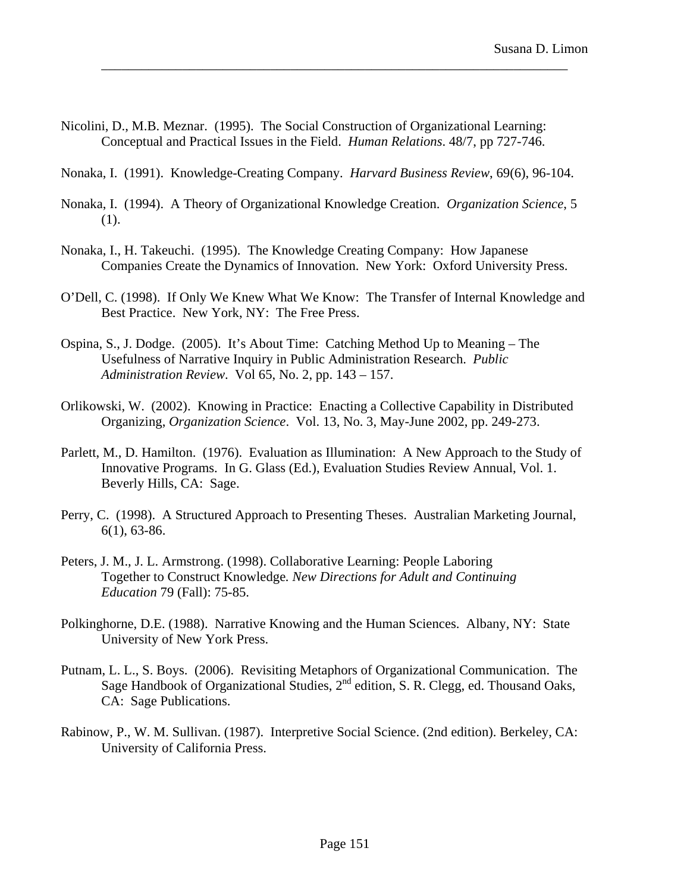Nicolini, D., M.B. Meznar. (1995). The Social Construction of Organizational Learning: Conceptual and Practical Issues in the Field. *Human Relations*. 48/7, pp 727-746.

Nonaka, I. (1991). Knowledge-Creating Company. *Harvard Business Review*, 69(6), 96-104.

Nonaka, I. (1994). A Theory of Organizational Knowledge Creation. *Organization Science*, 5 (1).

Nonaka, I., H. Takeuchi. (1995). The Knowledge Creating Company: How Japanese Companies Create the Dynamics of Innovation. New York: Oxford University Press.

O'Dell, C. (1998). If Only We Knew What We Know: The Transfer of Internal Knowledge and Best Practice. New York, NY: The Free Press.

Ospina, S., J. Dodge. (2005). It's About Time: Catching Method Up to Meaning – The Usefulness of Narrative Inquiry in Public Administration Research. *Public Administration Review*. Vol 65, No. 2, pp. 143 – 157.

Orlikowski, W. (2002). Knowing in Practice: Enacting a Collective Capability in Distributed Organizing, *Organization Science*. Vol. 13, No. 3, May-June 2002, pp. 249-273.

Parlett, M., D. Hamilton. (1976). Evaluation as Illumination: A New Approach to the Study of Innovative Programs. In G. Glass (Ed.), Evaluation Studies Review Annual, Vol. 1. Beverly Hills, CA: Sage.

Perry, C. (1998). A Structured Approach to Presenting Theses. Australian Marketing Journal, 6(1), 63-86.

Peters, J. M., J. L. Armstrong. (1998). Collaborative Learning: People Laboring Together to Construct Knowledge*. New Directions for Adult and Continuing Education* 79 (Fall): 75-85.

Polkinghorne, D.E. (1988). Narrative Knowing and the Human Sciences. Albany, NY: State University of New York Press.

Putnam, L. L., S. Boys. (2006). Revisiting Metaphors of Organizational Communication. The Sage Handbook of Organizational Studies, 2nd edition, S. R. Clegg, ed. Thousand Oaks, CA: Sage Publications.

Rabinow, P., W. M. Sullivan. (1987). Interpretive Social Science. (2nd edition). Berkeley, CA: University of California Press.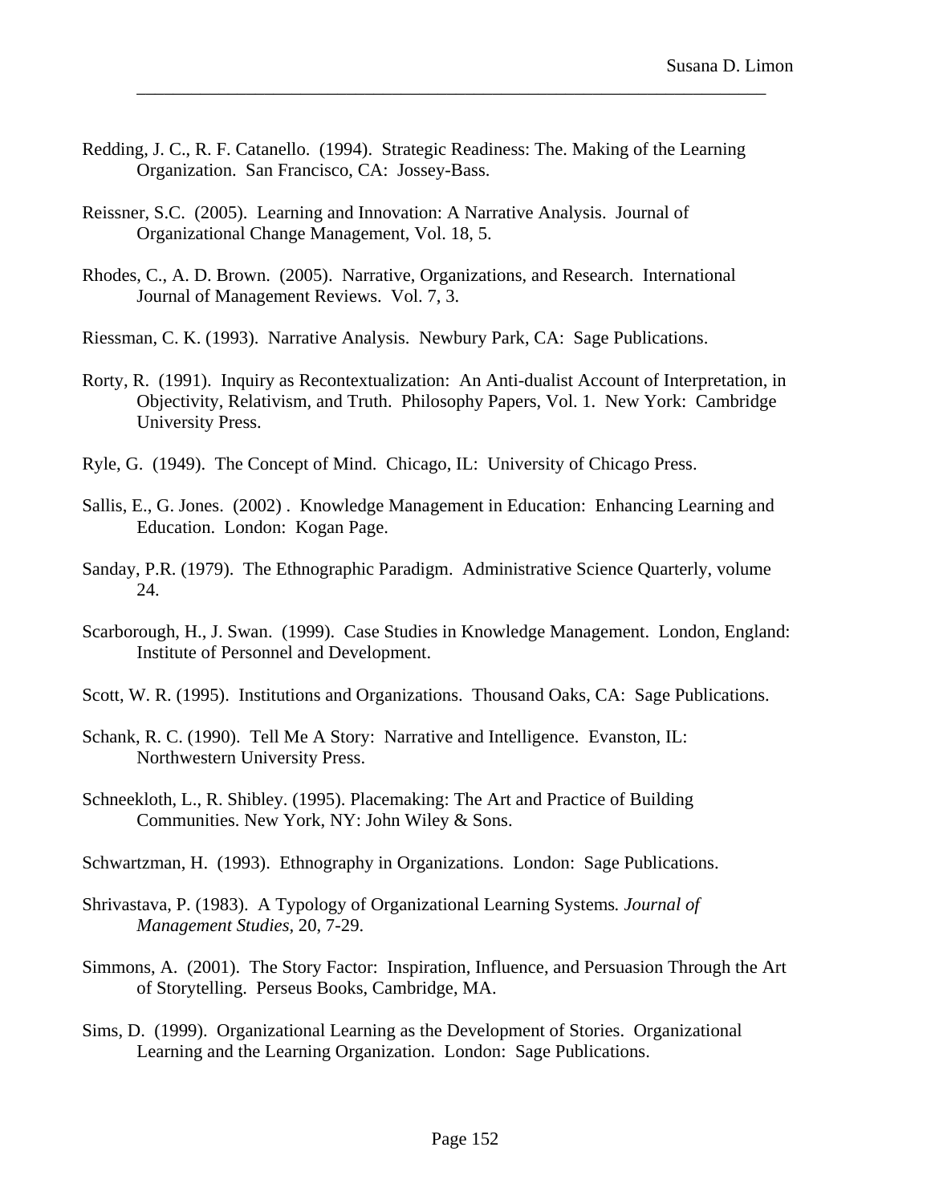Redding, J. C., R. F. Catanello. (1994). Strategic Readiness: The. Making of the Learning Organization. San Francisco, CA: Jossey-Bass.

Reissner, S.C. (2005). Learning and Innovation: A Narrative Analysis. Journal of Organizational Change Management, Vol. 18, 5.

Rhodes, C., A. D. Brown. (2005). Narrative, Organizations, and Research. International Journal of Management Reviews. Vol. 7, 3.

Riessman, C. K. (1993). Narrative Analysis. Newbury Park, CA: Sage Publications.

Rorty, R. (1991). Inquiry as Recontextualization: An Anti-dualist Account of Interpretation, in Objectivity, Relativism, and Truth. Philosophy Papers, Vol. 1. New York: Cambridge University Press.

Ryle, G. (1949). The Concept of Mind. Chicago, IL: University of Chicago Press.

Sallis, E., G. Jones. (2002) . Knowledge Management in Education: Enhancing Learning and Education. London: Kogan Page.

Sanday, P.R. (1979). The Ethnographic Paradigm. Administrative Science Quarterly, volume 24.

Scarborough, H., J. Swan. (1999). Case Studies in Knowledge Management. London, England: Institute of Personnel and Development.

Scott, W. R. (1995). Institutions and Organizations. Thousand Oaks, CA: Sage Publications.

Schank, R. C. (1990). Tell Me A Story: Narrative and Intelligence. Evanston, IL: Northwestern University Press.

Schneekloth, L., R. Shibley. (1995). Placemaking: The Art and Practice of Building Communities. New York, NY: John Wiley & Sons.

Schwartzman, H. (1993). Ethnography in Organizations. London: Sage Publications.

Shrivastava, P. (1983). A Typology of Organizational Learning Systems. *Journal of Management Studies*, 20, 7-29.

Simmons, A. (2001). The Story Factor: Inspiration, Influence, and Persuasion Through the Art of Storytelling. Perseus Books, Cambridge, MA.

Sims, D. (1999). Organizational Learning as the Development of Stories. Organizational Learning and the Learning Organization. London: Sage Publications.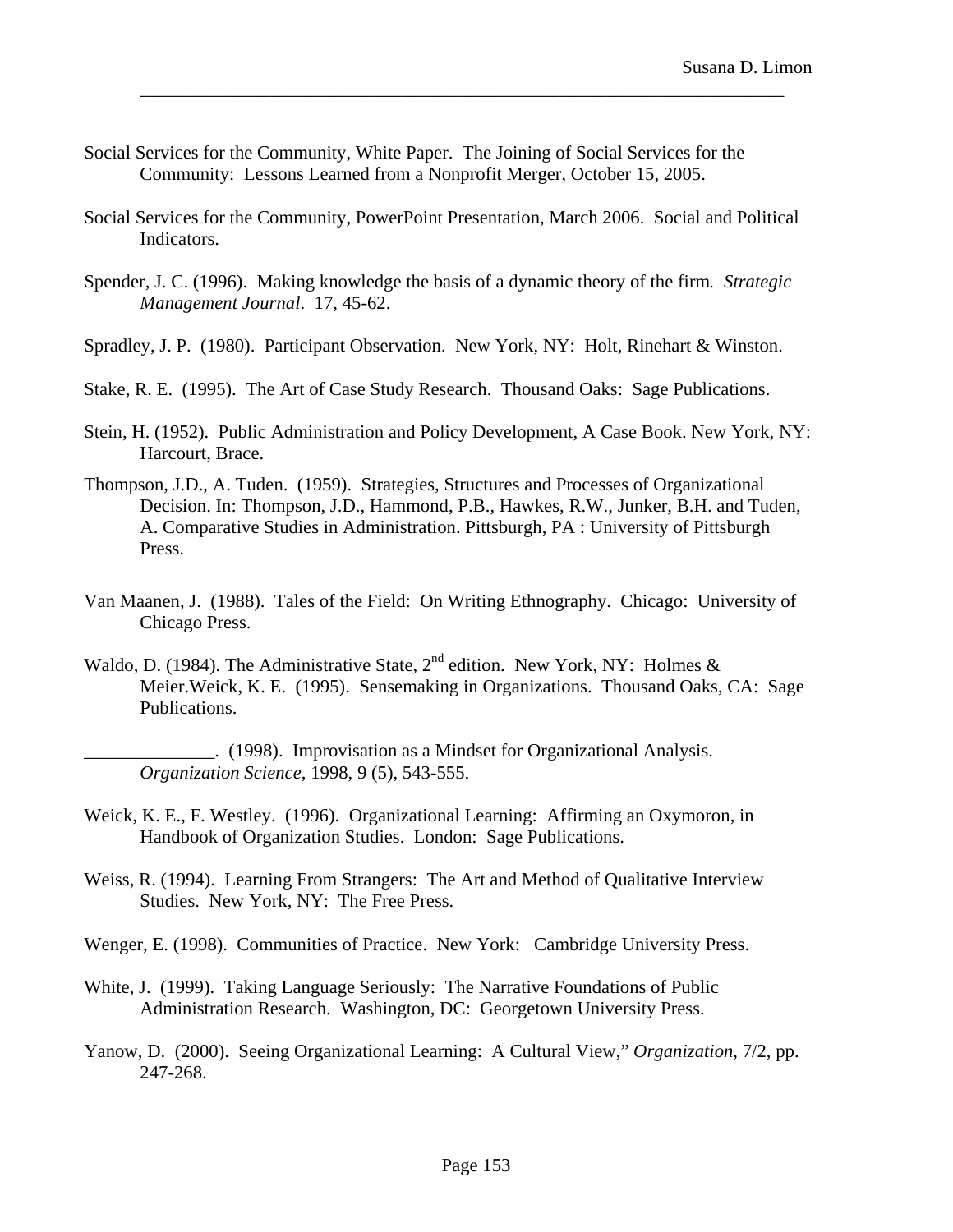Social Services for the Community, White Paper. The Joining of Social Services for the Community: Lessons Learned from a Nonprofit Merger, October 15, 2005.

Social Services for the Community, PowerPoint Presentation, March 2006. Social and Political Indicators.

Spender, J. C. (1996). Making knowledge the basis of a dynamic theory of the firm. *Strategic Management Journal*. 17, 45-62.

Spradley, J. P. (1980). Participant Observation. New York, NY: Holt, Rinehart & Winston.

Stake, R. E. (1995). The Art of Case Study Research. Thousand Oaks: Sage Publications.

Stein, H. (1952). Public Administration and Policy Development, A Case Book. New York, NY: Harcourt, Brace.

Thompson, J.D., A. Tuden. (1959). Strategies, Structures and Processes of Organizational Decision. In: Thompson, J.D., Hammond, P.B., Hawkes, R.W., Junker, B.H. and Tuden, A. Comparative Studies in Administration. Pittsburgh, PA : University of Pittsburgh Press.

Van Maanen, J. (1988). Tales of the Field: On Writing Ethnography. Chicago: University of Chicago Press.

Waldo, D. (1984). The Administrative State, 2nd edition. New York, NY: Holmes & Meier.Weick, K. E. (1995). Sensemaking in Organizations. Thousand Oaks, CA: Sage Publications.

______________. (1998). Improvisation as a Mindset for Organizational Analysis. *Organization Science*, 1998, 9 (5), 543-555.

Weick, K. E., F. Westley. (1996). Organizational Learning: Affirming an Oxymoron, in Handbook of Organization Studies. London: Sage Publications.

Weiss, R. (1994). Learning From Strangers: The Art and Method of Qualitative Interview Studies. New York, NY: The Free Press.

Wenger, E. (1998). Communities of Practice. New York: Cambridge University Press.

White, J. (1999). Taking Language Seriously: The Narrative Foundations of Public Administration Research. Washington, DC: Georgetown University Press.

Yanow, D. (2000). Seeing Organizational Learning: A Cultural View," *Organization*, 7/2, pp. 247-268.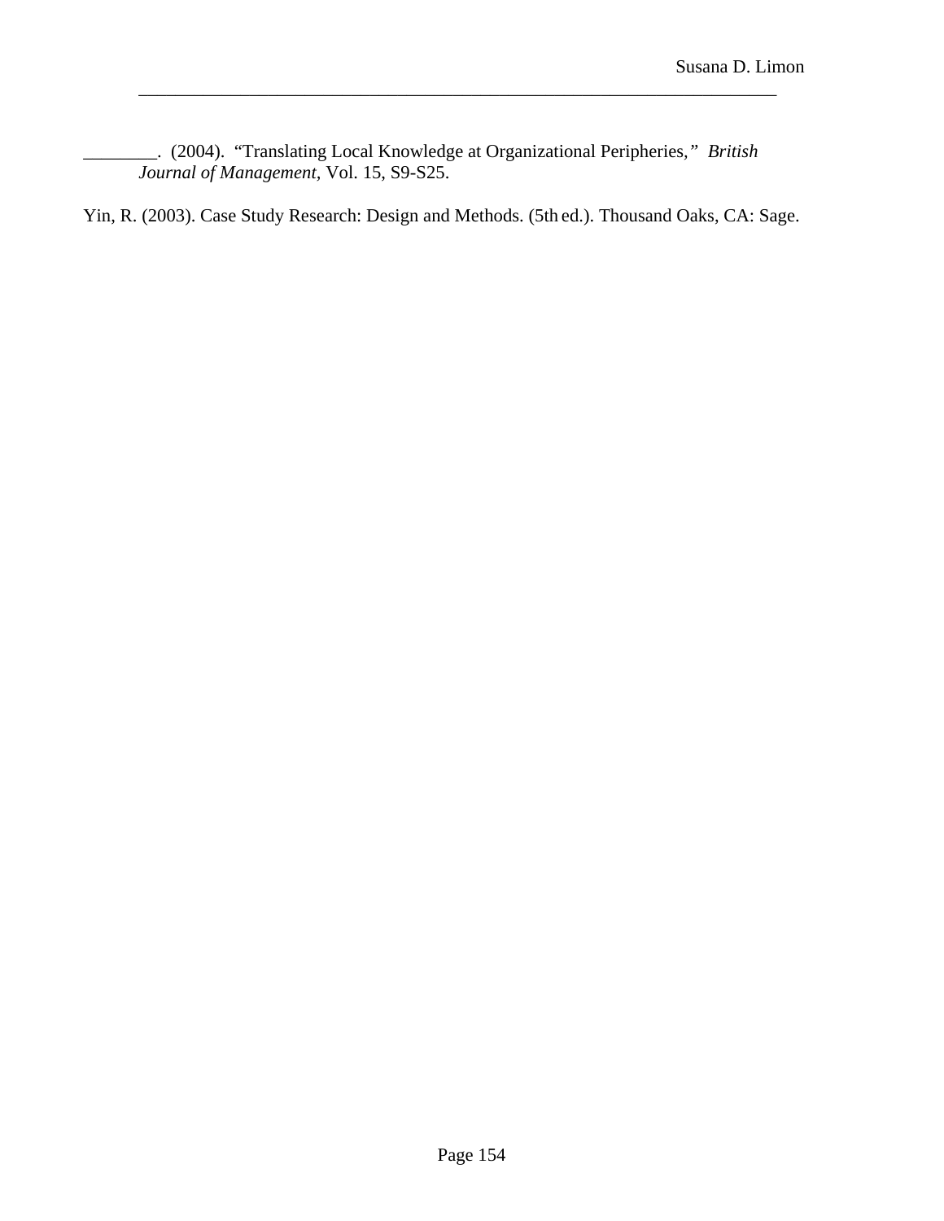________. (2004). "Translating Local Knowledge at Organizational Peripheries," *British Journal of Management*, Vol. 15, S9-S25.

Yin, R. (2003). Case Study Research: Design and Methods. (5th ed.). Thousand Oaks, CA: Sage.